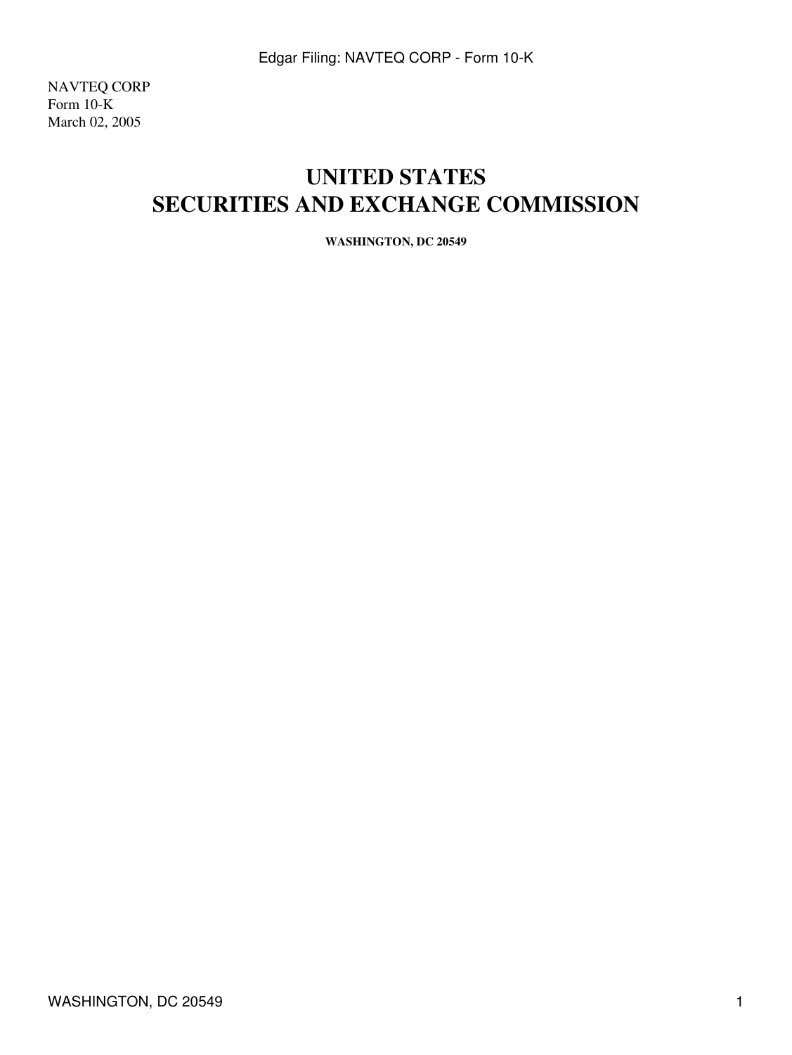NAVTEQ CORP
Form 10-K
March 02, 2005

# UNITED STATES
# SECURITIES AND EXCHANGE COMMISSION

**WASHINGTON, DC 20549**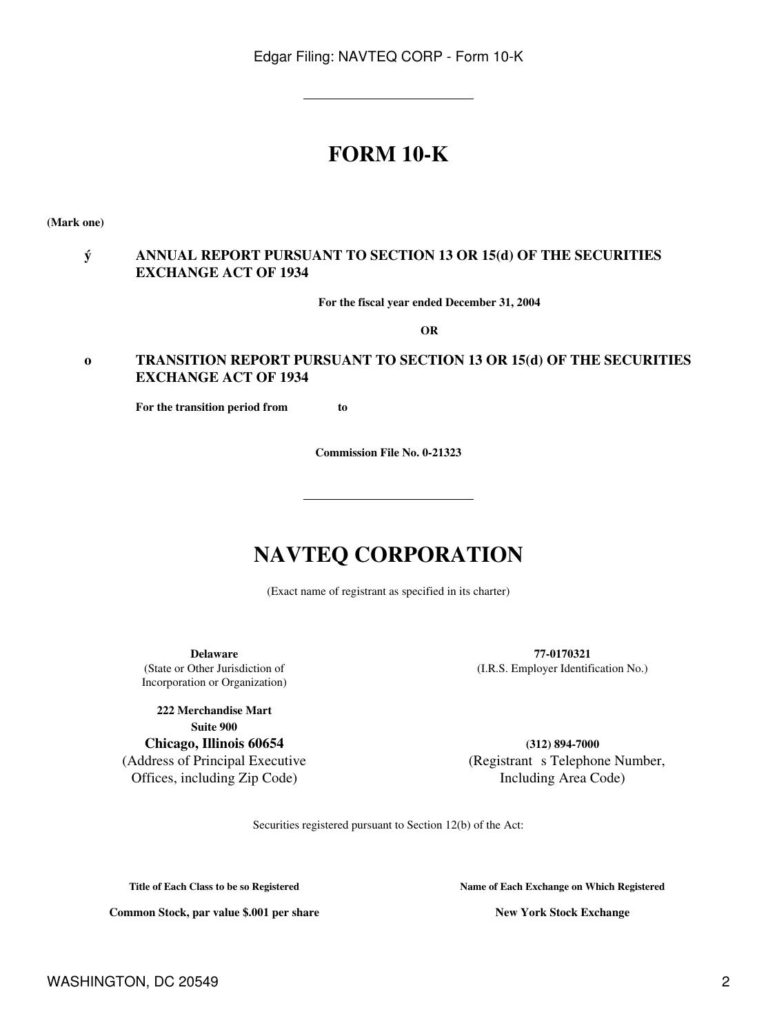# FORM 10-K

**(Mark one)**

ý **ANNUAL REPORT PURSUANT TO SECTION 13 OR 15(d) OF THE SECURITIES EXCHANGE ACT OF 1934**

**For the fiscal year ended December 31, 2004**

**OR**

o **TRANSITION REPORT PURSUANT TO SECTION 13 OR 15(d) OF THE SECURITIES EXCHANGE ACT OF 1934**

**For the transition period from to**

**Commission File No. 0-21323**

# NAVTEQ CORPORATION

(Exact name of registrant as specified in its charter)

| | |
|---|---|
| **Delaware**<br>(State or Other Jurisdiction of Incorporation or Organization) | **77-0170321**<br>(I.R.S. Employer Identification No.) |
| **222 Merchandise Mart**<br>**Suite 900**<br>**Chicago, Illinois 60654**<br>(Address of Principal Executive Offices, including Zip Code) | **(312) 894-7000**<br>(Registrant s Telephone Number, Including Area Code) |

Securities registered pursuant to Section 12(b) of the Act:

| Title of Each Class to be so Registered | Name of Each Exchange on Which Registered |
|---|---|
| **Common Stock, par value $.001 per share** | **New York Stock Exchange** |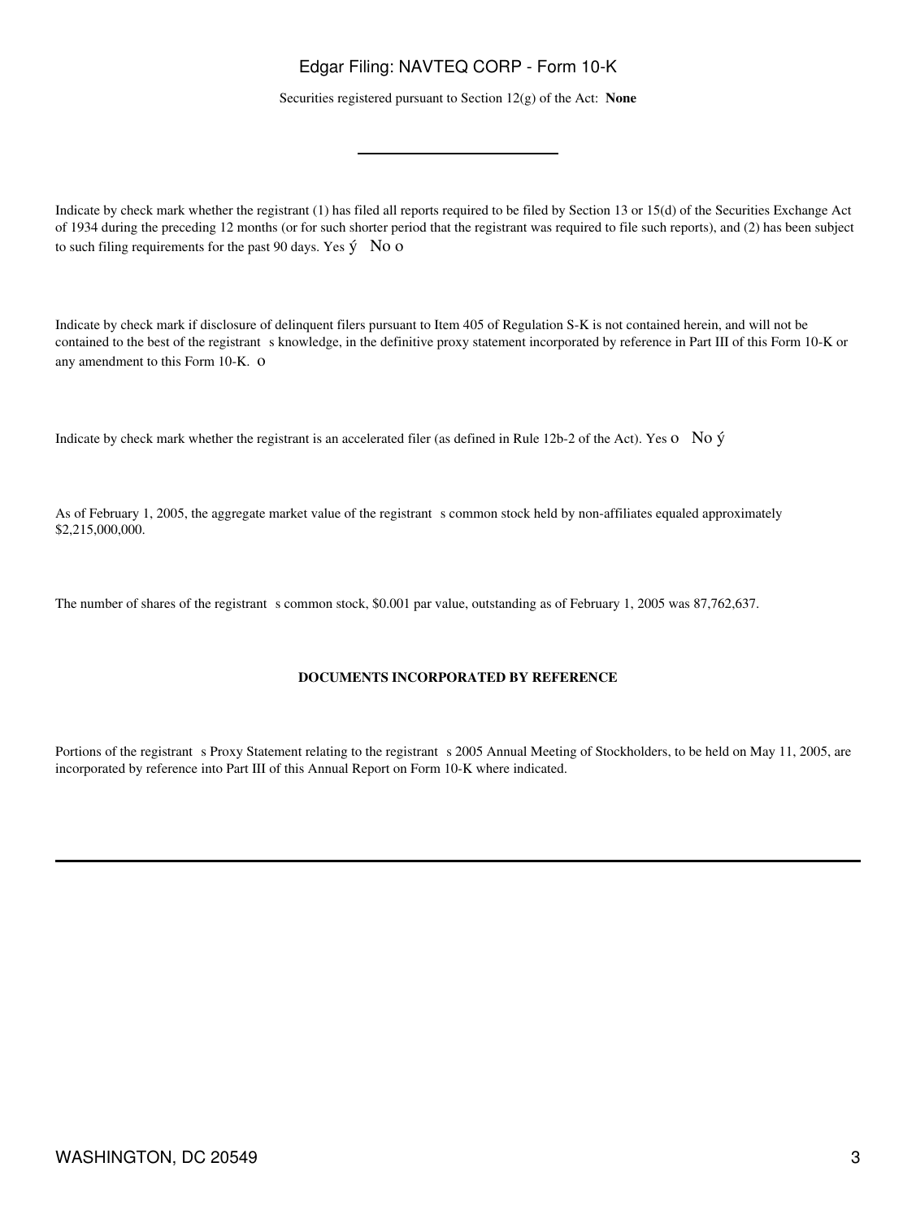Securities registered pursuant to Section 12(g) of the Act: **None**

---

Indicate by check mark whether the registrant (1) has filed all reports required to be filed by Section 13 or 15(d) of the Securities Exchange Act of 1934 during the preceding 12 months (or for such shorter period that the registrant was required to file such reports), and (2) has been subject to such filing requirements for the past 90 days. Yes ý No o

Indicate by check mark if disclosure of delinquent filers pursuant to Item 405 of Regulation S-K is not contained herein, and will not be contained to the best of the registrant s knowledge, in the definitive proxy statement incorporated by reference in Part III of this Form 10-K or any amendment to this Form 10-K. o

Indicate by check mark whether the registrant is an accelerated filer (as defined in Rule 12b-2 of the Act). Yes o No ý

As of February 1, 2005, the aggregate market value of the registrant s common stock held by non-affiliates equaled approximately $2,215,000,000.

The number of shares of the registrant s common stock, $0.001 par value, outstanding as of February 1, 2005 was 87,762,637.

**DOCUMENTS INCORPORATED BY REFERENCE**

Portions of the registrant s Proxy Statement relating to the registrant s 2005 Annual Meeting of Stockholders, to be held on May 11, 2005, are incorporated by reference into Part III of this Annual Report on Form 10-K where indicated.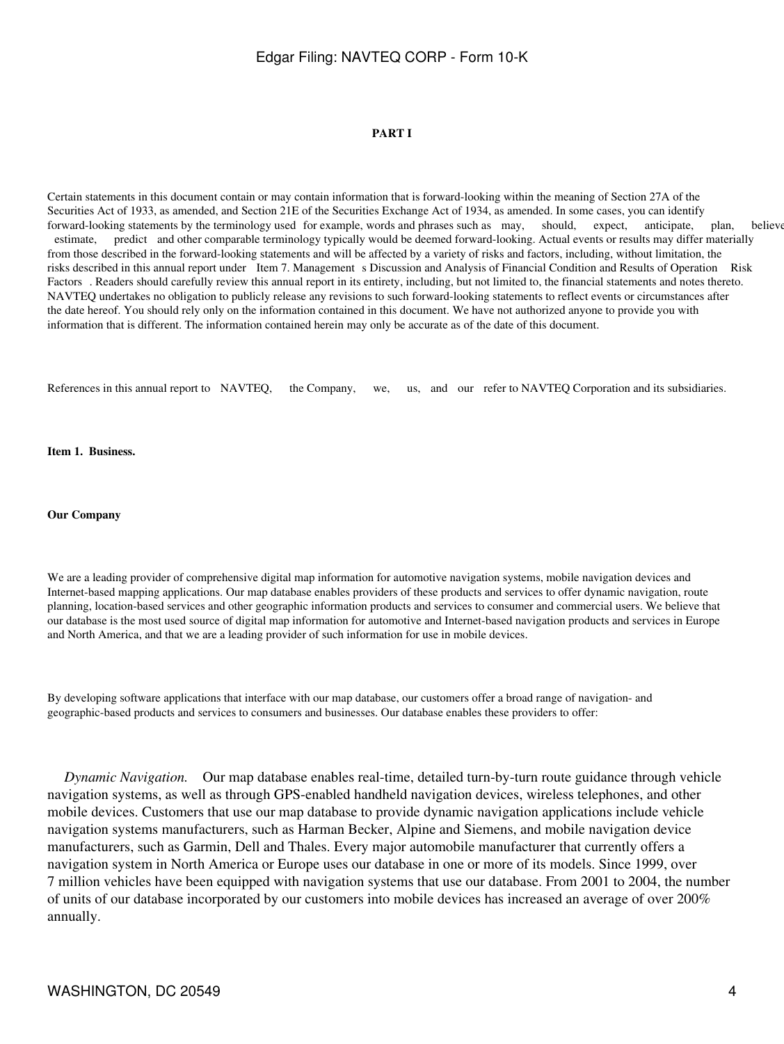# PART I

Certain statements in this document contain or may contain information that is forward-looking within the meaning of Section 27A of the Securities Act of 1933, as amended, and Section 21E of the Securities Exchange Act of 1934, as amended. In some cases, you can identify forward-looking statements by the terminology used for example, words and phrases such as may, should, expect, anticipate, plan, believe, estimate, predict and other comparable terminology typically would be deemed forward-looking. Actual events or results may differ materially from those described in the forward-looking statements and will be affected by a variety of risks and factors, including, without limitation, the risks described in this annual report under Item 7. Management s Discussion and Analysis of Financial Condition and Results of Operation Risk Factors . Readers should carefully review this annual report in its entirety, including, but not limited to, the financial statements and notes thereto. NAVTEQ undertakes no obligation to publicly release any revisions to such forward-looking statements to reflect events or circumstances after the date hereof. You should rely only on the information contained in this document. We have not authorized anyone to provide you with information that is different. The information contained herein may only be accurate as of the date of this document.

References in this annual report to NAVTEQ, the Company, we, us, and our refer to NAVTEQ Corporation and its subsidiaries.

## Item 1. Business.

### Our Company

We are a leading provider of comprehensive digital map information for automotive navigation systems, mobile navigation devices and Internet-based mapping applications. Our map database enables providers of these products and services to offer dynamic navigation, route planning, location-based services and other geographic information products and services to consumer and commercial users. We believe that our database is the most used source of digital map information for automotive and Internet-based navigation products and services in Europe and North America, and that we are a leading provider of such information for use in mobile devices.

By developing software applications that interface with our map database, our customers offer a broad range of navigation- and geographic-based products and services to consumers and businesses. Our database enables these providers to offer:

*Dynamic Navigation.* Our map database enables real-time, detailed turn-by-turn route guidance through vehicle navigation systems, as well as through GPS-enabled handheld navigation devices, wireless telephones, and other mobile devices. Customers that use our map database to provide dynamic navigation applications include vehicle navigation systems manufacturers, such as Harman Becker, Alpine and Siemens, and mobile navigation device manufacturers, such as Garmin, Dell and Thales. Every major automobile manufacturer that currently offers a navigation system in North America or Europe uses our database in one or more of its models. Since 1999, over 7 million vehicles have been equipped with navigation systems that use our database. From 2001 to 2004, the number of units of our database incorporated by our customers into mobile devices has increased an average of over 200% annually.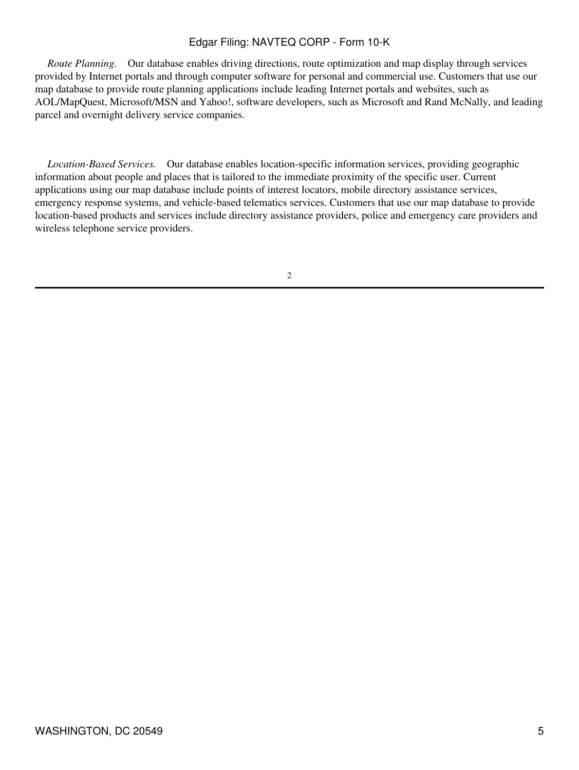*Route Planning.* Our database enables driving directions, route optimization and map display through services provided by Internet portals and through computer software for personal and commercial use. Customers that use our map database to provide route planning applications include leading Internet portals and websites, such as AOL/MapQuest, Microsoft/MSN and Yahoo!, software developers, such as Microsoft and Rand McNally, and leading parcel and overnight delivery service companies.

*Location-Based Services.* Our database enables location-specific information services, providing geographic information about people and places that is tailored to the immediate proximity of the specific user. Current applications using our map database include points of interest locators, mobile directory assistance services, emergency response systems, and vehicle-based telematics services. Customers that use our map database to provide location-based products and services include directory assistance providers, police and emergency care providers and wireless telephone service providers.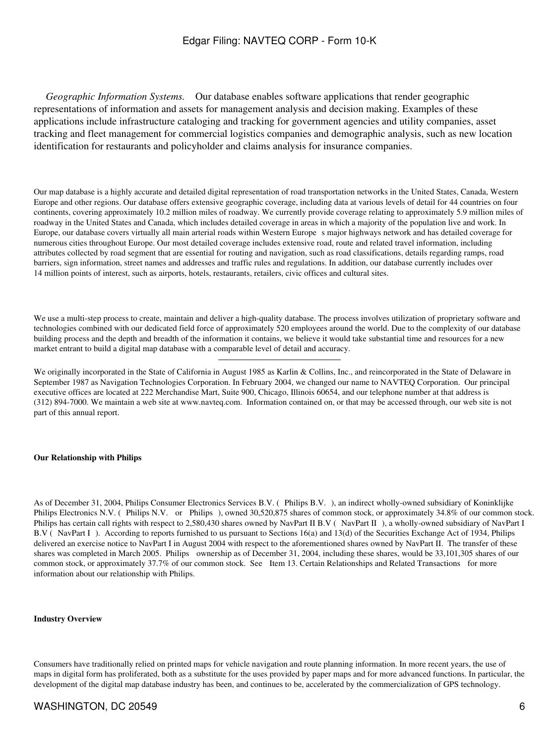*Geographic Information Systems.* Our database enables software applications that render geographic representations of information and assets for management analysis and decision making. Examples of these applications include infrastructure cataloging and tracking for government agencies and utility companies, asset tracking and fleet management for commercial logistics companies and demographic analysis, such as new location identification for restaurants and policyholder and claims analysis for insurance companies.

Our map database is a highly accurate and detailed digital representation of road transportation networks in the United States, Canada, Western Europe and other regions. Our database offers extensive geographic coverage, including data at various levels of detail for 44 countries on four continents, covering approximately 10.2 million miles of roadway. We currently provide coverage relating to approximately 5.9 million miles of roadway in the United States and Canada, which includes detailed coverage in areas in which a majority of the population live and work. In Europe, our database covers virtually all main arterial roads within Western Europe s major highways network and has detailed coverage for numerous cities throughout Europe. Our most detailed coverage includes extensive road, route and related travel information, including attributes collected by road segment that are essential for routing and navigation, such as road classifications, details regarding ramps, road barriers, sign information, street names and addresses and traffic rules and regulations. In addition, our database currently includes over 14 million points of interest, such as airports, hotels, restaurants, retailers, civic offices and cultural sites.

We use a multi-step process to create, maintain and deliver a high-quality database. The process involves utilization of proprietary software and technologies combined with our dedicated field force of approximately 520 employees around the world. Due to the complexity of our database building process and the depth and breadth of the information it contains, we believe it would take substantial time and resources for a new market entrant to build a digital map database with a comparable level of detail and accuracy.

---

We originally incorporated in the State of California in August 1985 as Karlin & Collins, Inc., and reincorporated in the State of Delaware in September 1987 as Navigation Technologies Corporation. In February 2004, we changed our name to NAVTEQ Corporation. Our principal executive offices are located at 222 Merchandise Mart, Suite 900, Chicago, Illinois 60654, and our telephone number at that address is (312) 894-7000. We maintain a web site at www.navteq.com. Information contained on, or that may be accessed through, our web site is not part of this annual report.

**Our Relationship with Philips**

As of December 31, 2004, Philips Consumer Electronics Services B.V. ( Philips B.V. ), an indirect wholly-owned subsidiary of Koninklijke Philips Electronics N.V. ( Philips N.V. or Philips ), owned 30,520,875 shares of common stock, or approximately 34.8% of our common stock. Philips has certain call rights with respect to 2,580,430 shares owned by NavPart II B.V ( NavPart II ), a wholly-owned subsidiary of NavPart I B.V ( NavPart I ). According to reports furnished to us pursuant to Sections 16(a) and 13(d) of the Securities Exchange Act of 1934, Philips delivered an exercise notice to NavPart I in August 2004 with respect to the aforementioned shares owned by NavPart II. The transfer of these shares was completed in March 2005. Philips ownership as of December 31, 2004, including these shares, would be 33,101,305 shares of our common stock, or approximately 37.7% of our common stock. See Item 13. Certain Relationships and Related Transactions for more information about our relationship with Philips.

**Industry Overview**

Consumers have traditionally relied on printed maps for vehicle navigation and route planning information. In more recent years, the use of maps in digital form has proliferated, both as a substitute for the uses provided by paper maps and for more advanced functions. In particular, the development of the digital map database industry has been, and continues to be, accelerated by the commercialization of GPS technology.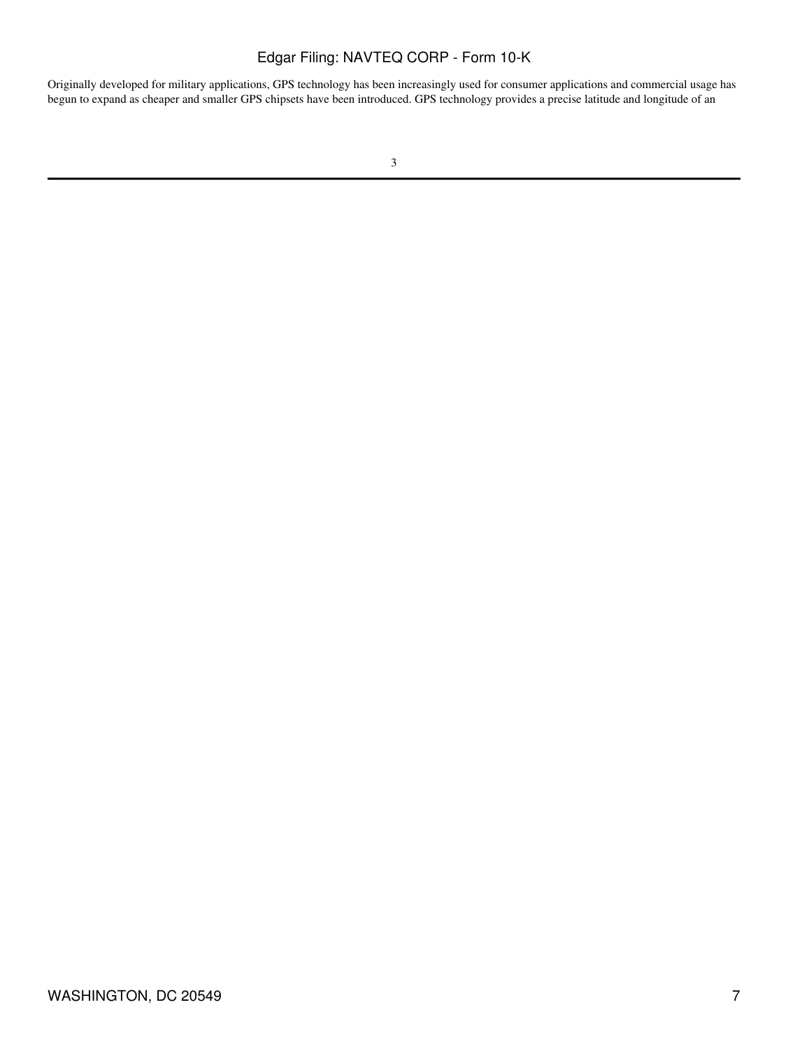Originally developed for military applications, GPS technology has been increasingly used for consumer applications and commercial usage has begun to expand as cheaper and smaller GPS chipsets have been introduced. GPS technology provides a precise latitude and longitude of an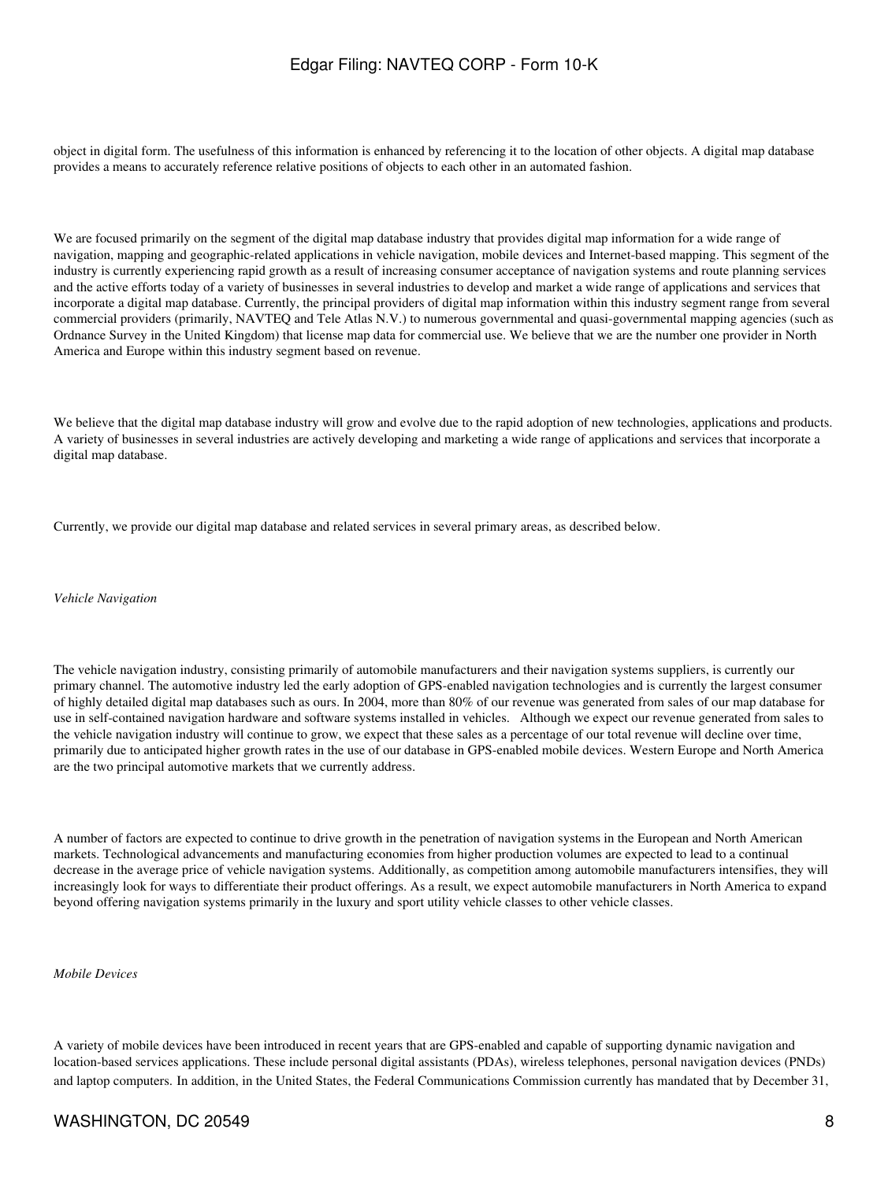object in digital form. The usefulness of this information is enhanced by referencing it to the location of other objects. A digital map database provides a means to accurately reference relative positions of objects to each other in an automated fashion.

We are focused primarily on the segment of the digital map database industry that provides digital map information for a wide range of navigation, mapping and geographic-related applications in vehicle navigation, mobile devices and Internet-based mapping. This segment of the industry is currently experiencing rapid growth as a result of increasing consumer acceptance of navigation systems and route planning services and the active efforts today of a variety of businesses in several industries to develop and market a wide range of applications and services that incorporate a digital map database. Currently, the principal providers of digital map information within this industry segment range from several commercial providers (primarily, NAVTEQ and Tele Atlas N.V.) to numerous governmental and quasi-governmental mapping agencies (such as Ordnance Survey in the United Kingdom) that license map data for commercial use. We believe that we are the number one provider in North America and Europe within this industry segment based on revenue.

We believe that the digital map database industry will grow and evolve due to the rapid adoption of new technologies, applications and products. A variety of businesses in several industries are actively developing and marketing a wide range of applications and services that incorporate a digital map database.

Currently, we provide our digital map database and related services in several primary areas, as described below.

*Vehicle Navigation*

The vehicle navigation industry, consisting primarily of automobile manufacturers and their navigation systems suppliers, is currently our primary channel. The automotive industry led the early adoption of GPS-enabled navigation technologies and is currently the largest consumer of highly detailed digital map databases such as ours. In 2004, more than 80% of our revenue was generated from sales of our map database for use in self-contained navigation hardware and software systems installed in vehicles. Although we expect our revenue generated from sales to the vehicle navigation industry will continue to grow, we expect that these sales as a percentage of our total revenue will decline over time, primarily due to anticipated higher growth rates in the use of our database in GPS-enabled mobile devices. Western Europe and North America are the two principal automotive markets that we currently address.

A number of factors are expected to continue to drive growth in the penetration of navigation systems in the European and North American markets. Technological advancements and manufacturing economies from higher production volumes are expected to lead to a continual decrease in the average price of vehicle navigation systems. Additionally, as competition among automobile manufacturers intensifies, they will increasingly look for ways to differentiate their product offerings. As a result, we expect automobile manufacturers in North America to expand beyond offering navigation systems primarily in the luxury and sport utility vehicle classes to other vehicle classes.

*Mobile Devices*

A variety of mobile devices have been introduced in recent years that are GPS-enabled and capable of supporting dynamic navigation and location-based services applications. These include personal digital assistants (PDAs), wireless telephones, personal navigation devices (PNDs) and laptop computers. In addition, in the United States, the Federal Communications Commission currently has mandated that by December 31,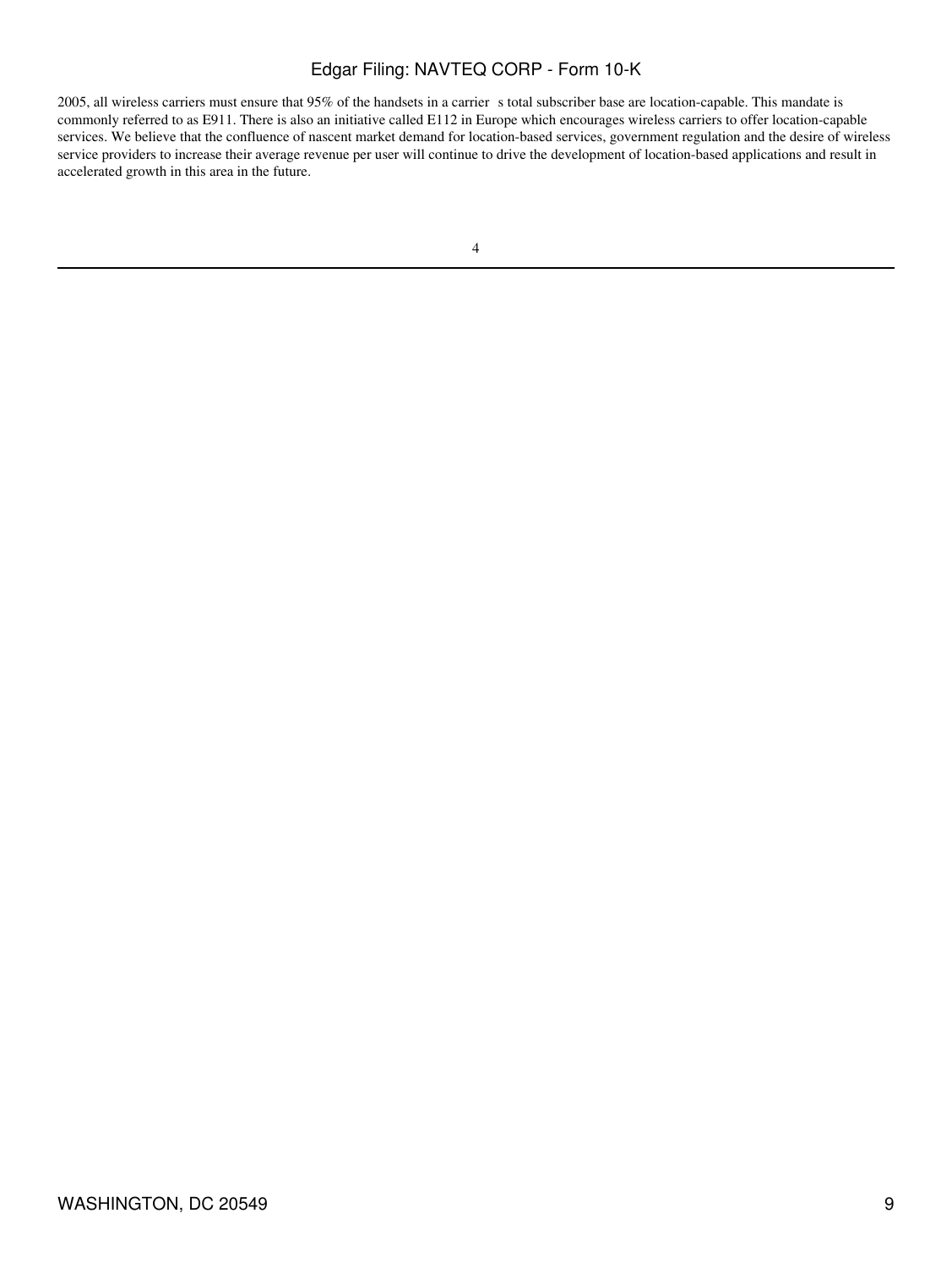2005, all wireless carriers must ensure that 95% of the handsets in a carrier s total subscriber base are location-capable. This mandate is commonly referred to as E911. There is also an initiative called E112 in Europe which encourages wireless carriers to offer location-capable services. We believe that the confluence of nascent market demand for location-based services, government regulation and the desire of wireless service providers to increase their average revenue per user will continue to drive the development of location-based applications and result in accelerated growth in this area in the future.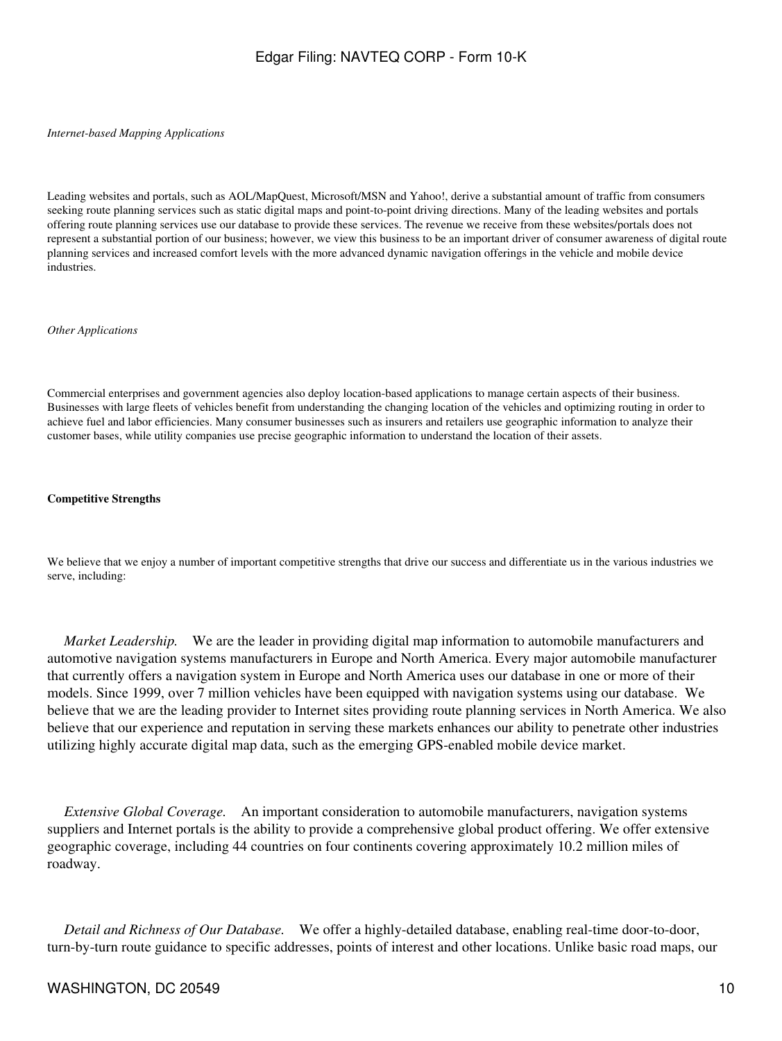*Internet-based Mapping Applications*

Leading websites and portals, such as AOL/MapQuest, Microsoft/MSN and Yahoo!, derive a substantial amount of traffic from consumers seeking route planning services such as static digital maps and point-to-point driving directions. Many of the leading websites and portals offering route planning services use our database to provide these services. The revenue we receive from these websites/portals does not represent a substantial portion of our business; however, we view this business to be an important driver of consumer awareness of digital route planning services and increased comfort levels with the more advanced dynamic navigation offerings in the vehicle and mobile device industries.

*Other Applications*

Commercial enterprises and government agencies also deploy location-based applications to manage certain aspects of their business. Businesses with large fleets of vehicles benefit from understanding the changing location of the vehicles and optimizing routing in order to achieve fuel and labor efficiencies. Many consumer businesses such as insurers and retailers use geographic information to analyze their customer bases, while utility companies use precise geographic information to understand the location of their assets.

**Competitive Strengths**

We believe that we enjoy a number of important competitive strengths that drive our success and differentiate us in the various industries we serve, including:

*Market Leadership.* We are the leader in providing digital map information to automobile manufacturers and automotive navigation systems manufacturers in Europe and North America. Every major automobile manufacturer that currently offers a navigation system in Europe and North America uses our database in one or more of their models. Since 1999, over 7 million vehicles have been equipped with navigation systems using our database. We believe that we are the leading provider to Internet sites providing route planning services in North America. We also believe that our experience and reputation in serving these markets enhances our ability to penetrate other industries utilizing highly accurate digital map data, such as the emerging GPS-enabled mobile device market.

*Extensive Global Coverage.* An important consideration to automobile manufacturers, navigation systems suppliers and Internet portals is the ability to provide a comprehensive global product offering. We offer extensive geographic coverage, including 44 countries on four continents covering approximately 10.2 million miles of roadway.

*Detail and Richness of Our Database.* We offer a highly-detailed database, enabling real-time door-to-door, turn-by-turn route guidance to specific addresses, points of interest and other locations. Unlike basic road maps, our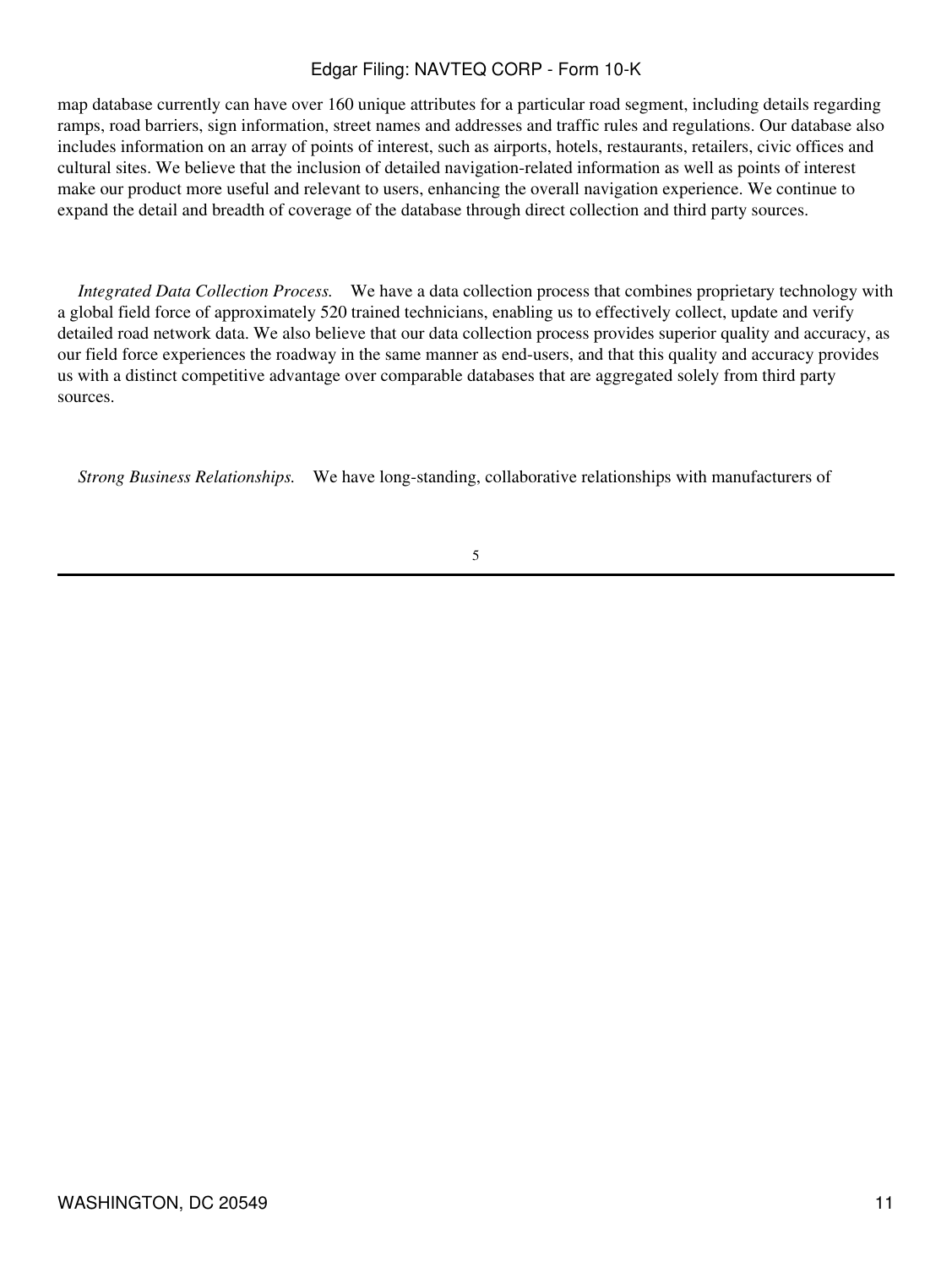map database currently can have over 160 unique attributes for a particular road segment, including details regarding ramps, road barriers, sign information, street names and addresses and traffic rules and regulations. Our database also includes information on an array of points of interest, such as airports, hotels, restaurants, retailers, civic offices and cultural sites. We believe that the inclusion of detailed navigation-related information as well as points of interest make our product more useful and relevant to users, enhancing the overall navigation experience. We continue to expand the detail and breadth of coverage of the database through direct collection and third party sources.

*Integrated Data Collection Process.* We have a data collection process that combines proprietary technology with a global field force of approximately 520 trained technicians, enabling us to effectively collect, update and verify detailed road network data. We also believe that our data collection process provides superior quality and accuracy, as our field force experiences the roadway in the same manner as end-users, and that this quality and accuracy provides us with a distinct competitive advantage over comparable databases that are aggregated solely from third party sources.

*Strong Business Relationships.* We have long-standing, collaborative relationships with manufacturers of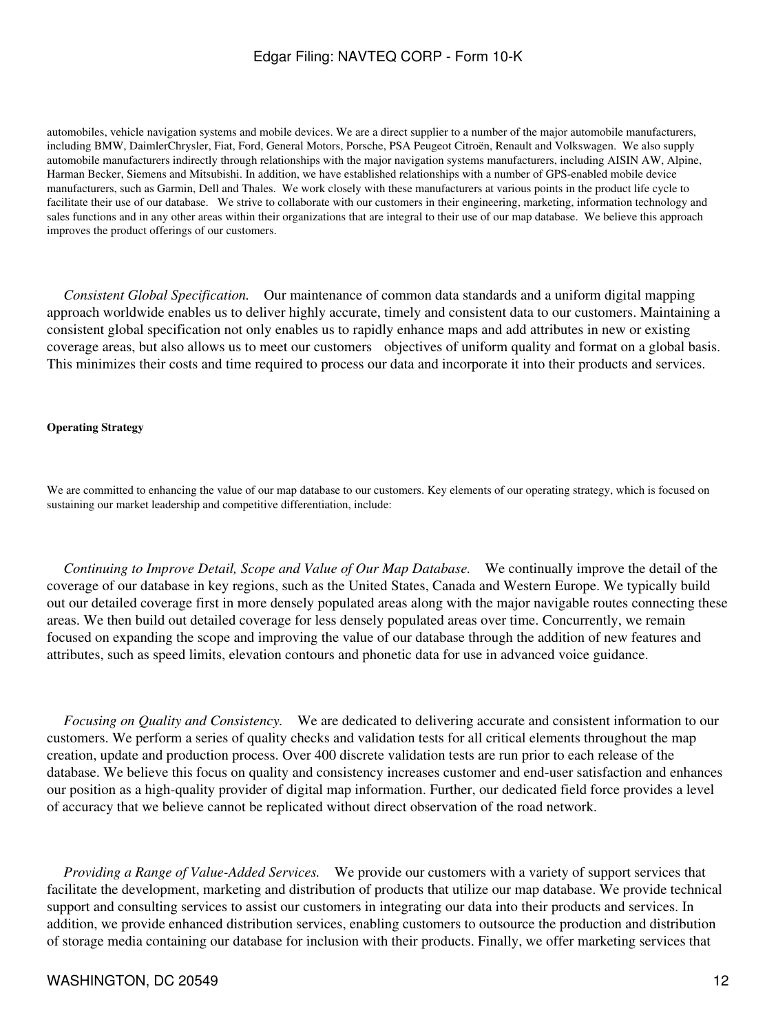automobiles, vehicle navigation systems and mobile devices. We are a direct supplier to a number of the major automobile manufacturers, including BMW, DaimlerChrysler, Fiat, Ford, General Motors, Porsche, PSA Peugeot Citroën, Renault and Volkswagen. We also supply automobile manufacturers indirectly through relationships with the major navigation systems manufacturers, including AISIN AW, Alpine, Harman Becker, Siemens and Mitsubishi. In addition, we have established relationships with a number of GPS-enabled mobile device manufacturers, such as Garmin, Dell and Thales. We work closely with these manufacturers at various points in the product life cycle to facilitate their use of our database. We strive to collaborate with our customers in their engineering, marketing, information technology and sales functions and in any other areas within their organizations that are integral to their use of our map database. We believe this approach improves the product offerings of our customers.

*Consistent Global Specification.* Our maintenance of common data standards and a uniform digital mapping approach worldwide enables us to deliver highly accurate, timely and consistent data to our customers. Maintaining a consistent global specification not only enables us to rapidly enhance maps and add attributes in new or existing coverage areas, but also allows us to meet our customers objectives of uniform quality and format on a global basis. This minimizes their costs and time required to process our data and incorporate it into their products and services.

**Operating Strategy**

We are committed to enhancing the value of our map database to our customers. Key elements of our operating strategy, which is focused on sustaining our market leadership and competitive differentiation, include:

*Continuing to Improve Detail, Scope and Value of Our Map Database.* We continually improve the detail of the coverage of our database in key regions, such as the United States, Canada and Western Europe. We typically build out our detailed coverage first in more densely populated areas along with the major navigable routes connecting these areas. We then build out detailed coverage for less densely populated areas over time. Concurrently, we remain focused on expanding the scope and improving the value of our database through the addition of new features and attributes, such as speed limits, elevation contours and phonetic data for use in advanced voice guidance.

*Focusing on Quality and Consistency.* We are dedicated to delivering accurate and consistent information to our customers. We perform a series of quality checks and validation tests for all critical elements throughout the map creation, update and production process. Over 400 discrete validation tests are run prior to each release of the database. We believe this focus on quality and consistency increases customer and end-user satisfaction and enhances our position as a high-quality provider of digital map information. Further, our dedicated field force provides a level of accuracy that we believe cannot be replicated without direct observation of the road network.

*Providing a Range of Value-Added Services.* We provide our customers with a variety of support services that facilitate the development, marketing and distribution of products that utilize our map database. We provide technical support and consulting services to assist our customers in integrating our data into their products and services. In addition, we provide enhanced distribution services, enabling customers to outsource the production and distribution of storage media containing our database for inclusion with their products. Finally, we offer marketing services that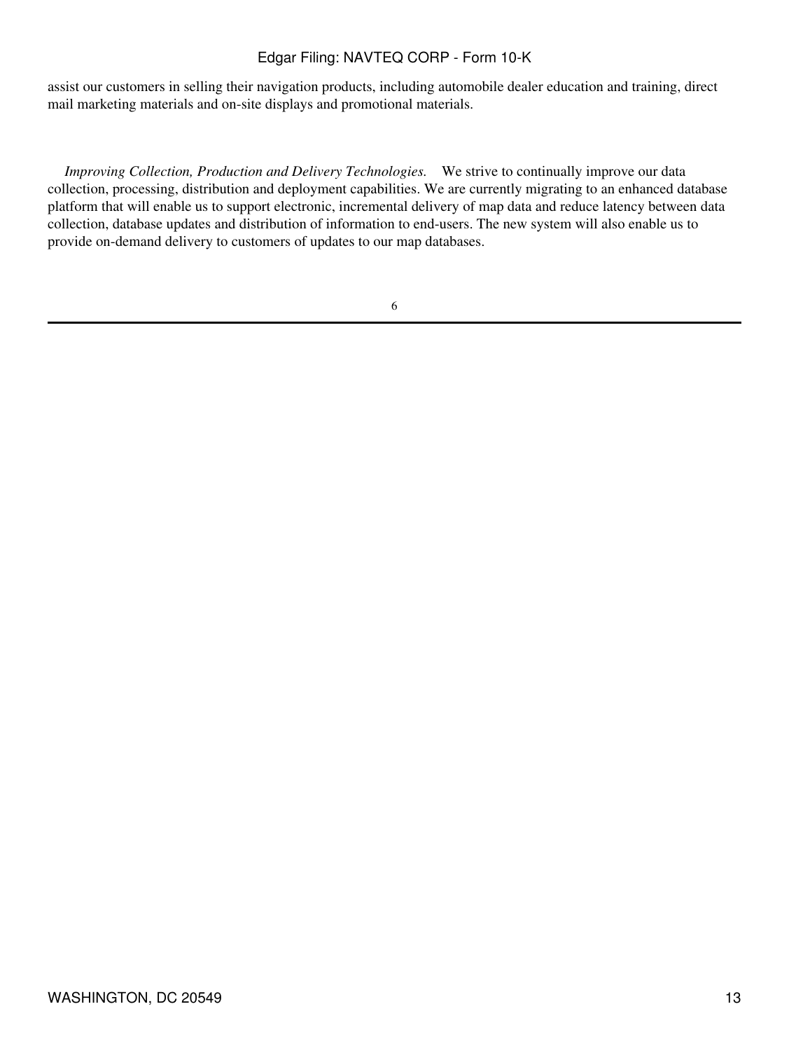assist our customers in selling their navigation products, including automobile dealer education and training, direct mail marketing materials and on-site displays and promotional materials.

*Improving Collection, Production and Delivery Technologies.* We strive to continually improve our data collection, processing, distribution and deployment capabilities. We are currently migrating to an enhanced database platform that will enable us to support electronic, incremental delivery of map data and reduce latency between data collection, database updates and distribution of information to end-users. The new system will also enable us to provide on-demand delivery to customers of updates to our map databases.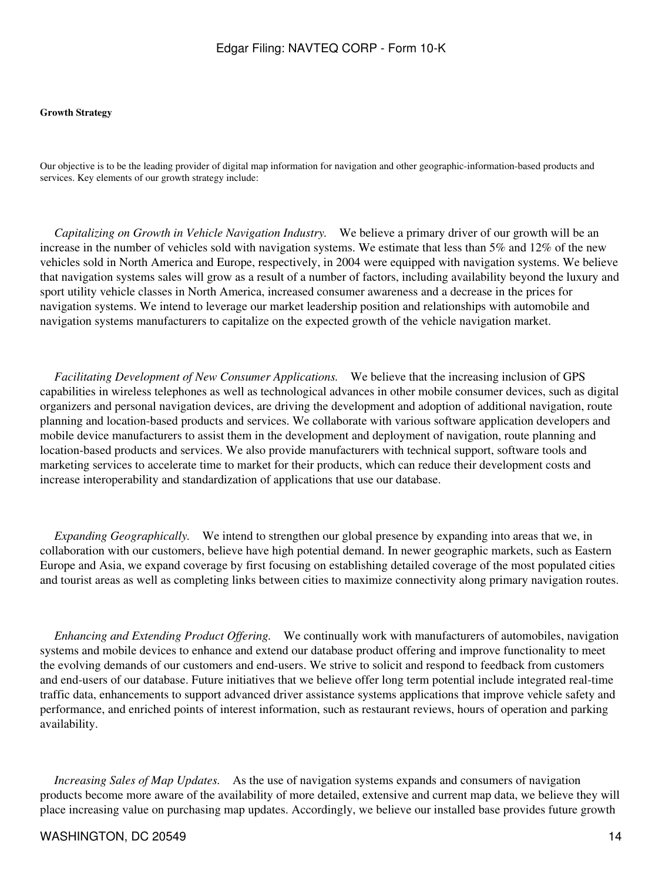**Growth Strategy**

Our objective is to be the leading provider of digital map information for navigation and other geographic-information-based products and services. Key elements of our growth strategy include:

*Capitalizing on Growth in Vehicle Navigation Industry.* We believe a primary driver of our growth will be an increase in the number of vehicles sold with navigation systems. We estimate that less than 5% and 12% of the new vehicles sold in North America and Europe, respectively, in 2004 were equipped with navigation systems. We believe that navigation systems sales will grow as a result of a number of factors, including availability beyond the luxury and sport utility vehicle classes in North America, increased consumer awareness and a decrease in the prices for navigation systems. We intend to leverage our market leadership position and relationships with automobile and navigation systems manufacturers to capitalize on the expected growth of the vehicle navigation market.

*Facilitating Development of New Consumer Applications.* We believe that the increasing inclusion of GPS capabilities in wireless telephones as well as technological advances in other mobile consumer devices, such as digital organizers and personal navigation devices, are driving the development and adoption of additional navigation, route planning and location-based products and services. We collaborate with various software application developers and mobile device manufacturers to assist them in the development and deployment of navigation, route planning and location-based products and services. We also provide manufacturers with technical support, software tools and marketing services to accelerate time to market for their products, which can reduce their development costs and increase interoperability and standardization of applications that use our database.

*Expanding Geographically.* We intend to strengthen our global presence by expanding into areas that we, in collaboration with our customers, believe have high potential demand. In newer geographic markets, such as Eastern Europe and Asia, we expand coverage by first focusing on establishing detailed coverage of the most populated cities and tourist areas as well as completing links between cities to maximize connectivity along primary navigation routes.

*Enhancing and Extending Product Offering.* We continually work with manufacturers of automobiles, navigation systems and mobile devices to enhance and extend our database product offering and improve functionality to meet the evolving demands of our customers and end-users. We strive to solicit and respond to feedback from customers and end-users of our database. Future initiatives that we believe offer long term potential include integrated real-time traffic data, enhancements to support advanced driver assistance systems applications that improve vehicle safety and performance, and enriched points of interest information, such as restaurant reviews, hours of operation and parking availability.

*Increasing Sales of Map Updates.* As the use of navigation systems expands and consumers of navigation products become more aware of the availability of more detailed, extensive and current map data, we believe they will place increasing value on purchasing map updates. Accordingly, we believe our installed base provides future growth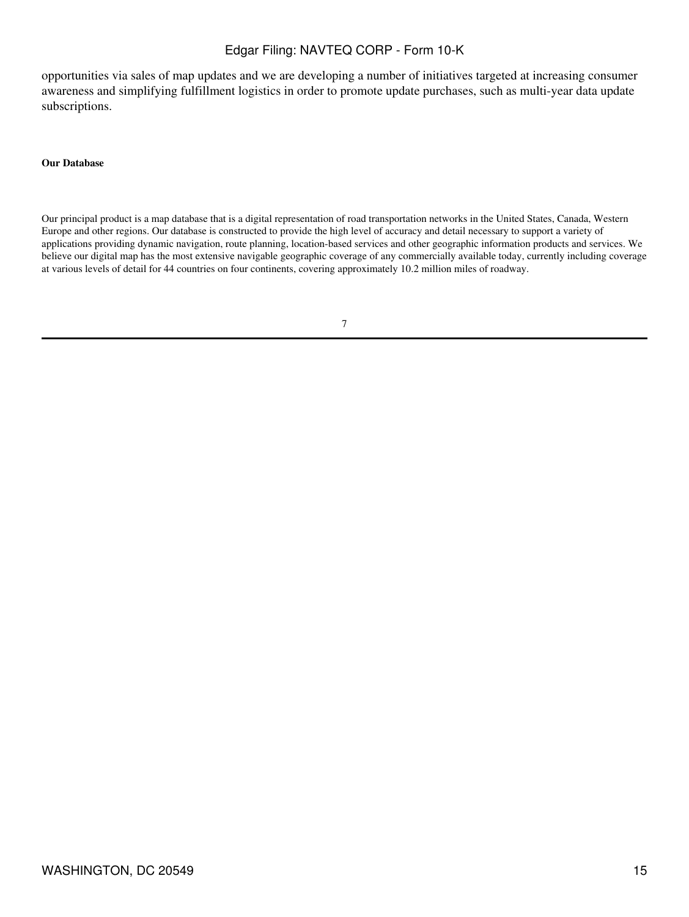opportunities via sales of map updates and we are developing a number of initiatives targeted at increasing consumer awareness and simplifying fulfillment logistics in order to promote update purchases, such as multi-year data update subscriptions.

**Our Database**

Our principal product is a map database that is a digital representation of road transportation networks in the United States, Canada, Western Europe and other regions. Our database is constructed to provide the high level of accuracy and detail necessary to support a variety of applications providing dynamic navigation, route planning, location-based services and other geographic information products and services. We believe our digital map has the most extensive navigable geographic coverage of any commercially available today, currently including coverage at various levels of detail for 44 countries on four continents, covering approximately 10.2 million miles of roadway.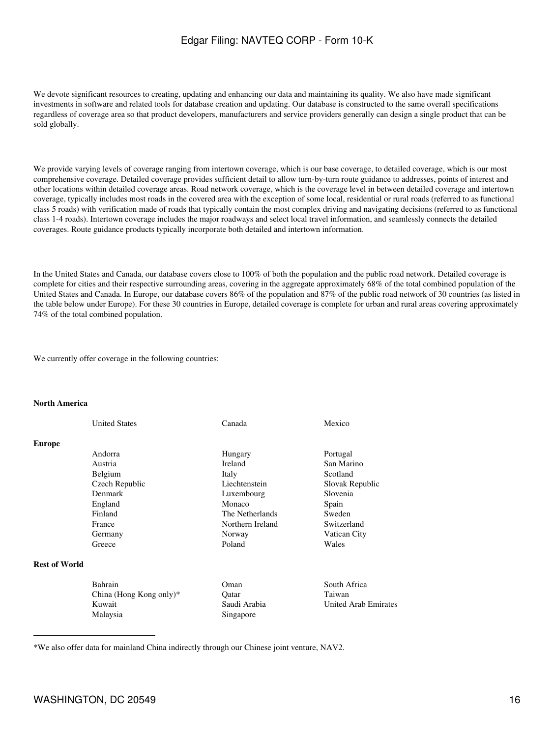We devote significant resources to creating, updating and enhancing our data and maintaining its quality. We also have made significant investments in software and related tools for database creation and updating. Our database is constructed to the same overall specifications regardless of coverage area so that product developers, manufacturers and service providers generally can design a single product that can be sold globally.

We provide varying levels of coverage ranging from intertown coverage, which is our base coverage, to detailed coverage, which is our most comprehensive coverage. Detailed coverage provides sufficient detail to allow turn-by-turn route guidance to addresses, points of interest and other locations within detailed coverage areas. Road network coverage, which is the coverage level in between detailed coverage and intertown coverage, typically includes most roads in the covered area with the exception of some local, residential or rural roads (referred to as functional class 5 roads) with verification made of roads that typically contain the most complex driving and navigating decisions (referred to as functional class 1-4 roads). Intertown coverage includes the major roadways and select local travel information, and seamlessly connects the detailed coverages. Route guidance products typically incorporate both detailed and intertown information.

In the United States and Canada, our database covers close to 100% of both the population and the public road network. Detailed coverage is complete for cities and their respective surrounding areas, covering in the aggregate approximately 68% of the total combined population of the United States and Canada. In Europe, our database covers 86% of the population and 87% of the public road network of 30 countries (as listed in the table below under Europe). For these 30 countries in Europe, detailed coverage is complete for urban and rural areas covering approximately 74% of the total combined population.

We currently offer coverage in the following countries:

| | | | |
|---|---|---|---|
| **North America** | | | |
| | United States | Canada | Mexico |
| **Europe** | | | |
| | Andorra | Hungary | Portugal |
| | Austria | Ireland | San Marino |
| | Belgium | Italy | Scotland |
| | Czech Republic | Liechtenstein | Slovak Republic |
| | Denmark | Luxembourg | Slovenia |
| | England | Monaco | Spain |
| | Finland | The Netherlands | Sweden |
| | France | Northern Ireland | Switzerland |
| | Germany | Norway | Vatican City |
| | Greece | Poland | Wales |
| **Rest of World** | | | |
| | Bahrain | Oman | South Africa |
| | China (Hong Kong only)* | Qatar | Taiwan |
| | Kuwait | Saudi Arabia | United Arab Emirates |
| | Malaysia | Singapore | |

*We also offer data for mainland China indirectly through our Chinese joint venture, NAV2.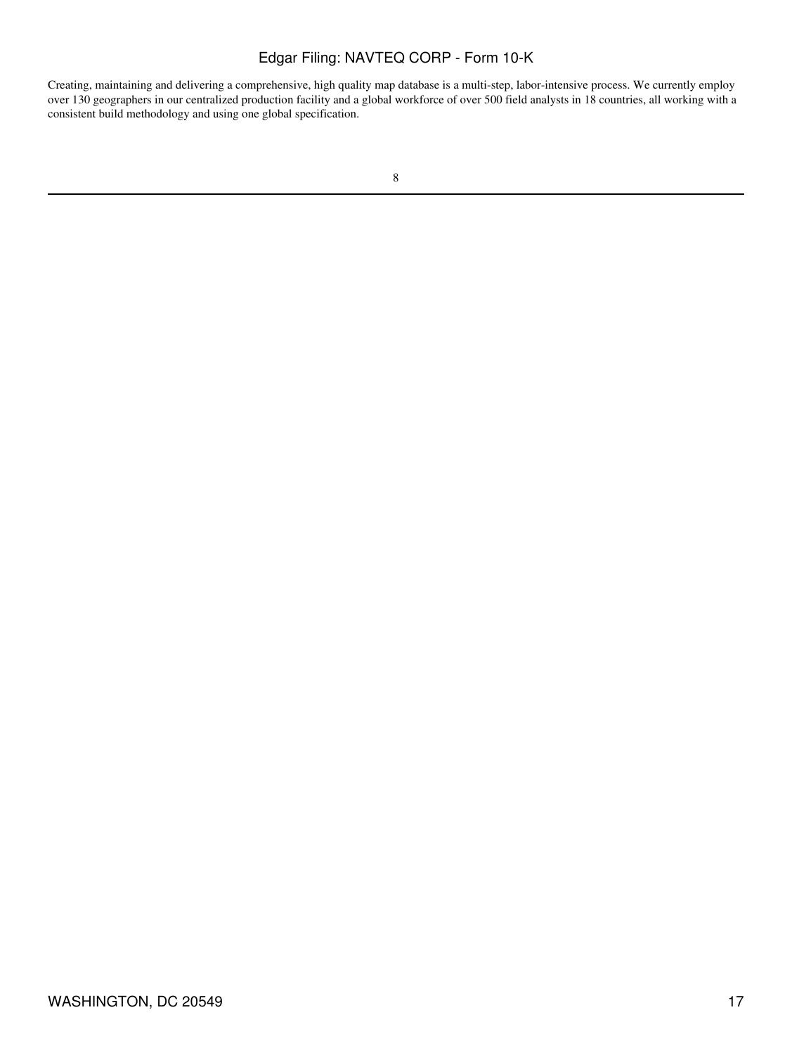Creating, maintaining and delivering a comprehensive, high quality map database is a multi-step, labor-intensive process. We currently employ over 130 geographers in our centralized production facility and a global workforce of over 500 field analysts in 18 countries, all working with a consistent build methodology and using one global specification.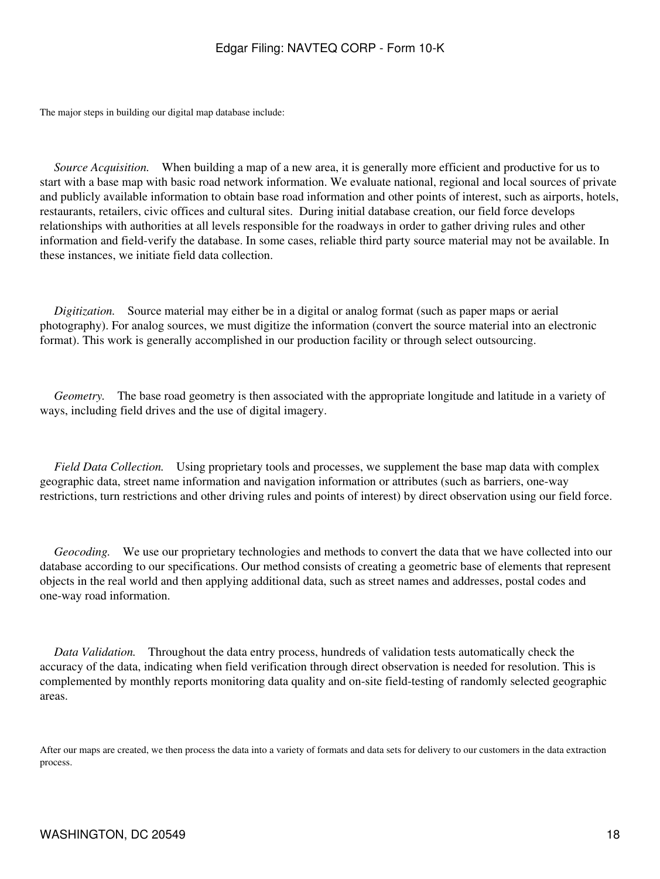The major steps in building our digital map database include:

*Source Acquisition.* When building a map of a new area, it is generally more efficient and productive for us to start with a base map with basic road network information. We evaluate national, regional and local sources of private and publicly available information to obtain base road information and other points of interest, such as airports, hotels, restaurants, retailers, civic offices and cultural sites. During initial database creation, our field force develops relationships with authorities at all levels responsible for the roadways in order to gather driving rules and other information and field-verify the database. In some cases, reliable third party source material may not be available. In these instances, we initiate field data collection.

*Digitization.* Source material may either be in a digital or analog format (such as paper maps or aerial photography). For analog sources, we must digitize the information (convert the source material into an electronic format). This work is generally accomplished in our production facility or through select outsourcing.

*Geometry.* The base road geometry is then associated with the appropriate longitude and latitude in a variety of ways, including field drives and the use of digital imagery.

*Field Data Collection.* Using proprietary tools and processes, we supplement the base map data with complex geographic data, street name information and navigation information or attributes (such as barriers, one-way restrictions, turn restrictions and other driving rules and points of interest) by direct observation using our field force.

*Geocoding.* We use our proprietary technologies and methods to convert the data that we have collected into our database according to our specifications. Our method consists of creating a geometric base of elements that represent objects in the real world and then applying additional data, such as street names and addresses, postal codes and one-way road information.

*Data Validation.* Throughout the data entry process, hundreds of validation tests automatically check the accuracy of the data, indicating when field verification through direct observation is needed for resolution. This is complemented by monthly reports monitoring data quality and on-site field-testing of randomly selected geographic areas.

After our maps are created, we then process the data into a variety of formats and data sets for delivery to our customers in the data extraction process.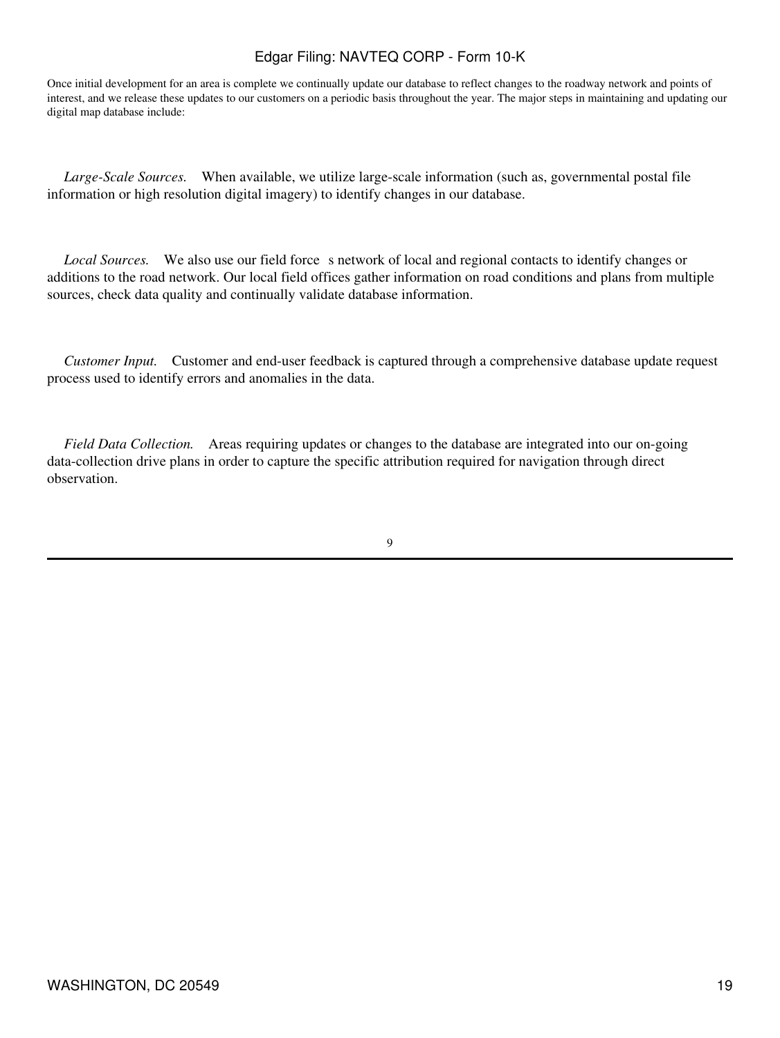Once initial development for an area is complete we continually update our database to reflect changes to the roadway network and points of interest, and we release these updates to our customers on a periodic basis throughout the year. The major steps in maintaining and updating our digital map database include:

*Large-Scale Sources.* When available, we utilize large-scale information (such as, governmental postal file information or high resolution digital imagery) to identify changes in our database.

*Local Sources.* We also use our field force s network of local and regional contacts to identify changes or additions to the road network. Our local field offices gather information on road conditions and plans from multiple sources, check data quality and continually validate database information.

*Customer Input.* Customer and end-user feedback is captured through a comprehensive database update request process used to identify errors and anomalies in the data.

*Field Data Collection.* Areas requiring updates or changes to the database are integrated into our on-going data-collection drive plans in order to capture the specific attribution required for navigation through direct observation.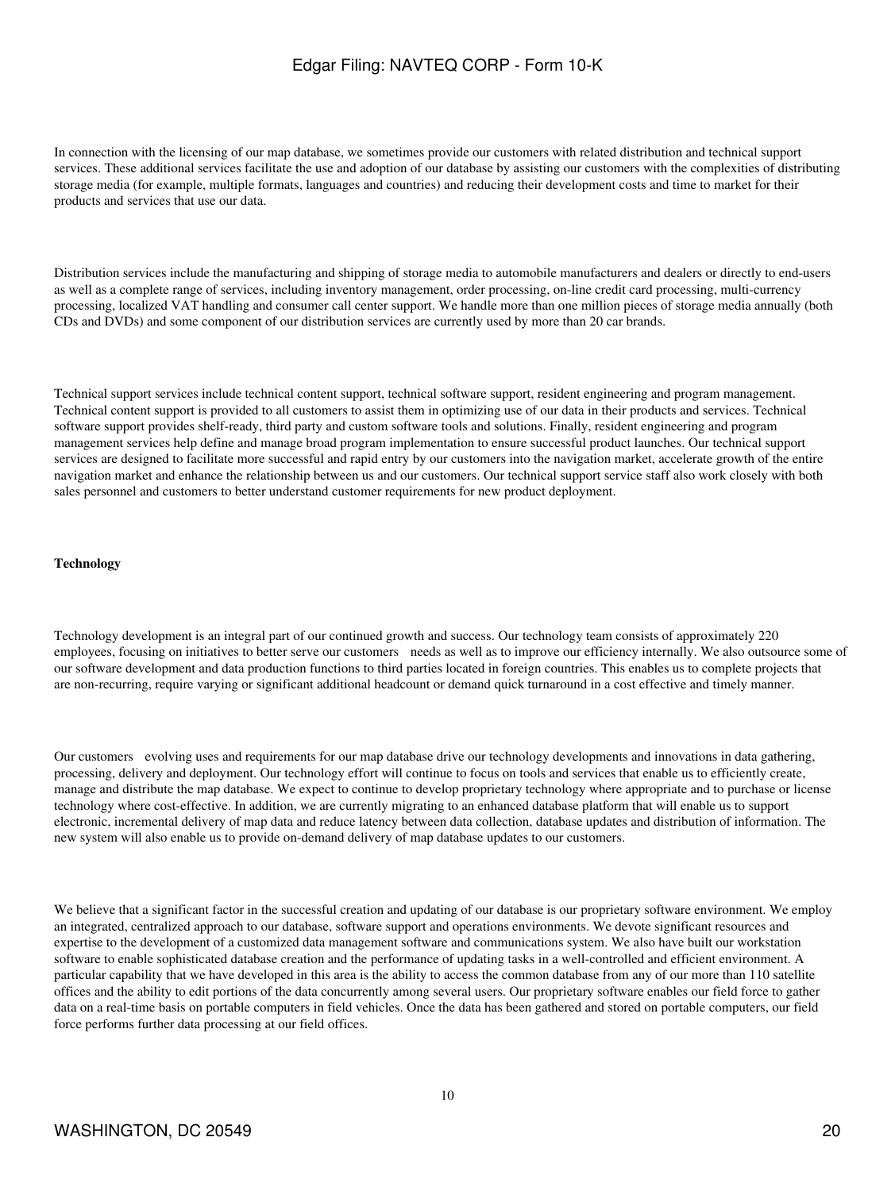In connection with the licensing of our map database, we sometimes provide our customers with related distribution and technical support services. These additional services facilitate the use and adoption of our database by assisting our customers with the complexities of distributing storage media (for example, multiple formats, languages and countries) and reducing their development costs and time to market for their products and services that use our data.

Distribution services include the manufacturing and shipping of storage media to automobile manufacturers and dealers or directly to end-users as well as a complete range of services, including inventory management, order processing, on-line credit card processing, multi-currency processing, localized VAT handling and consumer call center support. We handle more than one million pieces of storage media annually (both CDs and DVDs) and some component of our distribution services are currently used by more than 20 car brands.

Technical support services include technical content support, technical software support, resident engineering and program management. Technical content support is provided to all customers to assist them in optimizing use of our data in their products and services. Technical software support provides shelf-ready, third party and custom software tools and solutions. Finally, resident engineering and program management services help define and manage broad program implementation to ensure successful product launches. Our technical support services are designed to facilitate more successful and rapid entry by our customers into the navigation market, accelerate growth of the entire navigation market and enhance the relationship between us and our customers. Our technical support service staff also work closely with both sales personnel and customers to better understand customer requirements for new product deployment.

**Technology**

Technology development is an integral part of our continued growth and success. Our technology team consists of approximately 220 employees, focusing on initiatives to better serve our customers needs as well as to improve our efficiency internally. We also outsource some of our software development and data production functions to third parties located in foreign countries. This enables us to complete projects that are non-recurring, require varying or significant additional headcount or demand quick turnaround in a cost effective and timely manner.

Our customers evolving uses and requirements for our map database drive our technology developments and innovations in data gathering, processing, delivery and deployment. Our technology effort will continue to focus on tools and services that enable us to efficiently create, manage and distribute the map database. We expect to continue to develop proprietary technology where appropriate and to purchase or license technology where cost-effective. In addition, we are currently migrating to an enhanced database platform that will enable us to support electronic, incremental delivery of map data and reduce latency between data collection, database updates and distribution of information. The new system will also enable us to provide on-demand delivery of map database updates to our customers.

We believe that a significant factor in the successful creation and updating of our database is our proprietary software environment. We employ an integrated, centralized approach to our database, software support and operations environments. We devote significant resources and expertise to the development of a customized data management software and communications system. We also have built our workstation software to enable sophisticated database creation and the performance of updating tasks in a well-controlled and efficient environment. A particular capability that we have developed in this area is the ability to access the common database from any of our more than 110 satellite offices and the ability to edit portions of the data concurrently among several users. Our proprietary software enables our field force to gather data on a real-time basis on portable computers in field vehicles. Once the data has been gathered and stored on portable computers, our field force performs further data processing at our field offices.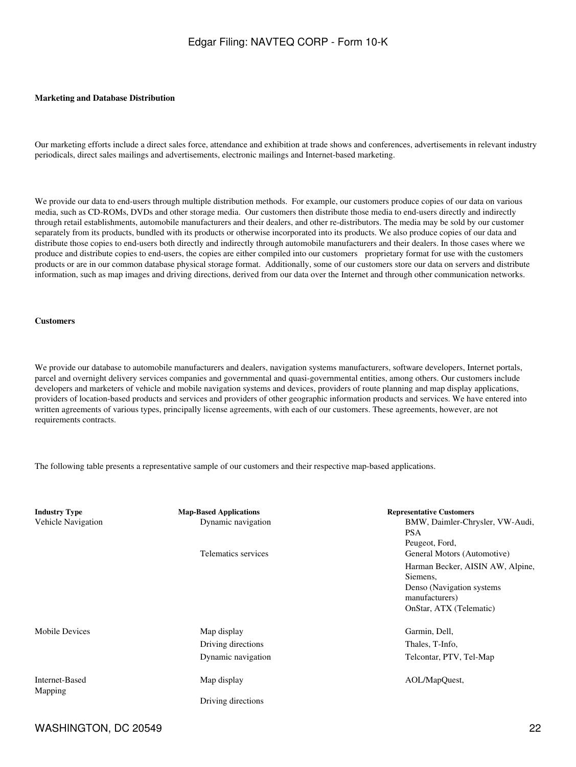**Marketing and Database Distribution**

Our marketing efforts include a direct sales force, attendance and exhibition at trade shows and conferences, advertisements in relevant industry periodicals, direct sales mailings and advertisements, electronic mailings and Internet-based marketing.

We provide our data to end-users through multiple distribution methods. For example, our customers produce copies of our data on various media, such as CD-ROMs, DVDs and other storage media. Our customers then distribute those media to end-users directly and indirectly through retail establishments, automobile manufacturers and their dealers, and other re-distributors. The media may be sold by our customer separately from its products, bundled with its products or otherwise incorporated into its products. We also produce copies of our data and distribute those copies to end-users both directly and indirectly through automobile manufacturers and their dealers. In those cases where we produce and distribute copies to end-users, the copies are either compiled into our customers proprietary format for use with the customers products or are in our common database physical storage format. Additionally, some of our customers store our data on servers and distribute information, such as map images and driving directions, derived from our data over the Internet and through other communication networks.

**Customers**

We provide our database to automobile manufacturers and dealers, navigation systems manufacturers, software developers, Internet portals, parcel and overnight delivery services companies and governmental and quasi-governmental entities, among others. Our customers include developers and marketers of vehicle and mobile navigation systems and devices, providers of route planning and map display applications, providers of location-based products and services and providers of other geographic information products and services. We have entered into written agreements of various types, principally license agreements, with each of our customers. These agreements, however, are not requirements contracts.

The following table presents a representative sample of our customers and their respective map-based applications.

| Industry Type | Map-Based Applications | Representative Customers |
|---|---|---|
| Vehicle Navigation | Dynamic navigation | BMW, Daimler-Chrysler, VW-Audi, PSA Peugeot, Ford, |
| | Telematics services | General Motors (Automotive) |
| | | Harman Becker, AISIN AW, Alpine, Siemens, Denso (Navigation systems manufacturers) |
| | | OnStar, ATX (Telematic) |
| Mobile Devices | Map display | Garmin, Dell, |
| | Driving directions | Thales, T-Info, |
| | Dynamic navigation | Telcontar, PTV, Tel-Map |
| Internet-Based Mapping | Map display | AOL/MapQuest, |
| | Driving directions | |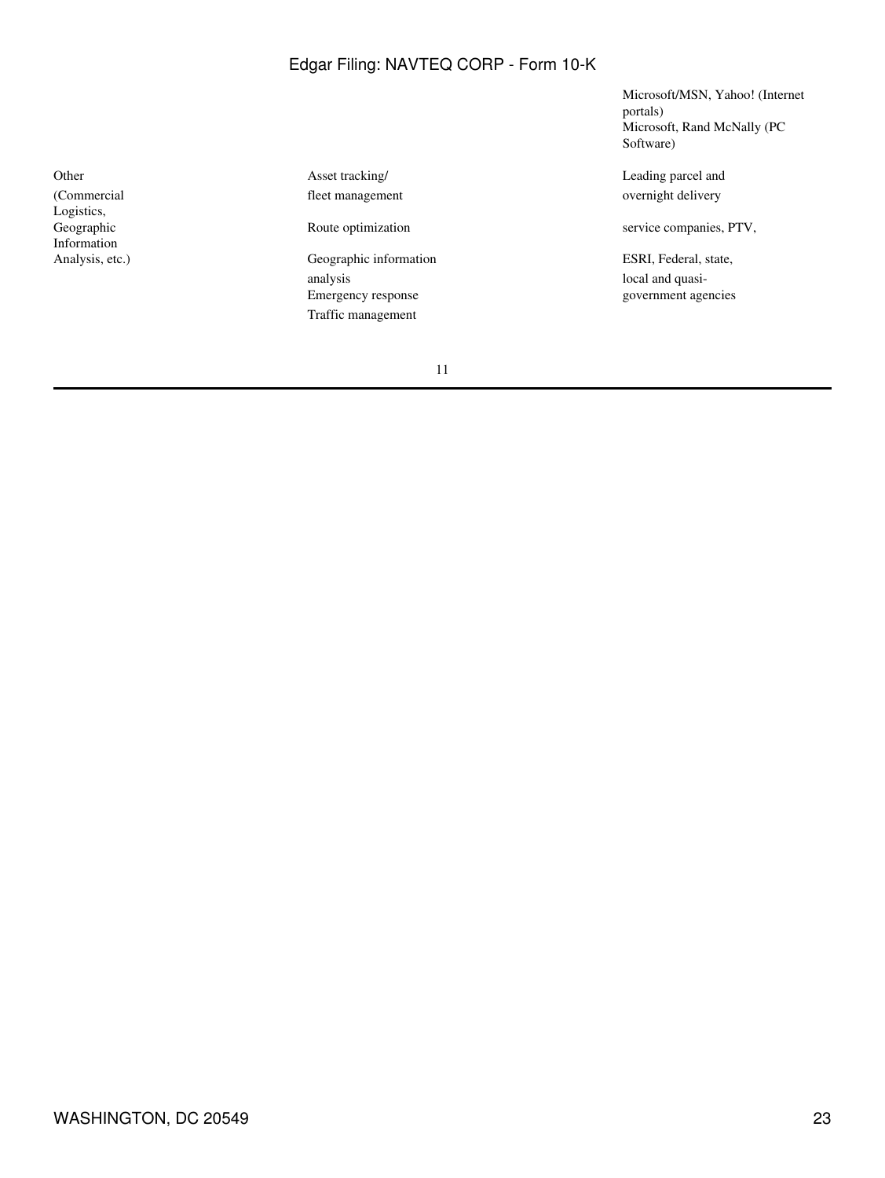| | | |
|---|---|---|
| | | Microsoft/MSN, Yahoo! (Internet portals)<br>Microsoft, Rand McNally (PC Software) |
| Other (Commercial Logistics, Geographic Information Analysis, etc.) | Asset tracking/ fleet management<br>Route optimization<br>Geographic information analysis<br>Emergency response<br>Traffic management | Leading parcel and overnight delivery service companies, PTV, ESRI, Federal, state, local and quasi-government agencies |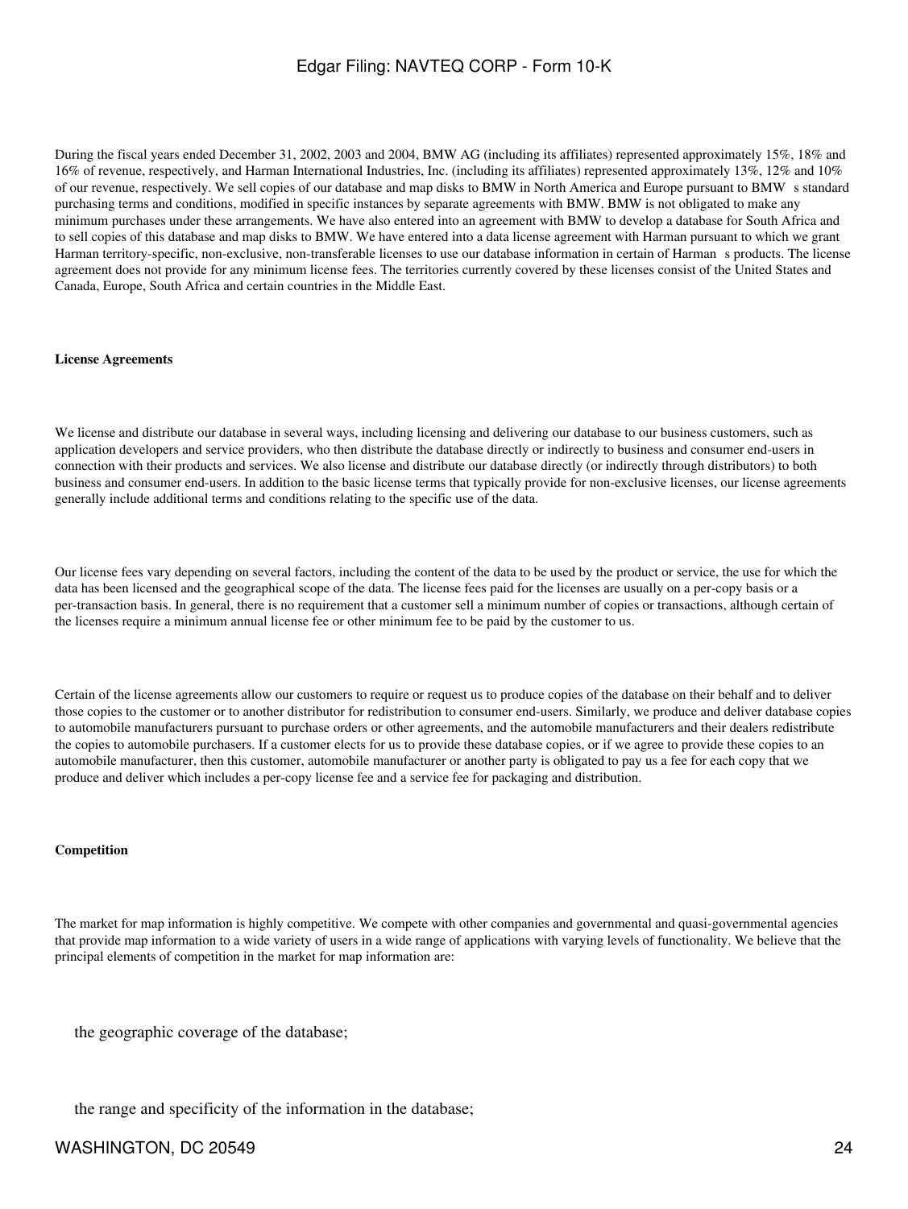During the fiscal years ended December 31, 2002, 2003 and 2004, BMW AG (including its affiliates) represented approximately 15%, 18% and 16% of revenue, respectively, and Harman International Industries, Inc. (including its affiliates) represented approximately 13%, 12% and 10% of our revenue, respectively. We sell copies of our database and map disks to BMW in North America and Europe pursuant to BMW s standard purchasing terms and conditions, modified in specific instances by separate agreements with BMW. BMW is not obligated to make any minimum purchases under these arrangements. We have also entered into an agreement with BMW to develop a database for South Africa and to sell copies of this database and map disks to BMW. We have entered into a data license agreement with Harman pursuant to which we grant Harman territory-specific, non-exclusive, non-transferable licenses to use our database information in certain of Harman s products. The license agreement does not provide for any minimum license fees. The territories currently covered by these licenses consist of the United States and Canada, Europe, South Africa and certain countries in the Middle East.

**License Agreements**

We license and distribute our database in several ways, including licensing and delivering our database to our business customers, such as application developers and service providers, who then distribute the database directly or indirectly to business and consumer end-users in connection with their products and services. We also license and distribute our database directly (or indirectly through distributors) to both business and consumer end-users. In addition to the basic license terms that typically provide for non-exclusive licenses, our license agreements generally include additional terms and conditions relating to the specific use of the data.

Our license fees vary depending on several factors, including the content of the data to be used by the product or service, the use for which the data has been licensed and the geographical scope of the data. The license fees paid for the licenses are usually on a per-copy basis or a per-transaction basis. In general, there is no requirement that a customer sell a minimum number of copies or transactions, although certain of the licenses require a minimum annual license fee or other minimum fee to be paid by the customer to us.

Certain of the license agreements allow our customers to require or request us to produce copies of the database on their behalf and to deliver those copies to the customer or to another distributor for redistribution to consumer end-users. Similarly, we produce and deliver database copies to automobile manufacturers pursuant to purchase orders or other agreements, and the automobile manufacturers and their dealers redistribute the copies to automobile purchasers. If a customer elects for us to provide these database copies, or if we agree to provide these copies to an automobile manufacturer, then this customer, automobile manufacturer or another party is obligated to pay us a fee for each copy that we produce and deliver which includes a per-copy license fee and a service fee for packaging and distribution.

**Competition**

The market for map information is highly competitive. We compete with other companies and governmental and quasi-governmental agencies that provide map information to a wide variety of users in a wide range of applications with varying levels of functionality. We believe that the principal elements of competition in the market for map information are:

- the geographic coverage of the database;

- the range and specificity of the information in the database;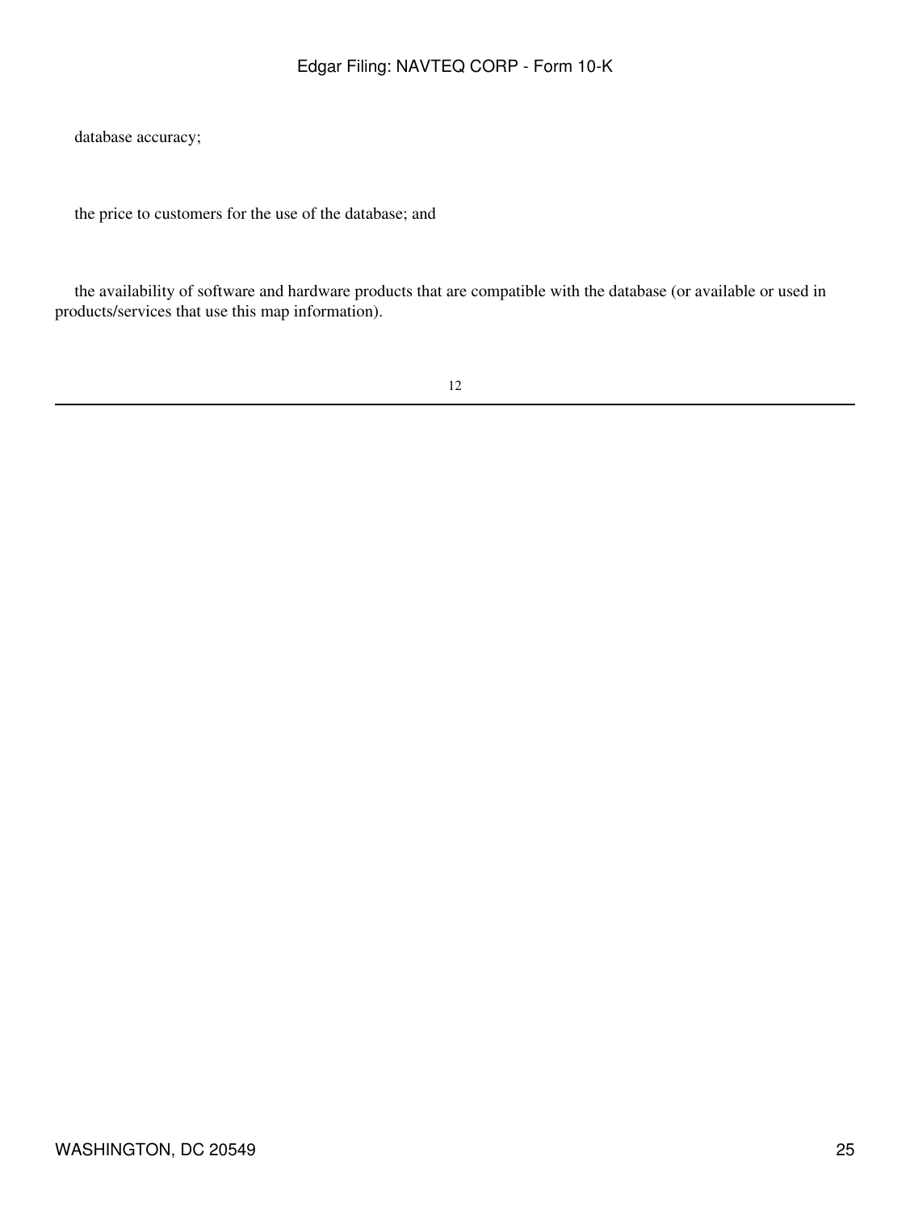- database accuracy;

- the price to customers for the use of the database; and

- the availability of software and hardware products that are compatible with the database (or available or used in products/services that use this map information).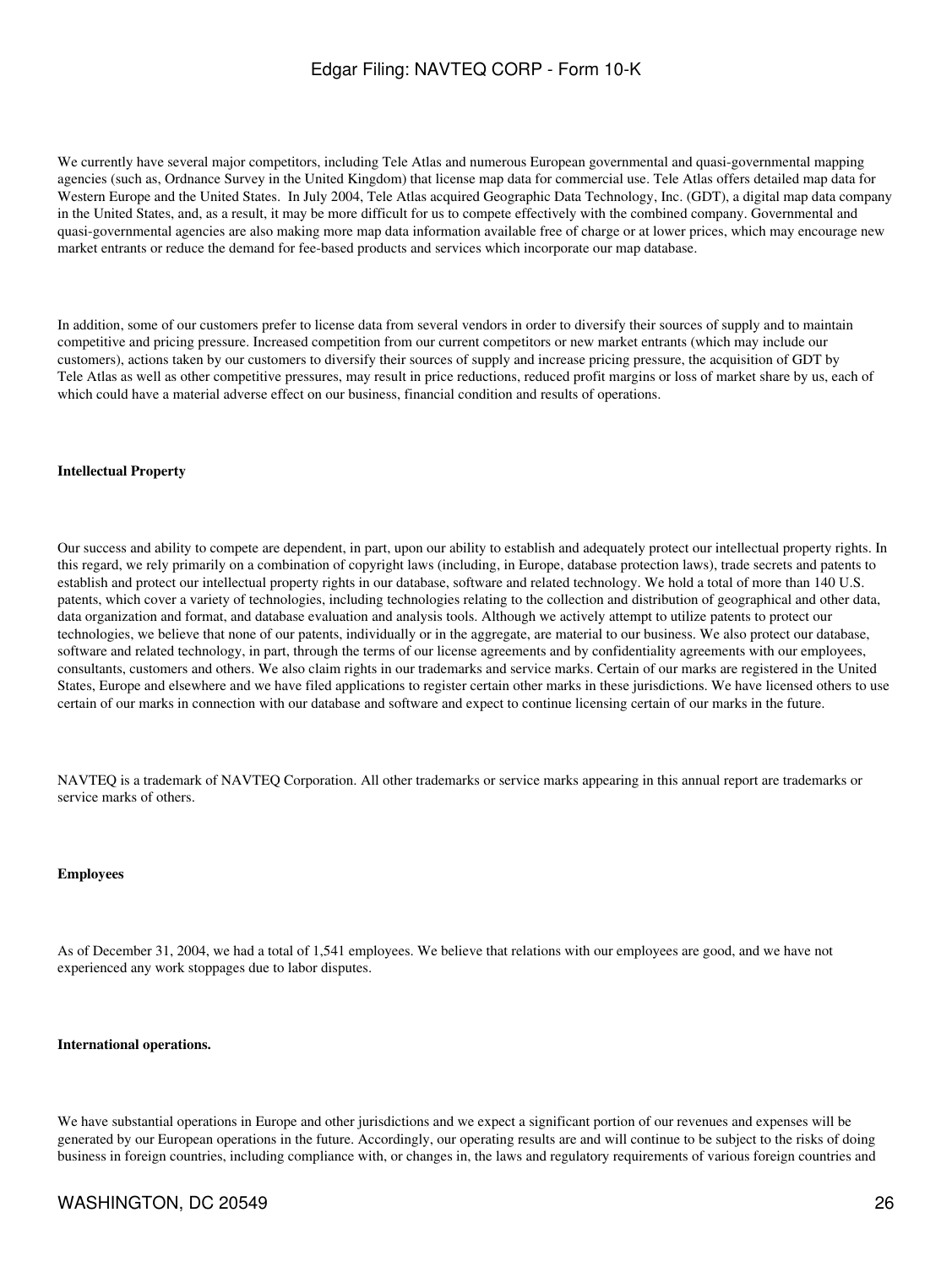We currently have several major competitors, including Tele Atlas and numerous European governmental and quasi-governmental mapping agencies (such as, Ordnance Survey in the United Kingdom) that license map data for commercial use. Tele Atlas offers detailed map data for Western Europe and the United States. In July 2004, Tele Atlas acquired Geographic Data Technology, Inc. (GDT), a digital map data company in the United States, and, as a result, it may be more difficult for us to compete effectively with the combined company. Governmental and quasi-governmental agencies are also making more map data information available free of charge or at lower prices, which may encourage new market entrants or reduce the demand for fee-based products and services which incorporate our map database.

In addition, some of our customers prefer to license data from several vendors in order to diversify their sources of supply and to maintain competitive and pricing pressure. Increased competition from our current competitors or new market entrants (which may include our customers), actions taken by our customers to diversify their sources of supply and increase pricing pressure, the acquisition of GDT by Tele Atlas as well as other competitive pressures, may result in price reductions, reduced profit margins or loss of market share by us, each of which could have a material adverse effect on our business, financial condition and results of operations.

**Intellectual Property**

Our success and ability to compete are dependent, in part, upon our ability to establish and adequately protect our intellectual property rights. In this regard, we rely primarily on a combination of copyright laws (including, in Europe, database protection laws), trade secrets and patents to establish and protect our intellectual property rights in our database, software and related technology. We hold a total of more than 140 U.S. patents, which cover a variety of technologies, including technologies relating to the collection and distribution of geographical and other data, data organization and format, and database evaluation and analysis tools. Although we actively attempt to utilize patents to protect our technologies, we believe that none of our patents, individually or in the aggregate, are material to our business. We also protect our database, software and related technology, in part, through the terms of our license agreements and by confidentiality agreements with our employees, consultants, customers and others. We also claim rights in our trademarks and service marks. Certain of our marks are registered in the United States, Europe and elsewhere and we have filed applications to register certain other marks in these jurisdictions. We have licensed others to use certain of our marks in connection with our database and software and expect to continue licensing certain of our marks in the future.

NAVTEQ is a trademark of NAVTEQ Corporation. All other trademarks or service marks appearing in this annual report are trademarks or service marks of others.

**Employees**

As of December 31, 2004, we had a total of 1,541 employees. We believe that relations with our employees are good, and we have not experienced any work stoppages due to labor disputes.

**International operations.**

We have substantial operations in Europe and other jurisdictions and we expect a significant portion of our revenues and expenses will be generated by our European operations in the future. Accordingly, our operating results are and will continue to be subject to the risks of doing business in foreign countries, including compliance with, or changes in, the laws and regulatory requirements of various foreign countries and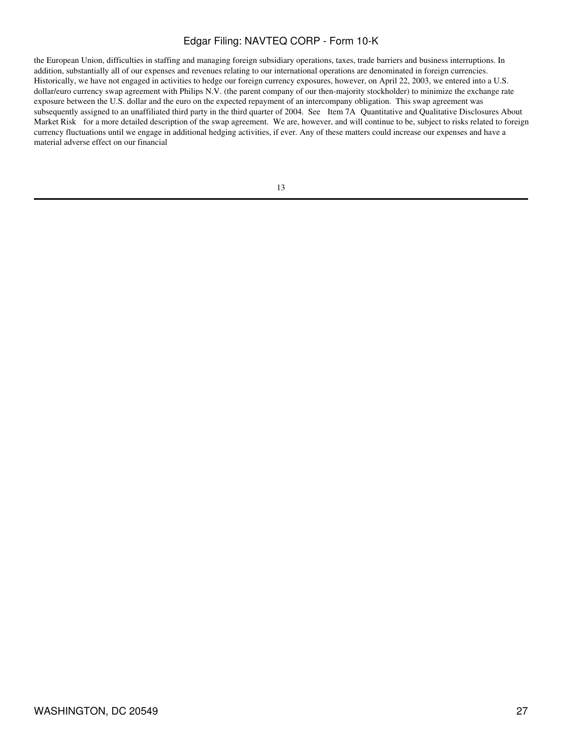the European Union, difficulties in staffing and managing foreign subsidiary operations, taxes, trade barriers and business interruptions. In addition, substantially all of our expenses and revenues relating to our international operations are denominated in foreign currencies. Historically, we have not engaged in activities to hedge our foreign currency exposures, however, on April 22, 2003, we entered into a U.S. dollar/euro currency swap agreement with Philips N.V. (the parent company of our then-majority stockholder) to minimize the exchange rate exposure between the U.S. dollar and the euro on the expected repayment of an intercompany obligation. This swap agreement was subsequently assigned to an unaffiliated third party in the third quarter of 2004. See Item 7A Quantitative and Qualitative Disclosures About Market Risk for a more detailed description of the swap agreement. We are, however, and will continue to be, subject to risks related to foreign currency fluctuations until we engage in additional hedging activities, if ever. Any of these matters could increase our expenses and have a material adverse effect on our financial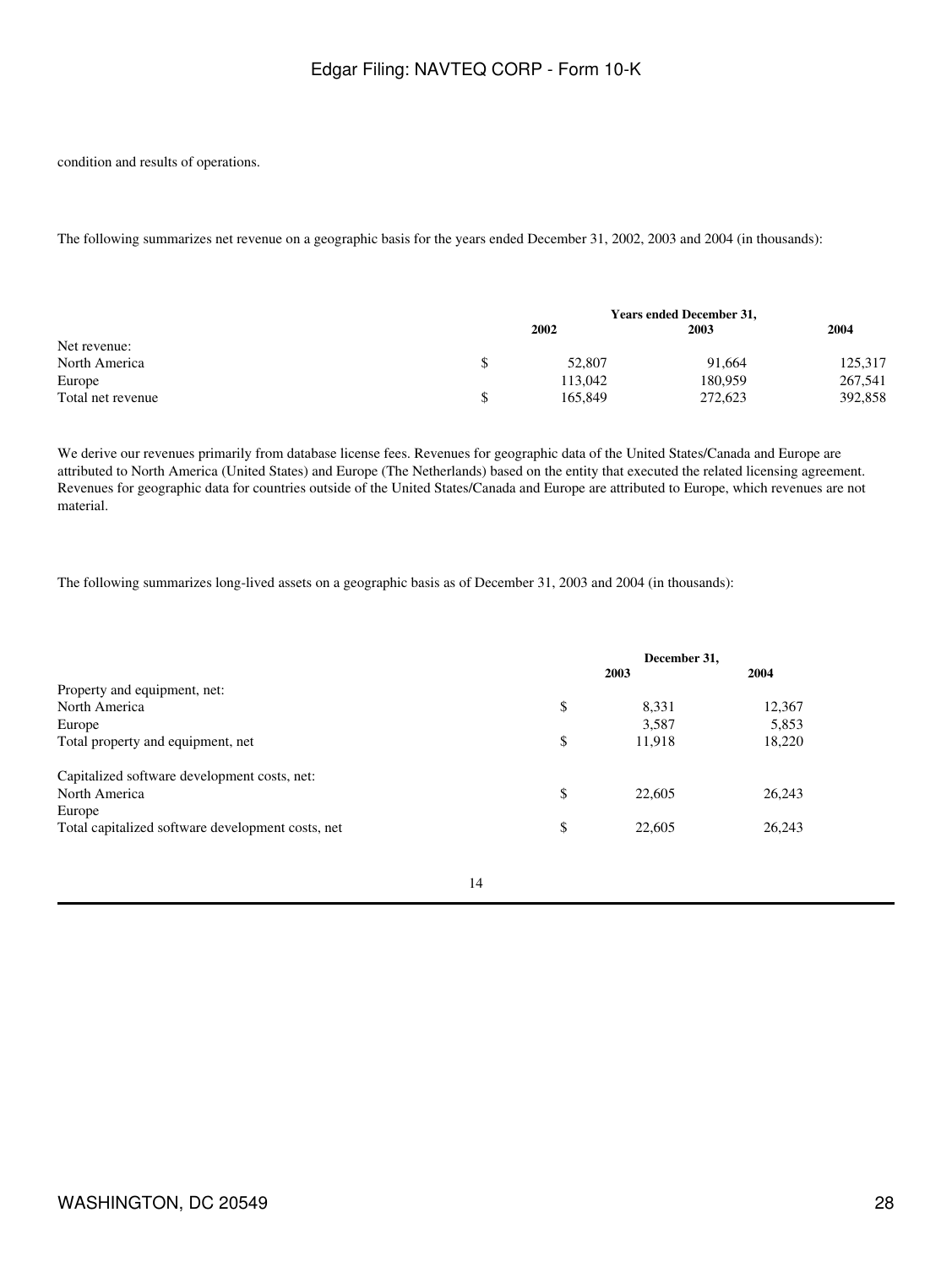condition and results of operations.

The following summarizes net revenue on a geographic basis for the years ended December 31, 2002, 2003 and 2004 (in thousands):

| | Years ended December 31, | | |
|---|---|---|---|
| | 2002 | 2003 | 2004 |
| Net revenue: | | | |
| North America | $ 52,807 | 91,664 | 125,317 |
| Europe | 113,042 | 180,959 | 267,541 |
| Total net revenue | $ 165,849 | 272,623 | 392,858 |

We derive our revenues primarily from database license fees. Revenues for geographic data of the United States/Canada and Europe are attributed to North America (United States) and Europe (The Netherlands) based on the entity that executed the related licensing agreement. Revenues for geographic data for countries outside of the United States/Canada and Europe are attributed to Europe, which revenues are not material.

The following summarizes long-lived assets on a geographic basis as of December 31, 2003 and 2004 (in thousands):

| | December 31, | |
|---|---|---|
| | 2003 | 2004 |
| Property and equipment, net: | | |
| North America | $ 8,331 | 12,367 |
| Europe | 3,587 | 5,853 |
| Total property and equipment, net | $ 11,918 | 18,220 |
| | | |
| Capitalized software development costs, net: | | |
| North America | $ 22,605 | 26,243 |
| Europe | | |
| Total capitalized software development costs, net | $ 22,605 | 26,243 |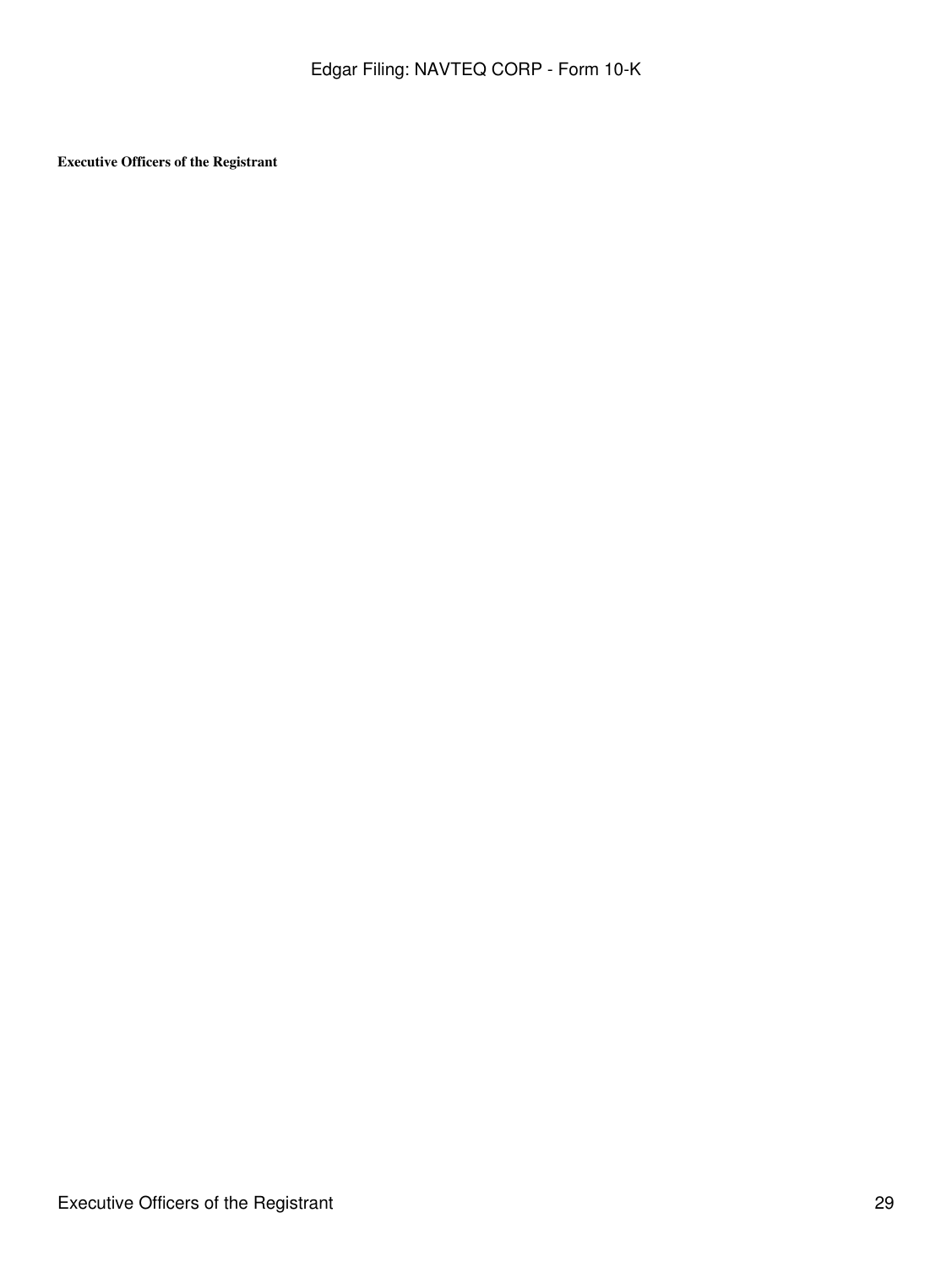**Executive Officers of the Registrant**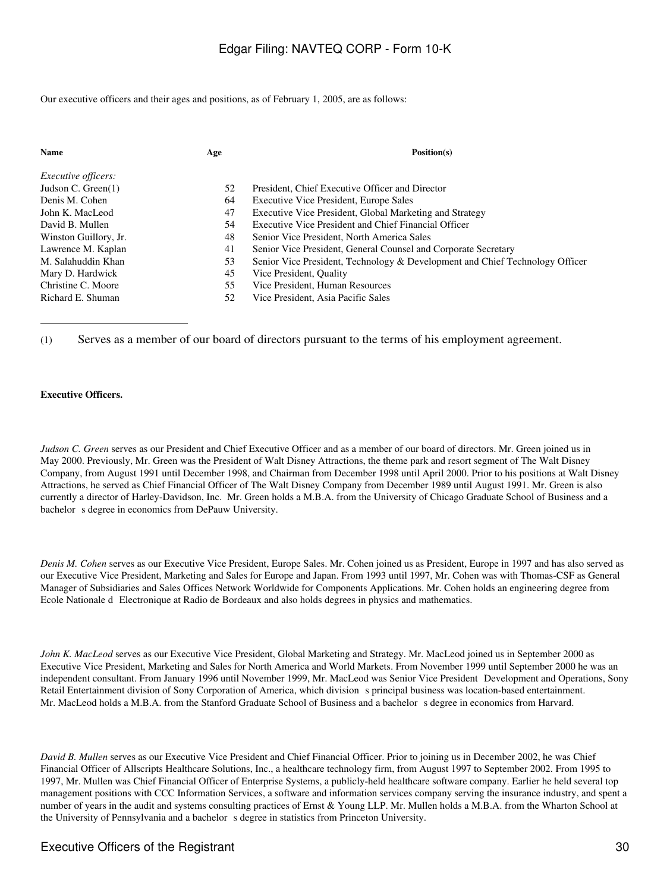Our executive officers and their ages and positions, as of February 1, 2005, are as follows:

| Name | Age | Position(s) |
| --- | --- | --- |
| *Executive officers:* | | |
| Judson C. Green(1) | 52 | President, Chief Executive Officer and Director |
| Denis M. Cohen | 64 | Executive Vice President, Europe Sales |
| John K. MacLeod | 47 | Executive Vice President, Global Marketing and Strategy |
| David B. Mullen | 54 | Executive Vice President and Chief Financial Officer |
| Winston Guillory, Jr. | 48 | Senior Vice President, North America Sales |
| Lawrence M. Kaplan | 41 | Senior Vice President, General Counsel and Corporate Secretary |
| M. Salahuddin Khan | 53 | Senior Vice President, Technology & Development and Chief Technology Officer |
| Mary D. Hardwick | 45 | Vice President, Quality |
| Christine C. Moore | 55 | Vice President, Human Resources |
| Richard E. Shuman | 52 | Vice President, Asia Pacific Sales |

(1) Serves as a member of our board of directors pursuant to the terms of his employment agreement.

**Executive Officers.**

*Judson C. Green* serves as our President and Chief Executive Officer and as a member of our board of directors. Mr. Green joined us in May 2000. Previously, Mr. Green was the President of Walt Disney Attractions, the theme park and resort segment of The Walt Disney Company, from August 1991 until December 1998, and Chairman from December 1998 until April 2000. Prior to his positions at Walt Disney Attractions, he served as Chief Financial Officer of The Walt Disney Company from December 1989 until August 1991. Mr. Green is also currently a director of Harley-Davidson, Inc. Mr. Green holds a M.B.A. from the University of Chicago Graduate School of Business and a bachelor s degree in economics from DePauw University.

*Denis M. Cohen* serves as our Executive Vice President, Europe Sales. Mr. Cohen joined us as President, Europe in 1997 and has also served as our Executive Vice President, Marketing and Sales for Europe and Japan. From 1993 until 1997, Mr. Cohen was with Thomas-CSF as General Manager of Subsidiaries and Sales Offices Network Worldwide for Components Applications. Mr. Cohen holds an engineering degree from Ecole Nationale d Electronique at Radio de Bordeaux and also holds degrees in physics and mathematics.

*John K. MacLeod* serves as our Executive Vice President, Global Marketing and Strategy. Mr. MacLeod joined us in September 2000 as Executive Vice President, Marketing and Sales for North America and World Markets. From November 1999 until September 2000 he was an independent consultant. From January 1996 until November 1999, Mr. MacLeod was Senior Vice President Development and Operations, Sony Retail Entertainment division of Sony Corporation of America, which division s principal business was location-based entertainment. Mr. MacLeod holds a M.B.A. from the Stanford Graduate School of Business and a bachelor s degree in economics from Harvard.

*David B. Mullen* serves as our Executive Vice President and Chief Financial Officer. Prior to joining us in December 2002, he was Chief Financial Officer of Allscripts Healthcare Solutions, Inc., a healthcare technology firm, from August 1997 to September 2002. From 1995 to 1997, Mr. Mullen was Chief Financial Officer of Enterprise Systems, a publicly-held healthcare software company. Earlier he held several top management positions with CCC Information Services, a software and information services company serving the insurance industry, and spent a number of years in the audit and systems consulting practices of Ernst & Young LLP. Mr. Mullen holds a M.B.A. from the Wharton School at the University of Pennsylvania and a bachelor s degree in statistics from Princeton University.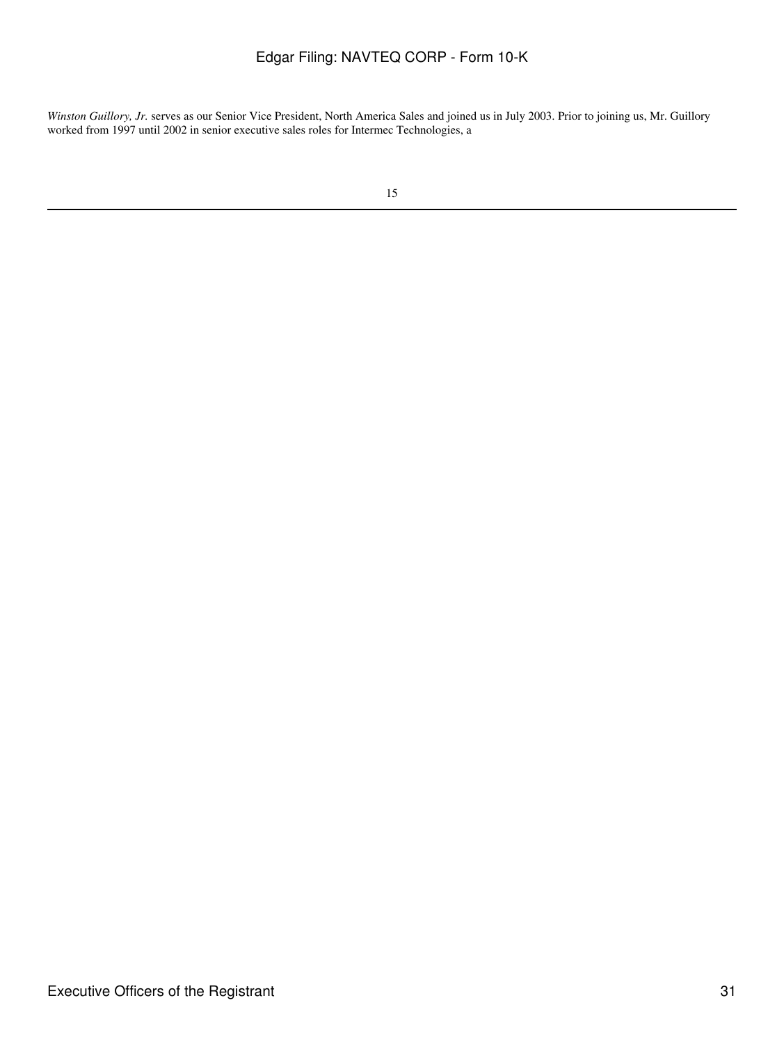*Winston Guillory, Jr.* serves as our Senior Vice President, North America Sales and joined us in July 2003. Prior to joining us, Mr. Guillory worked from 1997 until 2002 in senior executive sales roles for Intermec Technologies, a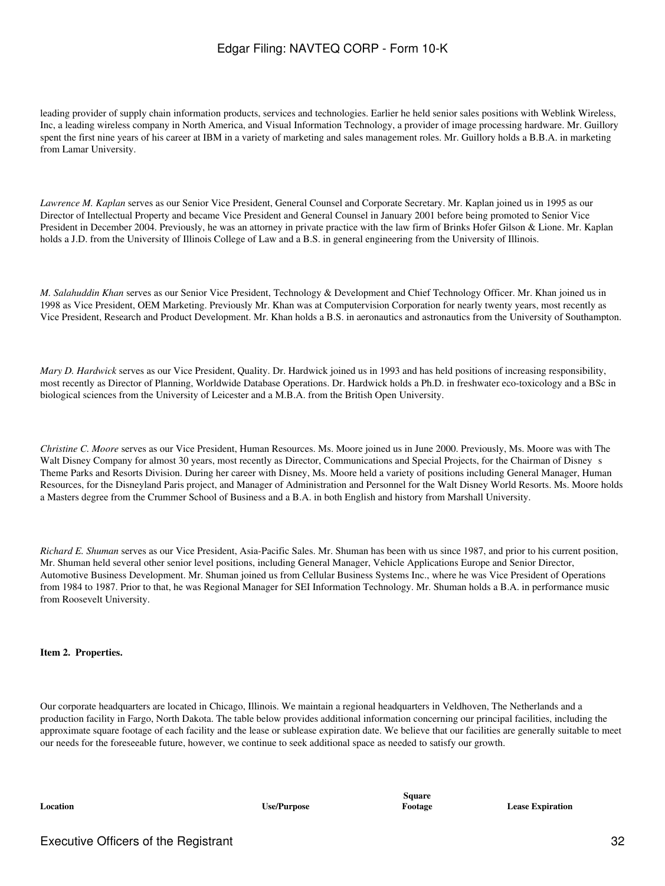leading provider of supply chain information products, services and technologies. Earlier he held senior sales positions with Weblink Wireless, Inc, a leading wireless company in North America, and Visual Information Technology, a provider of image processing hardware. Mr. Guillory spent the first nine years of his career at IBM in a variety of marketing and sales management roles. Mr. Guillory holds a B.B.A. in marketing from Lamar University.

*Lawrence M. Kaplan* serves as our Senior Vice President, General Counsel and Corporate Secretary. Mr. Kaplan joined us in 1995 as our Director of Intellectual Property and became Vice President and General Counsel in January 2001 before being promoted to Senior Vice President in December 2004. Previously, he was an attorney in private practice with the law firm of Brinks Hofer Gilson & Lione. Mr. Kaplan holds a J.D. from the University of Illinois College of Law and a B.S. in general engineering from the University of Illinois.

*M. Salahuddin Khan* serves as our Senior Vice President, Technology & Development and Chief Technology Officer. Mr. Khan joined us in 1998 as Vice President, OEM Marketing. Previously Mr. Khan was at Computervision Corporation for nearly twenty years, most recently as Vice President, Research and Product Development. Mr. Khan holds a B.S. in aeronautics and astronautics from the University of Southampton.

*Mary D. Hardwick* serves as our Vice President, Quality. Dr. Hardwick joined us in 1993 and has held positions of increasing responsibility, most recently as Director of Planning, Worldwide Database Operations. Dr. Hardwick holds a Ph.D. in freshwater eco-toxicology and a BSc in biological sciences from the University of Leicester and a M.B.A. from the British Open University.

*Christine C. Moore* serves as our Vice President, Human Resources. Ms. Moore joined us in June 2000. Previously, Ms. Moore was with The Walt Disney Company for almost 30 years, most recently as Director, Communications and Special Projects, for the Chairman of Disney s Theme Parks and Resorts Division. During her career with Disney, Ms. Moore held a variety of positions including General Manager, Human Resources, for the Disneyland Paris project, and Manager of Administration and Personnel for the Walt Disney World Resorts. Ms. Moore holds a Masters degree from the Crummer School of Business and a B.A. in both English and history from Marshall University.

*Richard E. Shuman* serves as our Vice President, Asia-Pacific Sales. Mr. Shuman has been with us since 1987, and prior to his current position, Mr. Shuman held several other senior level positions, including General Manager, Vehicle Applications Europe and Senior Director, Automotive Business Development. Mr. Shuman joined us from Cellular Business Systems Inc., where he was Vice President of Operations from 1984 to 1987. Prior to that, he was Regional Manager for SEI Information Technology. Mr. Shuman holds a B.A. in performance music from Roosevelt University.

**Item 2. Properties.**

Our corporate headquarters are located in Chicago, Illinois. We maintain a regional headquarters in Veldhoven, The Netherlands and a production facility in Fargo, North Dakota. The table below provides additional information concerning our principal facilities, including the approximate square footage of each facility and the lease or sublease expiration date. We believe that our facilities are generally suitable to meet our needs for the foreseeable future, however, we continue to seek additional space as needed to satisfy our growth.

| Location | Use/Purpose | Square Footage | Lease Expiration |
|---|---|---|---|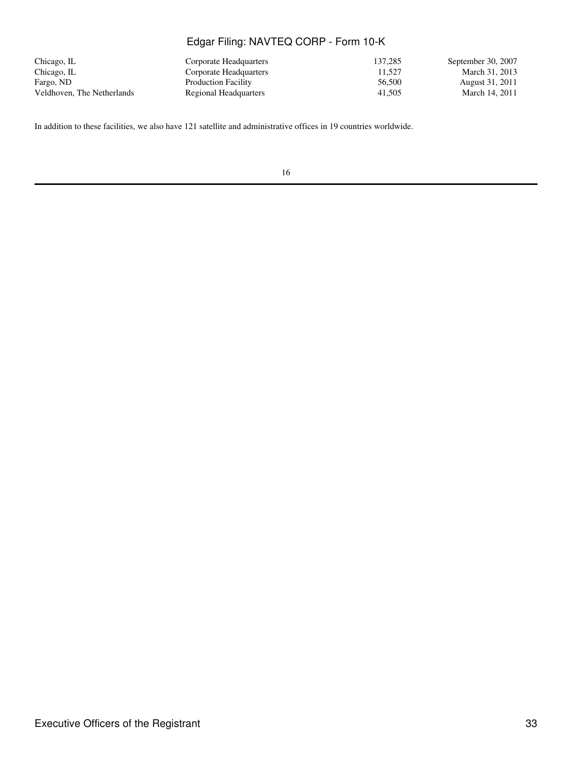| | | | |
|---|---|---|---|
| Chicago, IL | Corporate Headquarters | 137,285 | September 30, 2007 |
| Chicago, IL | Corporate Headquarters | 11,527 | March 31, 2013 |
| Fargo, ND | Production Facility | 56,500 | August 31, 2011 |
| Veldhoven, The Netherlands | Regional Headquarters | 41,505 | March 14, 2011 |

In addition to these facilities, we also have 121 satellite and administrative offices in 19 countries worldwide.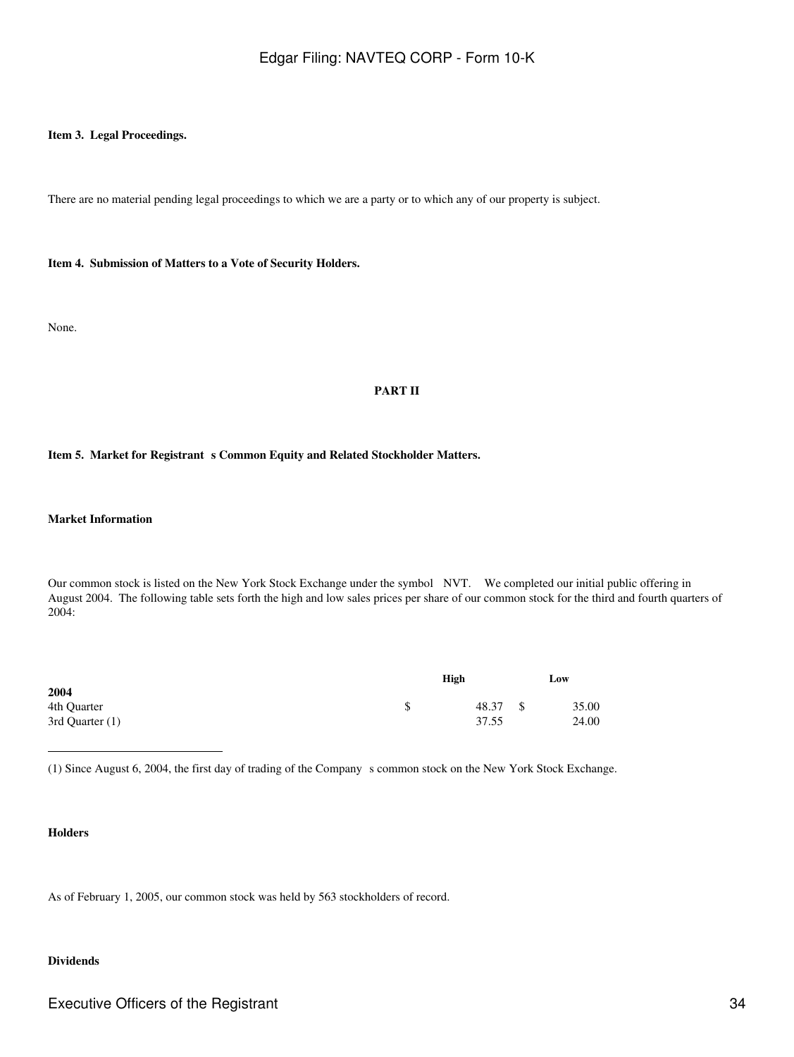**Item 3. Legal Proceedings.**

There are no material pending legal proceedings to which we are a party or to which any of our property is subject.

**Item 4. Submission of Matters to a Vote of Security Holders.**

None.

**PART II**

**Item 5. Market for Registrant s Common Equity and Related Stockholder Matters.**

**Market Information**

Our common stock is listed on the New York Stock Exchange under the symbol NVT. We completed our initial public offering in August 2004. The following table sets forth the high and low sales prices per share of our common stock for the third and fourth quarters of 2004:

| | High | Low |
|---|---|---|
| **2004** | | |
| 4th Quarter | $ 48.37 | $ 35.00 |
| 3rd Quarter (1) | 37.55 | 24.00 |

(1) Since August 6, 2004, the first day of trading of the Company s common stock on the New York Stock Exchange.

**Holders**

As of February 1, 2005, our common stock was held by 563 stockholders of record.

**Dividends**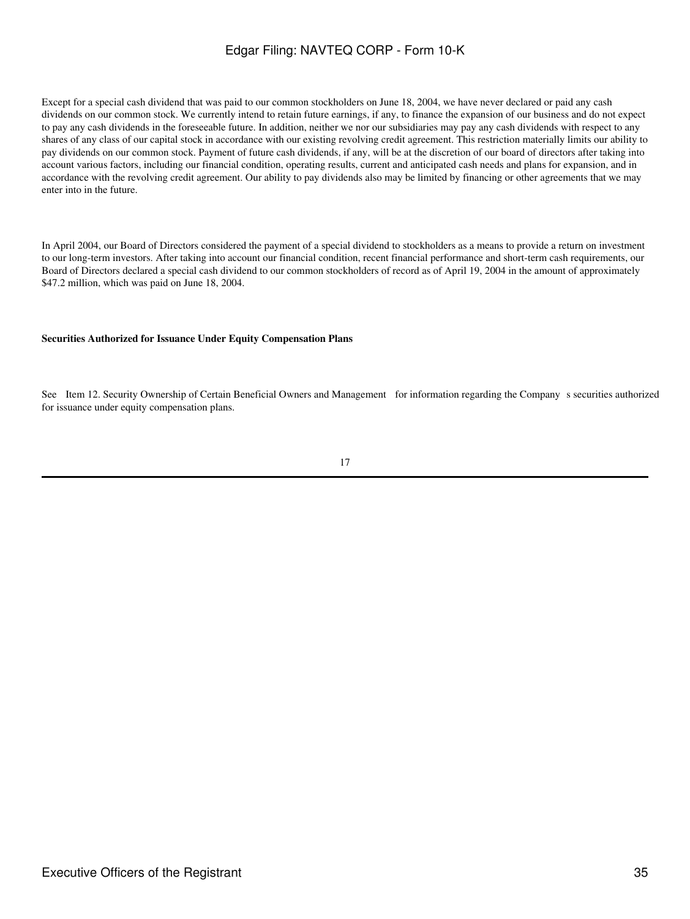Except for a special cash dividend that was paid to our common stockholders on June 18, 2004, we have never declared or paid any cash dividends on our common stock. We currently intend to retain future earnings, if any, to finance the expansion of our business and do not expect to pay any cash dividends in the foreseeable future. In addition, neither we nor our subsidiaries may pay any cash dividends with respect to any shares of any class of our capital stock in accordance with our existing revolving credit agreement. This restriction materially limits our ability to pay dividends on our common stock. Payment of future cash dividends, if any, will be at the discretion of our board of directors after taking into account various factors, including our financial condition, operating results, current and anticipated cash needs and plans for expansion, and in accordance with the revolving credit agreement. Our ability to pay dividends also may be limited by financing or other agreements that we may enter into in the future.

In April 2004, our Board of Directors considered the payment of a special dividend to stockholders as a means to provide a return on investment to our long-term investors. After taking into account our financial condition, recent financial performance and short-term cash requirements, our Board of Directors declared a special cash dividend to our common stockholders of record as of April 19, 2004 in the amount of approximately $47.2 million, which was paid on June 18, 2004.

**Securities Authorized for Issuance Under Equity Compensation Plans**

See Item 12. Security Ownership of Certain Beneficial Owners and Management for information regarding the Company s securities authorized for issuance under equity compensation plans.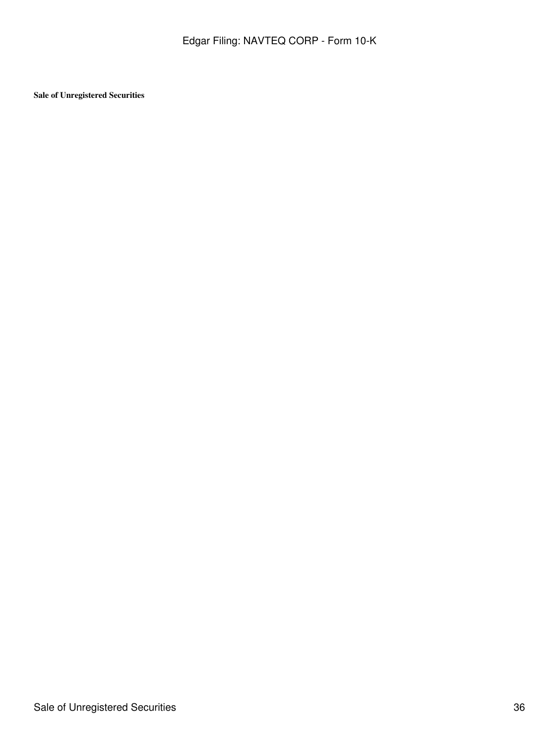**Sale of Unregistered Securities**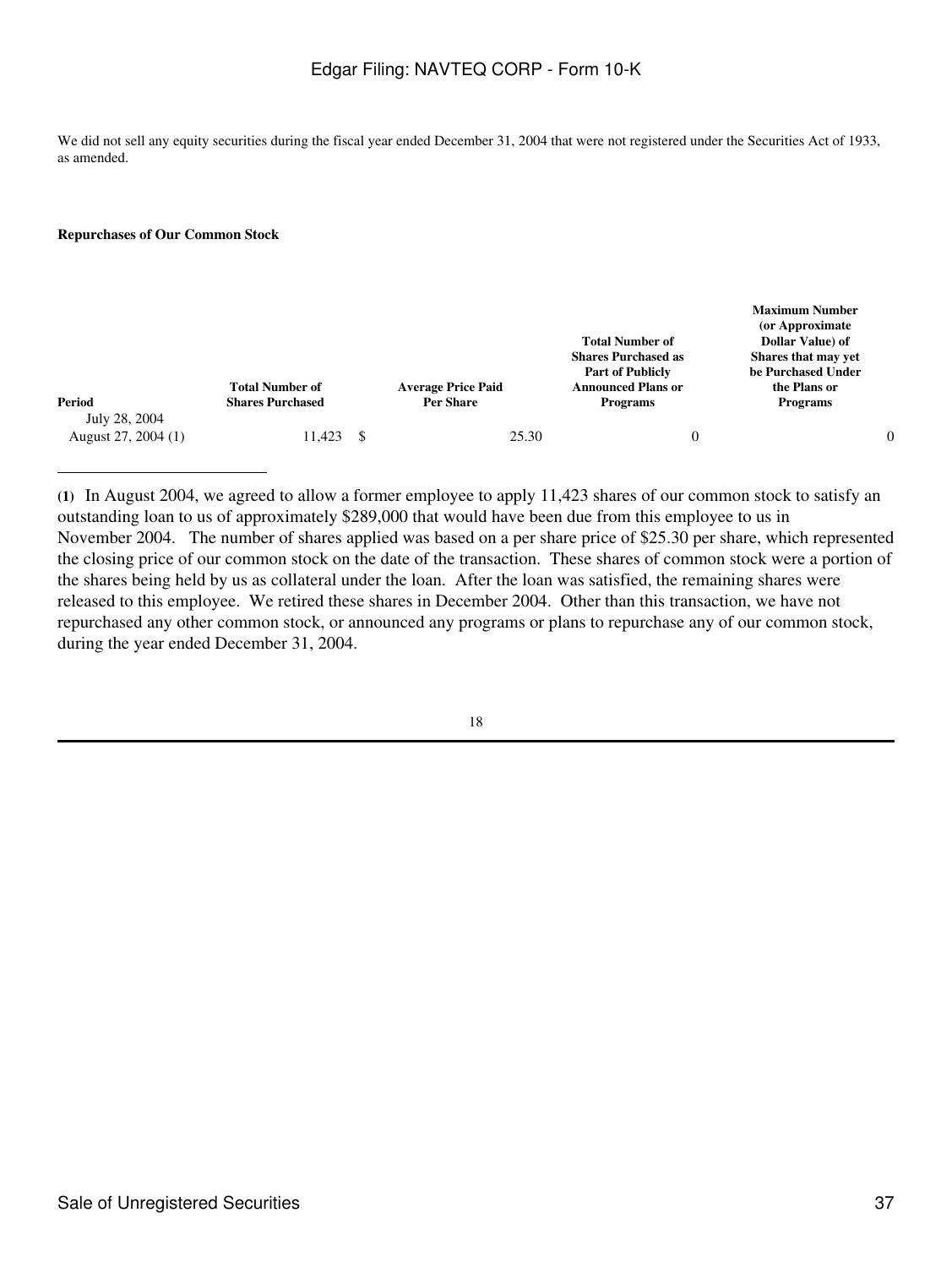We did not sell any equity securities during the fiscal year ended December 31, 2004 that were not registered under the Securities Act of 1933, as amended.

**Repurchases of Our Common Stock**

| Period | Total Number of Shares Purchased | Average Price Paid Per Share | Total Number of Shares Purchased as Part of Publicly Announced Plans or Programs | Maximum Number (or Approximate Dollar Value) of Shares that may yet be Purchased Under the Plans or Programs |
|---|---|---|---|---|
| July 28, 2004 August 27, 2004 (1) | 11,423 | $ 25.30 | 0 | 0 |

**(1)** In August 2004, we agreed to allow a former employee to apply 11,423 shares of our common stock to satisfy an outstanding loan to us of approximately $289,000 that would have been due from this employee to us in November 2004. The number of shares applied was based on a per share price of $25.30 per share, which represented the closing price of our common stock on the date of the transaction. These shares of common stock were a portion of the shares being held by us as collateral under the loan. After the loan was satisfied, the remaining shares were released to this employee. We retired these shares in December 2004. Other than this transaction, we have not repurchased any other common stock, or announced any programs or plans to repurchase any of our common stock, during the year ended December 31, 2004.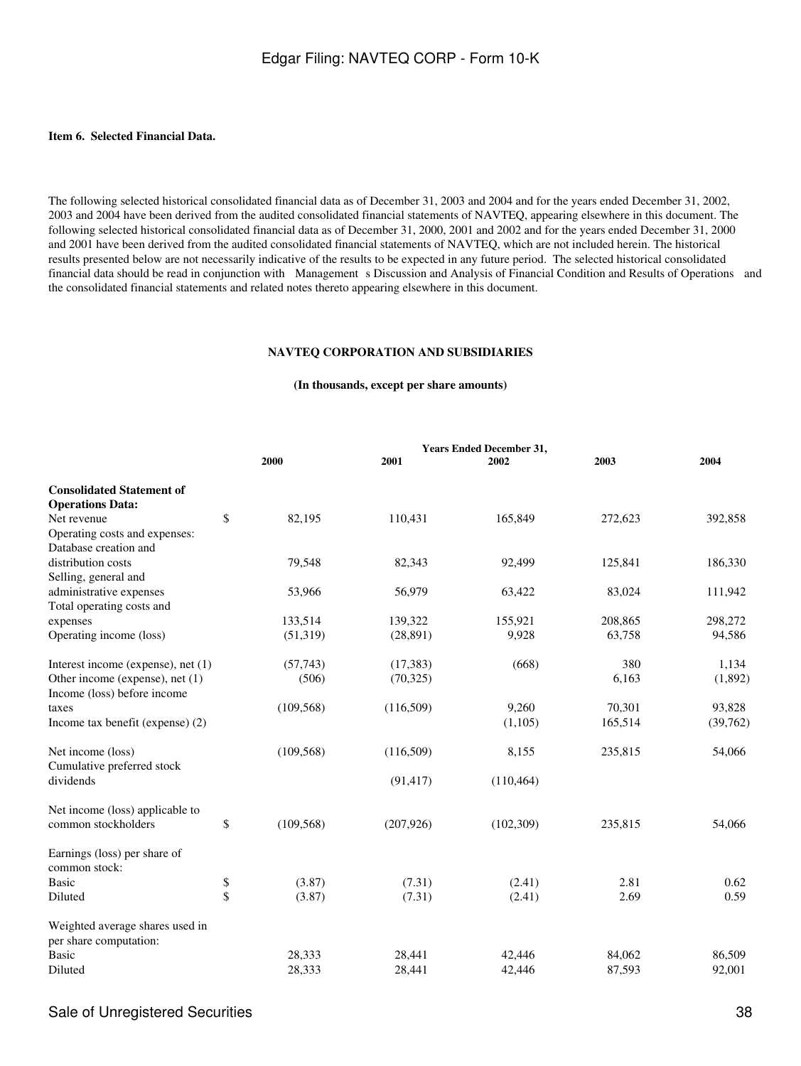**Item 6. Selected Financial Data.**

The following selected historical consolidated financial data as of December 31, 2003 and 2004 and for the years ended December 31, 2002, 2003 and 2004 have been derived from the audited consolidated financial statements of NAVTEQ, appearing elsewhere in this document. The following selected historical consolidated financial data as of December 31, 2000, 2001 and 2002 and for the years ended December 31, 2000 and 2001 have been derived from the audited consolidated financial statements of NAVTEQ, which are not included herein. The historical results presented below are not necessarily indicative of the results to be expected in any future period. The selected historical consolidated financial data should be read in conjunction with Management s Discussion and Analysis of Financial Condition and Results of Operations and the consolidated financial statements and related notes thereto appearing elsewhere in this document.

**NAVTEQ CORPORATION AND SUBSIDIARIES**

**(In thousands, except per share amounts)**

| | Years Ended December 31, | | | | |
|---|---|---|---|---|---|
| | **2000** | **2001** | **2002** | **2003** | **2004** |
| **Consolidated Statement of Operations Data:** | | | | | |
| Net revenue | $ 82,195 | 110,431 | 165,849 | 272,623 | 392,858 |
| Operating costs and expenses: | | | | | |
| Database creation and distribution costs | 79,548 | 82,343 | 92,499 | 125,841 | 186,330 |
| Selling, general and administrative expenses | 53,966 | 56,979 | 63,422 | 83,024 | 111,942 |
| Total operating costs and expenses | 133,514 | 139,322 | 155,921 | 208,865 | 298,272 |
| Operating income (loss) | (51,319) | (28,891) | 9,928 | 63,758 | 94,586 |
| Interest income (expense), net (1) | (57,743) | (17,383) | (668) | 380 | 1,134 |
| Other income (expense), net (1) | (506) | (70,325) | | 6,163 | (1,892) |
| Income (loss) before income taxes | (109,568) | (116,509) | 9,260 | 70,301 | 93,828 |
| Income tax benefit (expense) (2) | | | (1,105) | 165,514 | (39,762) |
| Net income (loss) | (109,568) | (116,509) | 8,155 | 235,815 | 54,066 |
| Cumulative preferred stock dividends | | (91,417) | (110,464) | | |
| Net income (loss) applicable to common stockholders | $ (109,568) | (207,926) | (102,309) | 235,815 | 54,066 |
| Earnings (loss) per share of common stock: | | | | | |
| Basic | $ (3.87) | (7.31) | (2.41) | 2.81 | 0.62 |
| Diluted | $ (3.87) | (7.31) | (2.41) | 2.69 | 0.59 |
| Weighted average shares used in per share computation: | | | | | |
| Basic | 28,333 | 28,441 | 42,446 | 84,062 | 86,509 |
| Diluted | 28,333 | 28,441 | 42,446 | 87,593 | 92,001 |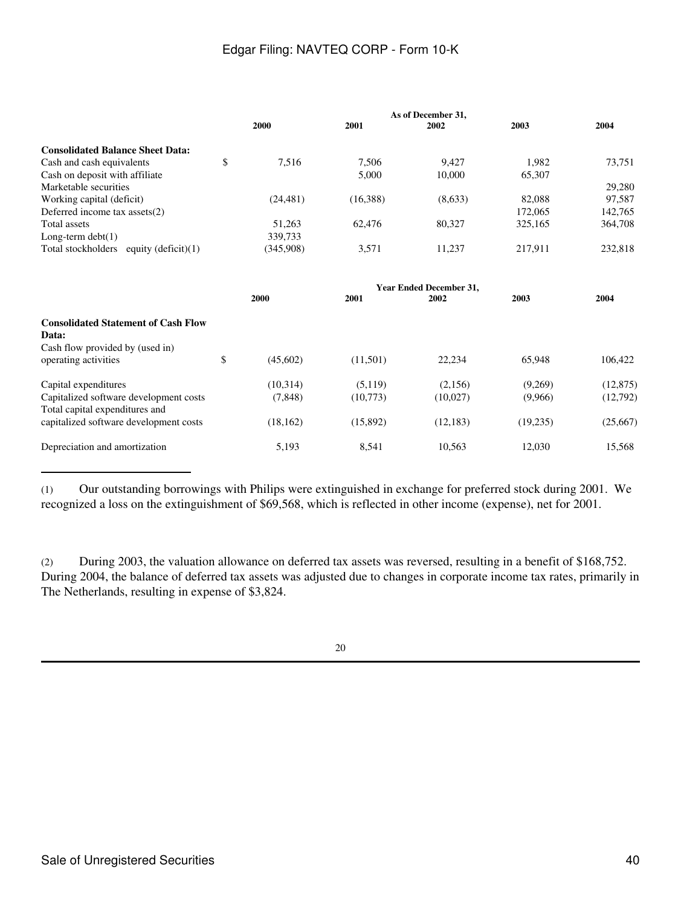| | As of December 31, | | | | |
|---|---|---|---|---|---|
| | 2000 | 2001 | 2002 | 2003 | 2004 |
| **Consolidated Balance Sheet Data:** | | | | | |
| Cash and cash equivalents | $ 7,516 | 7,506 | 9,427 | 1,982 | 73,751 |
| Cash on deposit with affiliate | | 5,000 | 10,000 | 65,307 | |
| Marketable securities | | | | | 29,280 |
| Working capital (deficit) | (24,481) | (16,388) | (8,633) | 82,088 | 97,587 |
| Deferred income tax assets(2) | | | | 172,065 | 142,765 |
| Total assets | 51,263 | 62,476 | 80,327 | 325,165 | 364,708 |
| Long-term debt(1) | 339,733 | | | | |
| Total stockholders equity (deficit)(1) | (345,908) | 3,571 | 11,237 | 217,911 | 232,818 |

| | Year Ended December 31, | | | | |
|---|---|---|---|---|---|
| | 2000 | 2001 | 2002 | 2003 | 2004 |
| **Consolidated Statement of Cash Flow Data:** | | | | | |
| Cash flow provided by (used in) operating activities | $ (45,602) | (11,501) | 22,234 | 65,948 | 106,422 |
| Capital expenditures | (10,314) | (5,119) | (2,156) | (9,269) | (12,875) |
| Capitalized software development costs | (7,848) | (10,773) | (10,027) | (9,966) | (12,792) |
| Total capital expenditures and capitalized software development costs | (18,162) | (15,892) | (12,183) | (19,235) | (25,667) |
| Depreciation and amortization | 5,193 | 8,541 | 10,563 | 12,030 | 15,568 |

(1) Our outstanding borrowings with Philips were extinguished in exchange for preferred stock during 2001. We recognized a loss on the extinguishment of $69,568, which is reflected in other income (expense), net for 2001.

(2) During 2003, the valuation allowance on deferred tax assets was reversed, resulting in a benefit of $168,752. During 2004, the balance of deferred tax assets was adjusted due to changes in corporate income tax rates, primarily in The Netherlands, resulting in expense of $3,824.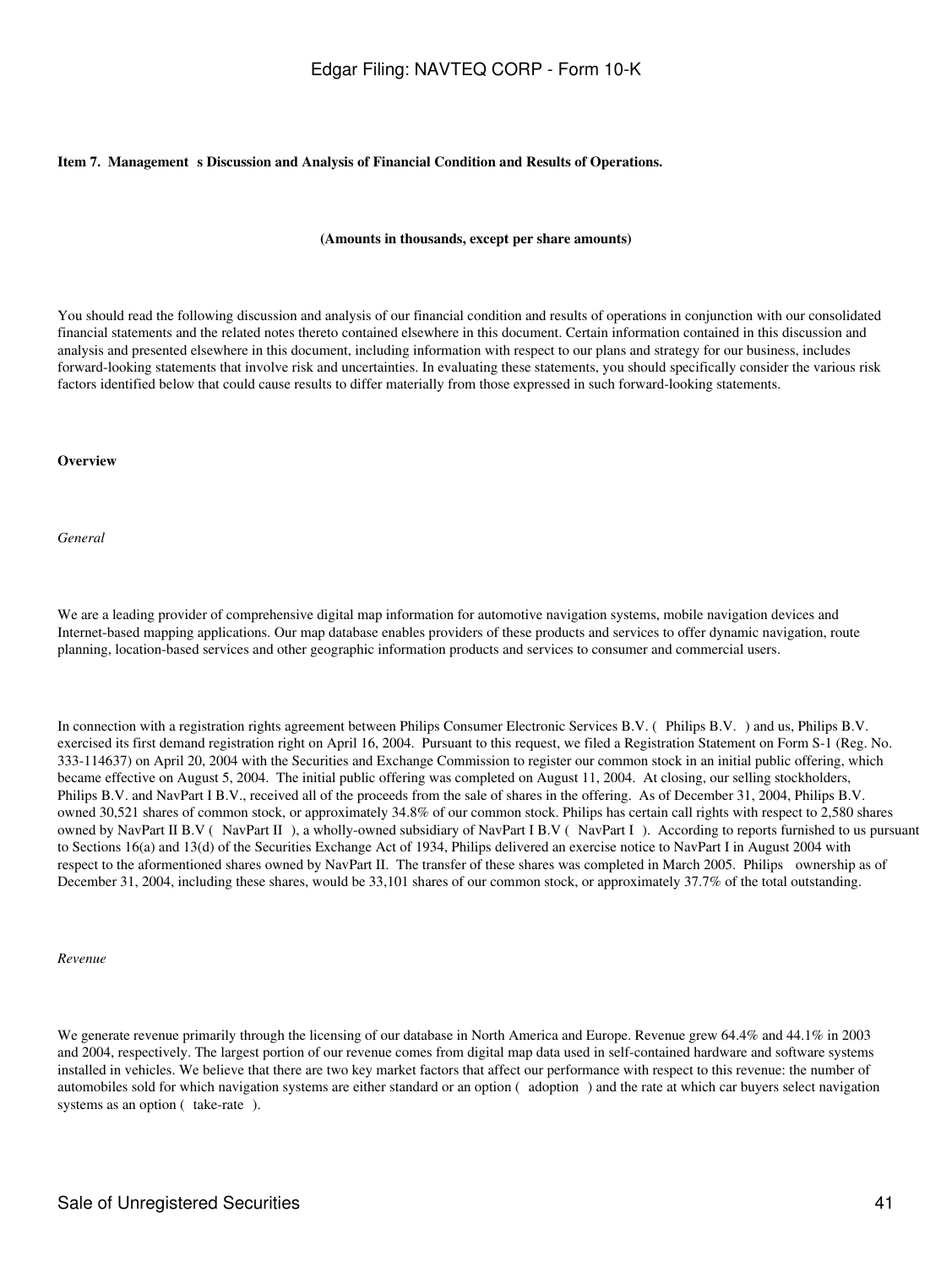**Item 7. Management s Discussion and Analysis of Financial Condition and Results of Operations.**

**(Amounts in thousands, except per share amounts)**

You should read the following discussion and analysis of our financial condition and results of operations in conjunction with our consolidated financial statements and the related notes thereto contained elsewhere in this document. Certain information contained in this discussion and analysis and presented elsewhere in this document, including information with respect to our plans and strategy for our business, includes forward-looking statements that involve risk and uncertainties. In evaluating these statements, you should specifically consider the various risk factors identified below that could cause results to differ materially from those expressed in such forward-looking statements.

**Overview**

*General*

We are a leading provider of comprehensive digital map information for automotive navigation systems, mobile navigation devices and Internet-based mapping applications. Our map database enables providers of these products and services to offer dynamic navigation, route planning, location-based services and other geographic information products and services to consumer and commercial users.

In connection with a registration rights agreement between Philips Consumer Electronic Services B.V. ( Philips B.V. ) and us, Philips B.V. exercised its first demand registration right on April 16, 2004. Pursuant to this request, we filed a Registration Statement on Form S-1 (Reg. No. 333-114637) on April 20, 2004 with the Securities and Exchange Commission to register our common stock in an initial public offering, which became effective on August 5, 2004. The initial public offering was completed on August 11, 2004. At closing, our selling stockholders, Philips B.V. and NavPart I B.V., received all of the proceeds from the sale of shares in the offering. As of December 31, 2004, Philips B.V. owned 30,521 shares of common stock, or approximately 34.8% of our common stock. Philips has certain call rights with respect to 2,580 shares owned by NavPart II B.V ( NavPart II ), a wholly-owned subsidiary of NavPart I B.V ( NavPart I ). According to reports furnished to us pursuant to Sections 16(a) and 13(d) of the Securities Exchange Act of 1934, Philips delivered an exercise notice to NavPart I in August 2004 with respect to the aforementioned shares owned by NavPart II. The transfer of these shares was completed in March 2005. Philips ownership as of December 31, 2004, including these shares, would be 33,101 shares of our common stock, or approximately 37.7% of the total outstanding.

*Revenue*

We generate revenue primarily through the licensing of our database in North America and Europe. Revenue grew 64.4% and 44.1% in 2003 and 2004, respectively. The largest portion of our revenue comes from digital map data used in self-contained hardware and software systems installed in vehicles. We believe that there are two key market factors that affect our performance with respect to this revenue: the number of automobiles sold for which navigation systems are either standard or an option ( adoption ) and the rate at which car buyers select navigation systems as an option ( take-rate ).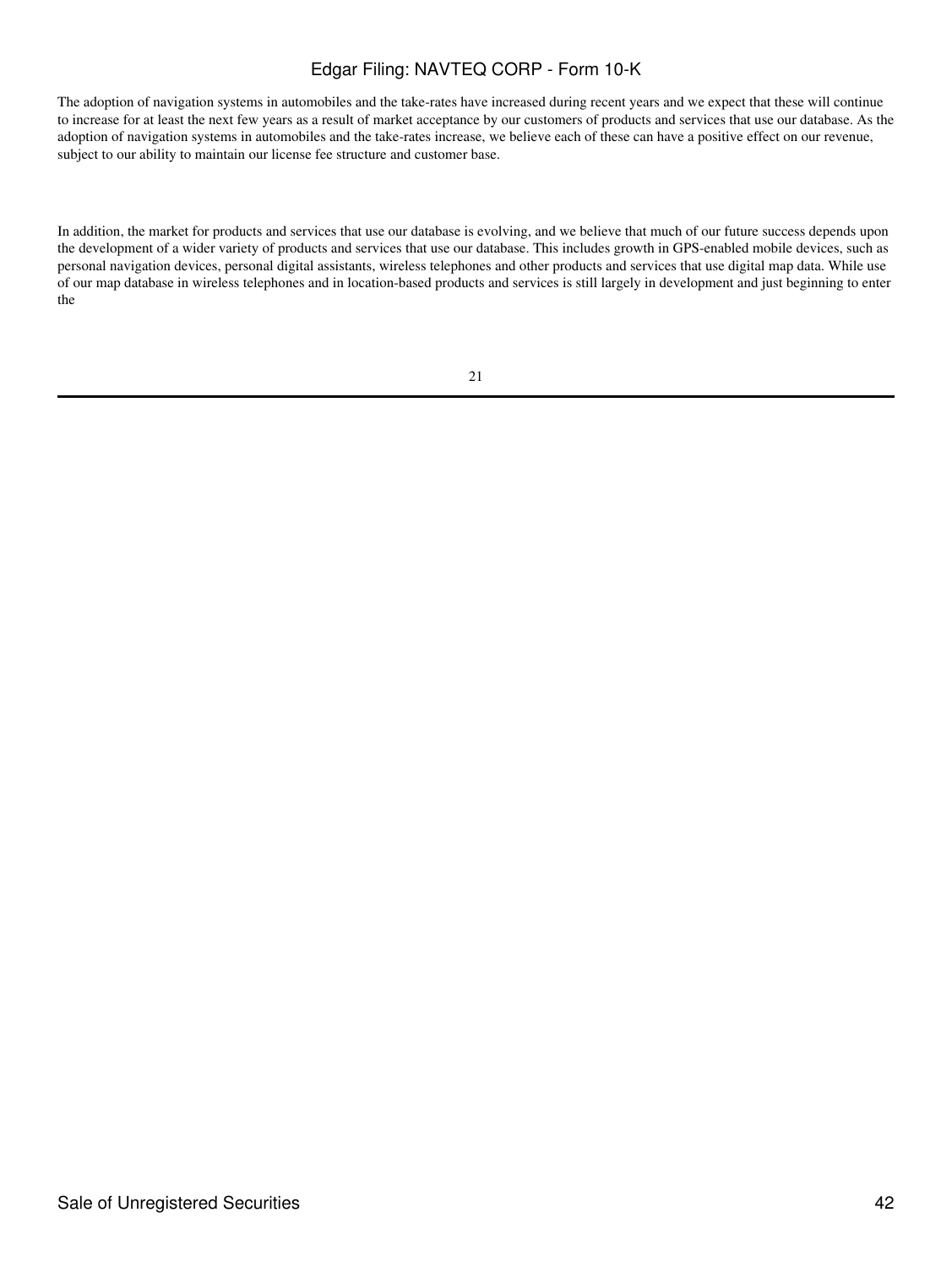The adoption of navigation systems in automobiles and the take-rates have increased during recent years and we expect that these will continue to increase for at least the next few years as a result of market acceptance by our customers of products and services that use our database. As the adoption of navigation systems in automobiles and the take-rates increase, we believe each of these can have a positive effect on our revenue, subject to our ability to maintain our license fee structure and customer base.

In addition, the market for products and services that use our database is evolving, and we believe that much of our future success depends upon the development of a wider variety of products and services that use our database. This includes growth in GPS-enabled mobile devices, such as personal navigation devices, personal digital assistants, wireless telephones and other products and services that use digital map data. While use of our map database in wireless telephones and in location-based products and services is still largely in development and just beginning to enter the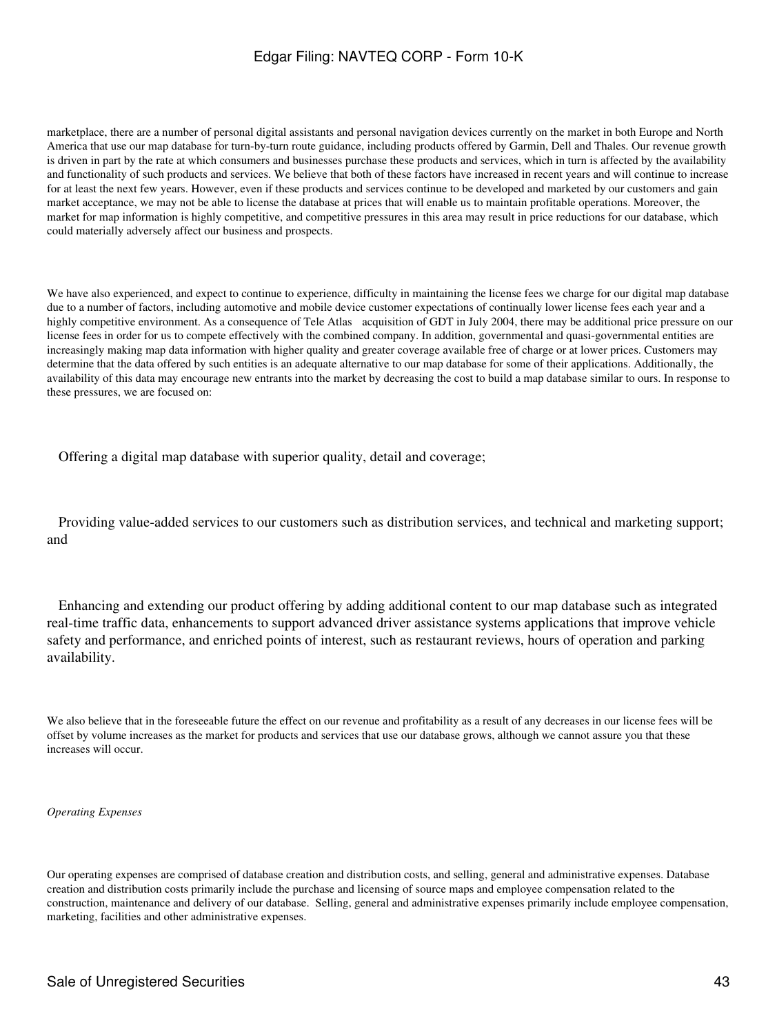marketplace, there are a number of personal digital assistants and personal navigation devices currently on the market in both Europe and North America that use our map database for turn-by-turn route guidance, including products offered by Garmin, Dell and Thales. Our revenue growth is driven in part by the rate at which consumers and businesses purchase these products and services, which in turn is affected by the availability and functionality of such products and services. We believe that both of these factors have increased in recent years and will continue to increase for at least the next few years. However, even if these products and services continue to be developed and marketed by our customers and gain market acceptance, we may not be able to license the database at prices that will enable us to maintain profitable operations. Moreover, the market for map information is highly competitive, and competitive pressures in this area may result in price reductions for our database, which could materially adversely affect our business and prospects.

We have also experienced, and expect to continue to experience, difficulty in maintaining the license fees we charge for our digital map database due to a number of factors, including automotive and mobile device customer expectations of continually lower license fees each year and a highly competitive environment. As a consequence of Tele Atlas acquisition of GDT in July 2004, there may be additional price pressure on our license fees in order for us to compete effectively with the combined company. In addition, governmental and quasi-governmental entities are increasingly making map data information with higher quality and greater coverage available free of charge or at lower prices. Customers may determine that the data offered by such entities is an adequate alternative to our map database for some of their applications. Additionally, the availability of this data may encourage new entrants into the market by decreasing the cost to build a map database similar to ours. In response to these pressures, we are focused on:

- Offering a digital map database with superior quality, detail and coverage;

- Providing value-added services to our customers such as distribution services, and technical and marketing support; and

- Enhancing and extending our product offering by adding additional content to our map database such as integrated real-time traffic data, enhancements to support advanced driver assistance systems applications that improve vehicle safety and performance, and enriched points of interest, such as restaurant reviews, hours of operation and parking availability.

We also believe that in the foreseeable future the effect on our revenue and profitability as a result of any decreases in our license fees will be offset by volume increases as the market for products and services that use our database grows, although we cannot assure you that these increases will occur.

*Operating Expenses*

Our operating expenses are comprised of database creation and distribution costs, and selling, general and administrative expenses. Database creation and distribution costs primarily include the purchase and licensing of source maps and employee compensation related to the construction, maintenance and delivery of our database. Selling, general and administrative expenses primarily include employee compensation, marketing, facilities and other administrative expenses.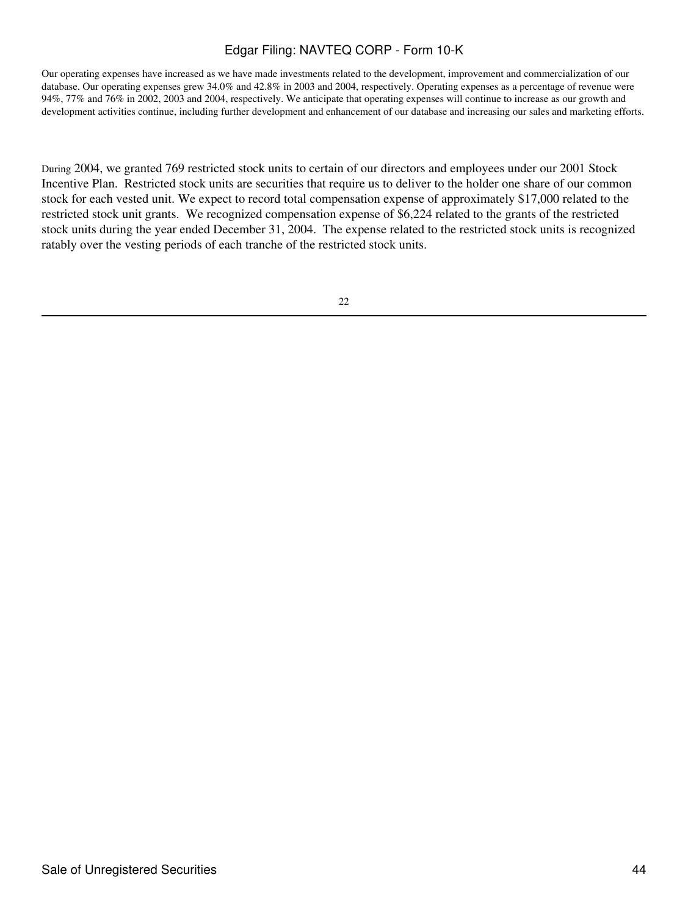Our operating expenses have increased as we have made investments related to the development, improvement and commercialization of our database. Our operating expenses grew 34.0% and 42.8% in 2003 and 2004, respectively. Operating expenses as a percentage of revenue were 94%, 77% and 76% in 2002, 2003 and 2004, respectively. We anticipate that operating expenses will continue to increase as our growth and development activities continue, including further development and enhancement of our database and increasing our sales and marketing efforts.

During 2004, we granted 769 restricted stock units to certain of our directors and employees under our 2001 Stock Incentive Plan. Restricted stock units are securities that require us to deliver to the holder one share of our common stock for each vested unit. We expect to record total compensation expense of approximately $17,000 related to the restricted stock unit grants. We recognized compensation expense of $6,224 related to the grants of the restricted stock units during the year ended December 31, 2004. The expense related to the restricted stock units is recognized ratably over the vesting periods of each tranche of the restricted stock units.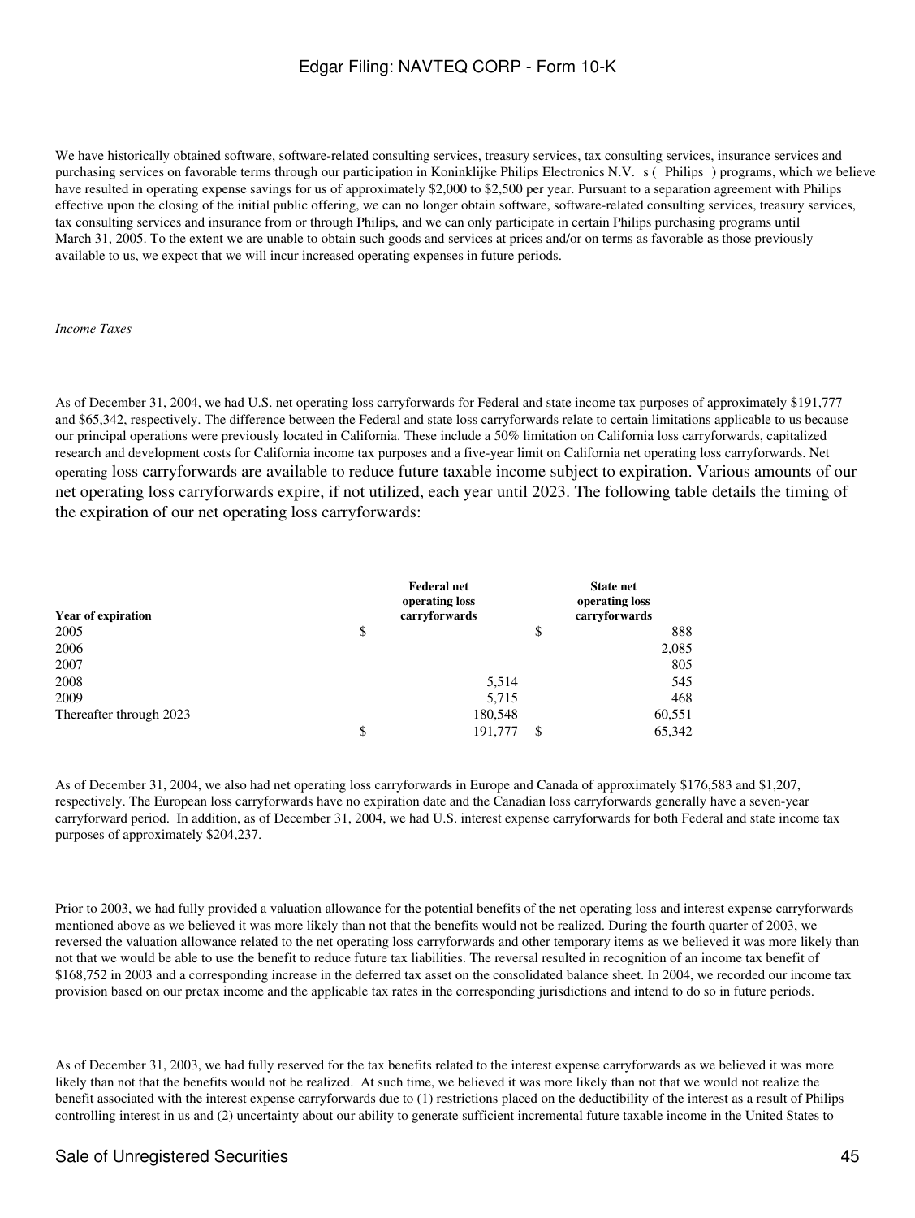We have historically obtained software, software-related consulting services, treasury services, tax consulting services, insurance services and purchasing services on favorable terms through our participation in Koninklijke Philips Electronics N.V. s ( Philips ) programs, which we believe have resulted in operating expense savings for us of approximately $2,000 to $2,500 per year. Pursuant to a separation agreement with Philips effective upon the closing of the initial public offering, we can no longer obtain software, software-related consulting services, treasury services, tax consulting services and insurance from or through Philips, and we can only participate in certain Philips purchasing programs until March 31, 2005. To the extent we are unable to obtain such goods and services at prices and/or on terms as favorable as those previously available to us, we expect that we will incur increased operating expenses in future periods.

*Income Taxes*

As of December 31, 2004, we had U.S. net operating loss carryforwards for Federal and state income tax purposes of approximately $191,777 and $65,342, respectively. The difference between the Federal and state loss carryforwards relate to certain limitations applicable to us because our principal operations were previously located in California. These include a 50% limitation on California loss carryforwards, capitalized research and development costs for California income tax purposes and a five-year limit on California net operating loss carryforwards. Net operating loss carryforwards are available to reduce future taxable income subject to expiration. Various amounts of our net operating loss carryforwards expire, if not utilized, each year until 2023. The following table details the timing of the expiration of our net operating loss carryforwards:

| Year of expiration | Federal net operating loss carryforwards | State net operating loss carryforwards |
|---|---|---|
| 2005 | $ | $ 888 |
| 2006 | | 2,085 |
| 2007 | | 805 |
| 2008 | 5,514 | 545 |
| 2009 | 5,715 | 468 |
| Thereafter through 2023 | 180,548 | 60,551 |
| | $ 191,777 | $ 65,342 |

As of December 31, 2004, we also had net operating loss carryforwards in Europe and Canada of approximately $176,583 and $1,207, respectively. The European loss carryforwards have no expiration date and the Canadian loss carryforwards generally have a seven-year carryforward period. In addition, as of December 31, 2004, we had U.S. interest expense carryforwards for both Federal and state income tax purposes of approximately $204,237.

Prior to 2003, we had fully provided a valuation allowance for the potential benefits of the net operating loss and interest expense carryforwards mentioned above as we believed it was more likely than not that the benefits would not be realized. During the fourth quarter of 2003, we reversed the valuation allowance related to the net operating loss carryforwards and other temporary items as we believed it was more likely than not that we would be able to use the benefit to reduce future tax liabilities. The reversal resulted in recognition of an income tax benefit of $168,752 in 2003 and a corresponding increase in the deferred tax asset on the consolidated balance sheet. In 2004, we recorded our income tax provision based on our pretax income and the applicable tax rates in the corresponding jurisdictions and intend to do so in future periods.

As of December 31, 2003, we had fully reserved for the tax benefits related to the interest expense carryforwards as we believed it was more likely than not that the benefits would not be realized. At such time, we believed it was more likely than not that we would not realize the benefit associated with the interest expense carryforwards due to (1) restrictions placed on the deductibility of the interest as a result of Philips controlling interest in us and (2) uncertainty about our ability to generate sufficient incremental future taxable income in the United States to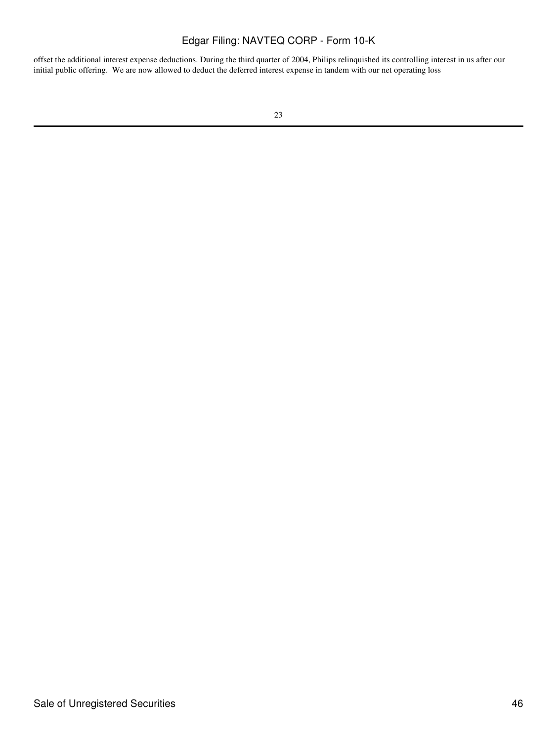offset the additional interest expense deductions. During the third quarter of 2004, Philips relinquished its controlling interest in us after our initial public offering. We are now allowed to deduct the deferred interest expense in tandem with our net operating loss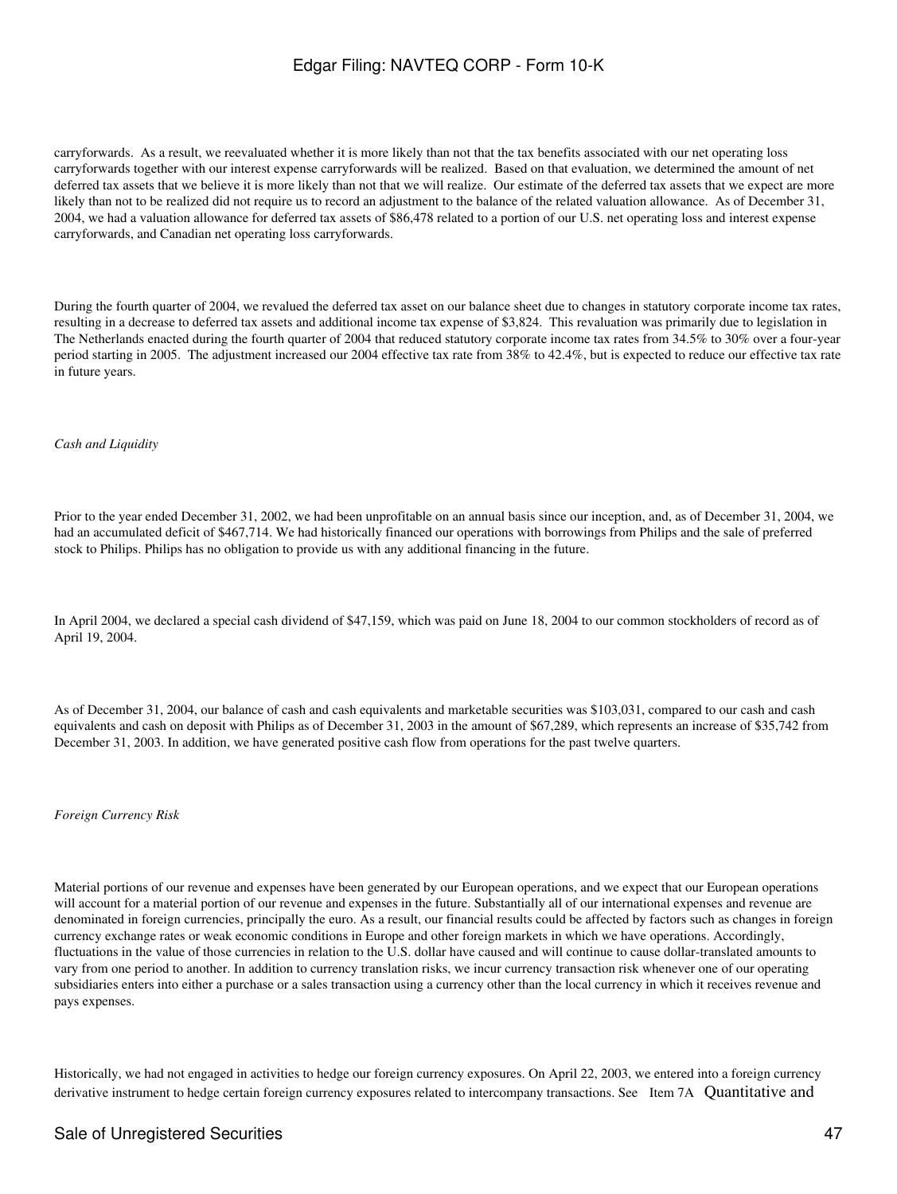carryforwards. As a result, we reevaluated whether it is more likely than not that the tax benefits associated with our net operating loss carryforwards together with our interest expense carryforwards will be realized. Based on that evaluation, we determined the amount of net deferred tax assets that we believe it is more likely than not that we will realize. Our estimate of the deferred tax assets that we expect are more likely than not to be realized did not require us to record an adjustment to the balance of the related valuation allowance. As of December 31, 2004, we had a valuation allowance for deferred tax assets of $86,478 related to a portion of our U.S. net operating loss and interest expense carryforwards, and Canadian net operating loss carryforwards.

During the fourth quarter of 2004, we revalued the deferred tax asset on our balance sheet due to changes in statutory corporate income tax rates, resulting in a decrease to deferred tax assets and additional income tax expense of $3,824. This revaluation was primarily due to legislation in The Netherlands enacted during the fourth quarter of 2004 that reduced statutory corporate income tax rates from 34.5% to 30% over a four-year period starting in 2005. The adjustment increased our 2004 effective tax rate from 38% to 42.4%, but is expected to reduce our effective tax rate in future years.

*Cash and Liquidity*

Prior to the year ended December 31, 2002, we had been unprofitable on an annual basis since our inception, and, as of December 31, 2004, we had an accumulated deficit of $467,714. We had historically financed our operations with borrowings from Philips and the sale of preferred stock to Philips. Philips has no obligation to provide us with any additional financing in the future.

In April 2004, we declared a special cash dividend of $47,159, which was paid on June 18, 2004 to our common stockholders of record as of April 19, 2004.

As of December 31, 2004, our balance of cash and cash equivalents and marketable securities was $103,031, compared to our cash and cash equivalents and cash on deposit with Philips as of December 31, 2003 in the amount of $67,289, which represents an increase of $35,742 from December 31, 2003. In addition, we have generated positive cash flow from operations for the past twelve quarters.

*Foreign Currency Risk*

Material portions of our revenue and expenses have been generated by our European operations, and we expect that our European operations will account for a material portion of our revenue and expenses in the future. Substantially all of our international expenses and revenue are denominated in foreign currencies, principally the euro. As a result, our financial results could be affected by factors such as changes in foreign currency exchange rates or weak economic conditions in Europe and other foreign markets in which we have operations. Accordingly, fluctuations in the value of those currencies in relation to the U.S. dollar have caused and will continue to cause dollar-translated amounts to vary from one period to another. In addition to currency translation risks, we incur currency transaction risk whenever one of our operating subsidiaries enters into either a purchase or a sales transaction using a currency other than the local currency in which it receives revenue and pays expenses.

Historically, we had not engaged in activities to hedge our foreign currency exposures. On April 22, 2003, we entered into a foreign currency derivative instrument to hedge certain foreign currency exposures related to intercompany transactions. See Item 7A Quantitative and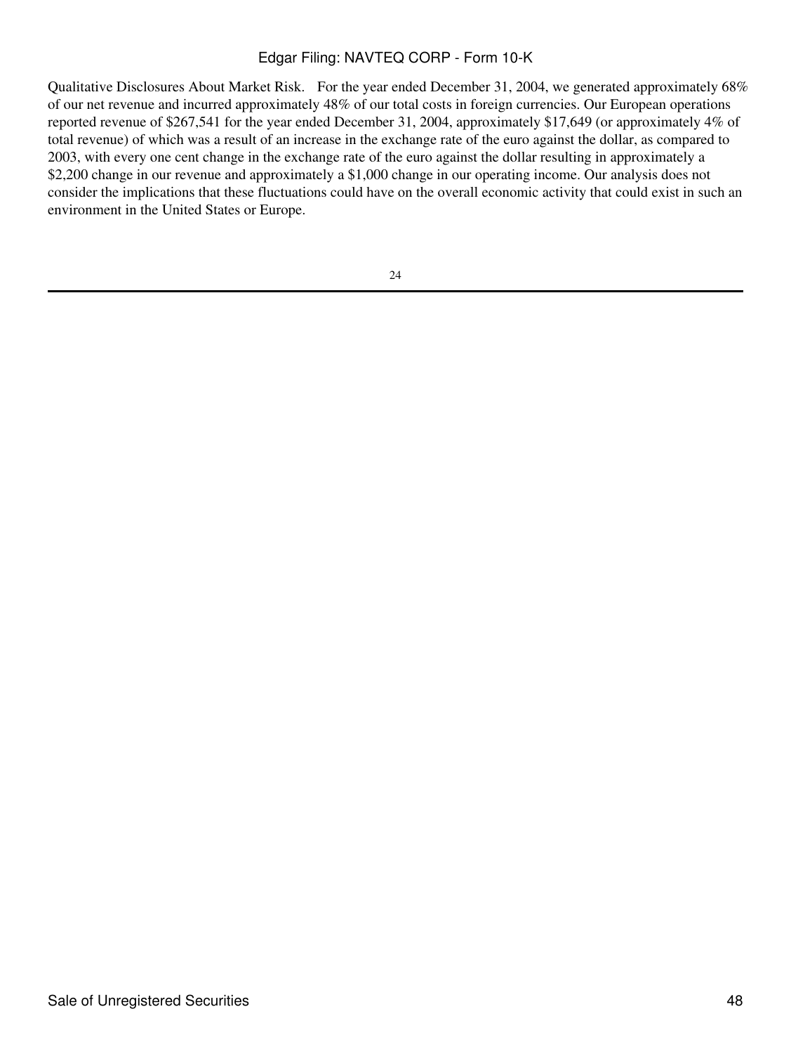Qualitative Disclosures About Market Risk. For the year ended December 31, 2004, we generated approximately 68% of our net revenue and incurred approximately 48% of our total costs in foreign currencies. Our European operations reported revenue of $267,541 for the year ended December 31, 2004, approximately $17,649 (or approximately 4% of total revenue) of which was a result of an increase in the exchange rate of the euro against the dollar, as compared to 2003, with every one cent change in the exchange rate of the euro against the dollar resulting in approximately a $2,200 change in our revenue and approximately a $1,000 change in our operating income. Our analysis does not consider the implications that these fluctuations could have on the overall economic activity that could exist in such an environment in the United States or Europe.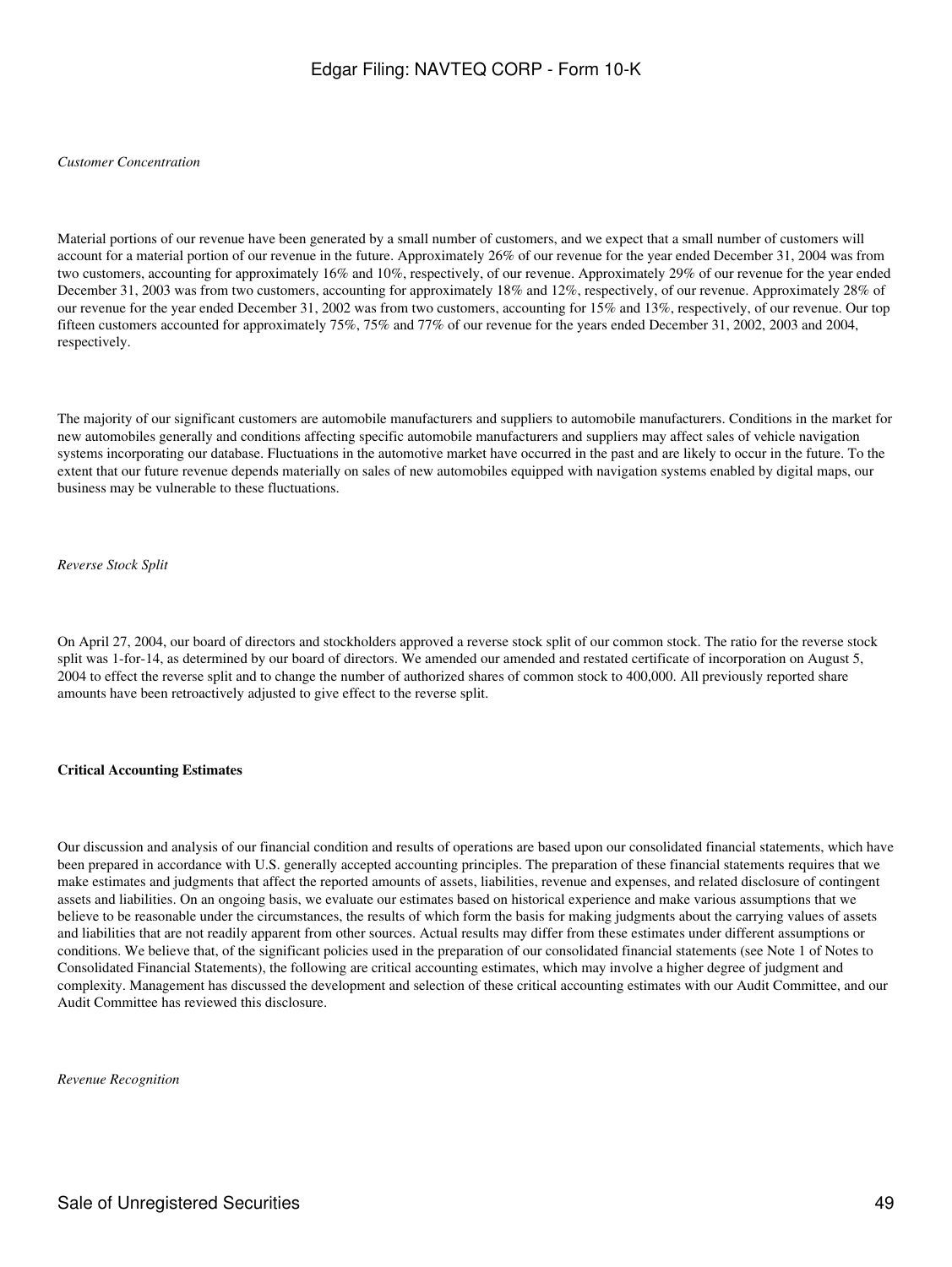*Customer Concentration*

Material portions of our revenue have been generated by a small number of customers, and we expect that a small number of customers will account for a material portion of our revenue in the future. Approximately 26% of our revenue for the year ended December 31, 2004 was from two customers, accounting for approximately 16% and 10%, respectively, of our revenue. Approximately 29% of our revenue for the year ended December 31, 2003 was from two customers, accounting for approximately 18% and 12%, respectively, of our revenue. Approximately 28% of our revenue for the year ended December 31, 2002 was from two customers, accounting for 15% and 13%, respectively, of our revenue. Our top fifteen customers accounted for approximately 75%, 75% and 77% of our revenue for the years ended December 31, 2002, 2003 and 2004, respectively.

The majority of our significant customers are automobile manufacturers and suppliers to automobile manufacturers. Conditions in the market for new automobiles generally and conditions affecting specific automobile manufacturers and suppliers may affect sales of vehicle navigation systems incorporating our database. Fluctuations in the automotive market have occurred in the past and are likely to occur in the future. To the extent that our future revenue depends materially on sales of new automobiles equipped with navigation systems enabled by digital maps, our business may be vulnerable to these fluctuations.

*Reverse Stock Split*

On April 27, 2004, our board of directors and stockholders approved a reverse stock split of our common stock. The ratio for the reverse stock split was 1-for-14, as determined by our board of directors. We amended our amended and restated certificate of incorporation on August 5, 2004 to effect the reverse split and to change the number of authorized shares of common stock to 400,000. All previously reported share amounts have been retroactively adjusted to give effect to the reverse split.

**Critical Accounting Estimates**

Our discussion and analysis of our financial condition and results of operations are based upon our consolidated financial statements, which have been prepared in accordance with U.S. generally accepted accounting principles. The preparation of these financial statements requires that we make estimates and judgments that affect the reported amounts of assets, liabilities, revenue and expenses, and related disclosure of contingent assets and liabilities. On an ongoing basis, we evaluate our estimates based on historical experience and make various assumptions that we believe to be reasonable under the circumstances, the results of which form the basis for making judgments about the carrying values of assets and liabilities that are not readily apparent from other sources. Actual results may differ from these estimates under different assumptions or conditions. We believe that, of the significant policies used in the preparation of our consolidated financial statements (see Note 1 of Notes to Consolidated Financial Statements), the following are critical accounting estimates, which may involve a higher degree of judgment and complexity. Management has discussed the development and selection of these critical accounting estimates with our Audit Committee, and our Audit Committee has reviewed this disclosure.

*Revenue Recognition*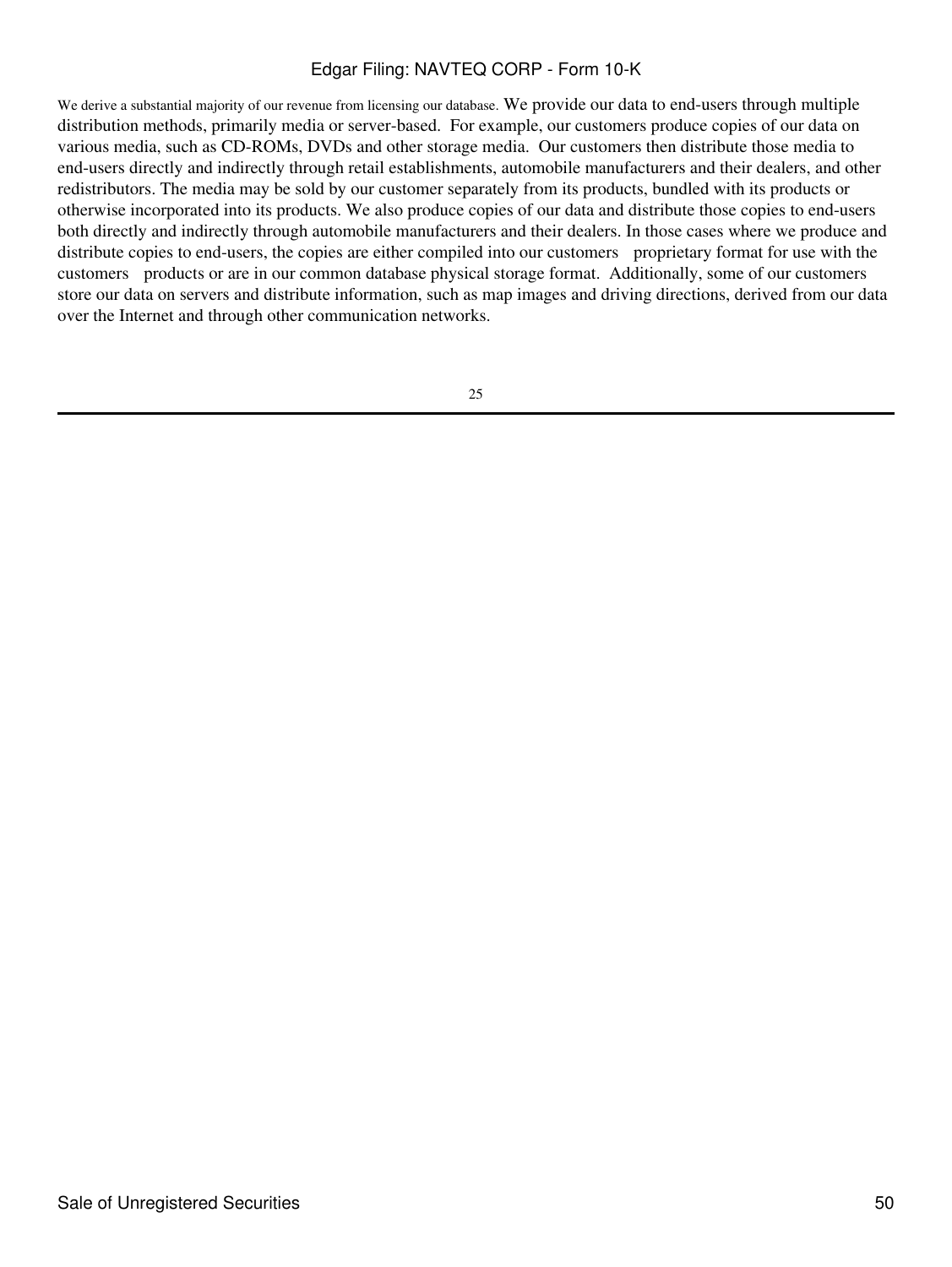We derive a substantial majority of our revenue from licensing our database. We provide our data to end-users through multiple distribution methods, primarily media or server-based. For example, our customers produce copies of our data on various media, such as CD-ROMs, DVDs and other storage media. Our customers then distribute those media to end-users directly and indirectly through retail establishments, automobile manufacturers and their dealers, and other redistributors. The media may be sold by our customer separately from its products, bundled with its products or otherwise incorporated into its products. We also produce copies of our data and distribute those copies to end-users both directly and indirectly through automobile manufacturers and their dealers. In those cases where we produce and distribute copies to end-users, the copies are either compiled into our customers proprietary format for use with the customers products or are in our common database physical storage format. Additionally, some of our customers store our data on servers and distribute information, such as map images and driving directions, derived from our data over the Internet and through other communication networks.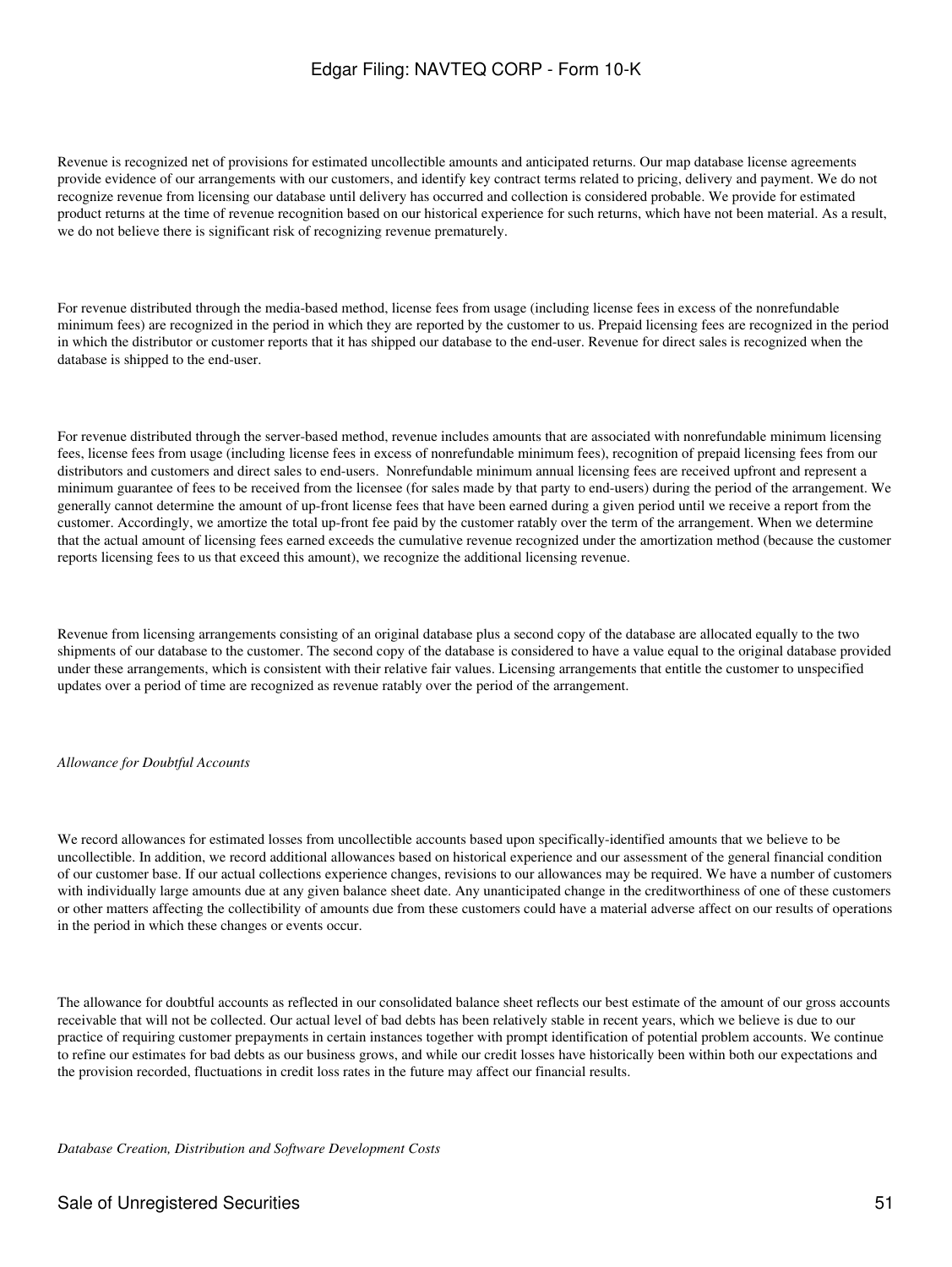Revenue is recognized net of provisions for estimated uncollectible amounts and anticipated returns. Our map database license agreements provide evidence of our arrangements with our customers, and identify key contract terms related to pricing, delivery and payment. We do not recognize revenue from licensing our database until delivery has occurred and collection is considered probable. We provide for estimated product returns at the time of revenue recognition based on our historical experience for such returns, which have not been material. As a result, we do not believe there is significant risk of recognizing revenue prematurely.

For revenue distributed through the media-based method, license fees from usage (including license fees in excess of the nonrefundable minimum fees) are recognized in the period in which they are reported by the customer to us. Prepaid licensing fees are recognized in the period in which the distributor or customer reports that it has shipped our database to the end-user. Revenue for direct sales is recognized when the database is shipped to the end-user.

For revenue distributed through the server-based method, revenue includes amounts that are associated with nonrefundable minimum licensing fees, license fees from usage (including license fees in excess of nonrefundable minimum fees), recognition of prepaid licensing fees from our distributors and customers and direct sales to end-users. Nonrefundable minimum annual licensing fees are received upfront and represent a minimum guarantee of fees to be received from the licensee (for sales made by that party to end-users) during the period of the arrangement. We generally cannot determine the amount of up-front license fees that have been earned during a given period until we receive a report from the customer. Accordingly, we amortize the total up-front fee paid by the customer ratably over the term of the arrangement. When we determine that the actual amount of licensing fees earned exceeds the cumulative revenue recognized under the amortization method (because the customer reports licensing fees to us that exceed this amount), we recognize the additional licensing revenue.

Revenue from licensing arrangements consisting of an original database plus a second copy of the database are allocated equally to the two shipments of our database to the customer. The second copy of the database is considered to have a value equal to the original database provided under these arrangements, which is consistent with their relative fair values. Licensing arrangements that entitle the customer to unspecified updates over a period of time are recognized as revenue ratably over the period of the arrangement.

*Allowance for Doubtful Accounts*

We record allowances for estimated losses from uncollectible accounts based upon specifically-identified amounts that we believe to be uncollectible. In addition, we record additional allowances based on historical experience and our assessment of the general financial condition of our customer base. If our actual collections experience changes, revisions to our allowances may be required. We have a number of customers with individually large amounts due at any given balance sheet date. Any unanticipated change in the creditworthiness of one of these customers or other matters affecting the collectibility of amounts due from these customers could have a material adverse affect on our results of operations in the period in which these changes or events occur.

The allowance for doubtful accounts as reflected in our consolidated balance sheet reflects our best estimate of the amount of our gross accounts receivable that will not be collected. Our actual level of bad debts has been relatively stable in recent years, which we believe is due to our practice of requiring customer prepayments in certain instances together with prompt identification of potential problem accounts. We continue to refine our estimates for bad debts as our business grows, and while our credit losses have historically been within both our expectations and the provision recorded, fluctuations in credit loss rates in the future may affect our financial results.

*Database Creation, Distribution and Software Development Costs*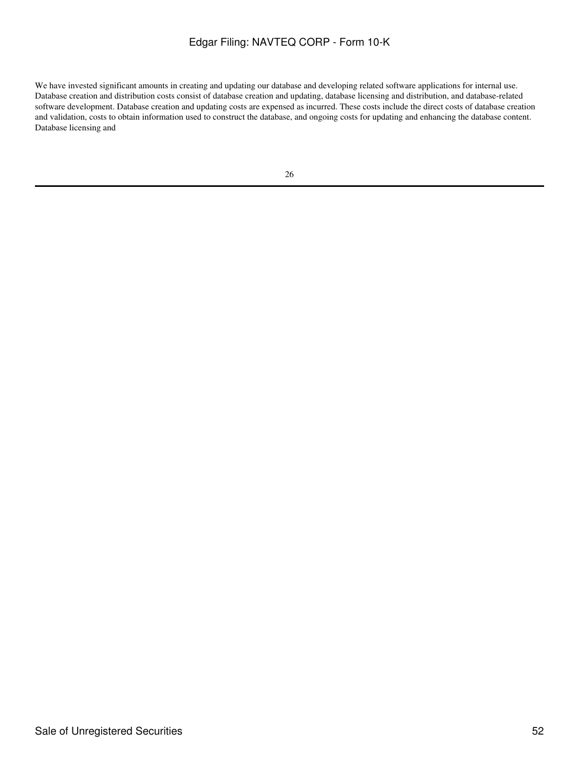We have invested significant amounts in creating and updating our database and developing related software applications for internal use. Database creation and distribution costs consist of database creation and updating, database licensing and distribution, and database-related software development. Database creation and updating costs are expensed as incurred. These costs include the direct costs of database creation and validation, costs to obtain information used to construct the database, and ongoing costs for updating and enhancing the database content. Database licensing and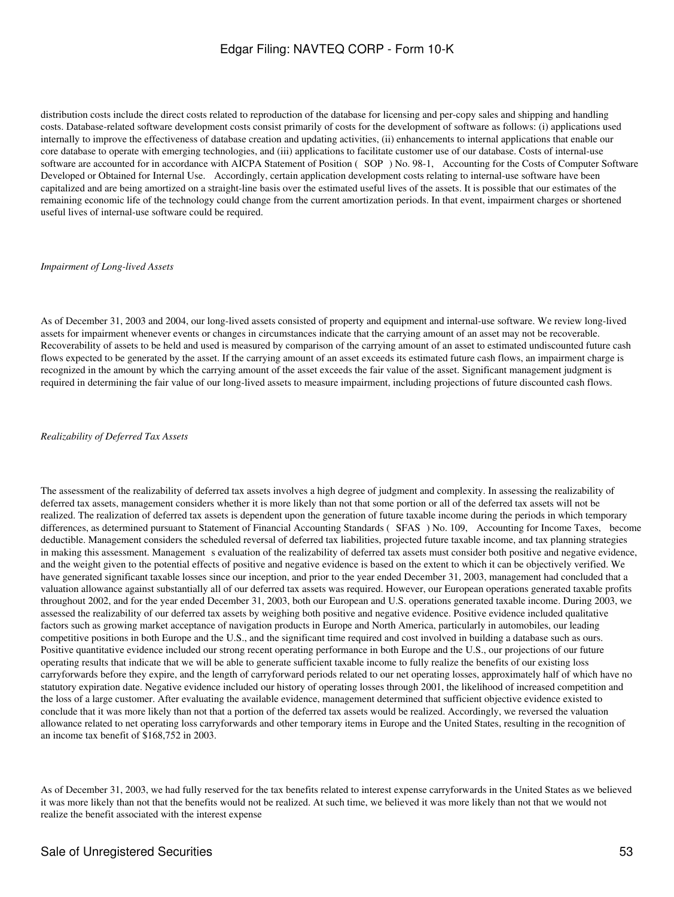distribution costs include the direct costs related to reproduction of the database for licensing and per-copy sales and shipping and handling costs. Database-related software development costs consist primarily of costs for the development of software as follows: (i) applications used internally to improve the effectiveness of database creation and updating activities, (ii) enhancements to internal applications that enable our core database to operate with emerging technologies, and (iii) applications to facilitate customer use of our database. Costs of internal-use software are accounted for in accordance with AICPA Statement of Position ( SOP ) No. 98-1, Accounting for the Costs of Computer Software Developed or Obtained for Internal Use. Accordingly, certain application development costs relating to internal-use software have been capitalized and are being amortized on a straight-line basis over the estimated useful lives of the assets. It is possible that our estimates of the remaining economic life of the technology could change from the current amortization periods. In that event, impairment charges or shortened useful lives of internal-use software could be required.

*Impairment of Long-lived Assets*

As of December 31, 2003 and 2004, our long-lived assets consisted of property and equipment and internal-use software. We review long-lived assets for impairment whenever events or changes in circumstances indicate that the carrying amount of an asset may not be recoverable. Recoverability of assets to be held and used is measured by comparison of the carrying amount of an asset to estimated undiscounted future cash flows expected to be generated by the asset. If the carrying amount of an asset exceeds its estimated future cash flows, an impairment charge is recognized in the amount by which the carrying amount of the asset exceeds the fair value of the asset. Significant management judgment is required in determining the fair value of our long-lived assets to measure impairment, including projections of future discounted cash flows.

*Realizability of Deferred Tax Assets*

The assessment of the realizability of deferred tax assets involves a high degree of judgment and complexity. In assessing the realizability of deferred tax assets, management considers whether it is more likely than not that some portion or all of the deferred tax assets will not be realized. The realization of deferred tax assets is dependent upon the generation of future taxable income during the periods in which temporary differences, as determined pursuant to Statement of Financial Accounting Standards ( SFAS ) No. 109, Accounting for Income Taxes, become deductible. Management considers the scheduled reversal of deferred tax liabilities, projected future taxable income, and tax planning strategies in making this assessment. Management s evaluation of the realizability of deferred tax assets must consider both positive and negative evidence, and the weight given to the potential effects of positive and negative evidence is based on the extent to which it can be objectively verified. We have generated significant taxable losses since our inception, and prior to the year ended December 31, 2003, management had concluded that a valuation allowance against substantially all of our deferred tax assets was required. However, our European operations generated taxable profits throughout 2002, and for the year ended December 31, 2003, both our European and U.S. operations generated taxable income. During 2003, we assessed the realizability of our deferred tax assets by weighing both positive and negative evidence. Positive evidence included qualitative factors such as growing market acceptance of navigation products in Europe and North America, particularly in automobiles, our leading competitive positions in both Europe and the U.S., and the significant time required and cost involved in building a database such as ours. Positive quantitative evidence included our strong recent operating performance in both Europe and the U.S., our projections of our future operating results that indicate that we will be able to generate sufficient taxable income to fully realize the benefits of our existing loss carryforwards before they expire, and the length of carryforward periods related to our net operating losses, approximately half of which have no statutory expiration date. Negative evidence included our history of operating losses through 2001, the likelihood of increased competition and the loss of a large customer. After evaluating the available evidence, management determined that sufficient objective evidence existed to conclude that it was more likely than not that a portion of the deferred tax assets would be realized. Accordingly, we reversed the valuation allowance related to net operating loss carryforwards and other temporary items in Europe and the United States, resulting in the recognition of an income tax benefit of $168,752 in 2003.

As of December 31, 2003, we had fully reserved for the tax benefits related to interest expense carryforwards in the United States as we believed it was more likely than not that the benefits would not be realized. At such time, we believed it was more likely than not that we would not realize the benefit associated with the interest expense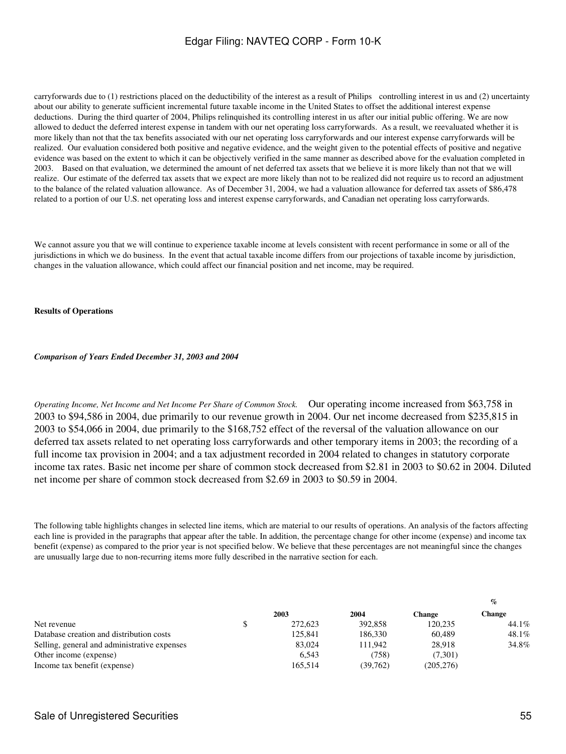carryforwards due to (1) restrictions placed on the deductibility of the interest as a result of Philips controlling interest in us and (2) uncertainty about our ability to generate sufficient incremental future taxable income in the United States to offset the additional interest expense deductions. During the third quarter of 2004, Philips relinquished its controlling interest in us after our initial public offering. We are now allowed to deduct the deferred interest expense in tandem with our net operating loss carryforwards. As a result, we reevaluated whether it is more likely than not that the tax benefits associated with our net operating loss carryforwards and our interest expense carryforwards will be realized. Our evaluation considered both positive and negative evidence, and the weight given to the potential effects of positive and negative evidence was based on the extent to which it can be objectively verified in the same manner as described above for the evaluation completed in 2003. Based on that evaluation, we determined the amount of net deferred tax assets that we believe it is more likely than not that we will realize. Our estimate of the deferred tax assets that we expect are more likely than not to be realized did not require us to record an adjustment to the balance of the related valuation allowance. As of December 31, 2004, we had a valuation allowance for deferred tax assets of $86,478 related to a portion of our U.S. net operating loss and interest expense carryforwards, and Canadian net operating loss carryforwards.

We cannot assure you that we will continue to experience taxable income at levels consistent with recent performance in some or all of the jurisdictions in which we do business. In the event that actual taxable income differs from our projections of taxable income by jurisdiction, changes in the valuation allowance, which could affect our financial position and net income, may be required.

**Results of Operations**

***Comparison of Years Ended December 31, 2003 and 2004***

*Operating Income, Net Income and Net Income Per Share of Common Stock.* Our operating income increased from $63,758 in 2003 to $94,586 in 2004, due primarily to our revenue growth in 2004. Our net income decreased from $235,815 in 2003 to $54,066 in 2004, due primarily to the $168,752 effect of the reversal of the valuation allowance on our deferred tax assets related to net operating loss carryforwards and other temporary items in 2003; the recording of a full income tax provision in 2004; and a tax adjustment recorded in 2004 related to changes in statutory corporate income tax rates. Basic net income per share of common stock decreased from $2.81 in 2003 to $0.62 in 2004. Diluted net income per share of common stock decreased from $2.69 in 2003 to $0.59 in 2004.

The following table highlights changes in selected line items, which are material to our results of operations. An analysis of the factors affecting each line is provided in the paragraphs that appear after the table. In addition, the percentage change for other income (expense) and income tax benefit (expense) as compared to the prior year is not specified below. We believe that these percentages are not meaningful since the changes are unusually large due to non-recurring items more fully described in the narrative section for each.

| | 2003 | 2004 | Change | % Change |
|---|---|---|---|---|
| Net revenue | $ 272,623 | 392,858 | 120,235 | 44.1% |
| Database creation and distribution costs | 125,841 | 186,330 | 60,489 | 48.1% |
| Selling, general and administrative expenses | 83,024 | 111,942 | 28,918 | 34.8% |
| Other income (expense) | 6,543 | (758) | (7,301) | |
| Income tax benefit (expense) | 165,514 | (39,762) | (205,276) | |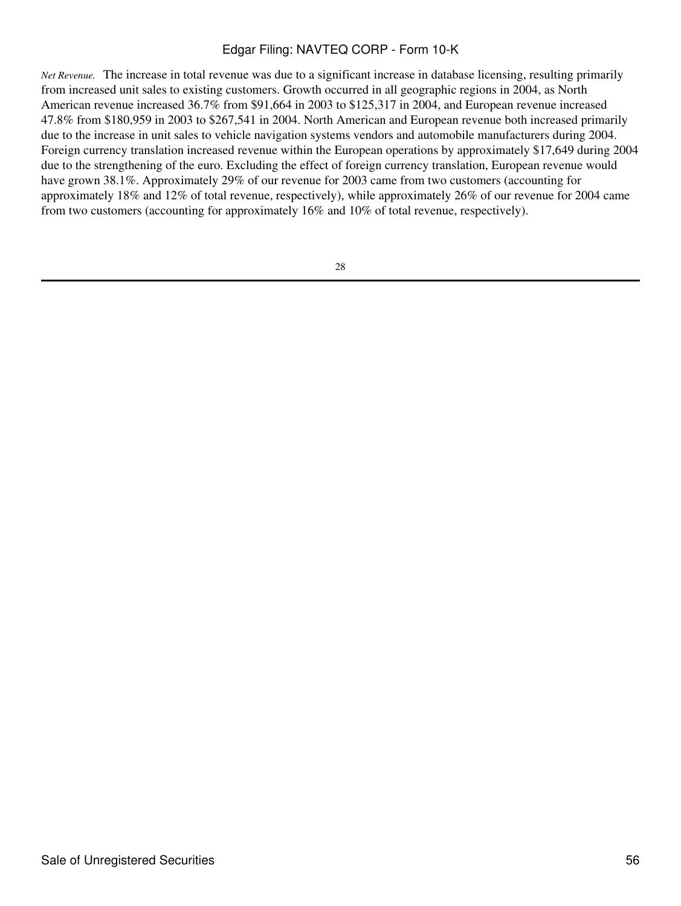*Net Revenue.* The increase in total revenue was due to a significant increase in database licensing, resulting primarily from increased unit sales to existing customers. Growth occurred in all geographic regions in 2004, as North American revenue increased 36.7% from $91,664 in 2003 to $125,317 in 2004, and European revenue increased 47.8% from $180,959 in 2003 to $267,541 in 2004. North American and European revenue both increased primarily due to the increase in unit sales to vehicle navigation systems vendors and automobile manufacturers during 2004. Foreign currency translation increased revenue within the European operations by approximately $17,649 during 2004 due to the strengthening of the euro. Excluding the effect of foreign currency translation, European revenue would have grown 38.1%. Approximately 29% of our revenue for 2003 came from two customers (accounting for approximately 18% and 12% of total revenue, respectively), while approximately 26% of our revenue for 2004 came from two customers (accounting for approximately 16% and 10% of total revenue, respectively).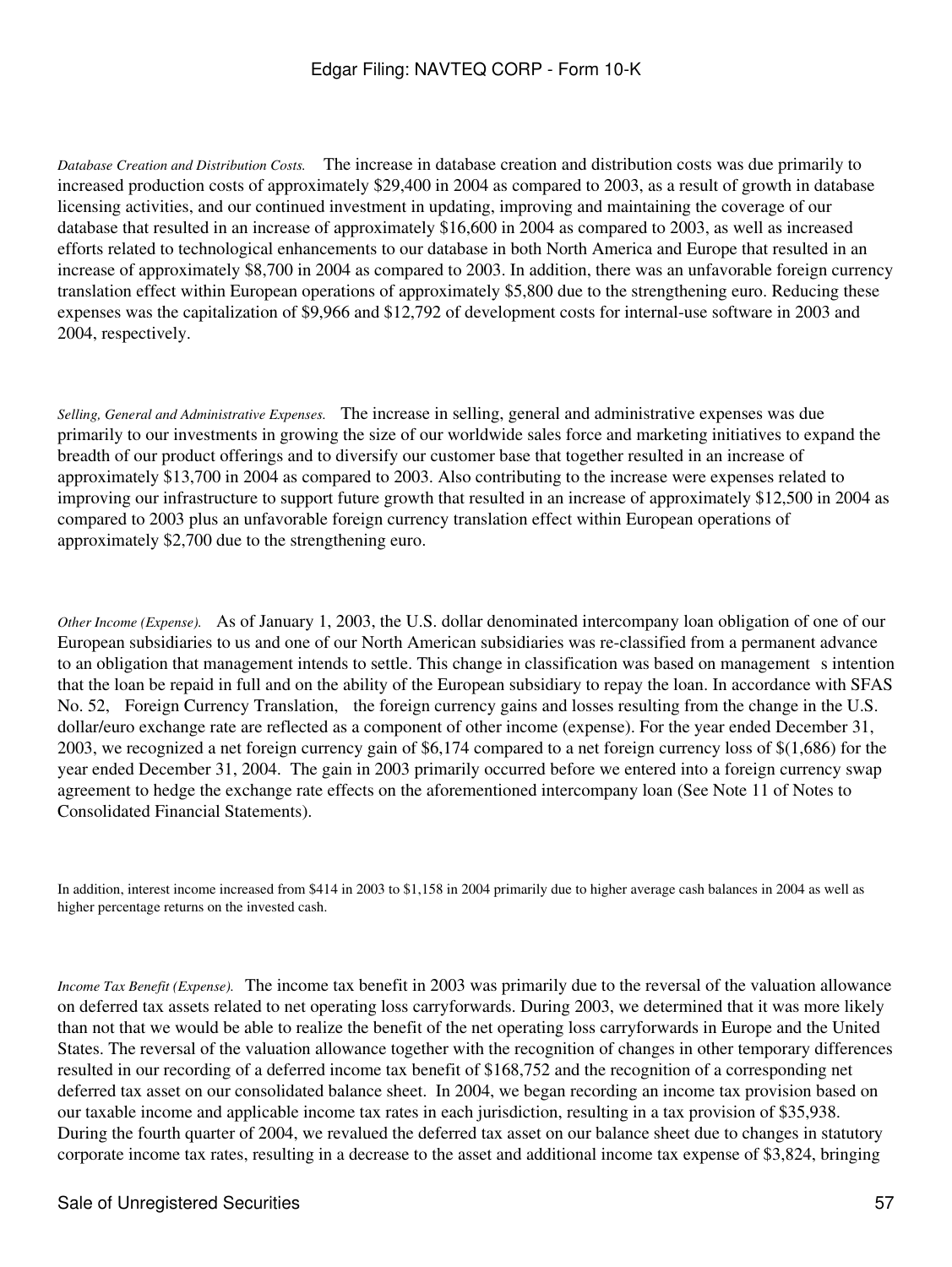*Database Creation and Distribution Costs.* The increase in database creation and distribution costs was due primarily to increased production costs of approximately $29,400 in 2004 as compared to 2003, as a result of growth in database licensing activities, and our continued investment in updating, improving and maintaining the coverage of our database that resulted in an increase of approximately $16,600 in 2004 as compared to 2003, as well as increased efforts related to technological enhancements to our database in both North America and Europe that resulted in an increase of approximately $8,700 in 2004 as compared to 2003. In addition, there was an unfavorable foreign currency translation effect within European operations of approximately $5,800 due to the strengthening euro. Reducing these expenses was the capitalization of $9,966 and $12,792 of development costs for internal-use software in 2003 and 2004, respectively.

*Selling, General and Administrative Expenses.* The increase in selling, general and administrative expenses was due primarily to our investments in growing the size of our worldwide sales force and marketing initiatives to expand the breadth of our product offerings and to diversify our customer base that together resulted in an increase of approximately $13,700 in 2004 as compared to 2003. Also contributing to the increase were expenses related to improving our infrastructure to support future growth that resulted in an increase of approximately $12,500 in 2004 as compared to 2003 plus an unfavorable foreign currency translation effect within European operations of approximately $2,700 due to the strengthening euro.

*Other Income (Expense).* As of January 1, 2003, the U.S. dollar denominated intercompany loan obligation of one of our European subsidiaries to us and one of our North American subsidiaries was re-classified from a permanent advance to an obligation that management intends to settle. This change in classification was based on management s intention that the loan be repaid in full and on the ability of the European subsidiary to repay the loan. In accordance with SFAS No. 52, Foreign Currency Translation, the foreign currency gains and losses resulting from the change in the U.S. dollar/euro exchange rate are reflected as a component of other income (expense). For the year ended December 31, 2003, we recognized a net foreign currency gain of $6,174 compared to a net foreign currency loss of $(1,686) for the year ended December 31, 2004. The gain in 2003 primarily occurred before we entered into a foreign currency swap agreement to hedge the exchange rate effects on the aforementioned intercompany loan (See Note 11 of Notes to Consolidated Financial Statements).

In addition, interest income increased from $414 in 2003 to $1,158 in 2004 primarily due to higher average cash balances in 2004 as well as higher percentage returns on the invested cash.

*Income Tax Benefit (Expense).* The income tax benefit in 2003 was primarily due to the reversal of the valuation allowance on deferred tax assets related to net operating loss carryforwards. During 2003, we determined that it was more likely than not that we would be able to realize the benefit of the net operating loss carryforwards in Europe and the United States. The reversal of the valuation allowance together with the recognition of changes in other temporary differences resulted in our recording of a deferred income tax benefit of $168,752 and the recognition of a corresponding net deferred tax asset on our consolidated balance sheet. In 2004, we began recording an income tax provision based on our taxable income and applicable income tax rates in each jurisdiction, resulting in a tax provision of $35,938. During the fourth quarter of 2004, we revalued the deferred tax asset on our balance sheet due to changes in statutory corporate income tax rates, resulting in a decrease to the asset and additional income tax expense of $3,824, bringing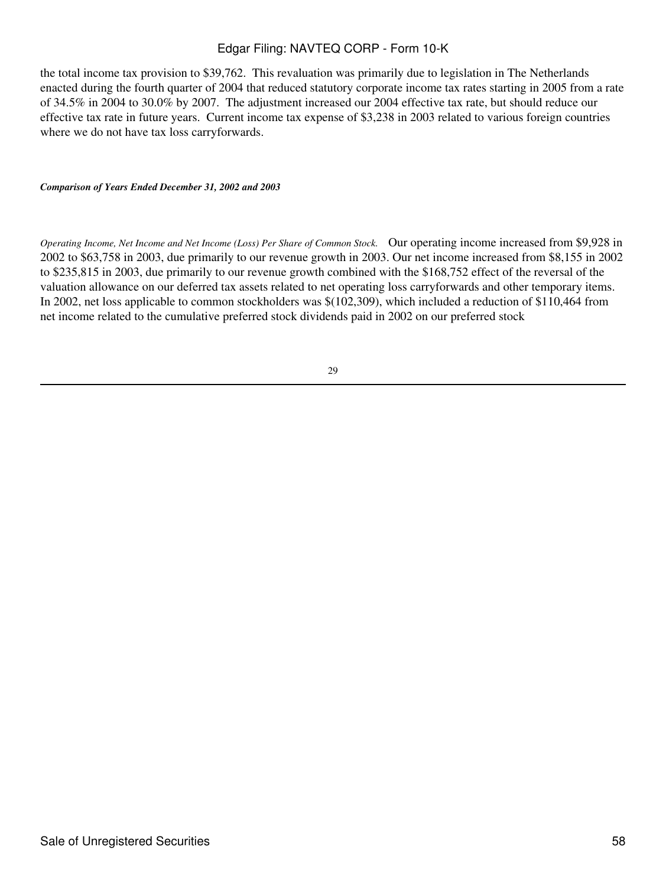the total income tax provision to $39,762. This revaluation was primarily due to legislation in The Netherlands enacted during the fourth quarter of 2004 that reduced statutory corporate income tax rates starting in 2005 from a rate of 34.5% in 2004 to 30.0% by 2007. The adjustment increased our 2004 effective tax rate, but should reduce our effective tax rate in future years. Current income tax expense of $3,238 in 2003 related to various foreign countries where we do not have tax loss carryforwards.

***Comparison of Years Ended December 31, 2002 and 2003***

*Operating Income, Net Income and Net Income (Loss) Per Share of Common Stock.* Our operating income increased from $9,928 in 2002 to $63,758 in 2003, due primarily to our revenue growth in 2003. Our net income increased from $8,155 in 2002 to $235,815 in 2003, due primarily to our revenue growth combined with the $168,752 effect of the reversal of the valuation allowance on our deferred tax assets related to net operating loss carryforwards and other temporary items. In 2002, net loss applicable to common stockholders was $(102,309), which included a reduction of $110,464 from net income related to the cumulative preferred stock dividends paid in 2002 on our preferred stock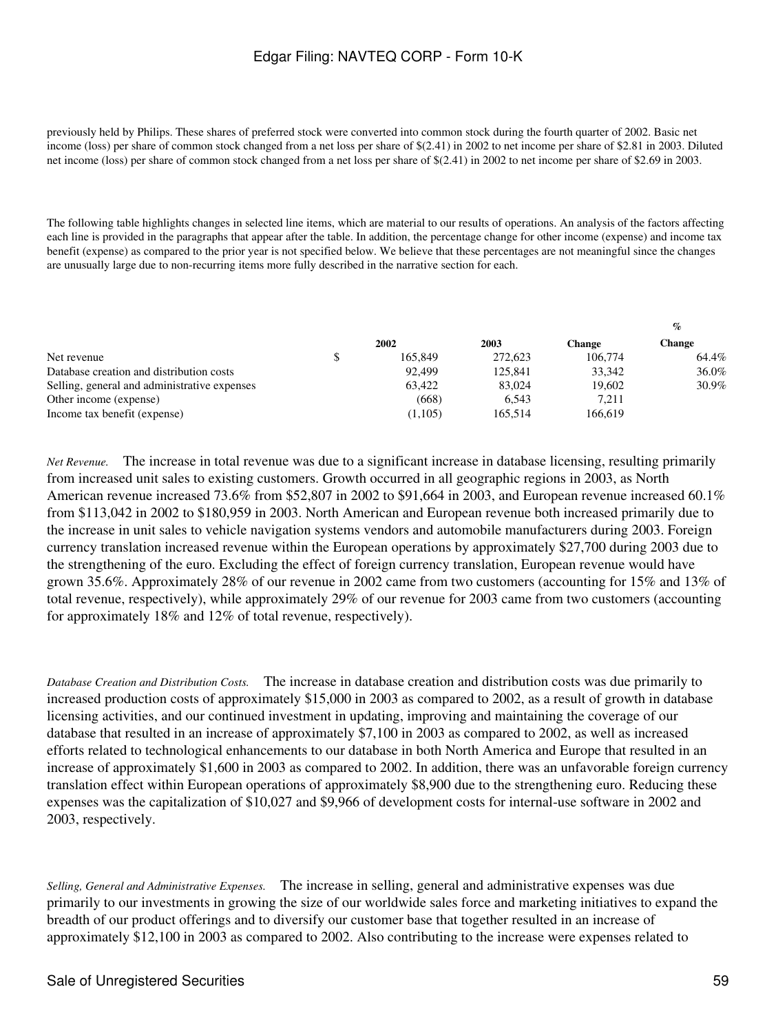previously held by Philips. These shares of preferred stock were converted into common stock during the fourth quarter of 2002. Basic net income (loss) per share of common stock changed from a net loss per share of $(2.41) in 2002 to net income per share of $2.81 in 2003. Diluted net income (loss) per share of common stock changed from a net loss per share of $(2.41) in 2002 to net income per share of $2.69 in 2003.

The following table highlights changes in selected line items, which are material to our results of operations. An analysis of the factors affecting each line is provided in the paragraphs that appear after the table. In addition, the percentage change for other income (expense) and income tax benefit (expense) as compared to the prior year is not specified below. We believe that these percentages are not meaningful since the changes are unusually large due to non-recurring items more fully described in the narrative section for each.

| | | 2002 | 2003 | Change | % Change |
|---|---|---|---|---|---|
| Net revenue | $ | 165,849 | 272,623 | 106,774 | 64.4% |
| Database creation and distribution costs | | 92,499 | 125,841 | 33,342 | 36.0% |
| Selling, general and administrative expenses | | 63,422 | 83,024 | 19,602 | 30.9% |
| Other income (expense) | | (668) | 6,543 | 7,211 | |
| Income tax benefit (expense) | | (1,105) | 165,514 | 166,619 | |

*Net Revenue.* The increase in total revenue was due to a significant increase in database licensing, resulting primarily from increased unit sales to existing customers. Growth occurred in all geographic regions in 2003, as North American revenue increased 73.6% from $52,807 in 2002 to $91,664 in 2003, and European revenue increased 60.1% from $113,042 in 2002 to $180,959 in 2003. North American and European revenue both increased primarily due to the increase in unit sales to vehicle navigation systems vendors and automobile manufacturers during 2003. Foreign currency translation increased revenue within the European operations by approximately $27,700 during 2003 due to the strengthening of the euro. Excluding the effect of foreign currency translation, European revenue would have grown 35.6%. Approximately 28% of our revenue in 2002 came from two customers (accounting for 15% and 13% of total revenue, respectively), while approximately 29% of our revenue for 2003 came from two customers (accounting for approximately 18% and 12% of total revenue, respectively).

*Database Creation and Distribution Costs.* The increase in database creation and distribution costs was due primarily to increased production costs of approximately $15,000 in 2003 as compared to 2002, as a result of growth in database licensing activities, and our continued investment in updating, improving and maintaining the coverage of our database that resulted in an increase of approximately $7,100 in 2003 as compared to 2002, as well as increased efforts related to technological enhancements to our database in both North America and Europe that resulted in an increase of approximately $1,600 in 2003 as compared to 2002. In addition, there was an unfavorable foreign currency translation effect within European operations of approximately $8,900 due to the strengthening euro. Reducing these expenses was the capitalization of $10,027 and $9,966 of development costs for internal-use software in 2002 and 2003, respectively.

*Selling, General and Administrative Expenses.* The increase in selling, general and administrative expenses was due primarily to our investments in growing the size of our worldwide sales force and marketing initiatives to expand the breadth of our product offerings and to diversify our customer base that together resulted in an increase of approximately $12,100 in 2003 as compared to 2002. Also contributing to the increase were expenses related to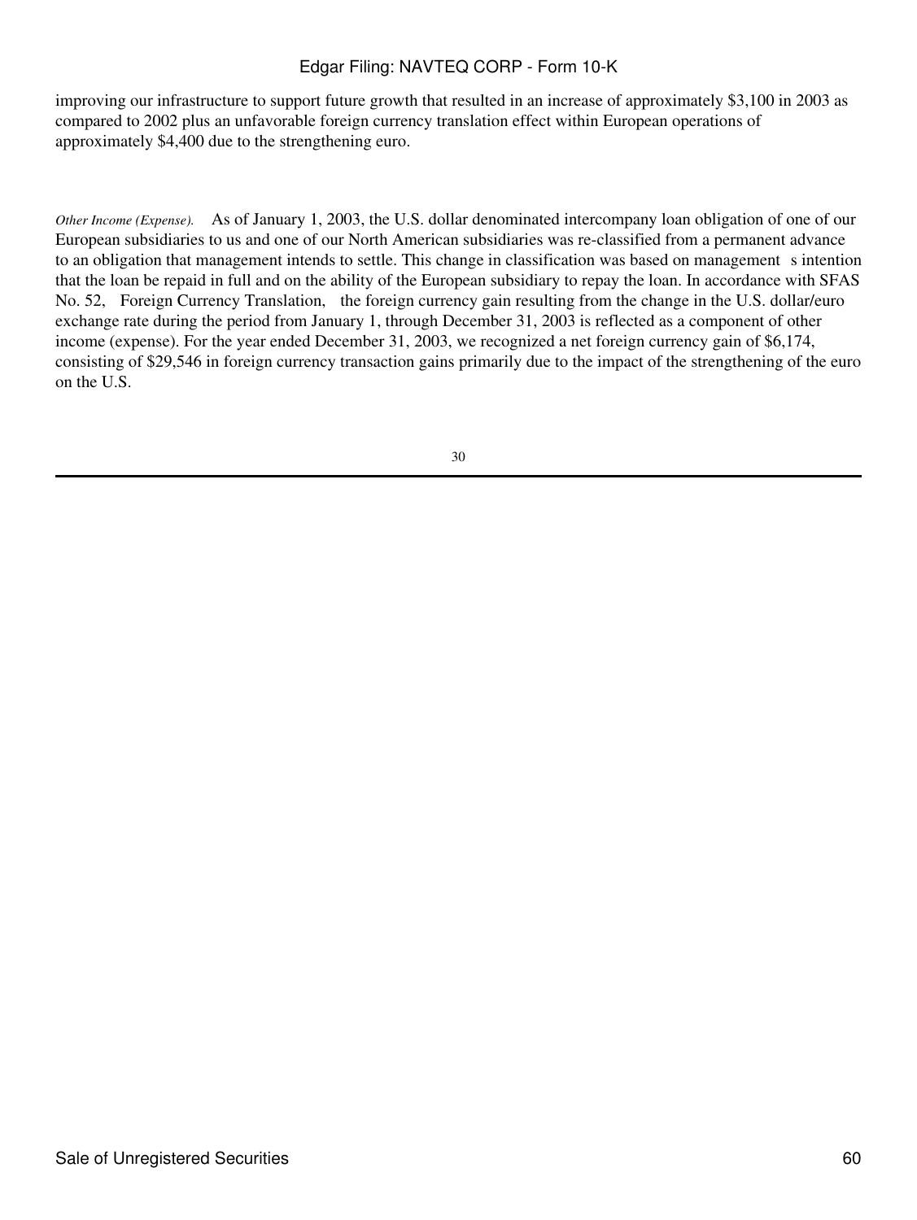improving our infrastructure to support future growth that resulted in an increase of approximately $3,100 in 2003 as compared to 2002 plus an unfavorable foreign currency translation effect within European operations of approximately $4,400 due to the strengthening euro.

*Other Income (Expense).* As of January 1, 2003, the U.S. dollar denominated intercompany loan obligation of one of our European subsidiaries to us and one of our North American subsidiaries was re-classified from a permanent advance to an obligation that management intends to settle. This change in classification was based on management s intention that the loan be repaid in full and on the ability of the European subsidiary to repay the loan. In accordance with SFAS No. 52, Foreign Currency Translation, the foreign currency gain resulting from the change in the U.S. dollar/euro exchange rate during the period from January 1, through December 31, 2003 is reflected as a component of other income (expense). For the year ended December 31, 2003, we recognized a net foreign currency gain of $6,174, consisting of $29,546 in foreign currency transaction gains primarily due to the impact of the strengthening of the euro on the U.S.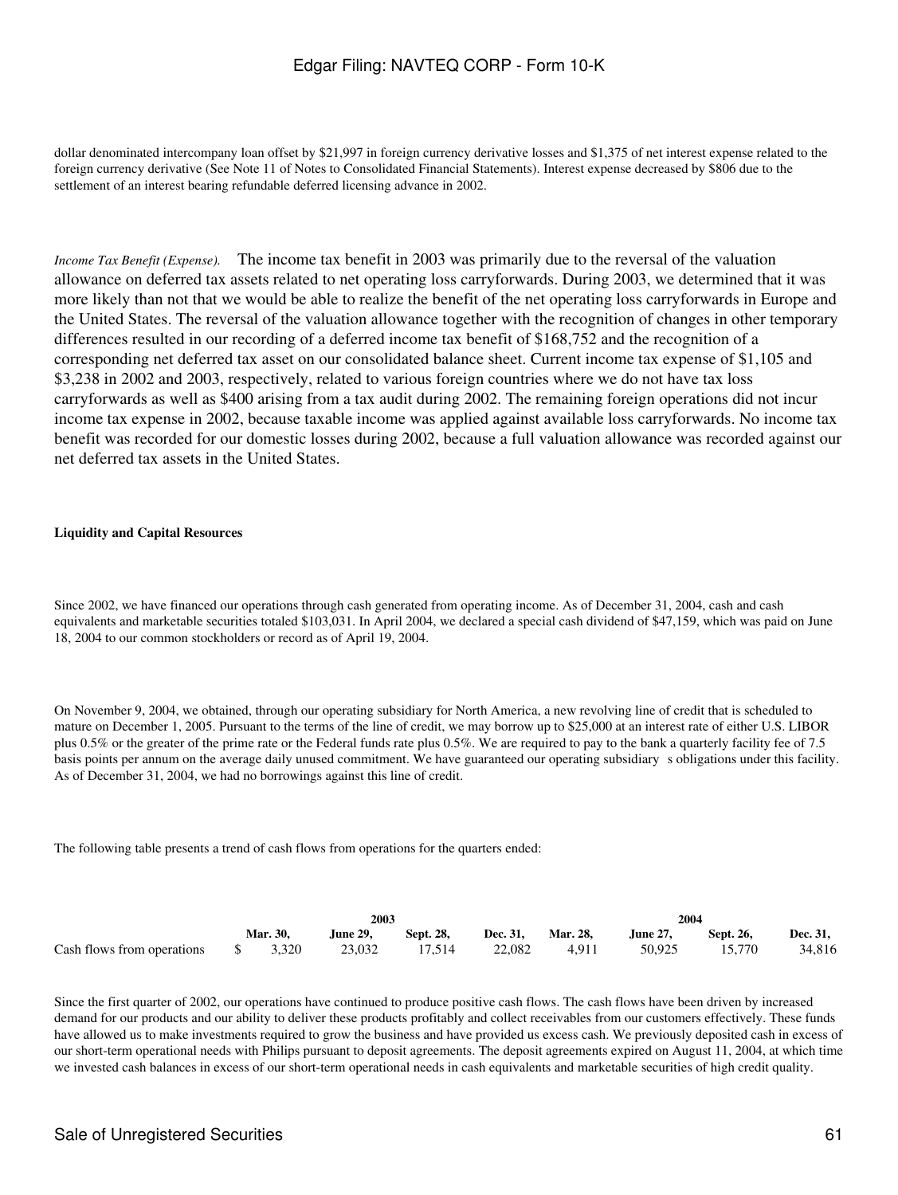dollar denominated intercompany loan offset by $21,997 in foreign currency derivative losses and $1,375 of net interest expense related to the foreign currency derivative (See Note 11 of Notes to Consolidated Financial Statements). Interest expense decreased by $806 due to the settlement of an interest bearing refundable deferred licensing advance in 2002.

*Income Tax Benefit (Expense).* The income tax benefit in 2003 was primarily due to the reversal of the valuation allowance on deferred tax assets related to net operating loss carryforwards. During 2003, we determined that it was more likely than not that we would be able to realize the benefit of the net operating loss carryforwards in Europe and the United States. The reversal of the valuation allowance together with the recognition of changes in other temporary differences resulted in our recording of a deferred income tax benefit of $168,752 and the recognition of a corresponding net deferred tax asset on our consolidated balance sheet. Current income tax expense of $1,105 and $3,238 in 2002 and 2003, respectively, related to various foreign countries where we do not have tax loss carryforwards as well as $400 arising from a tax audit during 2002. The remaining foreign operations did not incur income tax expense in 2002, because taxable income was applied against available loss carryforwards. No income tax benefit was recorded for our domestic losses during 2002, because a full valuation allowance was recorded against our net deferred tax assets in the United States.

**Liquidity and Capital Resources**

Since 2002, we have financed our operations through cash generated from operating income. As of December 31, 2004, cash and cash equivalents and marketable securities totaled $103,031. In April 2004, we declared a special cash dividend of $47,159, which was paid on June 18, 2004 to our common stockholders or record as of April 19, 2004.

On November 9, 2004, we obtained, through our operating subsidiary for North America, a new revolving line of credit that is scheduled to mature on December 1, 2005. Pursuant to the terms of the line of credit, we may borrow up to $25,000 at an interest rate of either U.S. LIBOR plus 0.5% or the greater of the prime rate or the Federal funds rate plus 0.5%. We are required to pay to the bank a quarterly facility fee of 7.5 basis points per annum on the average daily unused commitment. We have guaranteed our operating subsidiary s obligations under this facility. As of December 31, 2004, we had no borrowings against this line of credit.

The following table presents a trend of cash flows from operations for the quarters ended:

| | 2003 | | | | 2004 | | | |
|---|---|---|---|---|---|---|---|---|
| | Mar. 30, | June 29, | Sept. 28, | Dec. 31, | Mar. 28, | June 27, | Sept. 26, | Dec. 31, |
| Cash flows from operations | $ 3,320 | 23,032 | 17,514 | 22,082 | 4,911 | 50,925 | 15,770 | 34,816 |

Since the first quarter of 2002, our operations have continued to produce positive cash flows. The cash flows have been driven by increased demand for our products and our ability to deliver these products profitably and collect receivables from our customers effectively. These funds have allowed us to make investments required to grow the business and have provided us excess cash. We previously deposited cash in excess of our short-term operational needs with Philips pursuant to deposit agreements. The deposit agreements expired on August 11, 2004, at which time we invested cash balances in excess of our short-term operational needs in cash equivalents and marketable securities of high credit quality.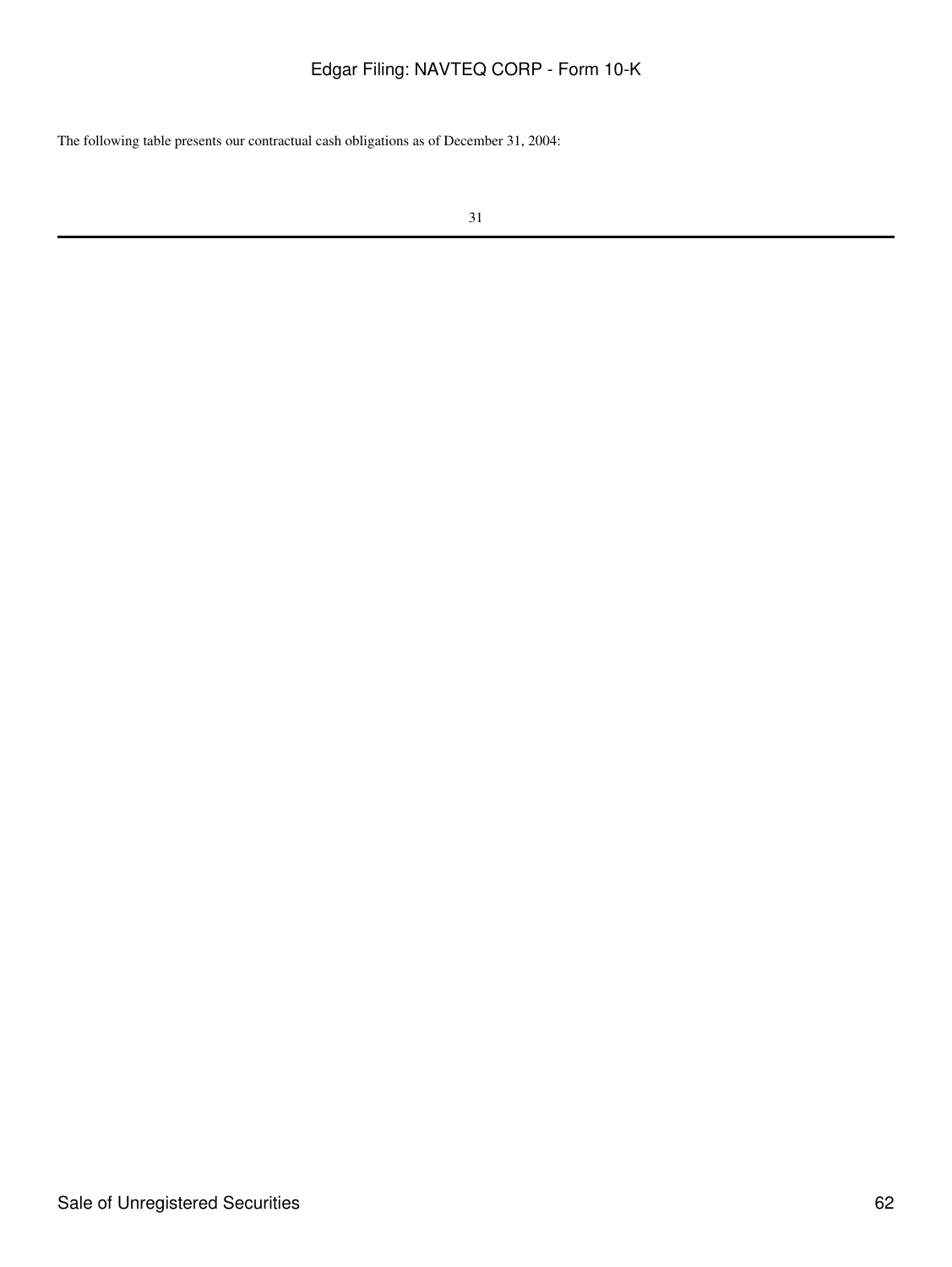The following table presents our contractual cash obligations as of December 31, 2004: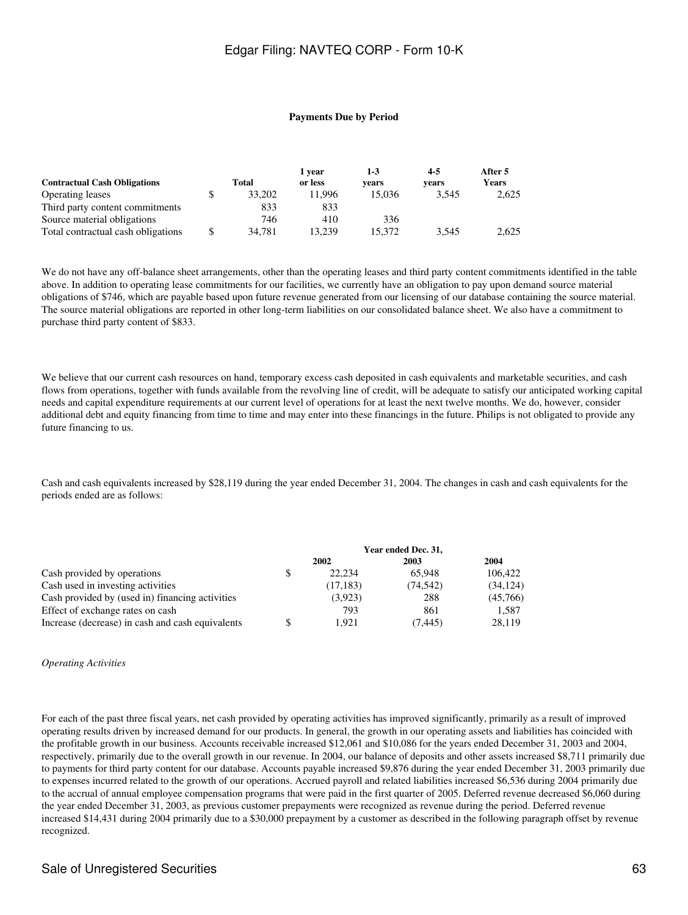**Payments Due by Period**

| Contractual Cash Obligations | Total | 1 year or less | 1-3 years | 4-5 years | After 5 Years |
|---|---|---|---|---|---|
| Operating leases | $ 33,202 | 11,996 | 15,036 | 3,545 | 2,625 |
| Third party content commitments | 833 | 833 | | | |
| Source material obligations | 746 | 410 | 336 | | |
| Total contractual cash obligations | $ 34,781 | 13,239 | 15,372 | 3,545 | 2,625 |

We do not have any off-balance sheet arrangements, other than the operating leases and third party content commitments identified in the table above. In addition to operating lease commitments for our facilities, we currently have an obligation to pay upon demand source material obligations of $746, which are payable based upon future revenue generated from our licensing of our database containing the source material. The source material obligations are reported in other long-term liabilities on our consolidated balance sheet. We also have a commitment to purchase third party content of $833.

We believe that our current cash resources on hand, temporary excess cash deposited in cash equivalents and marketable securities, and cash flows from operations, together with funds available from the revolving line of credit, will be adequate to satisfy our anticipated working capital needs and capital expenditure requirements at our current level of operations for at least the next twelve months. We do, however, consider additional debt and equity financing from time to time and may enter into these financings in the future. Philips is not obligated to provide any future financing to us.

Cash and cash equivalents increased by $28,119 during the year ended December 31, 2004. The changes in cash and cash equivalents for the periods ended are as follows:

| | Year ended Dec. 31, 2002 | 2003 | 2004 |
|---|---|---|---|
| Cash provided by operations | $ 22,234 | 65,948 | 106,422 |
| Cash used in investing activities | (17,183) | (74,542) | (34,124) |
| Cash provided by (used in) financing activities | (3,923) | 288 | (45,766) |
| Effect of exchange rates on cash | 793 | 861 | 1,587 |
| Increase (decrease) in cash and cash equivalents | $ 1,921 | (7,445) | 28,119 |

*Operating Activities*

For each of the past three fiscal years, net cash provided by operating activities has improved significantly, primarily as a result of improved operating results driven by increased demand for our products. In general, the growth in our operating assets and liabilities has coincided with the profitable growth in our business. Accounts receivable increased $12,061 and $10,086 for the years ended December 31, 2003 and 2004, respectively, primarily due to the overall growth in our revenue. In 2004, our balance of deposits and other assets increased $8,711 primarily due to payments for third party content for our database. Accounts payable increased $9,876 during the year ended December 31, 2003 primarily due to expenses incurred related to the growth of our operations. Accrued payroll and related liabilities increased $6,536 during 2004 primarily due to the accrual of annual employee compensation programs that were paid in the first quarter of 2005. Deferred revenue decreased $6,060 during the year ended December 31, 2003, as previous customer prepayments were recognized as revenue during the period. Deferred revenue increased $14,431 during 2004 primarily due to a $30,000 prepayment by a customer as described in the following paragraph offset by revenue recognized.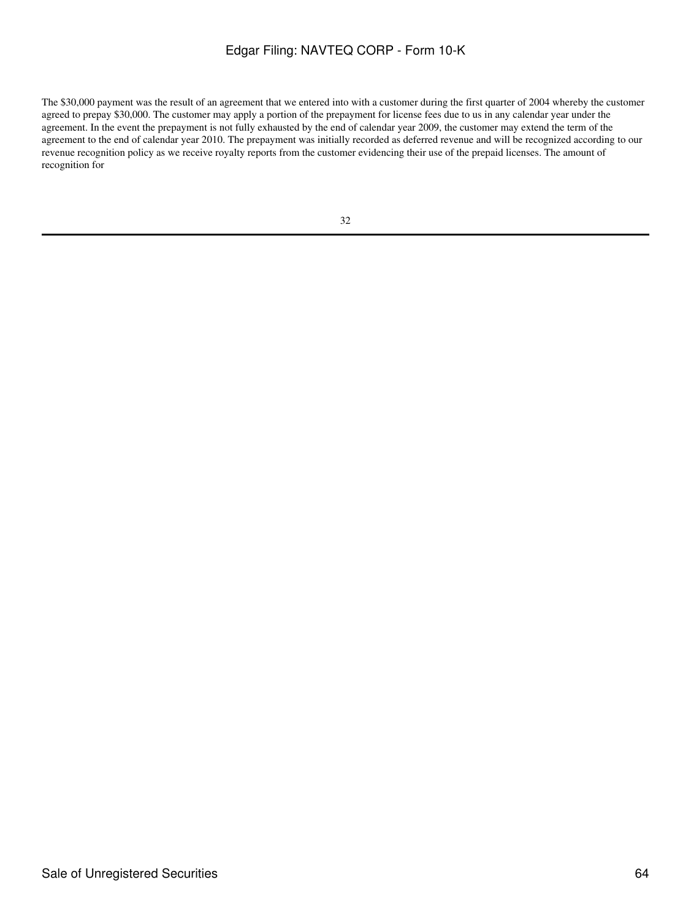The $30,000 payment was the result of an agreement that we entered into with a customer during the first quarter of 2004 whereby the customer agreed to prepay $30,000. The customer may apply a portion of the prepayment for license fees due to us in any calendar year under the agreement. In the event the prepayment is not fully exhausted by the end of calendar year 2009, the customer may extend the term of the agreement to the end of calendar year 2010. The prepayment was initially recorded as deferred revenue and will be recognized according to our revenue recognition policy as we receive royalty reports from the customer evidencing their use of the prepaid licenses. The amount of recognition for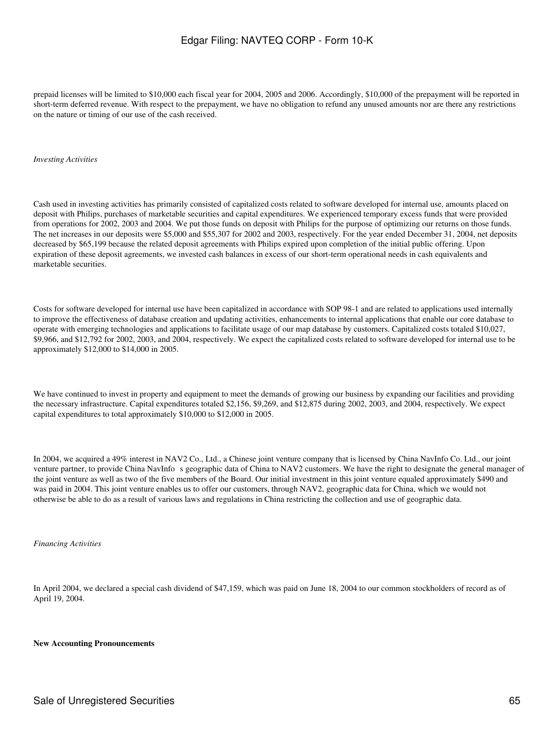prepaid licenses will be limited to $10,000 each fiscal year for 2004, 2005 and 2006. Accordingly, $10,000 of the prepayment will be reported in short-term deferred revenue. With respect to the prepayment, we have no obligation to refund any unused amounts nor are there any restrictions on the nature or timing of our use of the cash received.

*Investing Activities*

Cash used in investing activities has primarily consisted of capitalized costs related to software developed for internal use, amounts placed on deposit with Philips, purchases of marketable securities and capital expenditures. We experienced temporary excess funds that were provided from operations for 2002, 2003 and 2004. We put those funds on deposit with Philips for the purpose of optimizing our returns on those funds. The net increases in our deposits were $5,000 and $55,307 for 2002 and 2003, respectively. For the year ended December 31, 2004, net deposits decreased by $65,199 because the related deposit agreements with Philips expired upon completion of the initial public offering. Upon expiration of these deposit agreements, we invested cash balances in excess of our short-term operational needs in cash equivalents and marketable securities.

Costs for software developed for internal use have been capitalized in accordance with SOP 98-1 and are related to applications used internally to improve the effectiveness of database creation and updating activities, enhancements to internal applications that enable our core database to operate with emerging technologies and applications to facilitate usage of our map database by customers. Capitalized costs totaled $10,027, $9,966, and $12,792 for 2002, 2003, and 2004, respectively. We expect the capitalized costs related to software developed for internal use to be approximately $12,000 to $14,000 in 2005.

We have continued to invest in property and equipment to meet the demands of growing our business by expanding our facilities and providing the necessary infrastructure. Capital expenditures totaled $2,156, $9,269, and $12,875 during 2002, 2003, and 2004, respectively. We expect capital expenditures to total approximately $10,000 to $12,000 in 2005.

In 2004, we acquired a 49% interest in NAV2 Co., Ltd., a Chinese joint venture company that is licensed by China NavInfo Co. Ltd., our joint venture partner, to provide China NavInfo s geographic data of China to NAV2 customers. We have the right to designate the general manager of the joint venture as well as two of the five members of the Board. Our initial investment in this joint venture equaled approximately $490 and was paid in 2004. This joint venture enables us to offer our customers, through NAV2, geographic data for China, which we would not otherwise be able to do as a result of various laws and regulations in China restricting the collection and use of geographic data.

*Financing Activities*

In April 2004, we declared a special cash dividend of $47,159, which was paid on June 18, 2004 to our common stockholders of record as of April 19, 2004.

**New Accounting Pronouncements**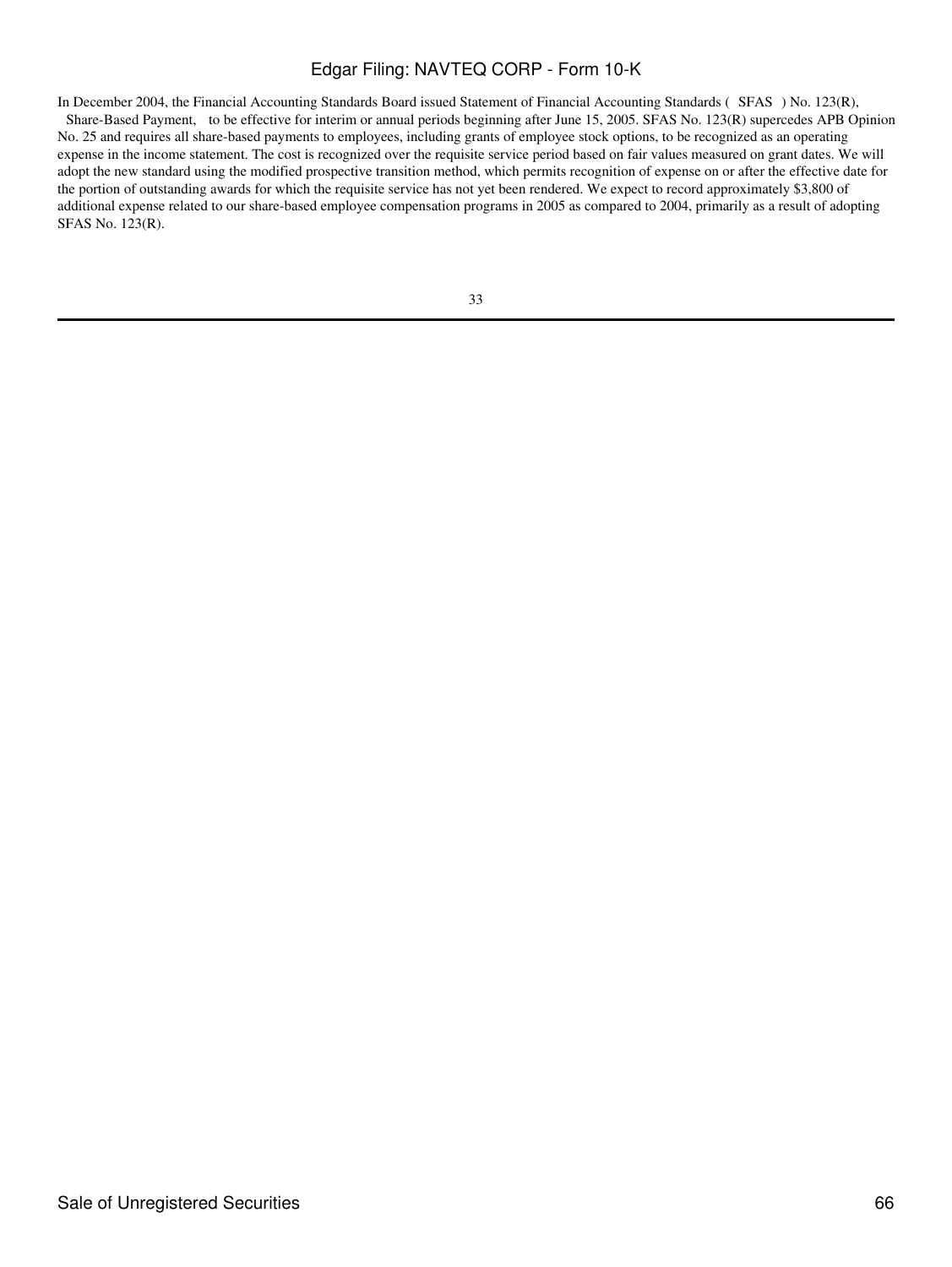In December 2004, the Financial Accounting Standards Board issued Statement of Financial Accounting Standards ( SFAS ) No. 123(R), Share-Based Payment, to be effective for interim or annual periods beginning after June 15, 2005. SFAS No. 123(R) supercedes APB Opinion No. 25 and requires all share-based payments to employees, including grants of employee stock options, to be recognized as an operating expense in the income statement. The cost is recognized over the requisite service period based on fair values measured on grant dates. We will adopt the new standard using the modified prospective transition method, which permits recognition of expense on or after the effective date for the portion of outstanding awards for which the requisite service has not yet been rendered. We expect to record approximately $3,800 of additional expense related to our share-based employee compensation programs in 2005 as compared to 2004, primarily as a result of adopting SFAS No. 123(R).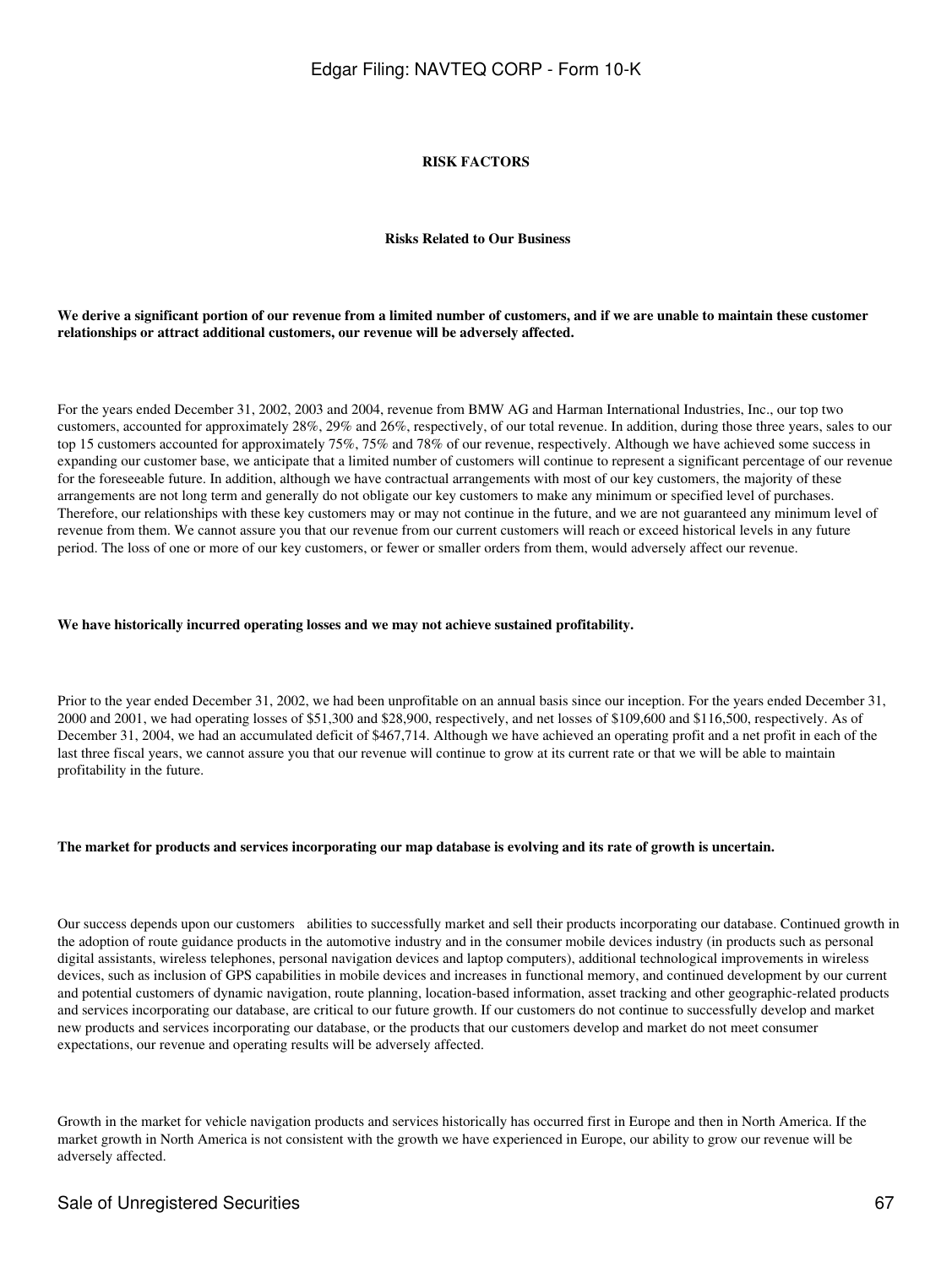## RISK FACTORS

### Risks Related to Our Business

**We derive a significant portion of our revenue from a limited number of customers, and if we are unable to maintain these customer relationships or attract additional customers, our revenue will be adversely affected.**

For the years ended December 31, 2002, 2003 and 2004, revenue from BMW AG and Harman International Industries, Inc., our top two customers, accounted for approximately 28%, 29% and 26%, respectively, of our total revenue. In addition, during those three years, sales to our top 15 customers accounted for approximately 75%, 75% and 78% of our revenue, respectively. Although we have achieved some success in expanding our customer base, we anticipate that a limited number of customers will continue to represent a significant percentage of our revenue for the foreseeable future. In addition, although we have contractual arrangements with most of our key customers, the majority of these arrangements are not long term and generally do not obligate our key customers to make any minimum or specified level of purchases. Therefore, our relationships with these key customers may or may not continue in the future, and we are not guaranteed any minimum level of revenue from them. We cannot assure you that our revenue from our current customers will reach or exceed historical levels in any future period. The loss of one or more of our key customers, or fewer or smaller orders from them, would adversely affect our revenue.

**We have historically incurred operating losses and we may not achieve sustained profitability.**

Prior to the year ended December 31, 2002, we had been unprofitable on an annual basis since our inception. For the years ended December 31, 2000 and 2001, we had operating losses of $51,300 and $28,900, respectively, and net losses of $109,600 and $116,500, respectively. As of December 31, 2004, we had an accumulated deficit of $467,714. Although we have achieved an operating profit and a net profit in each of the last three fiscal years, we cannot assure you that our revenue will continue to grow at its current rate or that we will be able to maintain profitability in the future.

**The market for products and services incorporating our map database is evolving and its rate of growth is uncertain.**

Our success depends upon our customers abilities to successfully market and sell their products incorporating our database. Continued growth in the adoption of route guidance products in the automotive industry and in the consumer mobile devices industry (in products such as personal digital assistants, wireless telephones, personal navigation devices and laptop computers), additional technological improvements in wireless devices, such as inclusion of GPS capabilities in mobile devices and increases in functional memory, and continued development by our current and potential customers of dynamic navigation, route planning, location-based information, asset tracking and other geographic-related products and services incorporating our database, are critical to our future growth. If our customers do not continue to successfully develop and market new products and services incorporating our database, or the products that our customers develop and market do not meet consumer expectations, our revenue and operating results will be adversely affected.

Growth in the market for vehicle navigation products and services historically has occurred first in Europe and then in North America. If the market growth in North America is not consistent with the growth we have experienced in Europe, our ability to grow our revenue will be adversely affected.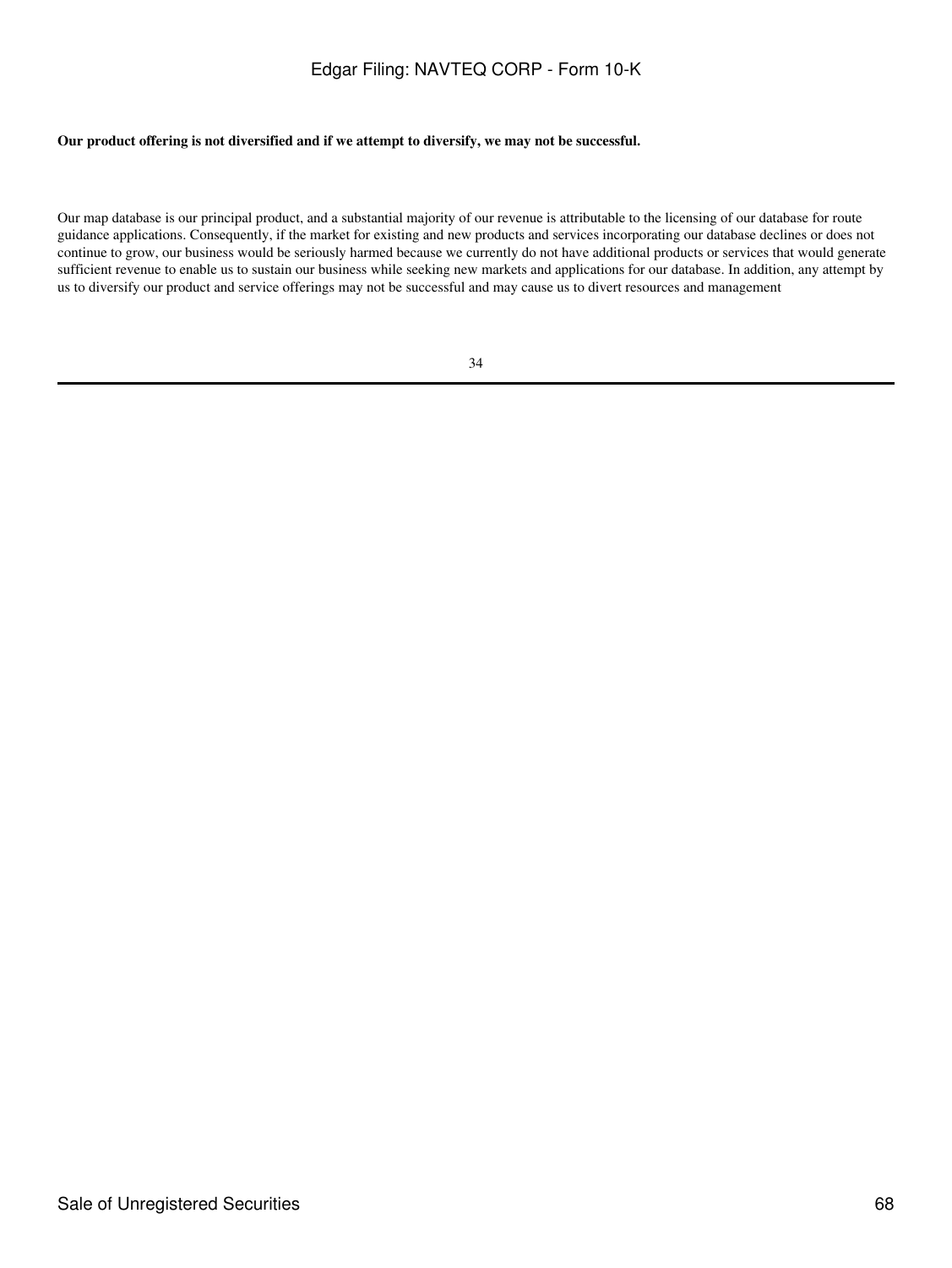**Our product offering is not diversified and if we attempt to diversify, we may not be successful.**

Our map database is our principal product, and a substantial majority of our revenue is attributable to the licensing of our database for route guidance applications. Consequently, if the market for existing and new products and services incorporating our database declines or does not continue to grow, our business would be seriously harmed because we currently do not have additional products or services that would generate sufficient revenue to enable us to sustain our business while seeking new markets and applications for our database. In addition, any attempt by us to diversify our product and service offerings may not be successful and may cause us to divert resources and management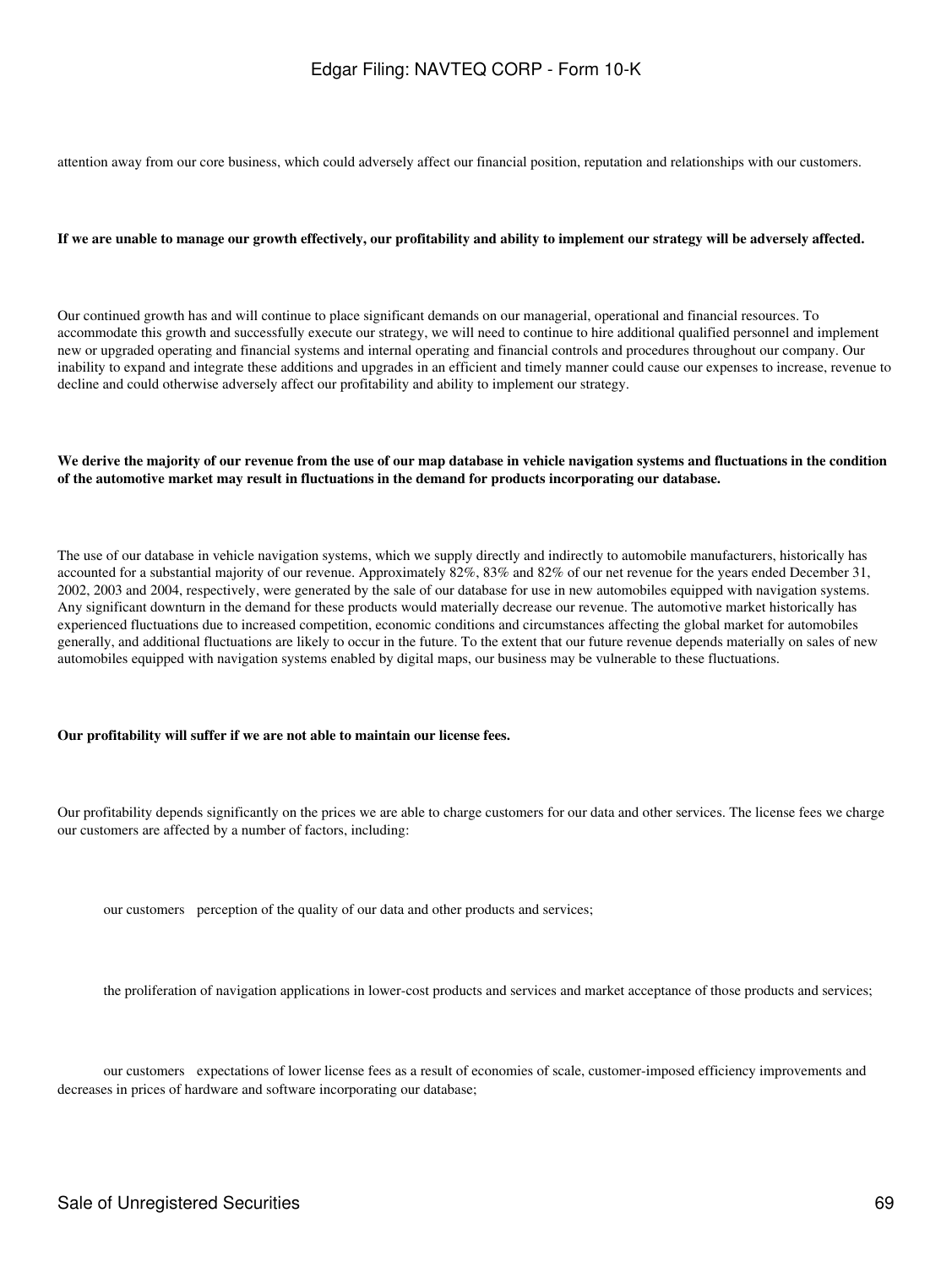attention away from our core business, which could adversely affect our financial position, reputation and relationships with our customers.

**If we are unable to manage our growth effectively, our profitability and ability to implement our strategy will be adversely affected.**

Our continued growth has and will continue to place significant demands on our managerial, operational and financial resources. To accommodate this growth and successfully execute our strategy, we will need to continue to hire additional qualified personnel and implement new or upgraded operating and financial systems and internal operating and financial controls and procedures throughout our company. Our inability to expand and integrate these additions and upgrades in an efficient and timely manner could cause our expenses to increase, revenue to decline and could otherwise adversely affect our profitability and ability to implement our strategy.

**We derive the majority of our revenue from the use of our map database in vehicle navigation systems and fluctuations in the condition of the automotive market may result in fluctuations in the demand for products incorporating our database.**

The use of our database in vehicle navigation systems, which we supply directly and indirectly to automobile manufacturers, historically has accounted for a substantial majority of our revenue. Approximately 82%, 83% and 82% of our net revenue for the years ended December 31, 2002, 2003 and 2004, respectively, were generated by the sale of our database for use in new automobiles equipped with navigation systems. Any significant downturn in the demand for these products would materially decrease our revenue. The automotive market historically has experienced fluctuations due to increased competition, economic conditions and circumstances affecting the global market for automobiles generally, and additional fluctuations are likely to occur in the future. To the extent that our future revenue depends materially on sales of new automobiles equipped with navigation systems enabled by digital maps, our business may be vulnerable to these fluctuations.

**Our profitability will suffer if we are not able to maintain our license fees.**

Our profitability depends significantly on the prices we are able to charge customers for our data and other services. The license fees we charge our customers are affected by a number of factors, including:

- our customers perception of the quality of our data and other products and services;
- the proliferation of navigation applications in lower-cost products and services and market acceptance of those products and services;
- our customers expectations of lower license fees as a result of economies of scale, customer-imposed efficiency improvements and decreases in prices of hardware and software incorporating our database;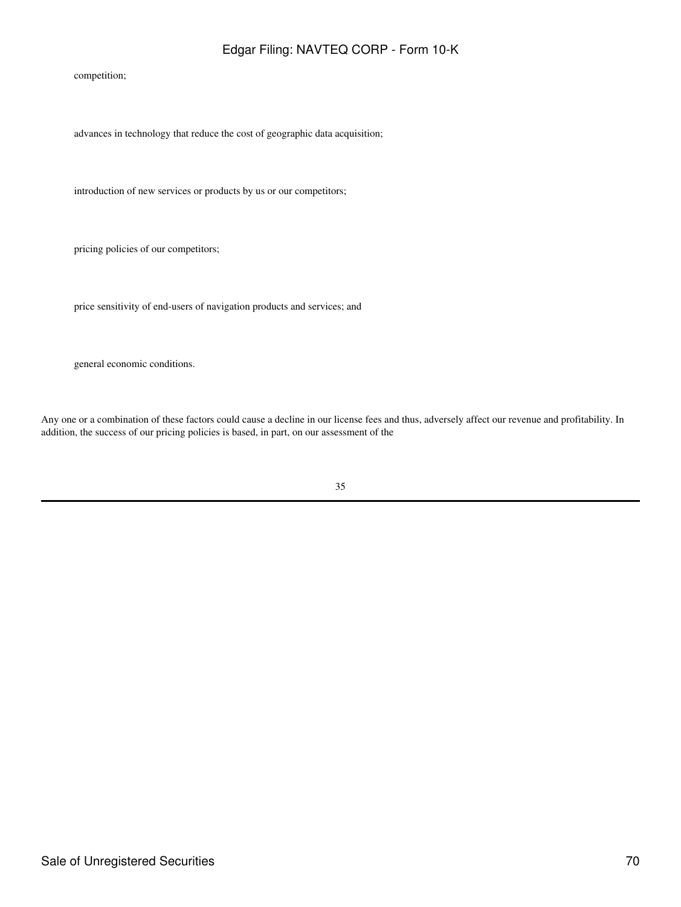- competition;
- advances in technology that reduce the cost of geographic data acquisition;
- introduction of new services or products by us or our competitors;
- pricing policies of our competitors;
- price sensitivity of end-users of navigation products and services; and
- general economic conditions.

Any one or a combination of these factors could cause a decline in our license fees and thus, adversely affect our revenue and profitability. In addition, the success of our pricing policies is based, in part, on our assessment of the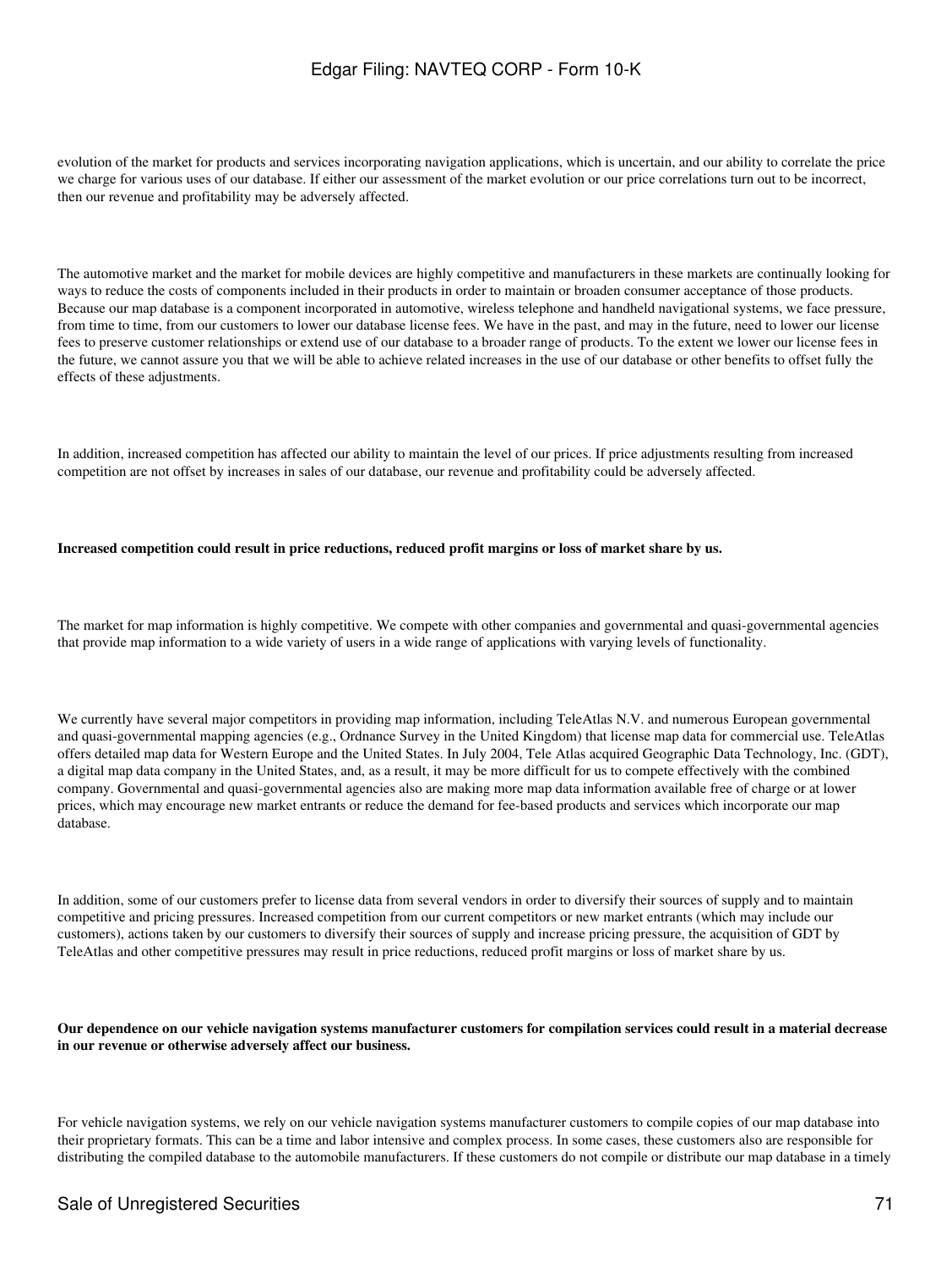evolution of the market for products and services incorporating navigation applications, which is uncertain, and our ability to correlate the price we charge for various uses of our database. If either our assessment of the market evolution or our price correlations turn out to be incorrect, then our revenue and profitability may be adversely affected.

The automotive market and the market for mobile devices are highly competitive and manufacturers in these markets are continually looking for ways to reduce the costs of components included in their products in order to maintain or broaden consumer acceptance of those products. Because our map database is a component incorporated in automotive, wireless telephone and handheld navigational systems, we face pressure, from time to time, from our customers to lower our database license fees. We have in the past, and may in the future, need to lower our license fees to preserve customer relationships or extend use of our database to a broader range of products. To the extent we lower our license fees in the future, we cannot assure you that we will be able to achieve related increases in the use of our database or other benefits to offset fully the effects of these adjustments.

In addition, increased competition has affected our ability to maintain the level of our prices. If price adjustments resulting from increased competition are not offset by increases in sales of our database, our revenue and profitability could be adversely affected.

**Increased competition could result in price reductions, reduced profit margins or loss of market share by us.**

The market for map information is highly competitive. We compete with other companies and governmental and quasi-governmental agencies that provide map information to a wide variety of users in a wide range of applications with varying levels of functionality.

We currently have several major competitors in providing map information, including TeleAtlas N.V. and numerous European governmental and quasi-governmental mapping agencies (e.g., Ordnance Survey in the United Kingdom) that license map data for commercial use. TeleAtlas offers detailed map data for Western Europe and the United States. In July 2004, Tele Atlas acquired Geographic Data Technology, Inc. (GDT), a digital map data company in the United States, and, as a result, it may be more difficult for us to compete effectively with the combined company. Governmental and quasi-governmental agencies also are making more map data information available free of charge or at lower prices, which may encourage new market entrants or reduce the demand for fee-based products and services which incorporate our map database.

In addition, some of our customers prefer to license data from several vendors in order to diversify their sources of supply and to maintain competitive and pricing pressures. Increased competition from our current competitors or new market entrants (which may include our customers), actions taken by our customers to diversify their sources of supply and increase pricing pressure, the acquisition of GDT by TeleAtlas and other competitive pressures may result in price reductions, reduced profit margins or loss of market share by us.

**Our dependence on our vehicle navigation systems manufacturer customers for compilation services could result in a material decrease in our revenue or otherwise adversely affect our business.**

For vehicle navigation systems, we rely on our vehicle navigation systems manufacturer customers to compile copies of our map database into their proprietary formats. This can be a time and labor intensive and complex process. In some cases, these customers also are responsible for distributing the compiled database to the automobile manufacturers. If these customers do not compile or distribute our map database in a timely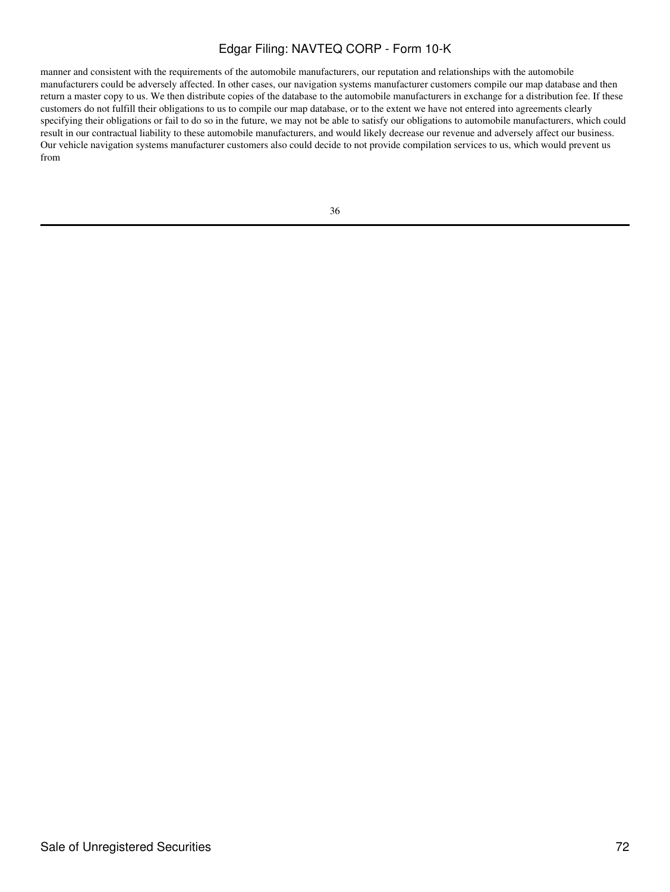manner and consistent with the requirements of the automobile manufacturers, our reputation and relationships with the automobile manufacturers could be adversely affected. In other cases, our navigation systems manufacturer customers compile our map database and then return a master copy to us. We then distribute copies of the database to the automobile manufacturers in exchange for a distribution fee. If these customers do not fulfill their obligations to us to compile our map database, or to the extent we have not entered into agreements clearly specifying their obligations or fail to do so in the future, we may not be able to satisfy our obligations to automobile manufacturers, which could result in our contractual liability to these automobile manufacturers, and would likely decrease our revenue and adversely affect our business. Our vehicle navigation systems manufacturer customers also could decide to not provide compilation services to us, which would prevent us from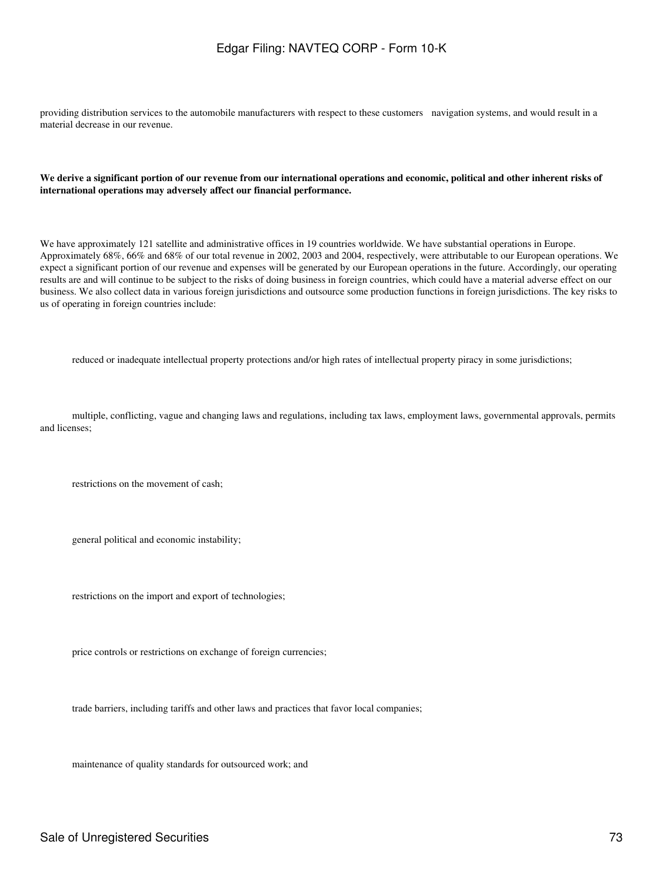providing distribution services to the automobile manufacturers with respect to these customers navigation systems, and would result in a material decrease in our revenue.

**We derive a significant portion of our revenue from our international operations and economic, political and other inherent risks of international operations may adversely affect our financial performance.**

We have approximately 121 satellite and administrative offices in 19 countries worldwide. We have substantial operations in Europe. Approximately 68%, 66% and 68% of our total revenue in 2002, 2003 and 2004, respectively, were attributable to our European operations. We expect a significant portion of our revenue and expenses will be generated by our European operations in the future. Accordingly, our operating results are and will continue to be subject to the risks of doing business in foreign countries, which could have a material adverse effect on our business. We also collect data in various foreign jurisdictions and outsource some production functions in foreign jurisdictions. The key risks to us of operating in foreign countries include:

- reduced or inadequate intellectual property protections and/or high rates of intellectual property piracy in some jurisdictions;
- multiple, conflicting, vague and changing laws and regulations, including tax laws, employment laws, governmental approvals, permits and licenses;
- restrictions on the movement of cash;
- general political and economic instability;
- restrictions on the import and export of technologies;
- price controls or restrictions on exchange of foreign currencies;
- trade barriers, including tariffs and other laws and practices that favor local companies;
- maintenance of quality standards for outsourced work; and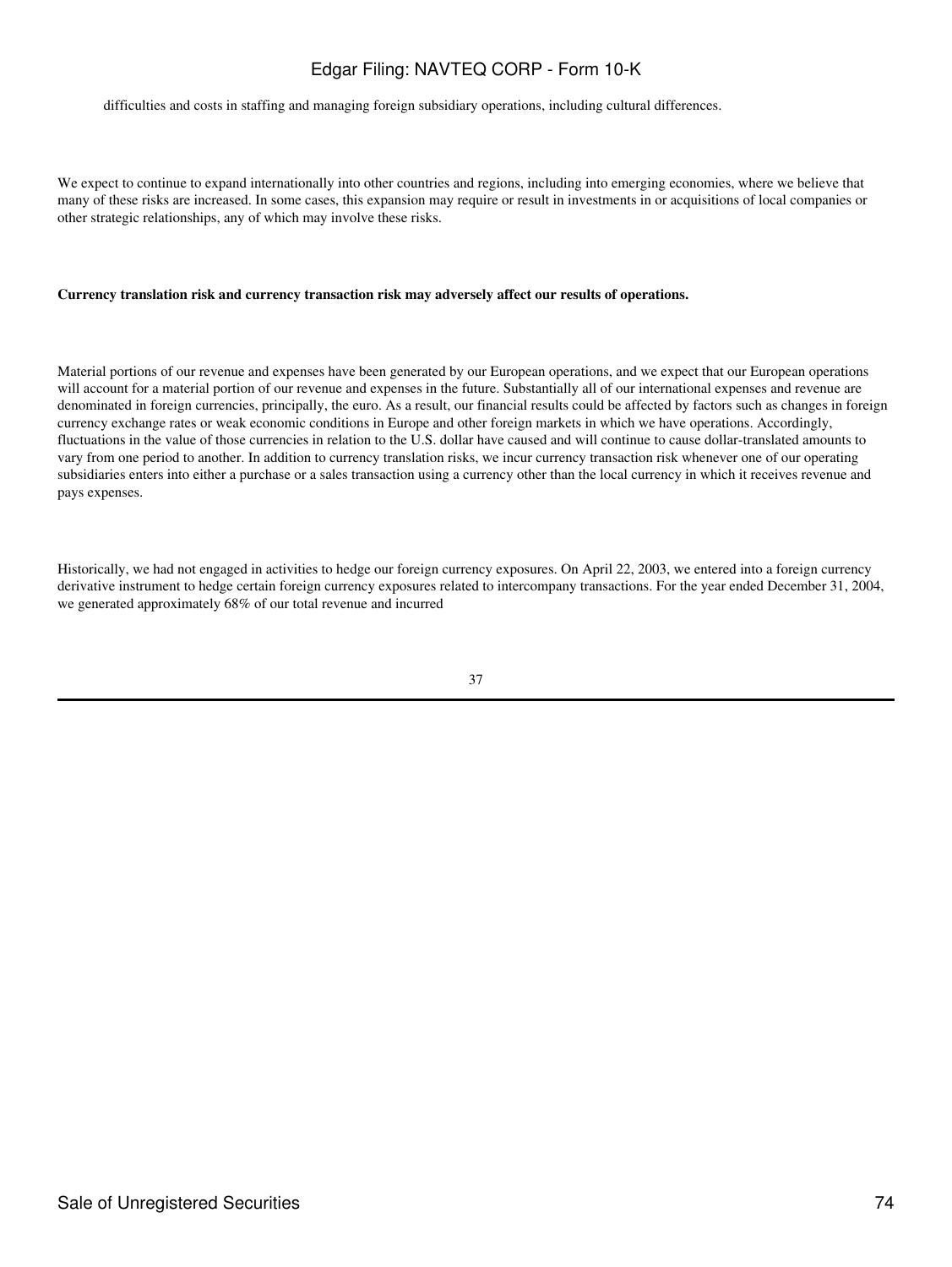difficulties and costs in staffing and managing foreign subsidiary operations, including cultural differences.

We expect to continue to expand internationally into other countries and regions, including into emerging economies, where we believe that many of these risks are increased. In some cases, this expansion may require or result in investments in or acquisitions of local companies or other strategic relationships, any of which may involve these risks.

**Currency translation risk and currency transaction risk may adversely affect our results of operations.**

Material portions of our revenue and expenses have been generated by our European operations, and we expect that our European operations will account for a material portion of our revenue and expenses in the future. Substantially all of our international expenses and revenue are denominated in foreign currencies, principally, the euro. As a result, our financial results could be affected by factors such as changes in foreign currency exchange rates or weak economic conditions in Europe and other foreign markets in which we have operations. Accordingly, fluctuations in the value of those currencies in relation to the U.S. dollar have caused and will continue to cause dollar-translated amounts to vary from one period to another. In addition to currency translation risks, we incur currency transaction risk whenever one of our operating subsidiaries enters into either a purchase or a sales transaction using a currency other than the local currency in which it receives revenue and pays expenses.

Historically, we had not engaged in activities to hedge our foreign currency exposures. On April 22, 2003, we entered into a foreign currency derivative instrument to hedge certain foreign currency exposures related to intercompany transactions. For the year ended December 31, 2004, we generated approximately 68% of our total revenue and incurred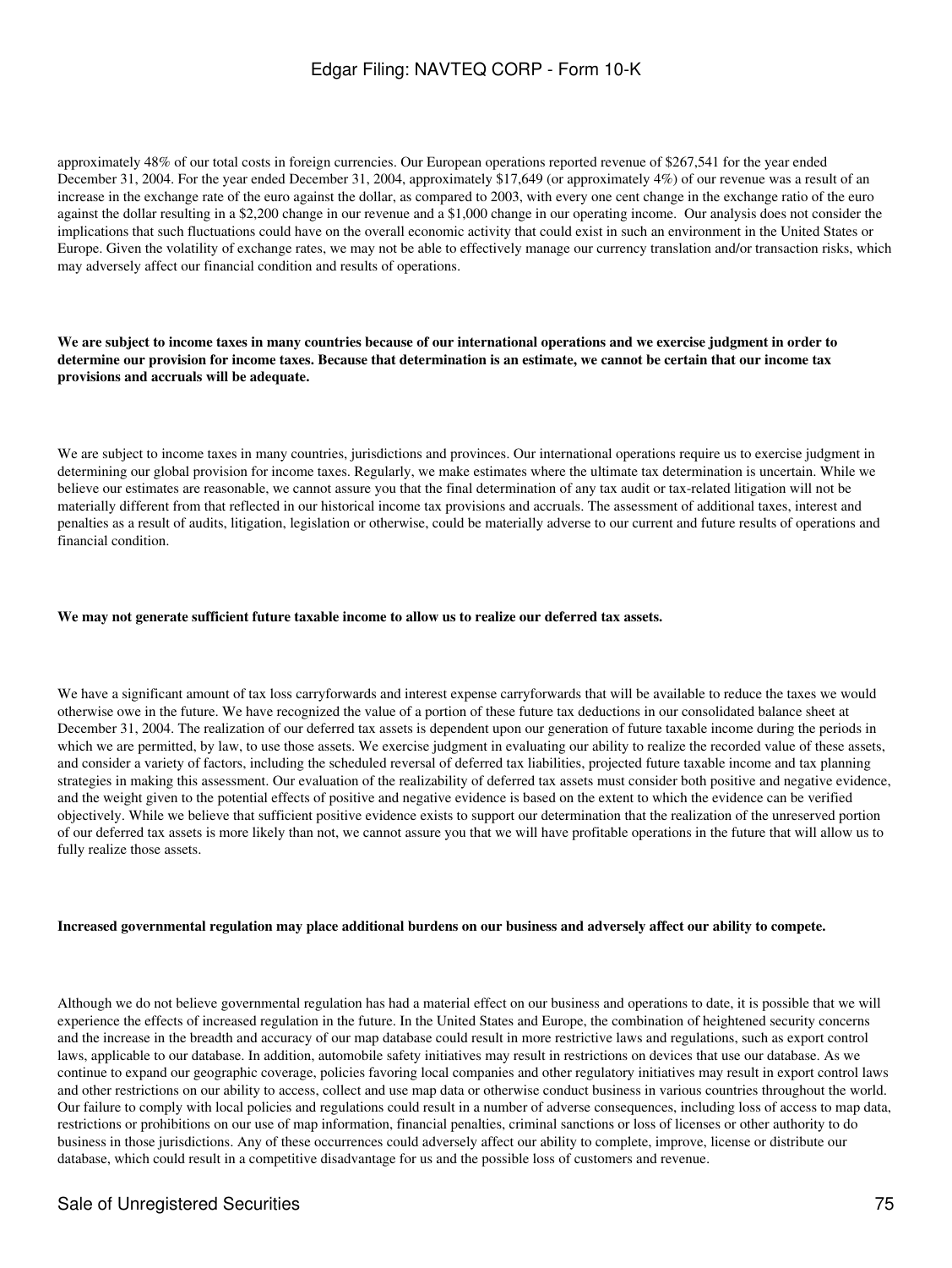approximately 48% of our total costs in foreign currencies. Our European operations reported revenue of $267,541 for the year ended December 31, 2004. For the year ended December 31, 2004, approximately $17,649 (or approximately 4%) of our revenue was a result of an increase in the exchange rate of the euro against the dollar, as compared to 2003, with every one cent change in the exchange ratio of the euro against the dollar resulting in a $2,200 change in our revenue and a $1,000 change in our operating income. Our analysis does not consider the implications that such fluctuations could have on the overall economic activity that could exist in such an environment in the United States or Europe. Given the volatility of exchange rates, we may not be able to effectively manage our currency translation and/or transaction risks, which may adversely affect our financial condition and results of operations.

**We are subject to income taxes in many countries because of our international operations and we exercise judgment in order to determine our provision for income taxes. Because that determination is an estimate, we cannot be certain that our income tax provisions and accruals will be adequate.**

We are subject to income taxes in many countries, jurisdictions and provinces. Our international operations require us to exercise judgment in determining our global provision for income taxes. Regularly, we make estimates where the ultimate tax determination is uncertain. While we believe our estimates are reasonable, we cannot assure you that the final determination of any tax audit or tax-related litigation will not be materially different from that reflected in our historical income tax provisions and accruals. The assessment of additional taxes, interest and penalties as a result of audits, litigation, legislation or otherwise, could be materially adverse to our current and future results of operations and financial condition.

**We may not generate sufficient future taxable income to allow us to realize our deferred tax assets.**

We have a significant amount of tax loss carryforwards and interest expense carryforwards that will be available to reduce the taxes we would otherwise owe in the future. We have recognized the value of a portion of these future tax deductions in our consolidated balance sheet at December 31, 2004. The realization of our deferred tax assets is dependent upon our generation of future taxable income during the periods in which we are permitted, by law, to use those assets. We exercise judgment in evaluating our ability to realize the recorded value of these assets, and consider a variety of factors, including the scheduled reversal of deferred tax liabilities, projected future taxable income and tax planning strategies in making this assessment. Our evaluation of the realizability of deferred tax assets must consider both positive and negative evidence, and the weight given to the potential effects of positive and negative evidence is based on the extent to which the evidence can be verified objectively. While we believe that sufficient positive evidence exists to support our determination that the realization of the unreserved portion of our deferred tax assets is more likely than not, we cannot assure you that we will have profitable operations in the future that will allow us to fully realize those assets.

**Increased governmental regulation may place additional burdens on our business and adversely affect our ability to compete.**

Although we do not believe governmental regulation has had a material effect on our business and operations to date, it is possible that we will experience the effects of increased regulation in the future. In the United States and Europe, the combination of heightened security concerns and the increase in the breadth and accuracy of our map database could result in more restrictive laws and regulations, such as export control laws, applicable to our database. In addition, automobile safety initiatives may result in restrictions on devices that use our database. As we continue to expand our geographic coverage, policies favoring local companies and other regulatory initiatives may result in export control laws and other restrictions on our ability to access, collect and use map data or otherwise conduct business in various countries throughout the world. Our failure to comply with local policies and regulations could result in a number of adverse consequences, including loss of access to map data, restrictions or prohibitions on our use of map information, financial penalties, criminal sanctions or loss of licenses or other authority to do business in those jurisdictions. Any of these occurrences could adversely affect our ability to complete, improve, license or distribute our database, which could result in a competitive disadvantage for us and the possible loss of customers and revenue.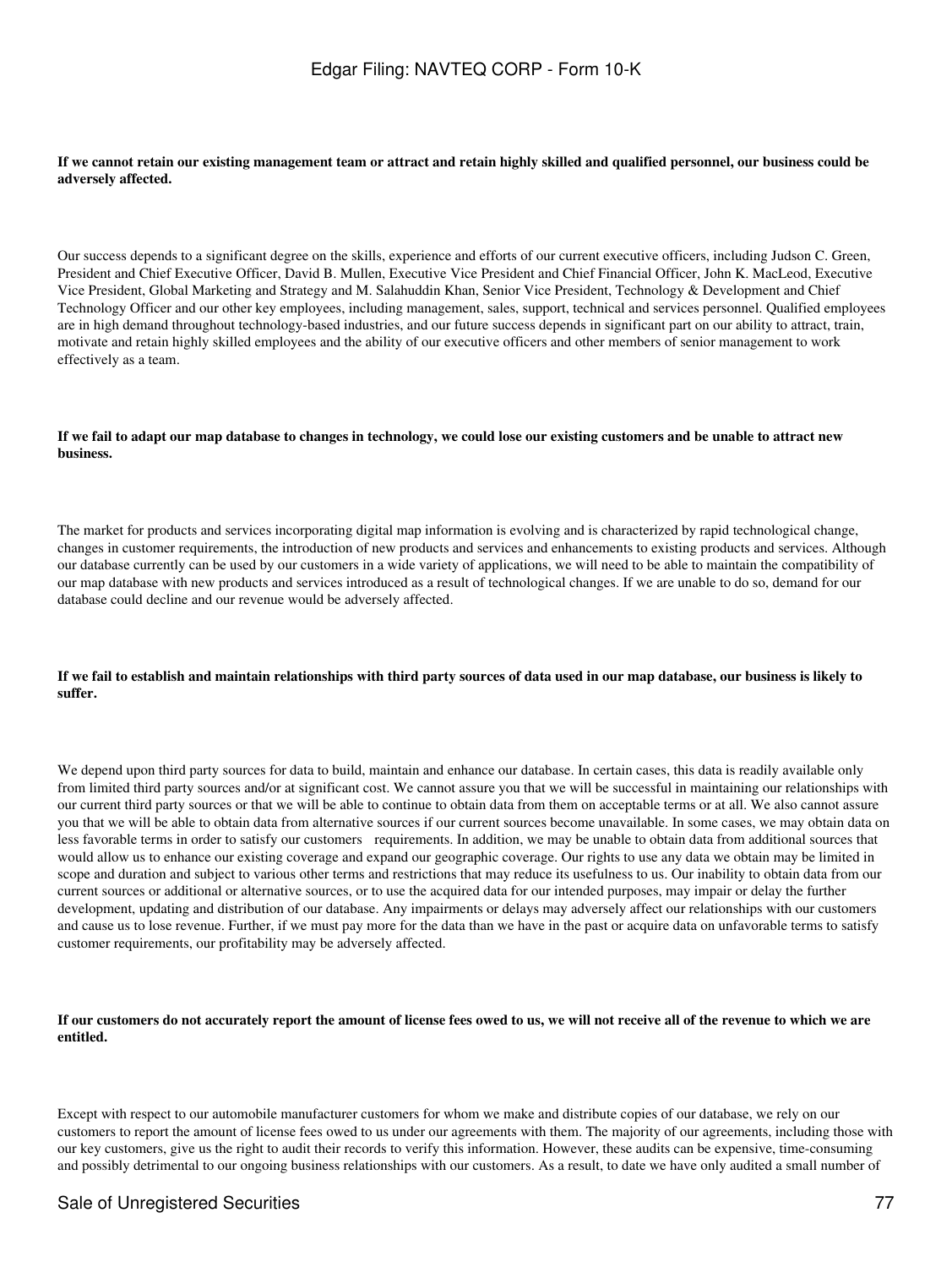**If we cannot retain our existing management team or attract and retain highly skilled and qualified personnel, our business could be adversely affected.**

Our success depends to a significant degree on the skills, experience and efforts of our current executive officers, including Judson C. Green, President and Chief Executive Officer, David B. Mullen, Executive Vice President and Chief Financial Officer, John K. MacLeod, Executive Vice President, Global Marketing and Strategy and M. Salahuddin Khan, Senior Vice President, Technology & Development and Chief Technology Officer and our other key employees, including management, sales, support, technical and services personnel. Qualified employees are in high demand throughout technology-based industries, and our future success depends in significant part on our ability to attract, train, motivate and retain highly skilled employees and the ability of our executive officers and other members of senior management to work effectively as a team.

**If we fail to adapt our map database to changes in technology, we could lose our existing customers and be unable to attract new business.**

The market for products and services incorporating digital map information is evolving and is characterized by rapid technological change, changes in customer requirements, the introduction of new products and services and enhancements to existing products and services. Although our database currently can be used by our customers in a wide variety of applications, we will need to be able to maintain the compatibility of our map database with new products and services introduced as a result of technological changes. If we are unable to do so, demand for our database could decline and our revenue would be adversely affected.

**If we fail to establish and maintain relationships with third party sources of data used in our map database, our business is likely to suffer.**

We depend upon third party sources for data to build, maintain and enhance our database. In certain cases, this data is readily available only from limited third party sources and/or at significant cost. We cannot assure you that we will be successful in maintaining our relationships with our current third party sources or that we will be able to continue to obtain data from them on acceptable terms or at all. We also cannot assure you that we will be able to obtain data from alternative sources if our current sources become unavailable. In some cases, we may obtain data on less favorable terms in order to satisfy our customers requirements. In addition, we may be unable to obtain data from additional sources that would allow us to enhance our existing coverage and expand our geographic coverage. Our rights to use any data we obtain may be limited in scope and duration and subject to various other terms and restrictions that may reduce its usefulness to us. Our inability to obtain data from our current sources or additional or alternative sources, or to use the acquired data for our intended purposes, may impair or delay the further development, updating and distribution of our database. Any impairments or delays may adversely affect our relationships with our customers and cause us to lose revenue. Further, if we must pay more for the data than we have in the past or acquire data on unfavorable terms to satisfy customer requirements, our profitability may be adversely affected.

**If our customers do not accurately report the amount of license fees owed to us, we will not receive all of the revenue to which we are entitled.**

Except with respect to our automobile manufacturer customers for whom we make and distribute copies of our database, we rely on our customers to report the amount of license fees owed to us under our agreements with them. The majority of our agreements, including those with our key customers, give us the right to audit their records to verify this information. However, these audits can be expensive, time-consuming and possibly detrimental to our ongoing business relationships with our customers. As a result, to date we have only audited a small number of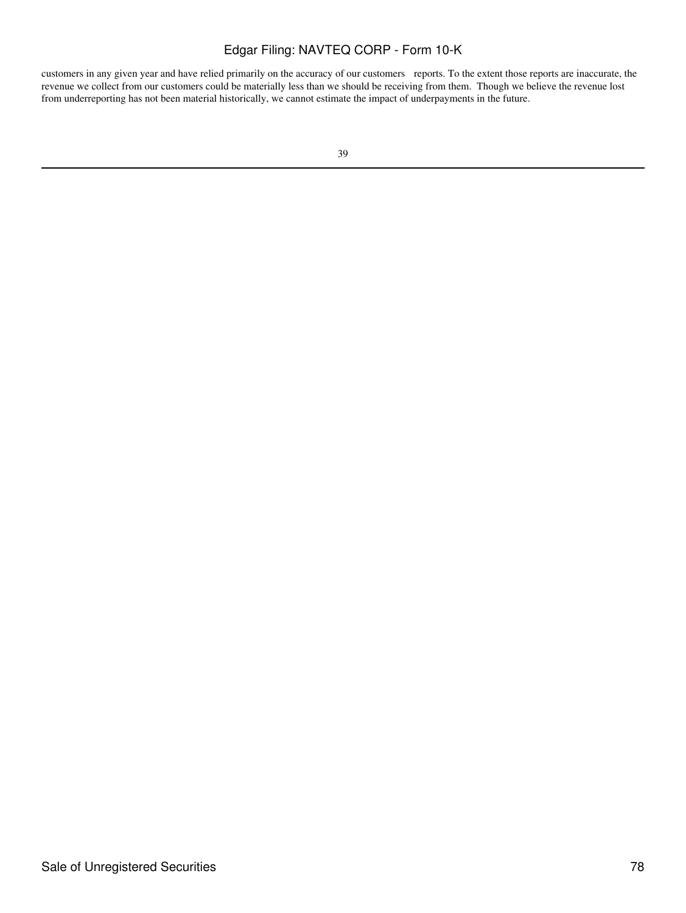customers in any given year and have relied primarily on the accuracy of our customers reports. To the extent those reports are inaccurate, the revenue we collect from our customers could be materially less than we should be receiving from them. Though we believe the revenue lost from underreporting has not been material historically, we cannot estimate the impact of underpayments in the future.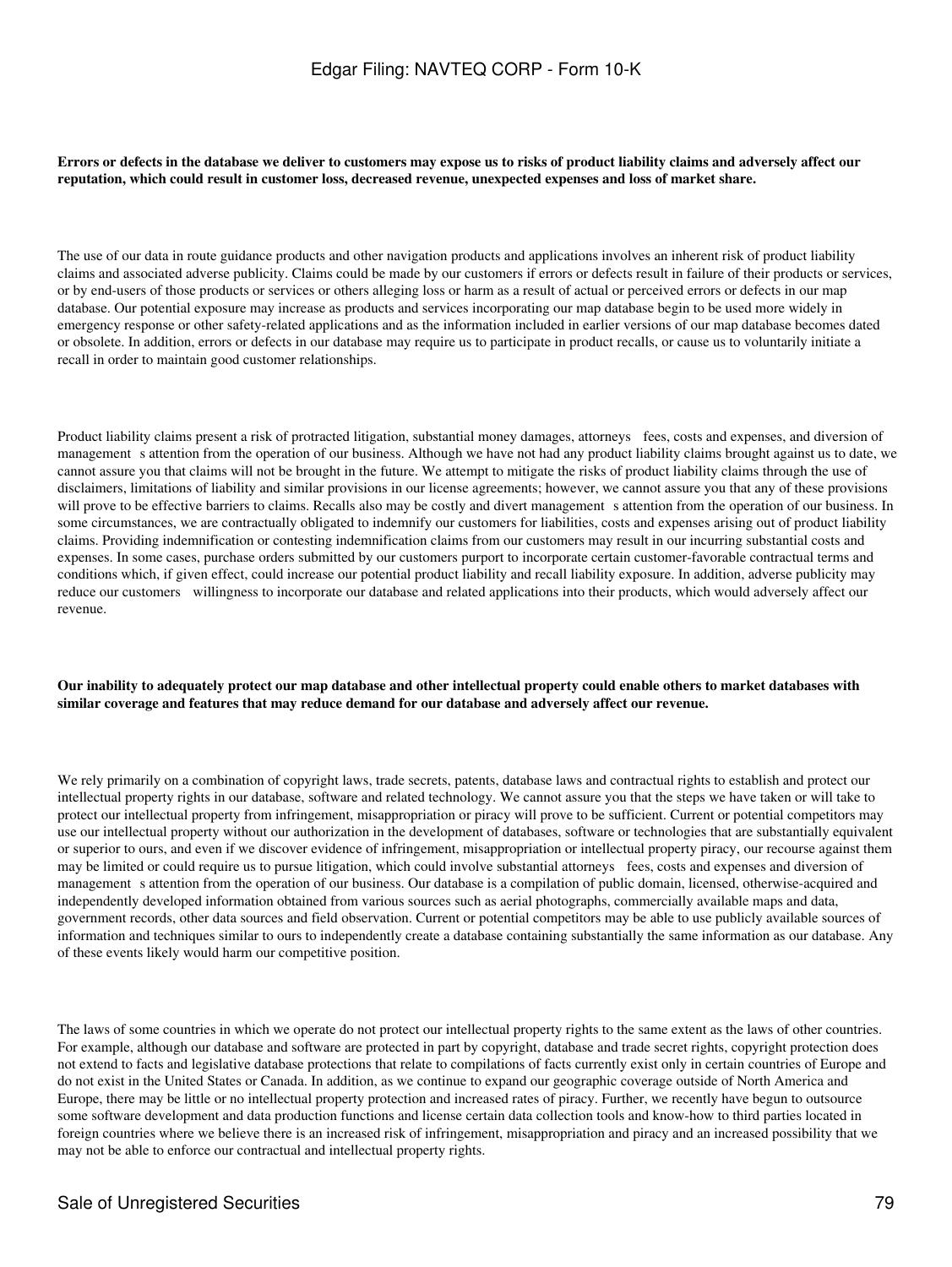**Errors or defects in the database we deliver to customers may expose us to risks of product liability claims and adversely affect our reputation, which could result in customer loss, decreased revenue, unexpected expenses and loss of market share.**

The use of our data in route guidance products and other navigation products and applications involves an inherent risk of product liability claims and associated adverse publicity. Claims could be made by our customers if errors or defects result in failure of their products or services, or by end-users of those products or services or others alleging loss or harm as a result of actual or perceived errors or defects in our map database. Our potential exposure may increase as products and services incorporating our map database begin to be used more widely in emergency response or other safety-related applications and as the information included in earlier versions of our map database becomes dated or obsolete. In addition, errors or defects in our database may require us to participate in product recalls, or cause us to voluntarily initiate a recall in order to maintain good customer relationships.

Product liability claims present a risk of protracted litigation, substantial money damages, attorneys fees, costs and expenses, and diversion of management s attention from the operation of our business. Although we have not had any product liability claims brought against us to date, we cannot assure you that claims will not be brought in the future. We attempt to mitigate the risks of product liability claims through the use of disclaimers, limitations of liability and similar provisions in our license agreements; however, we cannot assure you that any of these provisions will prove to be effective barriers to claims. Recalls also may be costly and divert management s attention from the operation of our business. In some circumstances, we are contractually obligated to indemnify our customers for liabilities, costs and expenses arising out of product liability claims. Providing indemnification or contesting indemnification claims from our customers may result in our incurring substantial costs and expenses. In some cases, purchase orders submitted by our customers purport to incorporate certain customer-favorable contractual terms and conditions which, if given effect, could increase our potential product liability and recall liability exposure. In addition, adverse publicity may reduce our customers willingness to incorporate our database and related applications into their products, which would adversely affect our revenue.

**Our inability to adequately protect our map database and other intellectual property could enable others to market databases with similar coverage and features that may reduce demand for our database and adversely affect our revenue.**

We rely primarily on a combination of copyright laws, trade secrets, patents, database laws and contractual rights to establish and protect our intellectual property rights in our database, software and related technology. We cannot assure you that the steps we have taken or will take to protect our intellectual property from infringement, misappropriation or piracy will prove to be sufficient. Current or potential competitors may use our intellectual property without our authorization in the development of databases, software or technologies that are substantially equivalent or superior to ours, and even if we discover evidence of infringement, misappropriation or intellectual property piracy, our recourse against them may be limited or could require us to pursue litigation, which could involve substantial attorneys fees, costs and expenses and diversion of management s attention from the operation of our business. Our database is a compilation of public domain, licensed, otherwise-acquired and independently developed information obtained from various sources such as aerial photographs, commercially available maps and data, government records, other data sources and field observation. Current or potential competitors may be able to use publicly available sources of information and techniques similar to ours to independently create a database containing substantially the same information as our database. Any of these events likely would harm our competitive position.

The laws of some countries in which we operate do not protect our intellectual property rights to the same extent as the laws of other countries. For example, although our database and software are protected in part by copyright, database and trade secret rights, copyright protection does not extend to facts and legislative database protections that relate to compilations of facts currently exist only in certain countries of Europe and do not exist in the United States or Canada. In addition, as we continue to expand our geographic coverage outside of North America and Europe, there may be little or no intellectual property protection and increased rates of piracy. Further, we recently have begun to outsource some software development and data production functions and license certain data collection tools and know-how to third parties located in foreign countries where we believe there is an increased risk of infringement, misappropriation and piracy and an increased possibility that we may not be able to enforce our contractual and intellectual property rights.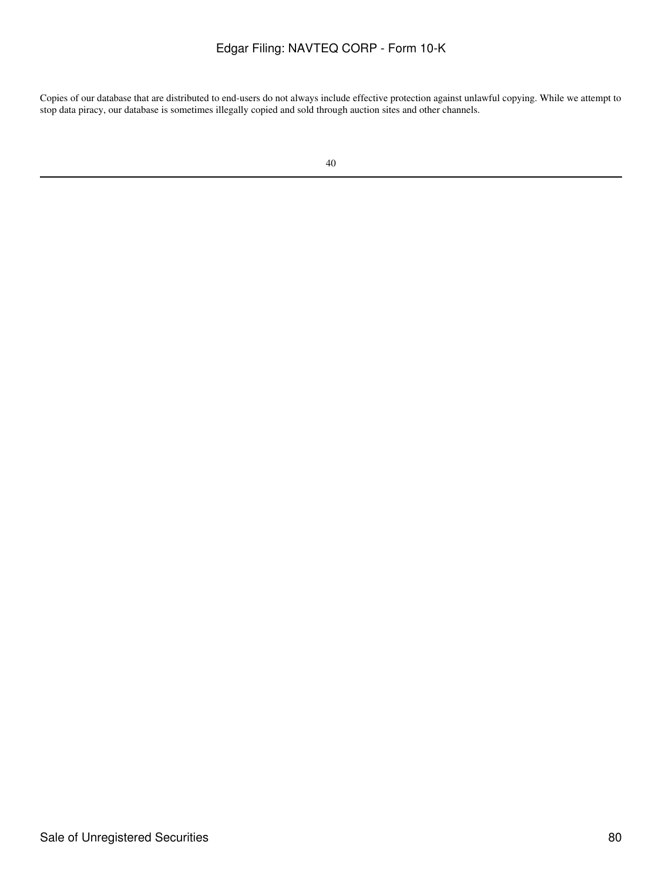Copies of our database that are distributed to end-users do not always include effective protection against unlawful copying. While we attempt to stop data piracy, our database is sometimes illegally copied and sold through auction sites and other channels.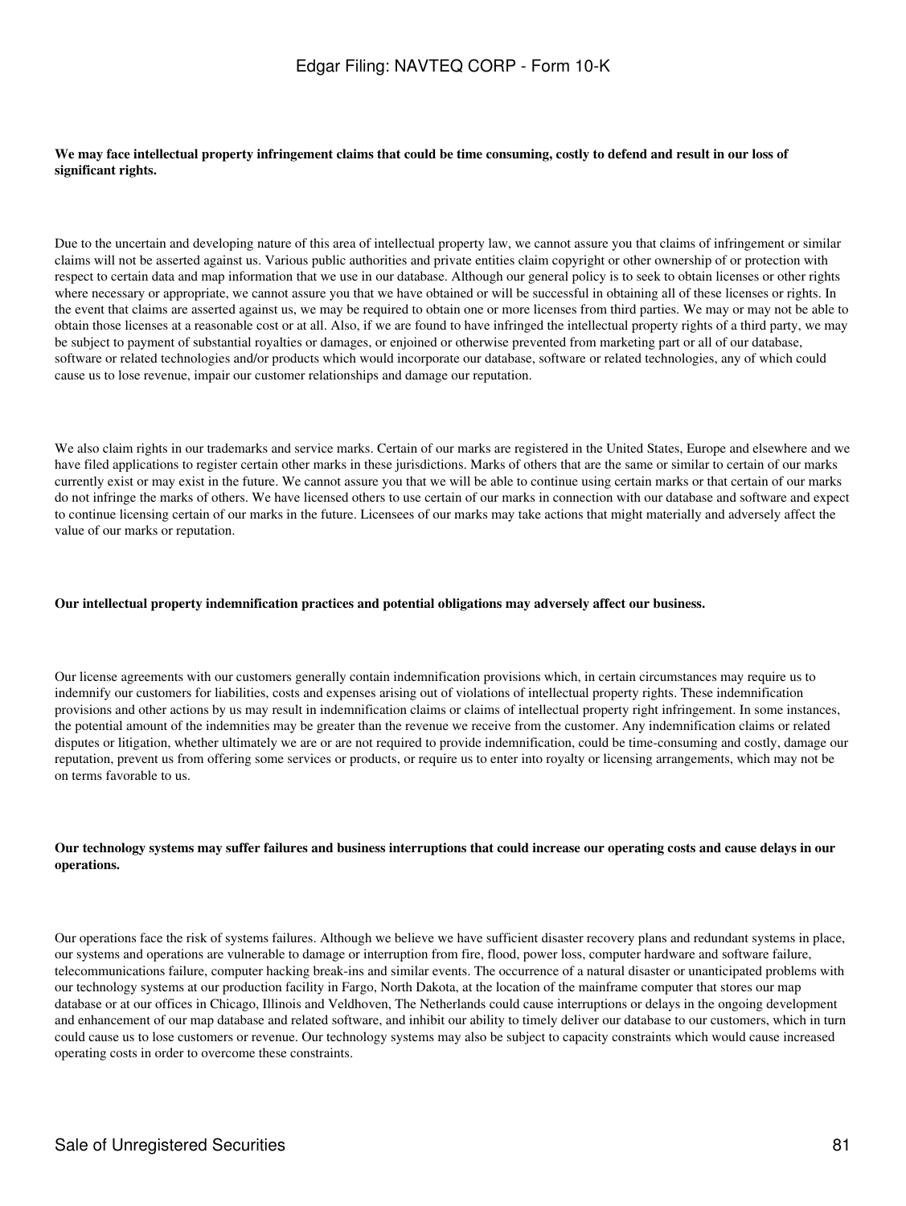**We may face intellectual property infringement claims that could be time consuming, costly to defend and result in our loss of significant rights.**

Due to the uncertain and developing nature of this area of intellectual property law, we cannot assure you that claims of infringement or similar claims will not be asserted against us. Various public authorities and private entities claim copyright or other ownership of or protection with respect to certain data and map information that we use in our database. Although our general policy is to seek to obtain licenses or other rights where necessary or appropriate, we cannot assure you that we have obtained or will be successful in obtaining all of these licenses or rights. In the event that claims are asserted against us, we may be required to obtain one or more licenses from third parties. We may or may not be able to obtain those licenses at a reasonable cost or at all. Also, if we are found to have infringed the intellectual property rights of a third party, we may be subject to payment of substantial royalties or damages, or enjoined or otherwise prevented from marketing part or all of our database, software or related technologies and/or products which would incorporate our database, software or related technologies, any of which could cause us to lose revenue, impair our customer relationships and damage our reputation.

We also claim rights in our trademarks and service marks. Certain of our marks are registered in the United States, Europe and elsewhere and we have filed applications to register certain other marks in these jurisdictions. Marks of others that are the same or similar to certain of our marks currently exist or may exist in the future. We cannot assure you that we will be able to continue using certain marks or that certain of our marks do not infringe the marks of others. We have licensed others to use certain of our marks in connection with our database and software and expect to continue licensing certain of our marks in the future. Licensees of our marks may take actions that might materially and adversely affect the value of our marks or reputation.

**Our intellectual property indemnification practices and potential obligations may adversely affect our business.**

Our license agreements with our customers generally contain indemnification provisions which, in certain circumstances may require us to indemnify our customers for liabilities, costs and expenses arising out of violations of intellectual property rights. These indemnification provisions and other actions by us may result in indemnification claims or claims of intellectual property right infringement. In some instances, the potential amount of the indemnities may be greater than the revenue we receive from the customer. Any indemnification claims or related disputes or litigation, whether ultimately we are or are not required to provide indemnification, could be time-consuming and costly, damage our reputation, prevent us from offering some services or products, or require us to enter into royalty or licensing arrangements, which may not be on terms favorable to us.

**Our technology systems may suffer failures and business interruptions that could increase our operating costs and cause delays in our operations.**

Our operations face the risk of systems failures. Although we believe we have sufficient disaster recovery plans and redundant systems in place, our systems and operations are vulnerable to damage or interruption from fire, flood, power loss, computer hardware and software failure, telecommunications failure, computer hacking break-ins and similar events. The occurrence of a natural disaster or unanticipated problems with our technology systems at our production facility in Fargo, North Dakota, at the location of the mainframe computer that stores our map database or at our offices in Chicago, Illinois and Veldhoven, The Netherlands could cause interruptions or delays in the ongoing development and enhancement of our map database and related software, and inhibit our ability to timely deliver our database to our customers, which in turn could cause us to lose customers or revenue. Our technology systems may also be subject to capacity constraints which would cause increased operating costs in order to overcome these constraints.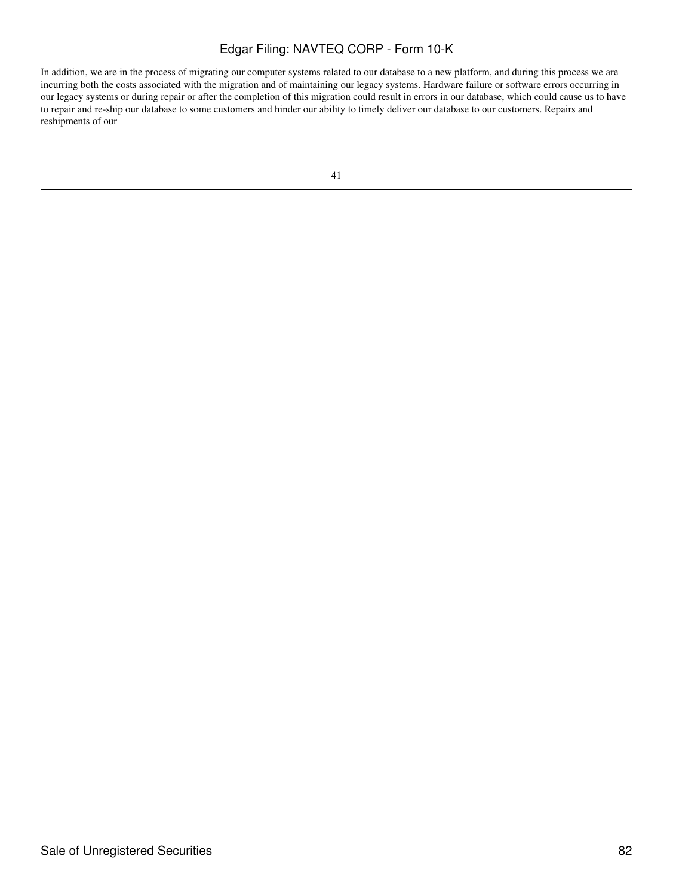In addition, we are in the process of migrating our computer systems related to our database to a new platform, and during this process we are incurring both the costs associated with the migration and of maintaining our legacy systems. Hardware failure or software errors occurring in our legacy systems or during repair or after the completion of this migration could result in errors in our database, which could cause us to have to repair and re-ship our database to some customers and hinder our ability to timely deliver our database to our customers. Repairs and reshipments of our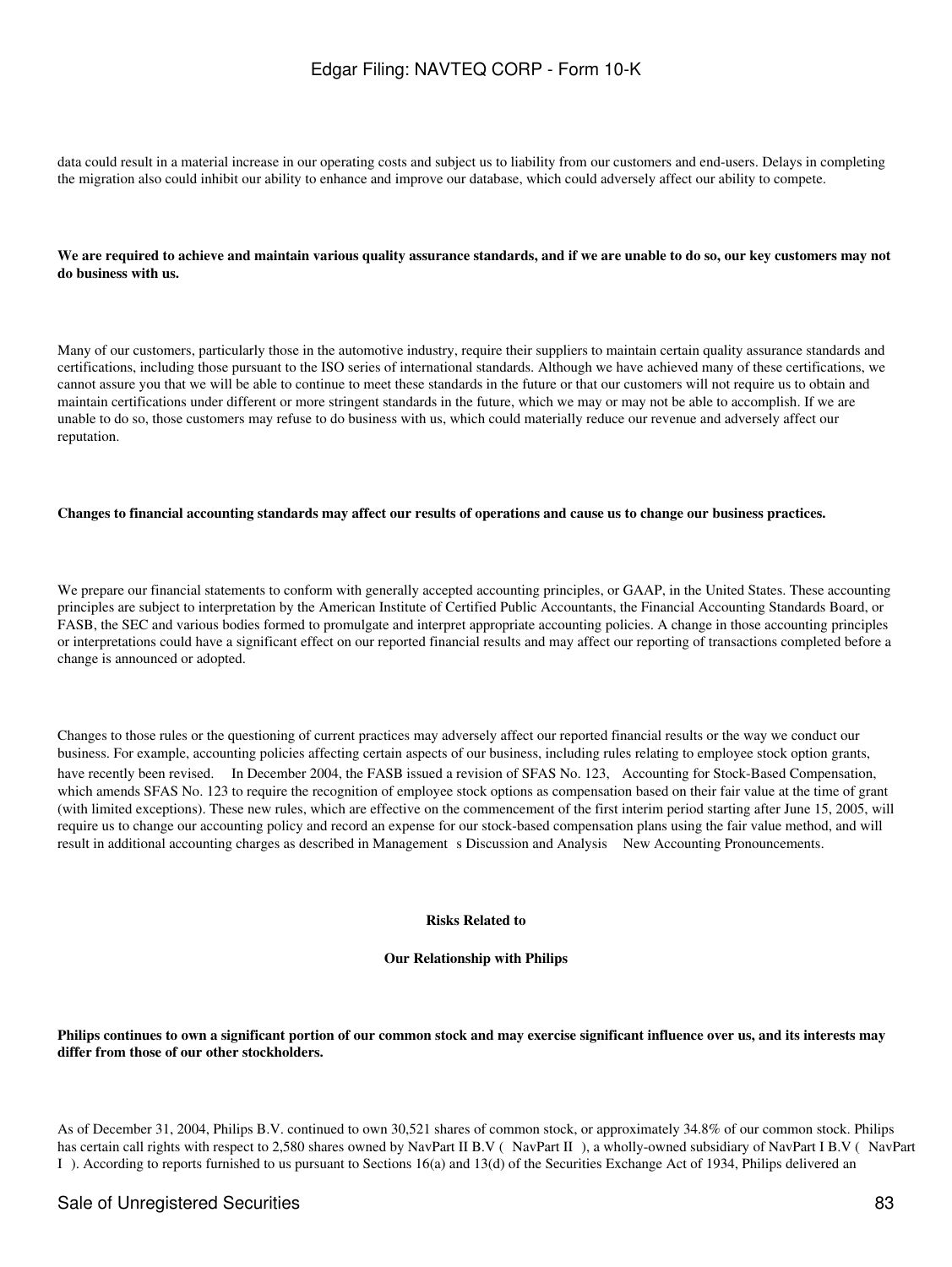data could result in a material increase in our operating costs and subject us to liability from our customers and end-users. Delays in completing the migration also could inhibit our ability to enhance and improve our database, which could adversely affect our ability to compete.

**We are required to achieve and maintain various quality assurance standards, and if we are unable to do so, our key customers may not do business with us.**

Many of our customers, particularly those in the automotive industry, require their suppliers to maintain certain quality assurance standards and certifications, including those pursuant to the ISO series of international standards. Although we have achieved many of these certifications, we cannot assure you that we will be able to continue to meet these standards in the future or that our customers will not require us to obtain and maintain certifications under different or more stringent standards in the future, which we may or may not be able to accomplish. If we are unable to do so, those customers may refuse to do business with us, which could materially reduce our revenue and adversely affect our reputation.

**Changes to financial accounting standards may affect our results of operations and cause us to change our business practices.**

We prepare our financial statements to conform with generally accepted accounting principles, or GAAP, in the United States. These accounting principles are subject to interpretation by the American Institute of Certified Public Accountants, the Financial Accounting Standards Board, or FASB, the SEC and various bodies formed to promulgate and interpret appropriate accounting policies. A change in those accounting principles or interpretations could have a significant effect on our reported financial results and may affect our reporting of transactions completed before a change is announced or adopted.

Changes to those rules or the questioning of current practices may adversely affect our reported financial results or the way we conduct our business. For example, accounting policies affecting certain aspects of our business, including rules relating to employee stock option grants, have recently been revised. In December 2004, the FASB issued a revision of SFAS No. 123, Accounting for Stock-Based Compensation, which amends SFAS No. 123 to require the recognition of employee stock options as compensation based on their fair value at the time of grant (with limited exceptions). These new rules, which are effective on the commencement of the first interim period starting after June 15, 2005, will require us to change our accounting policy and record an expense for our stock-based compensation plans using the fair value method, and will result in additional accounting charges as described in Management s Discussion and Analysis New Accounting Pronouncements.

**Risks Related to**

**Our Relationship with Philips**

**Philips continues to own a significant portion of our common stock and may exercise significant influence over us, and its interests may differ from those of our other stockholders.**

As of December 31, 2004, Philips B.V. continued to own 30,521 shares of common stock, or approximately 34.8% of our common stock. Philips has certain call rights with respect to 2,580 shares owned by NavPart II B.V ( NavPart II ), a wholly-owned subsidiary of NavPart I B.V ( NavPart I ). According to reports furnished to us pursuant to Sections 16(a) and 13(d) of the Securities Exchange Act of 1934, Philips delivered an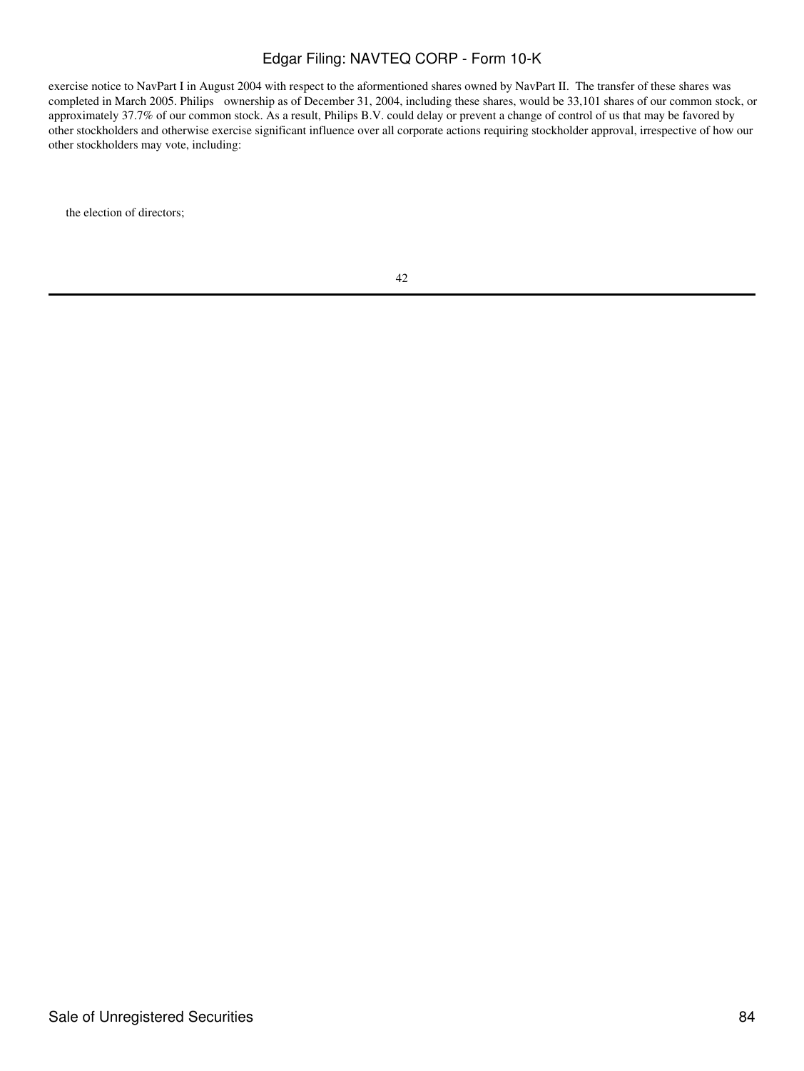exercise notice to NavPart I in August 2004 with respect to the aforementioned shares owned by NavPart II. The transfer of these shares was completed in March 2005. Philips ownership as of December 31, 2004, including these shares, would be 33,101 shares of our common stock, or approximately 37.7% of our common stock. As a result, Philips B.V. could delay or prevent a change of control of us that may be favored by other stockholders and otherwise exercise significant influence over all corporate actions requiring stockholder approval, irrespective of how our other stockholders may vote, including:

- the election of directors;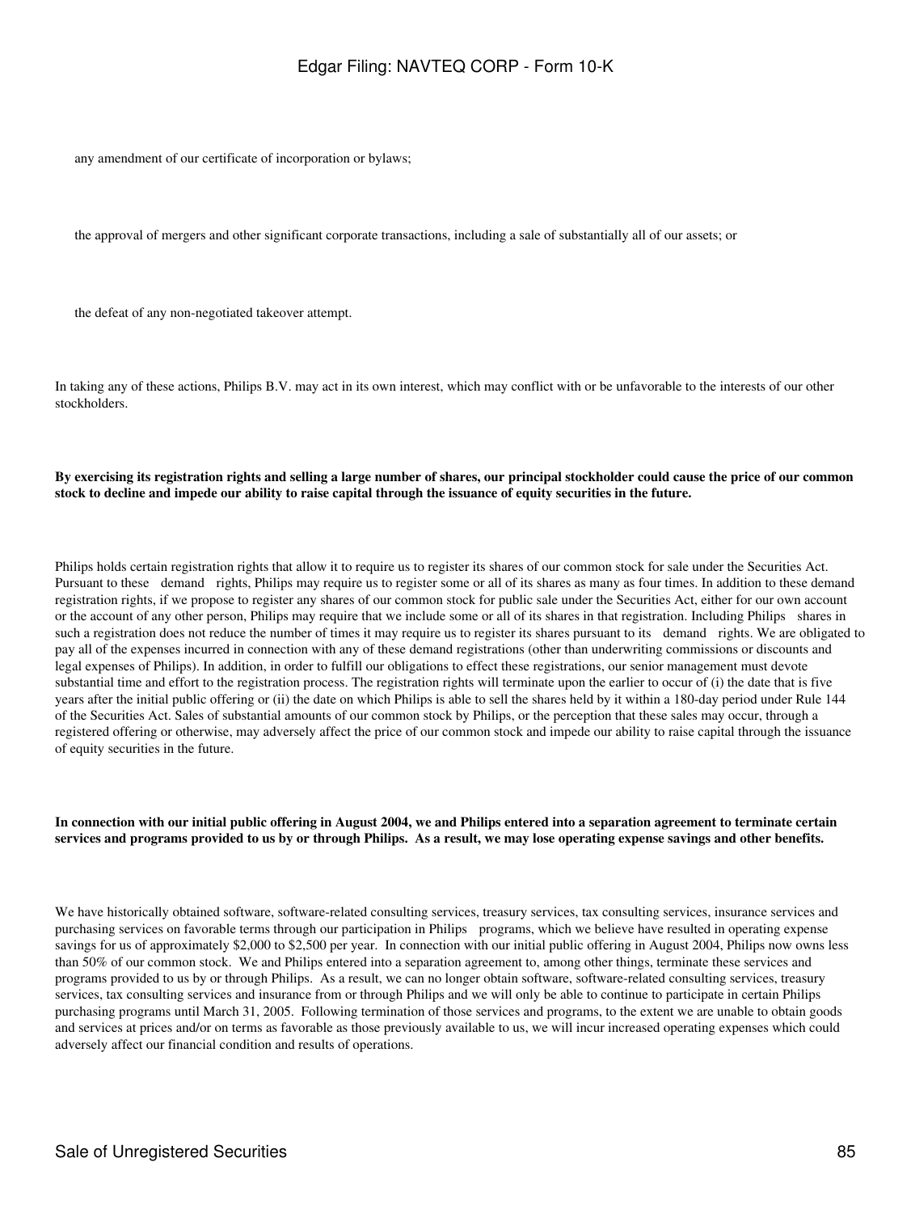- any amendment of our certificate of incorporation or bylaws;
- the approval of mergers and other significant corporate transactions, including a sale of substantially all of our assets; or
- the defeat of any non-negotiated takeover attempt.

In taking any of these actions, Philips B.V. may act in its own interest, which may conflict with or be unfavorable to the interests of our other stockholders.

**By exercising its registration rights and selling a large number of shares, our principal stockholder could cause the price of our common stock to decline and impede our ability to raise capital through the issuance of equity securities in the future.**

Philips holds certain registration rights that allow it to require us to register its shares of our common stock for sale under the Securities Act. Pursuant to these demand rights, Philips may require us to register some or all of its shares as many as four times. In addition to these demand registration rights, if we propose to register any shares of our common stock for public sale under the Securities Act, either for our own account or the account of any other person, Philips may require that we include some or all of its shares in that registration. Including Philips shares in such a registration does not reduce the number of times it may require us to register its shares pursuant to its demand rights. We are obligated to pay all of the expenses incurred in connection with any of these demand registrations (other than underwriting commissions or discounts and legal expenses of Philips). In addition, in order to fulfill our obligations to effect these registrations, our senior management must devote substantial time and effort to the registration process. The registration rights will terminate upon the earlier to occur of (i) the date that is five years after the initial public offering or (ii) the date on which Philips is able to sell the shares held by it within a 180-day period under Rule 144 of the Securities Act. Sales of substantial amounts of our common stock by Philips, or the perception that these sales may occur, through a registered offering or otherwise, may adversely affect the price of our common stock and impede our ability to raise capital through the issuance of equity securities in the future.

**In connection with our initial public offering in August 2004, we and Philips entered into a separation agreement to terminate certain services and programs provided to us by or through Philips. As a result, we may lose operating expense savings and other benefits.**

We have historically obtained software, software-related consulting services, treasury services, tax consulting services, insurance services and purchasing services on favorable terms through our participation in Philips programs, which we believe have resulted in operating expense savings for us of approximately $2,000 to $2,500 per year. In connection with our initial public offering in August 2004, Philips now owns less than 50% of our common stock. We and Philips entered into a separation agreement to, among other things, terminate these services and programs provided to us by or through Philips. As a result, we can no longer obtain software, software-related consulting services, treasury services, tax consulting services and insurance from or through Philips and we will only be able to continue to participate in certain Philips purchasing programs until March 31, 2005. Following termination of those services and programs, to the extent we are unable to obtain goods and services at prices and/or on terms as favorable as those previously available to us, we will incur increased operating expenses which could adversely affect our financial condition and results of operations.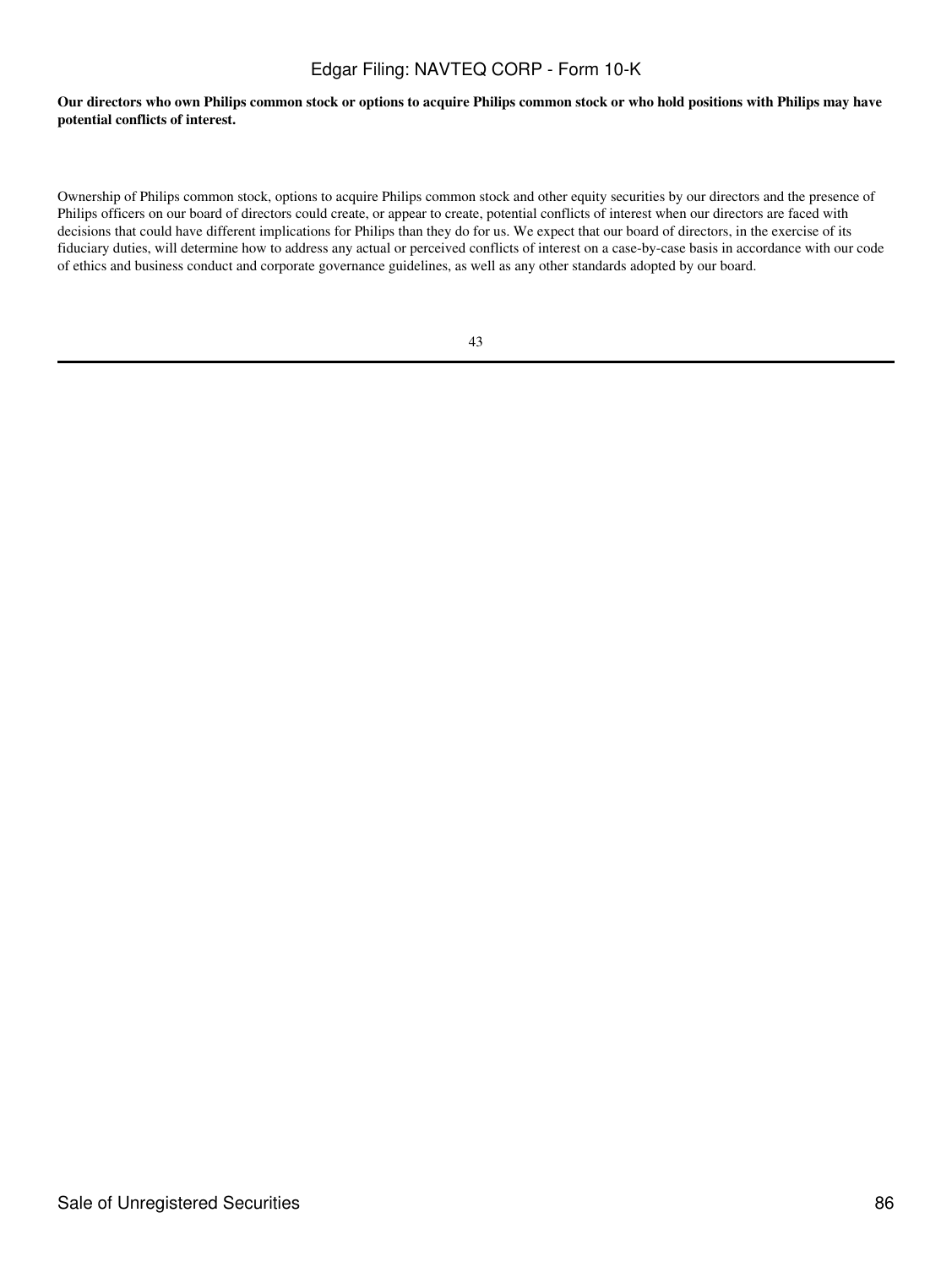**Our directors who own Philips common stock or options to acquire Philips common stock or who hold positions with Philips may have potential conflicts of interest.**

Ownership of Philips common stock, options to acquire Philips common stock and other equity securities by our directors and the presence of Philips officers on our board of directors could create, or appear to create, potential conflicts of interest when our directors are faced with decisions that could have different implications for Philips than they do for us. We expect that our board of directors, in the exercise of its fiduciary duties, will determine how to address any actual or perceived conflicts of interest on a case-by-case basis in accordance with our code of ethics and business conduct and corporate governance guidelines, as well as any other standards adopted by our board.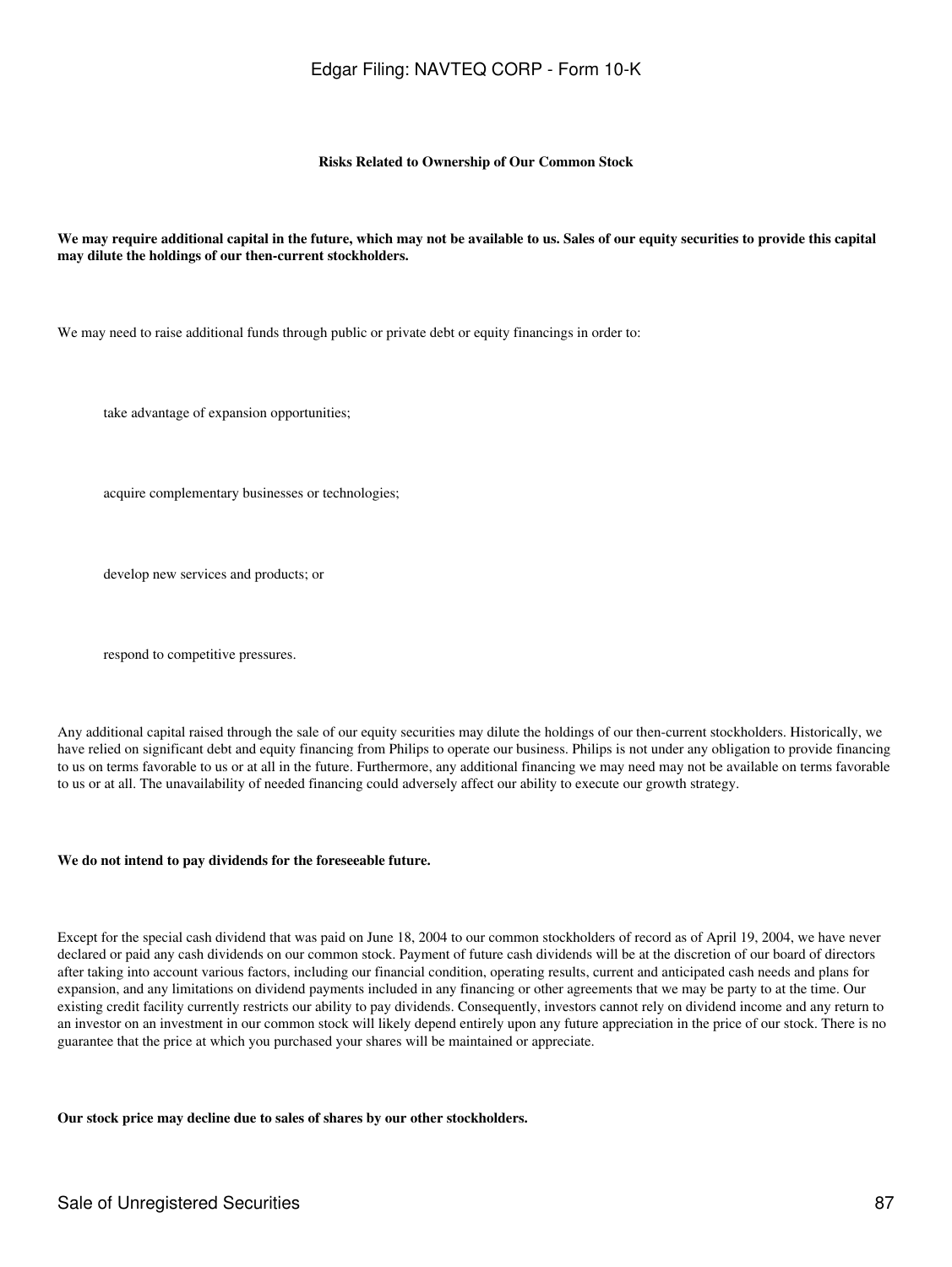### Risks Related to Ownership of Our Common Stock

**We may require additional capital in the future, which may not be available to us. Sales of our equity securities to provide this capital may dilute the holdings of our then-current stockholders.**

We may need to raise additional funds through public or private debt or equity financings in order to:

- take advantage of expansion opportunities;
- acquire complementary businesses or technologies;
- develop new services and products; or
- respond to competitive pressures.

Any additional capital raised through the sale of our equity securities may dilute the holdings of our then-current stockholders. Historically, we have relied on significant debt and equity financing from Philips to operate our business. Philips is not under any obligation to provide financing to us on terms favorable to us or at all in the future. Furthermore, any additional financing we may need may not be available on terms favorable to us or at all. The unavailability of needed financing could adversely affect our ability to execute our growth strategy.

**We do not intend to pay dividends for the foreseeable future.**

Except for the special cash dividend that was paid on June 18, 2004 to our common stockholders of record as of April 19, 2004, we have never declared or paid any cash dividends on our common stock. Payment of future cash dividends will be at the discretion of our board of directors after taking into account various factors, including our financial condition, operating results, current and anticipated cash needs and plans for expansion, and any limitations on dividend payments included in any financing or other agreements that we may be party to at the time. Our existing credit facility currently restricts our ability to pay dividends. Consequently, investors cannot rely on dividend income and any return to an investor on an investment in our common stock will likely depend entirely upon any future appreciation in the price of our stock. There is no guarantee that the price at which you purchased your shares will be maintained or appreciate.

**Our stock price may decline due to sales of shares by our other stockholders.**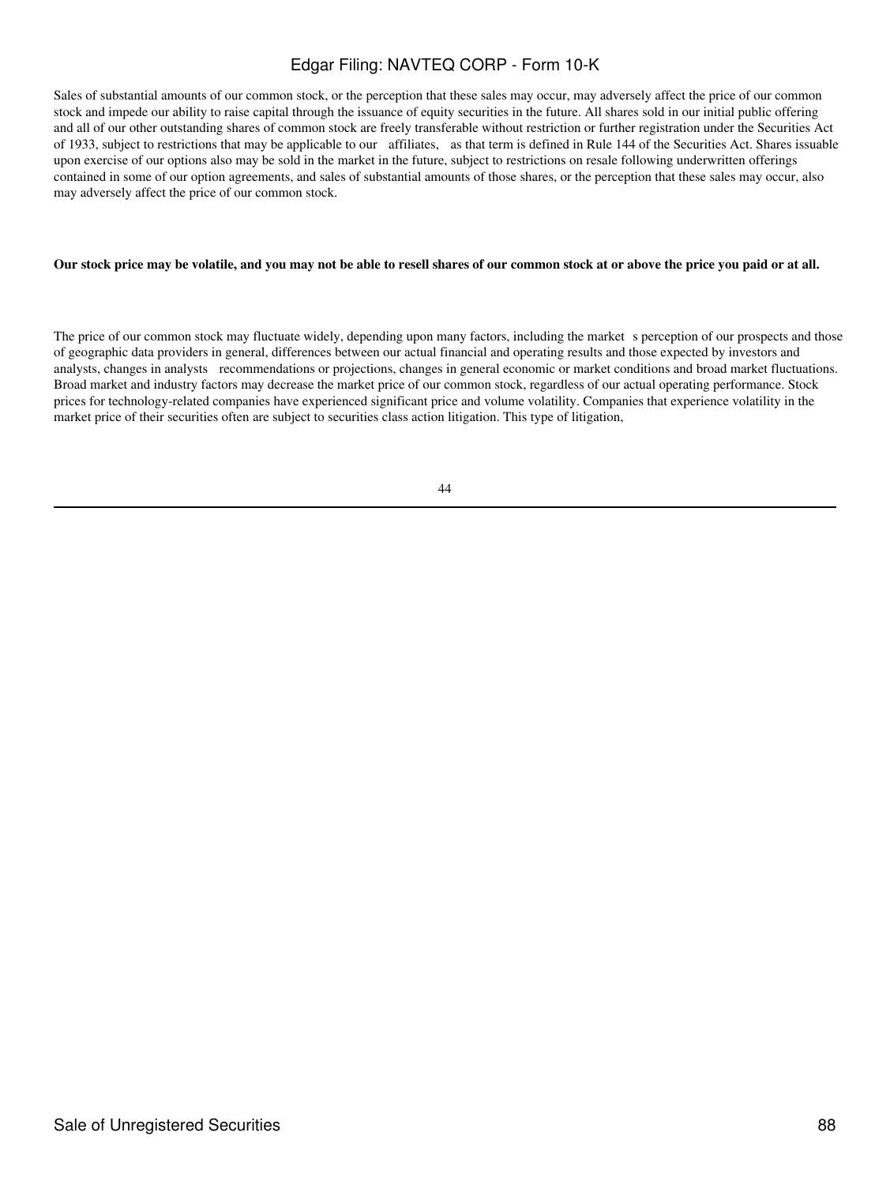Sales of substantial amounts of our common stock, or the perception that these sales may occur, may adversely affect the price of our common stock and impede our ability to raise capital through the issuance of equity securities in the future. All shares sold in our initial public offering and all of our other outstanding shares of common stock are freely transferable without restriction or further registration under the Securities Act of 1933, subject to restrictions that may be applicable to our affiliates, as that term is defined in Rule 144 of the Securities Act. Shares issuable upon exercise of our options also may be sold in the market in the future, subject to restrictions on resale following underwritten offerings contained in some of our option agreements, and sales of substantial amounts of those shares, or the perception that these sales may occur, also may adversely affect the price of our common stock.

**Our stock price may be volatile, and you may not be able to resell shares of our common stock at or above the price you paid or at all.**

The price of our common stock may fluctuate widely, depending upon many factors, including the market s perception of our prospects and those of geographic data providers in general, differences between our actual financial and operating results and those expected by investors and analysts, changes in analysts recommendations or projections, changes in general economic or market conditions and broad market fluctuations. Broad market and industry factors may decrease the market price of our common stock, regardless of our actual operating performance. Stock prices for technology-related companies have experienced significant price and volume volatility. Companies that experience volatility in the market price of their securities often are subject to securities class action litigation. This type of litigation,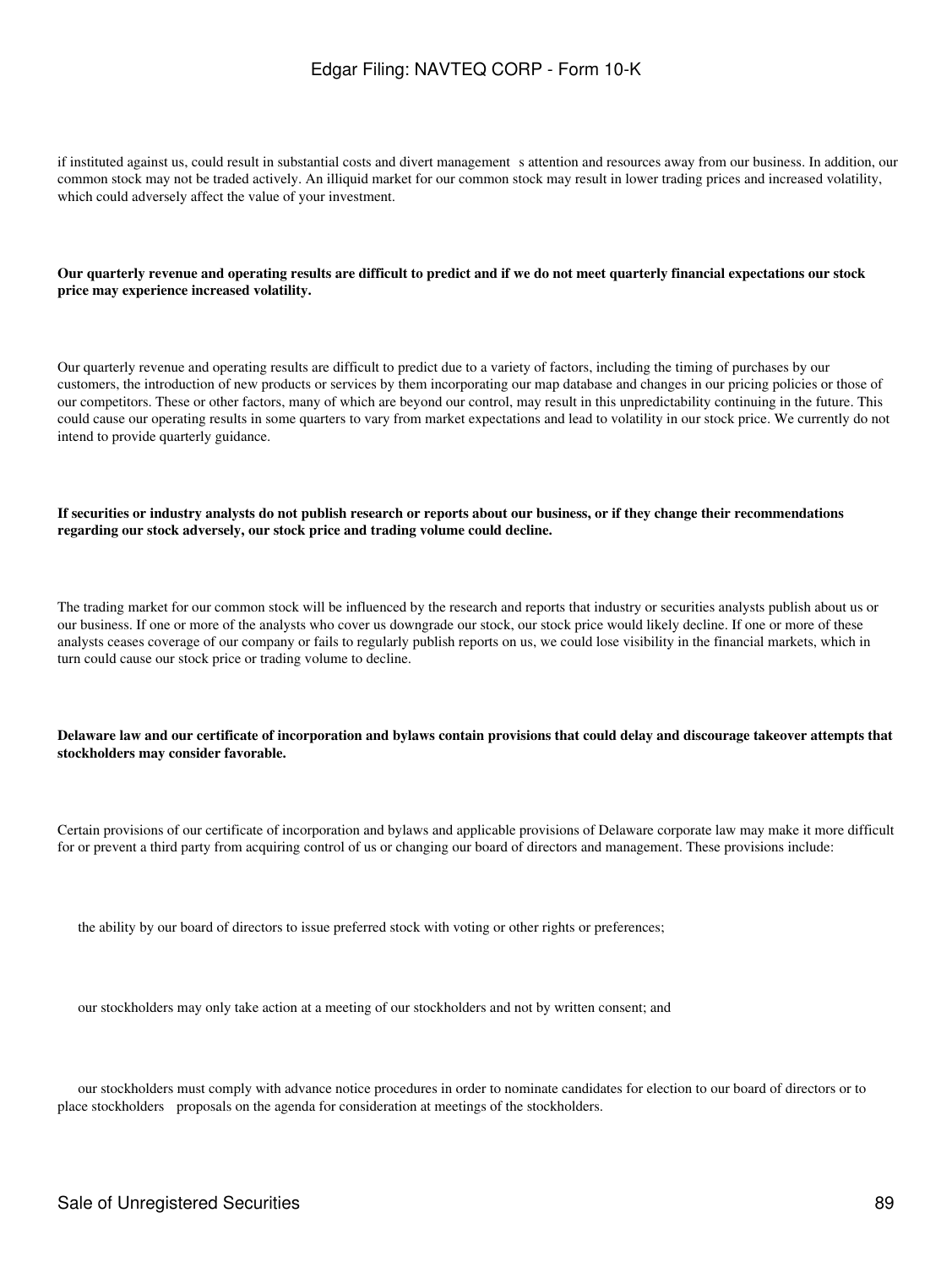if instituted against us, could result in substantial costs and divert management s attention and resources away from our business. In addition, our common stock may not be traded actively. An illiquid market for our common stock may result in lower trading prices and increased volatility, which could adversely affect the value of your investment.

**Our quarterly revenue and operating results are difficult to predict and if we do not meet quarterly financial expectations our stock price may experience increased volatility.**

Our quarterly revenue and operating results are difficult to predict due to a variety of factors, including the timing of purchases by our customers, the introduction of new products or services by them incorporating our map database and changes in our pricing policies or those of our competitors. These or other factors, many of which are beyond our control, may result in this unpredictability continuing in the future. This could cause our operating results in some quarters to vary from market expectations and lead to volatility in our stock price. We currently do not intend to provide quarterly guidance.

**If securities or industry analysts do not publish research or reports about our business, or if they change their recommendations regarding our stock adversely, our stock price and trading volume could decline.**

The trading market for our common stock will be influenced by the research and reports that industry or securities analysts publish about us or our business. If one or more of the analysts who cover us downgrade our stock, our stock price would likely decline. If one or more of these analysts ceases coverage of our company or fails to regularly publish reports on us, we could lose visibility in the financial markets, which in turn could cause our stock price or trading volume to decline.

**Delaware law and our certificate of incorporation and bylaws contain provisions that could delay and discourage takeover attempts that stockholders may consider favorable.**

Certain provisions of our certificate of incorporation and bylaws and applicable provisions of Delaware corporate law may make it more difficult for or prevent a third party from acquiring control of us or changing our board of directors and management. These provisions include:

- the ability by our board of directors to issue preferred stock with voting or other rights or preferences;
- our stockholders may only take action at a meeting of our stockholders and not by written consent; and
- our stockholders must comply with advance notice procedures in order to nominate candidates for election to our board of directors or to place stockholders proposals on the agenda for consideration at meetings of the stockholders.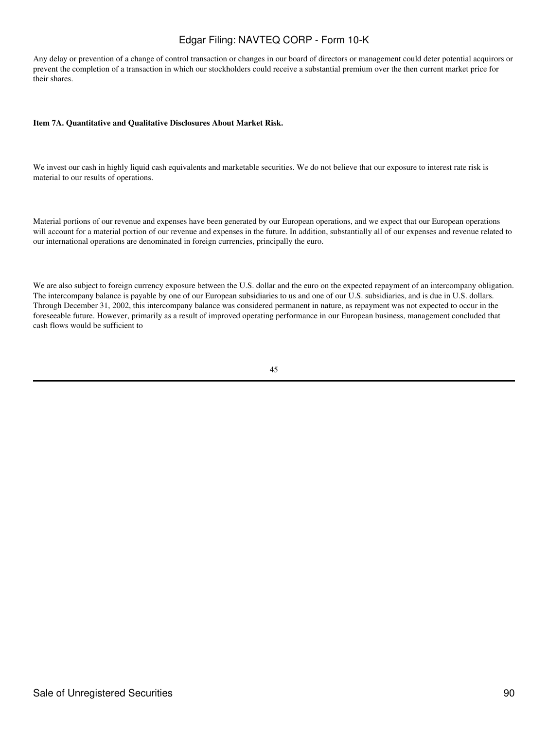Any delay or prevention of a change of control transaction or changes in our board of directors or management could deter potential acquirors or prevent the completion of a transaction in which our stockholders could receive a substantial premium over the then current market price for their shares.

**Item 7A. Quantitative and Qualitative Disclosures About Market Risk.**

We invest our cash in highly liquid cash equivalents and marketable securities. We do not believe that our exposure to interest rate risk is material to our results of operations.

Material portions of our revenue and expenses have been generated by our European operations, and we expect that our European operations will account for a material portion of our revenue and expenses in the future. In addition, substantially all of our expenses and revenue related to our international operations are denominated in foreign currencies, principally the euro.

We are also subject to foreign currency exposure between the U.S. dollar and the euro on the expected repayment of an intercompany obligation. The intercompany balance is payable by one of our European subsidiaries to us and one of our U.S. subsidiaries, and is due in U.S. dollars. Through December 31, 2002, this intercompany balance was considered permanent in nature, as repayment was not expected to occur in the foreseeable future. However, primarily as a result of improved operating performance in our European business, management concluded that cash flows would be sufficient to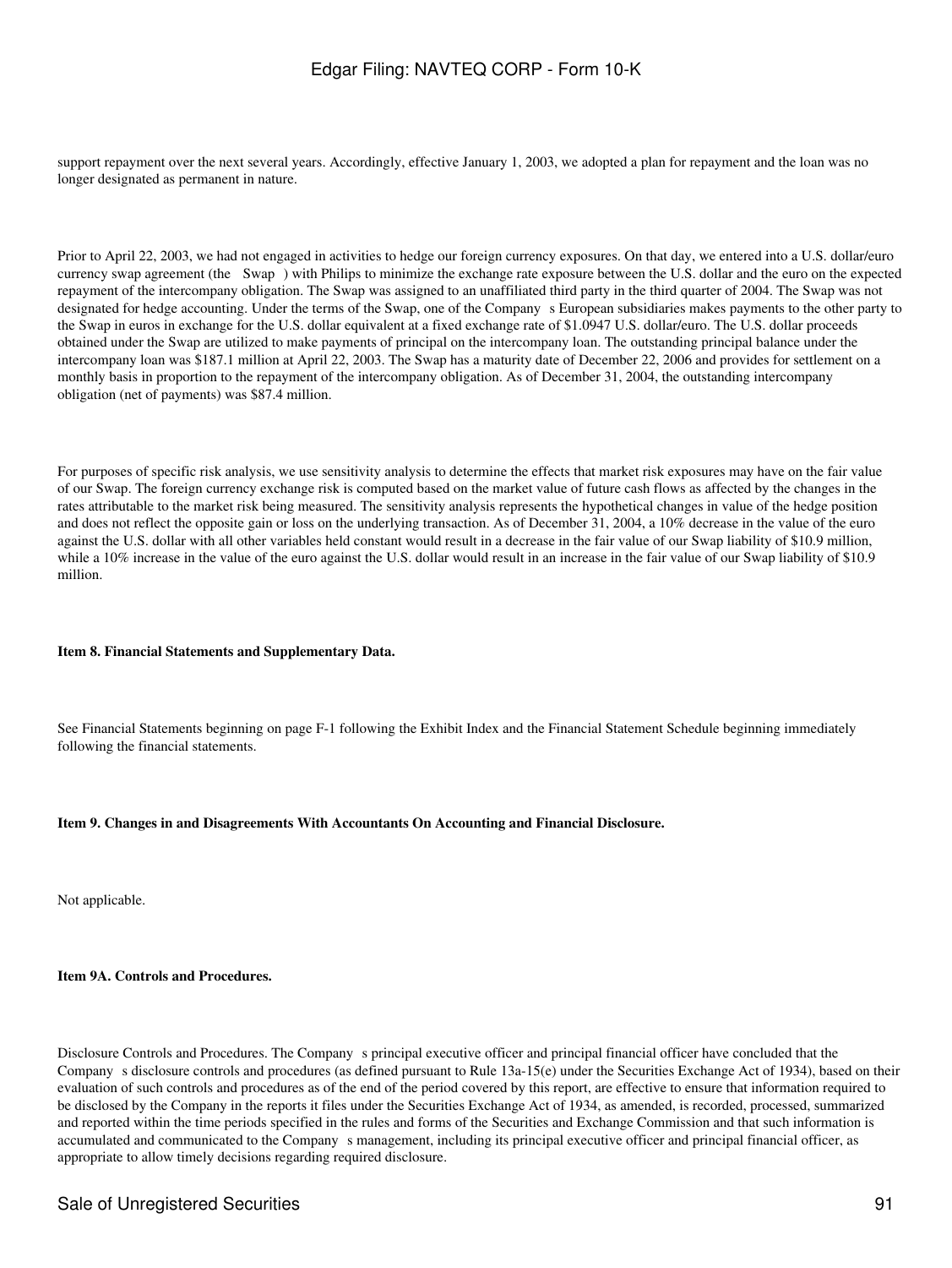support repayment over the next several years. Accordingly, effective January 1, 2003, we adopted a plan for repayment and the loan was no longer designated as permanent in nature.

Prior to April 22, 2003, we had not engaged in activities to hedge our foreign currency exposures. On that day, we entered into a U.S. dollar/euro currency swap agreement (the Swap ) with Philips to minimize the exchange rate exposure between the U.S. dollar and the euro on the expected repayment of the intercompany obligation. The Swap was assigned to an unaffiliated third party in the third quarter of 2004. The Swap was not designated for hedge accounting. Under the terms of the Swap, one of the Company s European subsidiaries makes payments to the other party to the Swap in euros in exchange for the U.S. dollar equivalent at a fixed exchange rate of $1.0947 U.S. dollar/euro. The U.S. dollar proceeds obtained under the Swap are utilized to make payments of principal on the intercompany loan. The outstanding principal balance under the intercompany loan was $187.1 million at April 22, 2003. The Swap has a maturity date of December 22, 2006 and provides for settlement on a monthly basis in proportion to the repayment of the intercompany obligation. As of December 31, 2004, the outstanding intercompany obligation (net of payments) was $87.4 million.

For purposes of specific risk analysis, we use sensitivity analysis to determine the effects that market risk exposures may have on the fair value of our Swap. The foreign currency exchange risk is computed based on the market value of future cash flows as affected by the changes in the rates attributable to the market risk being measured. The sensitivity analysis represents the hypothetical changes in value of the hedge position and does not reflect the opposite gain or loss on the underlying transaction. As of December 31, 2004, a 10% decrease in the value of the euro against the U.S. dollar with all other variables held constant would result in a decrease in the fair value of our Swap liability of $10.9 million, while a 10% increase in the value of the euro against the U.S. dollar would result in an increase in the fair value of our Swap liability of $10.9 million.

**Item 8. Financial Statements and Supplementary Data.**

See Financial Statements beginning on page F-1 following the Exhibit Index and the Financial Statement Schedule beginning immediately following the financial statements.

**Item 9. Changes in and Disagreements With Accountants On Accounting and Financial Disclosure.**

Not applicable.

**Item 9A. Controls and Procedures.**

Disclosure Controls and Procedures. The Company s principal executive officer and principal financial officer have concluded that the Company s disclosure controls and procedures (as defined pursuant to Rule 13a-15(e) under the Securities Exchange Act of 1934), based on their evaluation of such controls and procedures as of the end of the period covered by this report, are effective to ensure that information required to be disclosed by the Company in the reports it files under the Securities Exchange Act of 1934, as amended, is recorded, processed, summarized and reported within the time periods specified in the rules and forms of the Securities and Exchange Commission and that such information is accumulated and communicated to the Company s management, including its principal executive officer and principal financial officer, as appropriate to allow timely decisions regarding required disclosure.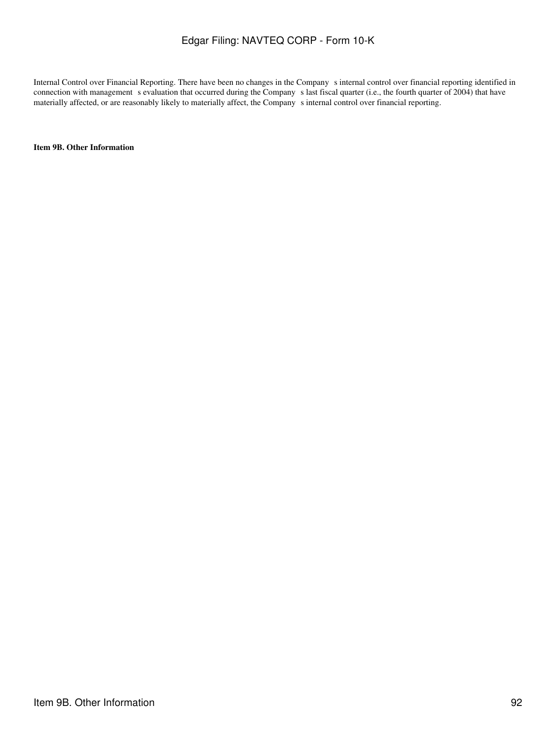Internal Control over Financial Reporting. There have been no changes in the Company s internal control over financial reporting identified in connection with management s evaluation that occurred during the Company s last fiscal quarter (i.e., the fourth quarter of 2004) that have materially affected, or are reasonably likely to materially affect, the Company s internal control over financial reporting.

**Item 9B. Other Information**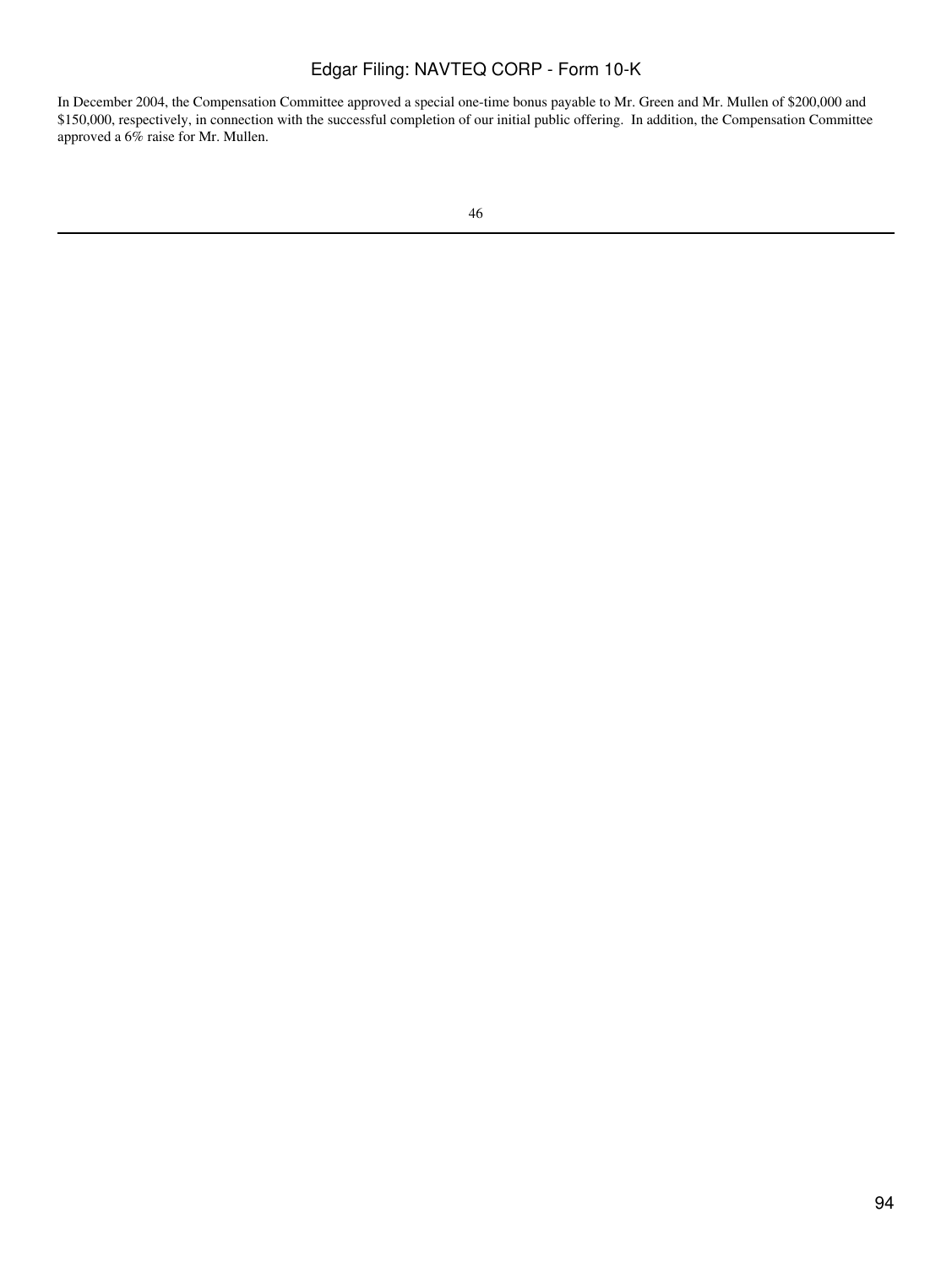In December 2004, the Compensation Committee approved a special one-time bonus payable to Mr. Green and Mr. Mullen of $200,000 and $150,000, respectively, in connection with the successful completion of our initial public offering. In addition, the Compensation Committee approved a 6% raise for Mr. Mullen.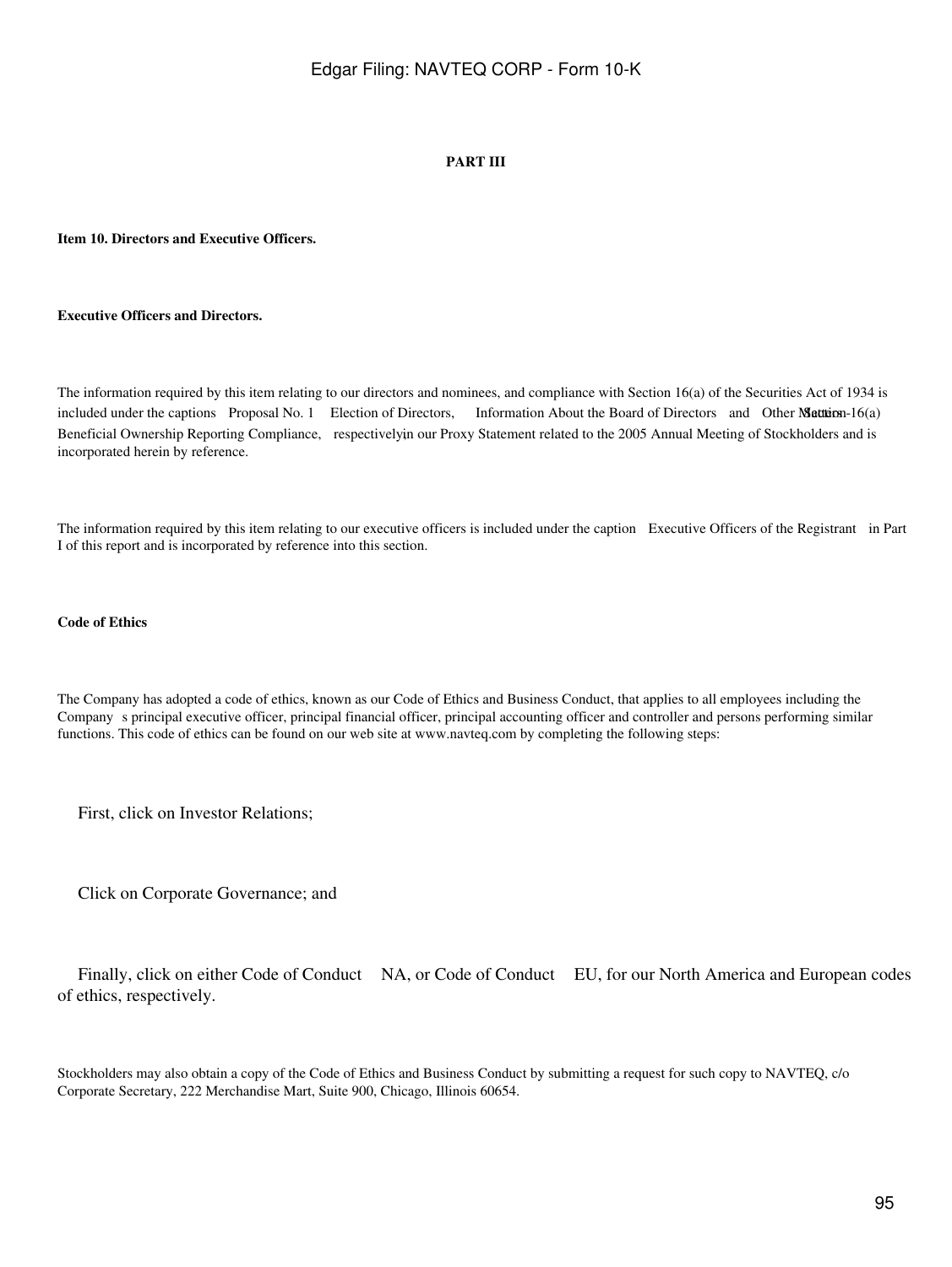## PART III

### Item 10. Directors and Executive Officers.

#### Executive Officers and Directors.

The information required by this item relating to our directors and nominees, and compliance with Section 16(a) of the Securities Act of 1934 is included under the captions Proposal No. 1 Election of Directors, Information About the Board of Directors and Other Matters Section 16(a) Beneficial Ownership Reporting Compliance, respectively in our Proxy Statement related to the 2005 Annual Meeting of Stockholders and is incorporated herein by reference.

The information required by this item relating to our executive officers is included under the caption Executive Officers of the Registrant in Part I of this report and is incorporated by reference into this section.

#### Code of Ethics

The Company has adopted a code of ethics, known as our Code of Ethics and Business Conduct, that applies to all employees including the Company s principal executive officer, principal financial officer, principal accounting officer and controller and persons performing similar functions. This code of ethics can be found on our web site at www.navteq.com by completing the following steps:

First, click on Investor Relations;

Click on Corporate Governance; and

Finally, click on either Code of Conduct NA, or Code of Conduct EU, for our North America and European codes of ethics, respectively.

Stockholders may also obtain a copy of the Code of Ethics and Business Conduct by submitting a request for such copy to NAVTEQ, c/o Corporate Secretary, 222 Merchandise Mart, Suite 900, Chicago, Illinois 60654.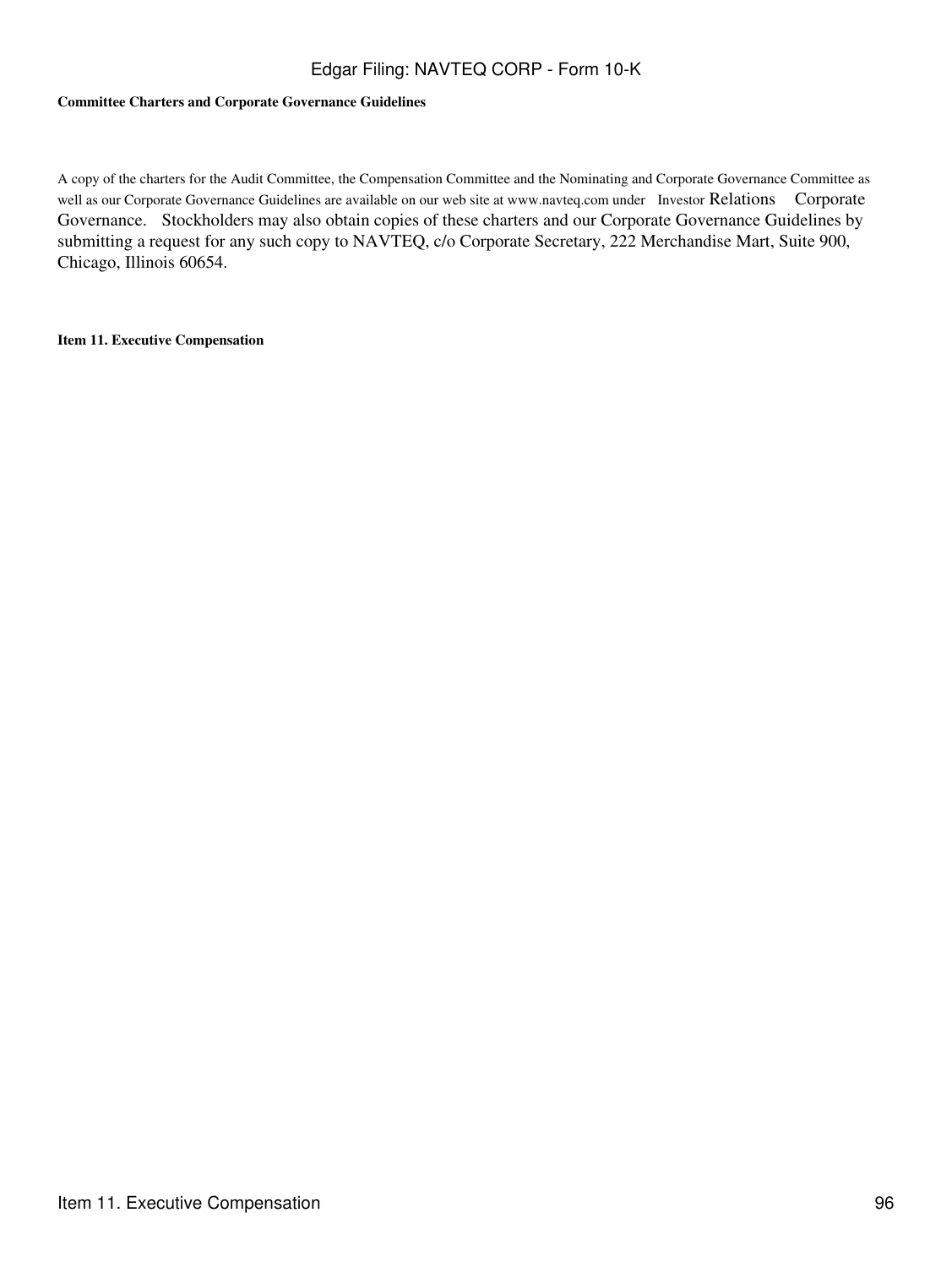**Committee Charters and Corporate Governance Guidelines**

A copy of the charters for the Audit Committee, the Compensation Committee and the Nominating and Corporate Governance Committee as well as our Corporate Governance Guidelines are available on our web site at www.navteq.com under Investor Relations Corporate Governance. Stockholders may also obtain copies of these charters and our Corporate Governance Guidelines by submitting a request for any such copy to NAVTEQ, c/o Corporate Secretary, 222 Merchandise Mart, Suite 900, Chicago, Illinois 60654.

**Item 11. Executive Compensation**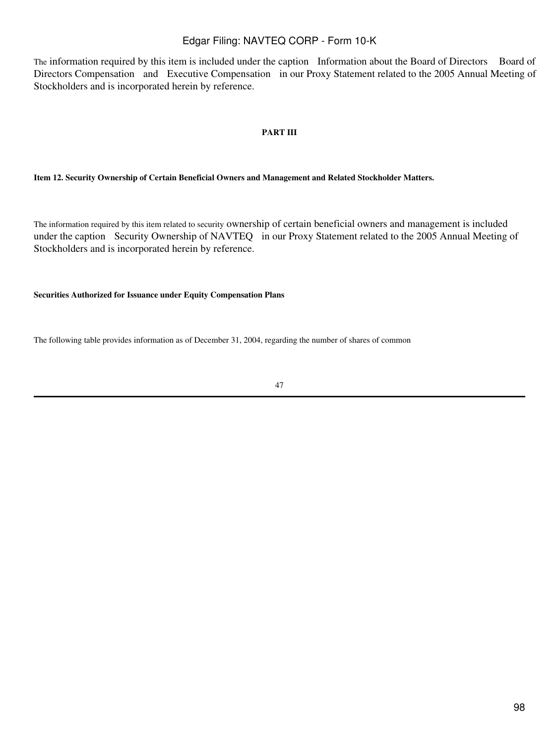The information required by this item is included under the caption Information about the Board of Directors Board of Directors Compensation and Executive Compensation in our Proxy Statement related to the 2005 Annual Meeting of Stockholders and is incorporated herein by reference.

# PART III

## Item 12. Security Ownership of Certain Beneficial Owners and Management and Related Stockholder Matters.

The information required by this item related to security ownership of certain beneficial owners and management is included under the caption Security Ownership of NAVTEQ in our Proxy Statement related to the 2005 Annual Meeting of Stockholders and is incorporated herein by reference.

### Securities Authorized for Issuance under Equity Compensation Plans

The following table provides information as of December 31, 2004, regarding the number of shares of common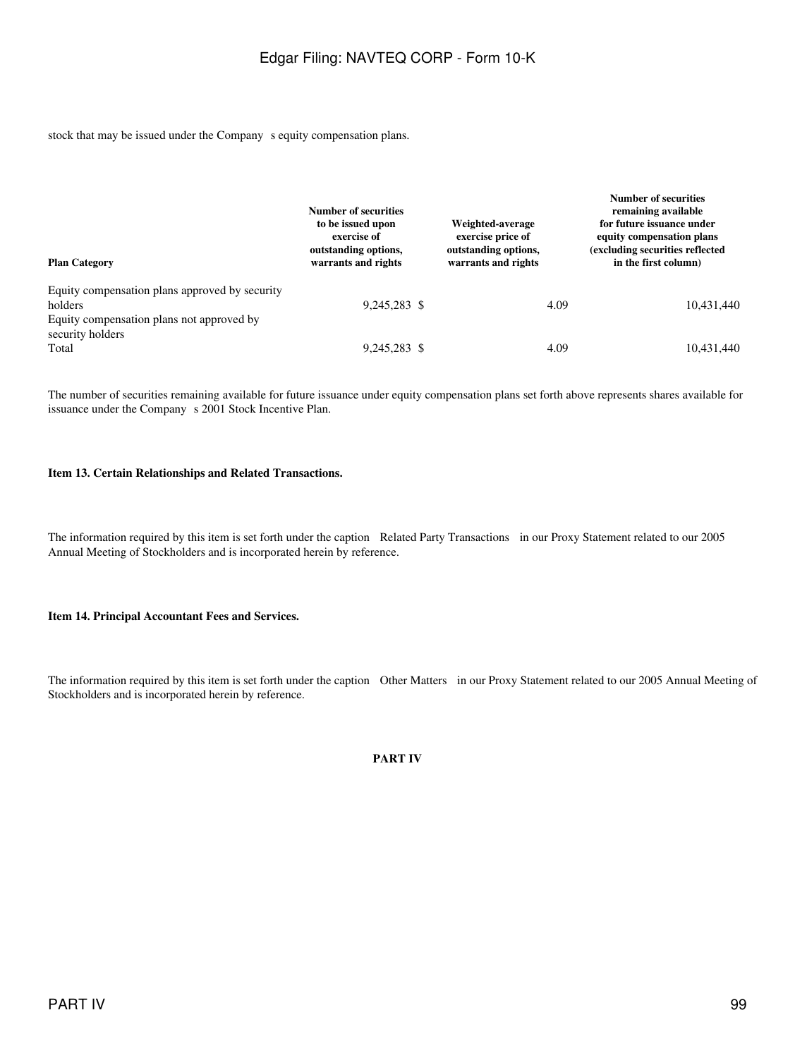stock that may be issued under the Company s equity compensation plans.

| Plan Category | Number of securities to be issued upon exercise of outstanding options, warrants and rights | Weighted-average exercise price of outstanding options, warrants and rights | Number of securities remaining available for future issuance under equity compensation plans (excluding securities reflected in the first column) |
| --- | --- | --- | --- |
| Equity compensation plans approved by security holders | 9,245,283 | $ 4.09 | 10,431,440 |
| Equity compensation plans not approved by security holders | | | |
| Total | 9,245,283 | $ 4.09 | 10,431,440 |

The number of securities remaining available for future issuance under equity compensation plans set forth above represents shares available for issuance under the Company s 2001 Stock Incentive Plan.

**Item 13. Certain Relationships and Related Transactions.**

The information required by this item is set forth under the caption Related Party Transactions in our Proxy Statement related to our 2005 Annual Meeting of Stockholders and is incorporated herein by reference.

**Item 14. Principal Accountant Fees and Services.**

The information required by this item is set forth under the caption Other Matters in our Proxy Statement related to our 2005 Annual Meeting of Stockholders and is incorporated herein by reference.

**PART IV**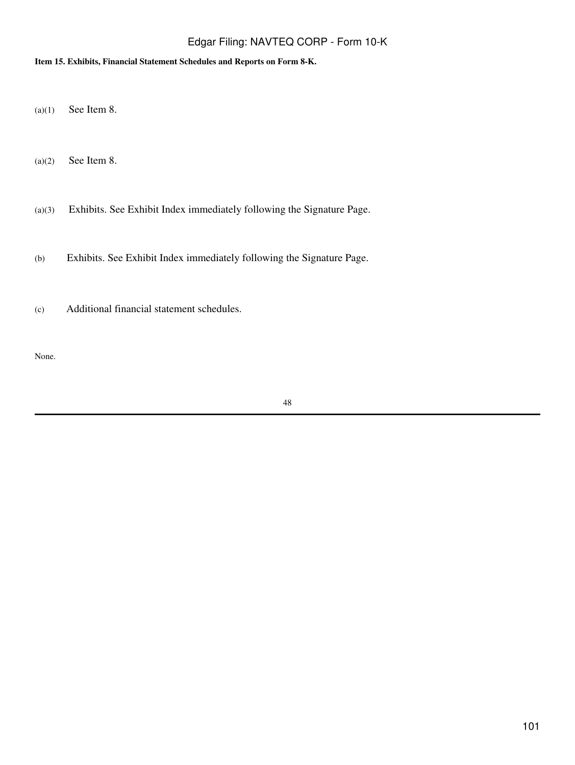**Item 15. Exhibits, Financial Statement Schedules and Reports on Form 8-K.**

(a)(1) See Item 8.

(a)(2) See Item 8.

(a)(3) Exhibits. See Exhibit Index immediately following the Signature Page.

(b) Exhibits. See Exhibit Index immediately following the Signature Page.

(c) Additional financial statement schedules.

None.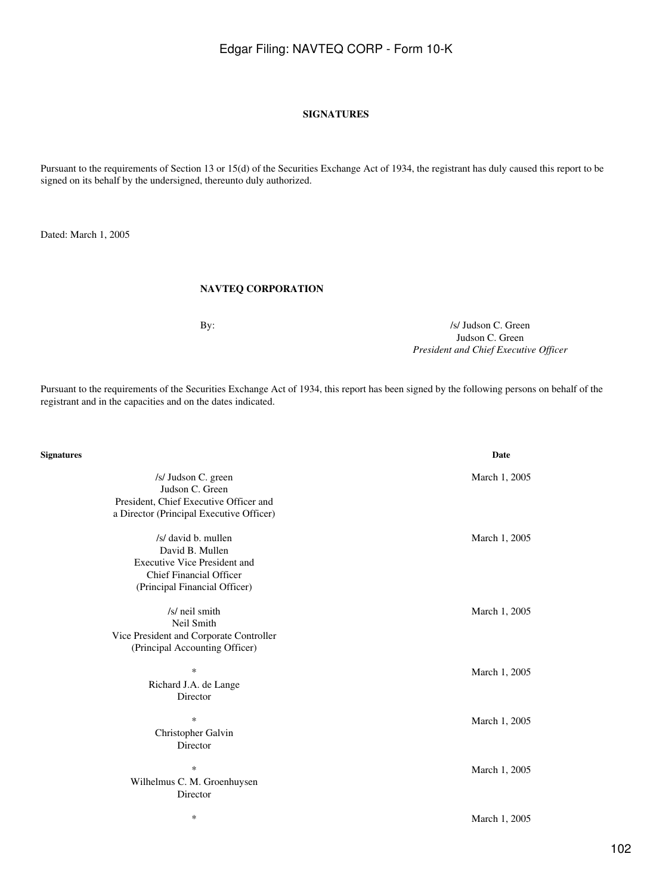## SIGNATURES

Pursuant to the requirements of Section 13 or 15(d) of the Securities Exchange Act of 1934, the registrant has duly caused this report to be signed on its behalf by the undersigned, thereunto duly authorized.

Dated: March 1, 2005

**NAVTEQ CORPORATION**

By: /s/ Judson C. Green
Judson C. Green
*President and Chief Executive Officer*

Pursuant to the requirements of the Securities Exchange Act of 1934, this report has been signed by the following persons on behalf of the registrant and in the capacities and on the dates indicated.

| Signatures | Date |
|---|---|
| /s/ Judson C. green<br>Judson C. Green<br>President, Chief Executive Officer and a Director (Principal Executive Officer) | March 1, 2005 |
| /s/ david b. mullen<br>David B. Mullen<br>Executive Vice President and Chief Financial Officer (Principal Financial Officer) | March 1, 2005 |
| /s/ neil smith<br>Neil Smith<br>Vice President and Corporate Controller (Principal Accounting Officer) | March 1, 2005 |
| *<br>Richard J.A. de Lange<br>Director | March 1, 2005 |
| *<br>Christopher Galvin<br>Director | March 1, 2005 |
| *<br>Wilhelmus C. M. Groenhuysen<br>Director | March 1, 2005 |
| * | March 1, 2005 |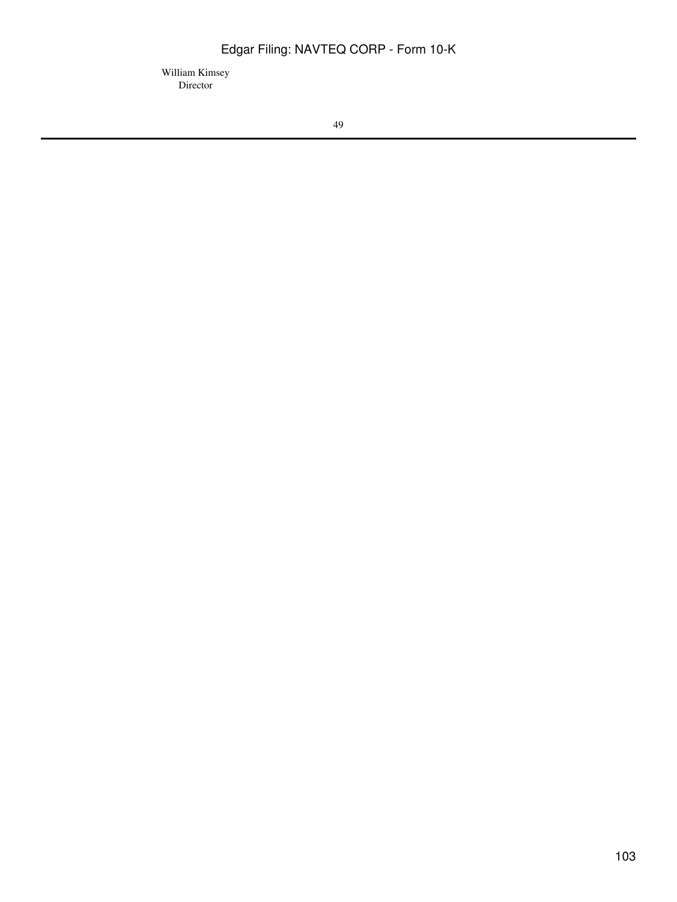William Kimsey
Director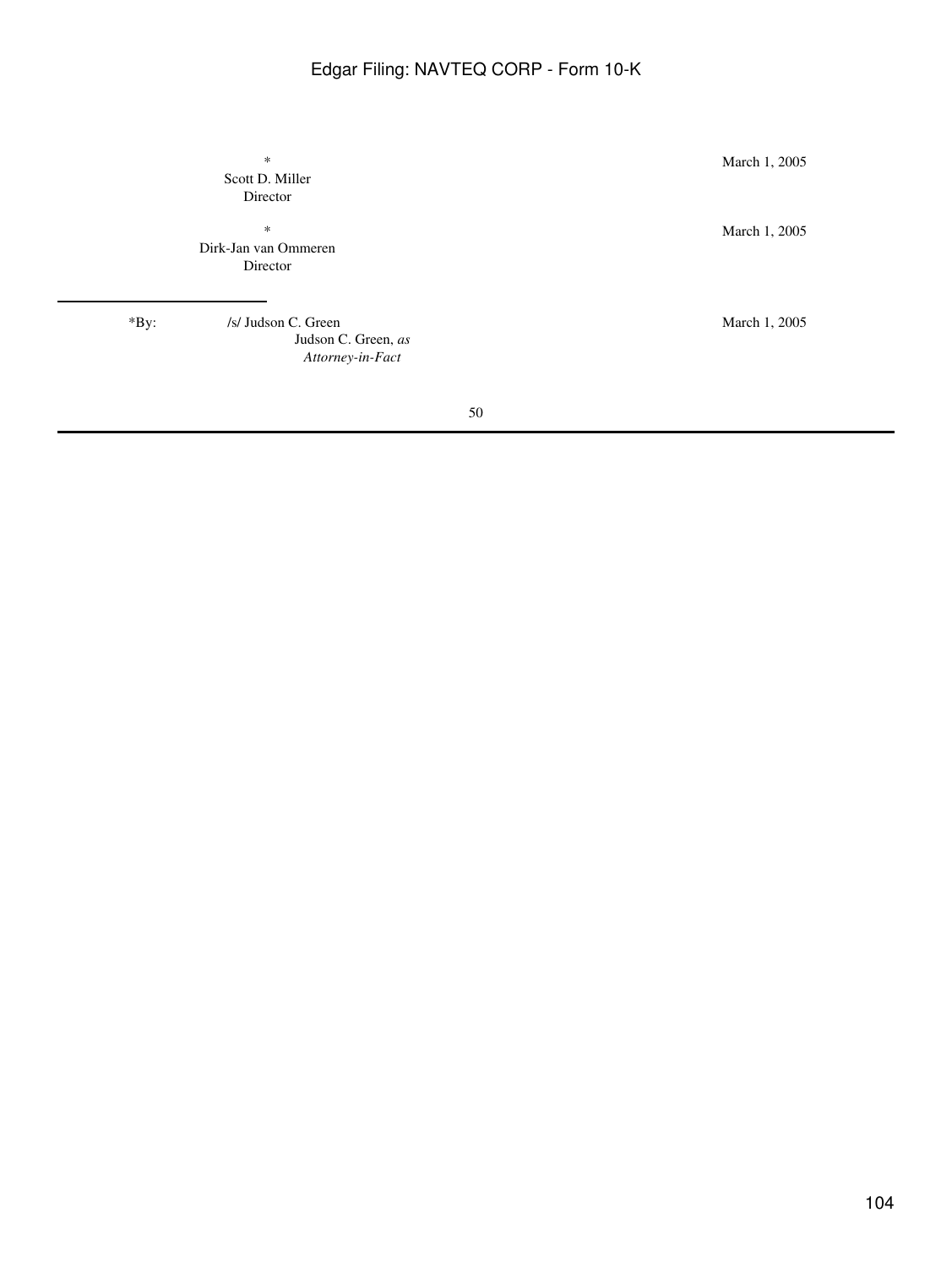| | |
|---|---|
| \*<br>Scott D. Miller<br>Director | March 1, 2005 |
| \*<br>Dirk-Jan van Ommeren<br>Director | March 1, 2005 |

*By: /s/ Judson C. Green
Judson C. Green, *as Attorney-in-Fact*

March 1, 2005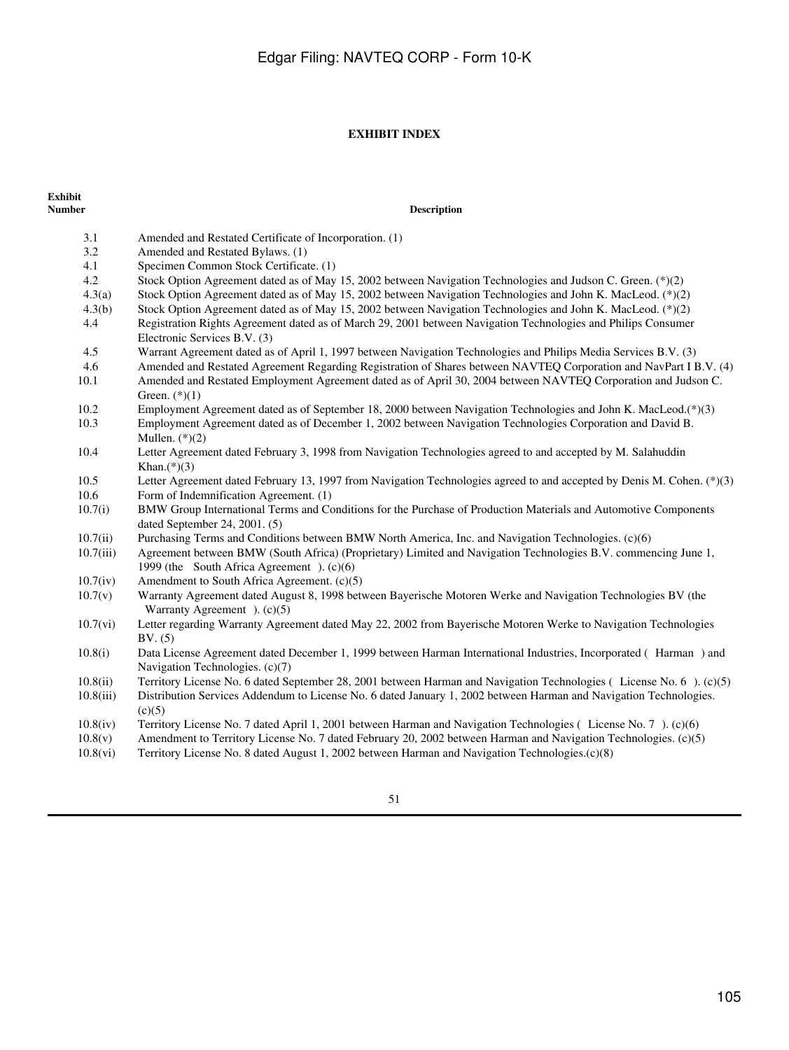**EXHIBIT INDEX**

| Exhibit Number | Description |
|---|---|
| 3.1 | Amended and Restated Certificate of Incorporation. (1) |
| 3.2 | Amended and Restated Bylaws. (1) |
| 4.1 | Specimen Common Stock Certificate. (1) |
| 4.2 | Stock Option Agreement dated as of May 15, 2002 between Navigation Technologies and Judson C. Green. (*)(2) |
| 4.3(a) | Stock Option Agreement dated as of May 15, 2002 between Navigation Technologies and John K. MacLeod. (*)(2) |
| 4.3(b) | Stock Option Agreement dated as of May 15, 2002 between Navigation Technologies and John K. MacLeod. (*)(2) |
| 4.4 | Registration Rights Agreement dated as of March 29, 2001 between Navigation Technologies and Philips Consumer Electronic Services B.V. (3) |
| 4.5 | Warrant Agreement dated as of April 1, 1997 between Navigation Technologies and Philips Media Services B.V. (3) |
| 4.6 | Amended and Restated Agreement Regarding Registration of Shares between NAVTEQ Corporation and NavPart I B.V. (4) |
| 10.1 | Amended and Restated Employment Agreement dated as of April 30, 2004 between NAVTEQ Corporation and Judson C. Green. (*)(1) |
| 10.2 | Employment Agreement dated as of September 18, 2000 between Navigation Technologies and John K. MacLeod.(*)(3) |
| 10.3 | Employment Agreement dated as of December 1, 2002 between Navigation Technologies Corporation and David B. Mullen. (*)(2) |
| 10.4 | Letter Agreement dated February 3, 1998 from Navigation Technologies agreed to and accepted by M. Salahuddin Khan.(*)(3) |
| 10.5 | Letter Agreement dated February 13, 1997 from Navigation Technologies agreed to and accepted by Denis M. Cohen. (*)(3) |
| 10.6 | Form of Indemnification Agreement. (1) |
| 10.7(i) | BMW Group International Terms and Conditions for the Purchase of Production Materials and Automotive Components dated September 24, 2001. (5) |
| 10.7(ii) | Purchasing Terms and Conditions between BMW North America, Inc. and Navigation Technologies. (c)(6) |
| 10.7(iii) | Agreement between BMW (South Africa) (Proprietary) Limited and Navigation Technologies B.V. commencing June 1, 1999 (the South Africa Agreement ). (c)(6) |
| 10.7(iv) | Amendment to South Africa Agreement. (c)(5) |
| 10.7(v) | Warranty Agreement dated August 8, 1998 between Bayerische Motoren Werke and Navigation Technologies BV (the Warranty Agreement ). (c)(5) |
| 10.7(vi) | Letter regarding Warranty Agreement dated May 22, 2002 from Bayerische Motoren Werke to Navigation Technologies BV. (5) |
| 10.8(i) | Data License Agreement dated December 1, 1999 between Harman International Industries, Incorporated ( Harman ) and Navigation Technologies. (c)(7) |
| 10.8(ii) | Territory License No. 6 dated September 28, 2001 between Harman and Navigation Technologies ( License No. 6 ). (c)(5) |
| 10.8(iii) | Distribution Services Addendum to License No. 6 dated January 1, 2002 between Harman and Navigation Technologies. (c)(5) |
| 10.8(iv) | Territory License No. 7 dated April 1, 2001 between Harman and Navigation Technologies ( License No. 7 ). (c)(6) |
| 10.8(v) | Amendment to Territory License No. 7 dated February 20, 2002 between Harman and Navigation Technologies. (c)(5) |
| 10.8(vi) | Territory License No. 8 dated August 1, 2002 between Harman and Navigation Technologies.(c)(8) |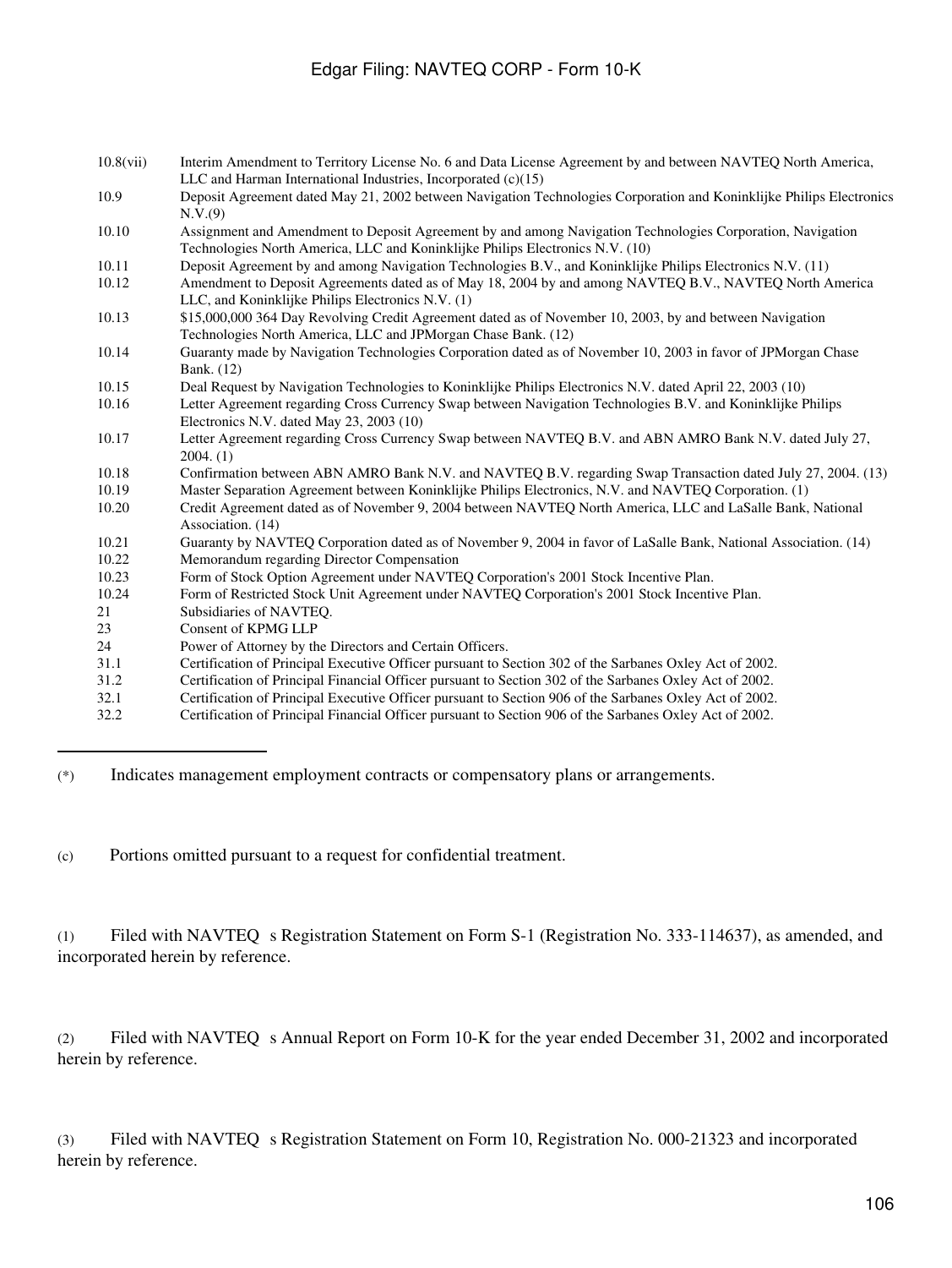| | |
|---|---|
| 10.8(vii) | Interim Amendment to Territory License No. 6 and Data License Agreement by and between NAVTEQ North America, LLC and Harman International Industries, Incorporated (c)(15) |
| 10.9 | Deposit Agreement dated May 21, 2002 between Navigation Technologies Corporation and Koninklijke Philips Electronics N.V.(9) |
| 10.10 | Assignment and Amendment to Deposit Agreement by and among Navigation Technologies Corporation, Navigation Technologies North America, LLC and Koninklijke Philips Electronics N.V. (10) |
| 10.11 | Deposit Agreement by and among Navigation Technologies B.V., and Koninklijke Philips Electronics N.V. (11) |
| 10.12 | Amendment to Deposit Agreements dated as of May 18, 2004 by and among NAVTEQ B.V., NAVTEQ North America LLC, and Koninklijke Philips Electronics N.V. (1) |
| 10.13 | $15,000,000 364 Day Revolving Credit Agreement dated as of November 10, 2003, by and between Navigation Technologies North America, LLC and JPMorgan Chase Bank. (12) |
| 10.14 | Guaranty made by Navigation Technologies Corporation dated as of November 10, 2003 in favor of JPMorgan Chase Bank. (12) |
| 10.15 | Deal Request by Navigation Technologies to Koninklijke Philips Electronics N.V. dated April 22, 2003 (10) |
| 10.16 | Letter Agreement regarding Cross Currency Swap between Navigation Technologies B.V. and Koninklijke Philips Electronics N.V. dated May 23, 2003 (10) |
| 10.17 | Letter Agreement regarding Cross Currency Swap between NAVTEQ B.V. and ABN AMRO Bank N.V. dated July 27, 2004. (1) |
| 10.18 | Confirmation between ABN AMRO Bank N.V. and NAVTEQ B.V. regarding Swap Transaction dated July 27, 2004. (13) |
| 10.19 | Master Separation Agreement between Koninklijke Philips Electronics, N.V. and NAVTEQ Corporation. (1) |
| 10.20 | Credit Agreement dated as of November 9, 2004 between NAVTEQ North America, LLC and LaSalle Bank, National Association. (14) |
| 10.21 | Guaranty by NAVTEQ Corporation dated as of November 9, 2004 in favor of LaSalle Bank, National Association. (14) |
| 10.22 | Memorandum regarding Director Compensation |
| 10.23 | Form of Stock Option Agreement under NAVTEQ Corporation's 2001 Stock Incentive Plan. |
| 10.24 | Form of Restricted Stock Unit Agreement under NAVTEQ Corporation's 2001 Stock Incentive Plan. |
| 21 | Subsidiaries of NAVTEQ. |
| 23 | Consent of KPMG LLP |
| 24 | Power of Attorney by the Directors and Certain Officers. |
| 31.1 | Certification of Principal Executive Officer pursuant to Section 302 of the Sarbanes Oxley Act of 2002. |
| 31.2 | Certification of Principal Financial Officer pursuant to Section 302 of the Sarbanes Oxley Act of 2002. |
| 32.1 | Certification of Principal Executive Officer pursuant to Section 906 of the Sarbanes Oxley Act of 2002. |
| 32.2 | Certification of Principal Financial Officer pursuant to Section 906 of the Sarbanes Oxley Act of 2002. |

---

(*) Indicates management employment contracts or compensatory plans or arrangements.

(c) Portions omitted pursuant to a request for confidential treatment.

(1) Filed with NAVTEQ s Registration Statement on Form S-1 (Registration No. 333-114637), as amended, and incorporated herein by reference.

(2) Filed with NAVTEQ s Annual Report on Form 10-K for the year ended December 31, 2002 and incorporated herein by reference.

(3) Filed with NAVTEQ s Registration Statement on Form 10, Registration No. 000-21323 and incorporated herein by reference.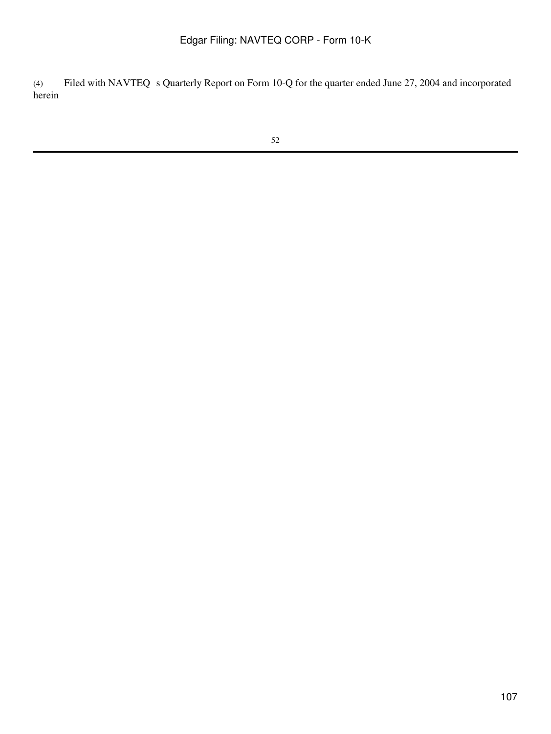(4) Filed with NAVTEQ s Quarterly Report on Form 10-Q for the quarter ended June 27, 2004 and incorporated herein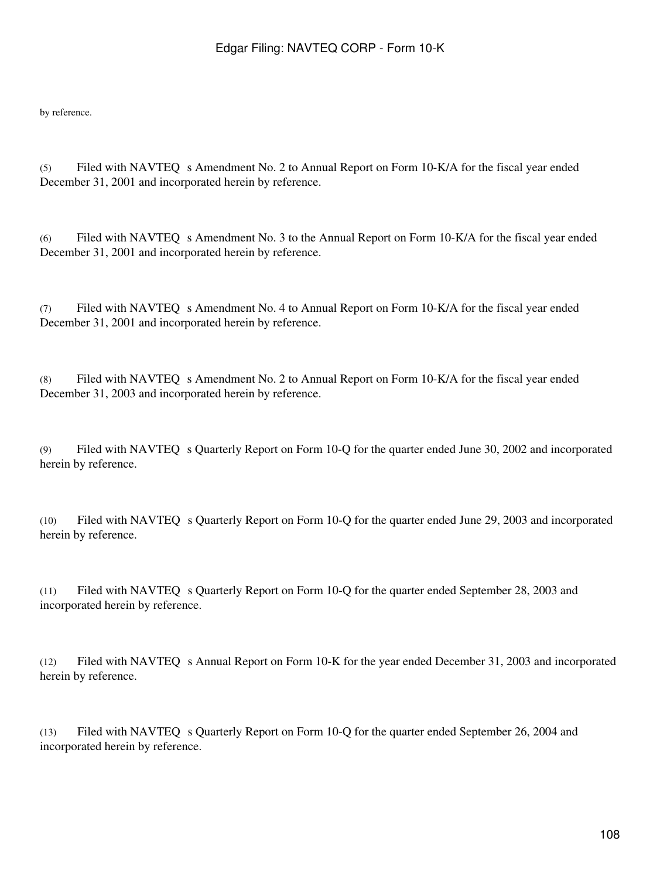by reference.

(5) Filed with NAVTEQ s Amendment No. 2 to Annual Report on Form 10-K/A for the fiscal year ended December 31, 2001 and incorporated herein by reference.

(6) Filed with NAVTEQ s Amendment No. 3 to the Annual Report on Form 10-K/A for the fiscal year ended December 31, 2001 and incorporated herein by reference.

(7) Filed with NAVTEQ s Amendment No. 4 to Annual Report on Form 10-K/A for the fiscal year ended December 31, 2001 and incorporated herein by reference.

(8) Filed with NAVTEQ s Amendment No. 2 to Annual Report on Form 10-K/A for the fiscal year ended December 31, 2003 and incorporated herein by reference.

(9) Filed with NAVTEQ s Quarterly Report on Form 10-Q for the quarter ended June 30, 2002 and incorporated herein by reference.

(10) Filed with NAVTEQ s Quarterly Report on Form 10-Q for the quarter ended June 29, 2003 and incorporated herein by reference.

(11) Filed with NAVTEQ s Quarterly Report on Form 10-Q for the quarter ended September 28, 2003 and incorporated herein by reference.

(12) Filed with NAVTEQ s Annual Report on Form 10-K for the year ended December 31, 2003 and incorporated herein by reference.

(13) Filed with NAVTEQ s Quarterly Report on Form 10-Q for the quarter ended September 26, 2004 and incorporated herein by reference.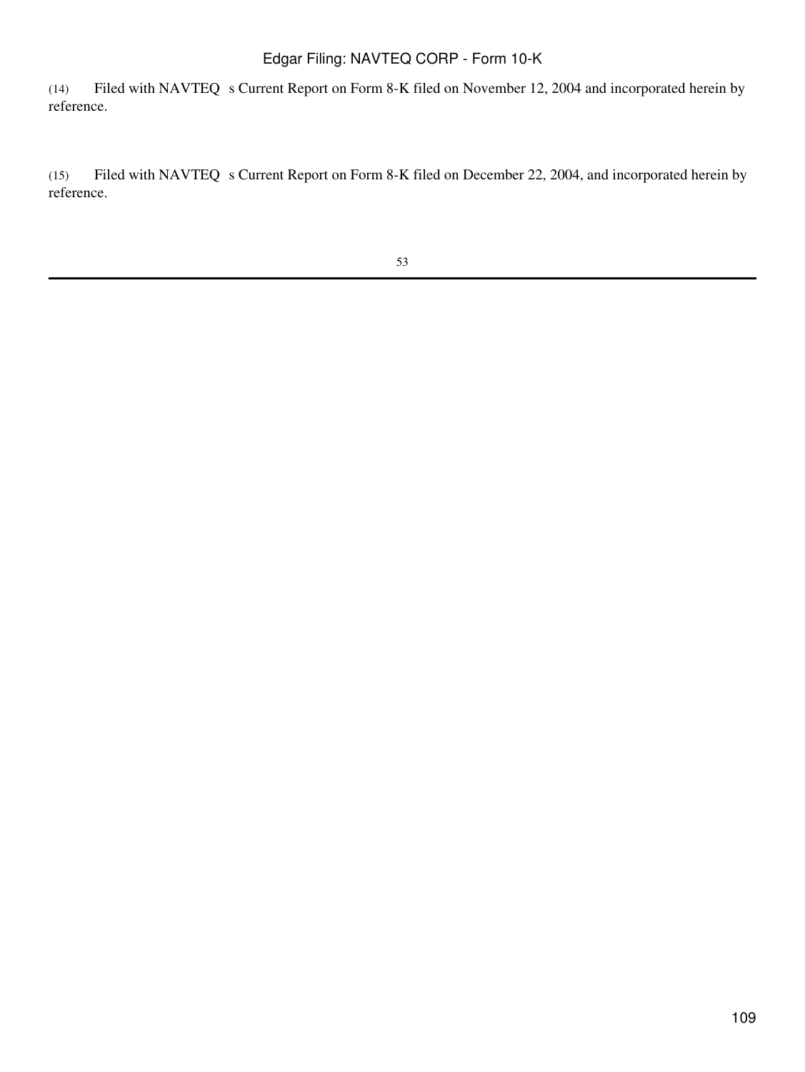(14) Filed with NAVTEQ s Current Report on Form 8-K filed on November 12, 2004 and incorporated herein by reference.

(15) Filed with NAVTEQ s Current Report on Form 8-K filed on December 22, 2004, and incorporated herein by reference.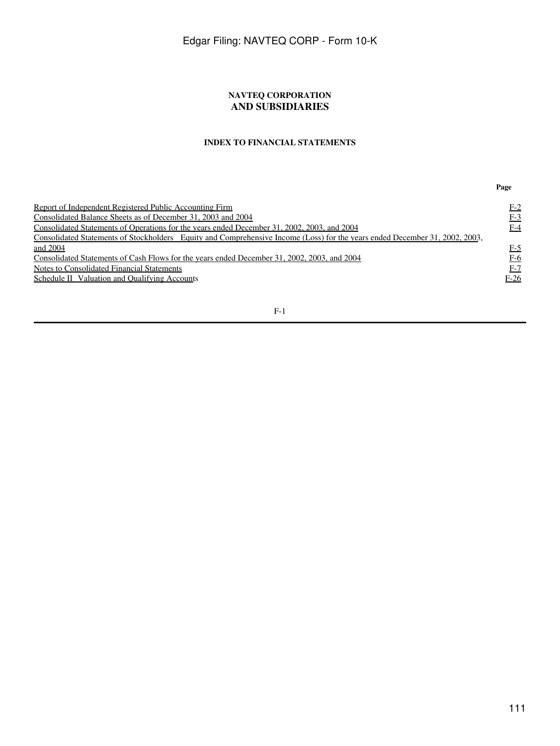**NAVTEQ CORPORATION**
**AND SUBSIDIARIES**

**INDEX TO FINANCIAL STATEMENTS**

| | Page |
|---|---|
| Report of Independent Registered Public Accounting Firm | F-2 |
| Consolidated Balance Sheets as of December 31, 2003 and 2004 | F-3 |
| Consolidated Statements of Operations for the years ended December 31, 2002, 2003, and 2004 | F-4 |
| Consolidated Statements of Stockholders Equity and Comprehensive Income (Loss) for the years ended December 31, 2002, 2003, and 2004 | F-5 |
| Consolidated Statements of Cash Flows for the years ended December 31, 2002, 2003, and 2004 | F-6 |
| Notes to Consolidated Financial Statements | F-7 |
| Schedule II Valuation and Qualifying Accounts | F-26 |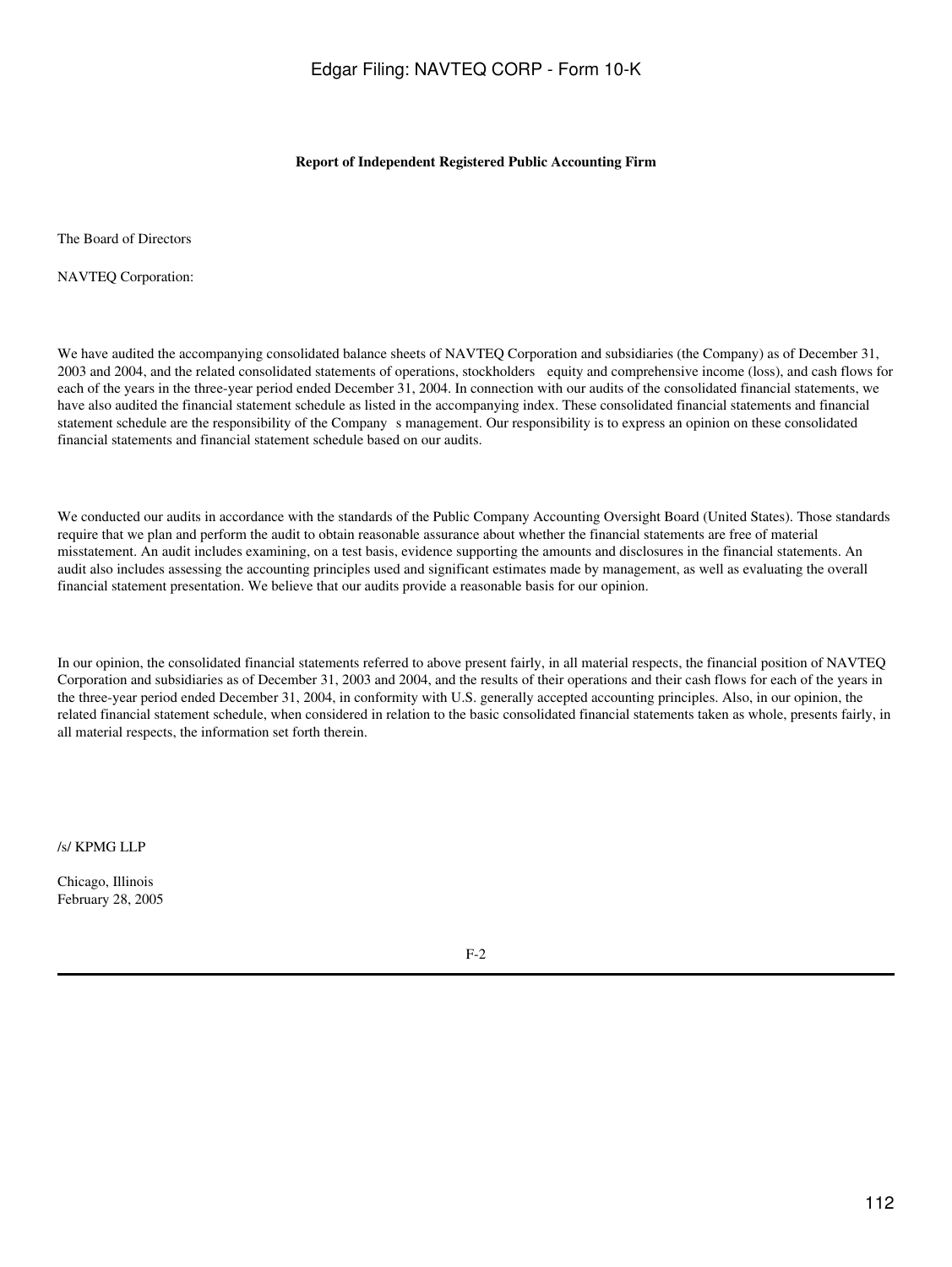**Report of Independent Registered Public Accounting Firm**

The Board of Directors

NAVTEQ Corporation:

We have audited the accompanying consolidated balance sheets of NAVTEQ Corporation and subsidiaries (the Company) as of December 31, 2003 and 2004, and the related consolidated statements of operations, stockholders equity and comprehensive income (loss), and cash flows for each of the years in the three-year period ended December 31, 2004. In connection with our audits of the consolidated financial statements, we have also audited the financial statement schedule as listed in the accompanying index. These consolidated financial statements and financial statement schedule are the responsibility of the Company s management. Our responsibility is to express an opinion on these consolidated financial statements and financial statement schedule based on our audits.

We conducted our audits in accordance with the standards of the Public Company Accounting Oversight Board (United States). Those standards require that we plan and perform the audit to obtain reasonable assurance about whether the financial statements are free of material misstatement. An audit includes examining, on a test basis, evidence supporting the amounts and disclosures in the financial statements. An audit also includes assessing the accounting principles used and significant estimates made by management, as well as evaluating the overall financial statement presentation. We believe that our audits provide a reasonable basis for our opinion.

In our opinion, the consolidated financial statements referred to above present fairly, in all material respects, the financial position of NAVTEQ Corporation and subsidiaries as of December 31, 2003 and 2004, and the results of their operations and their cash flows for each of the years in the three-year period ended December 31, 2004, in conformity with U.S. generally accepted accounting principles. Also, in our opinion, the related financial statement schedule, when considered in relation to the basic consolidated financial statements taken as whole, presents fairly, in all material respects, the information set forth therein.

/s/ KPMG LLP

Chicago, Illinois
February 28, 2005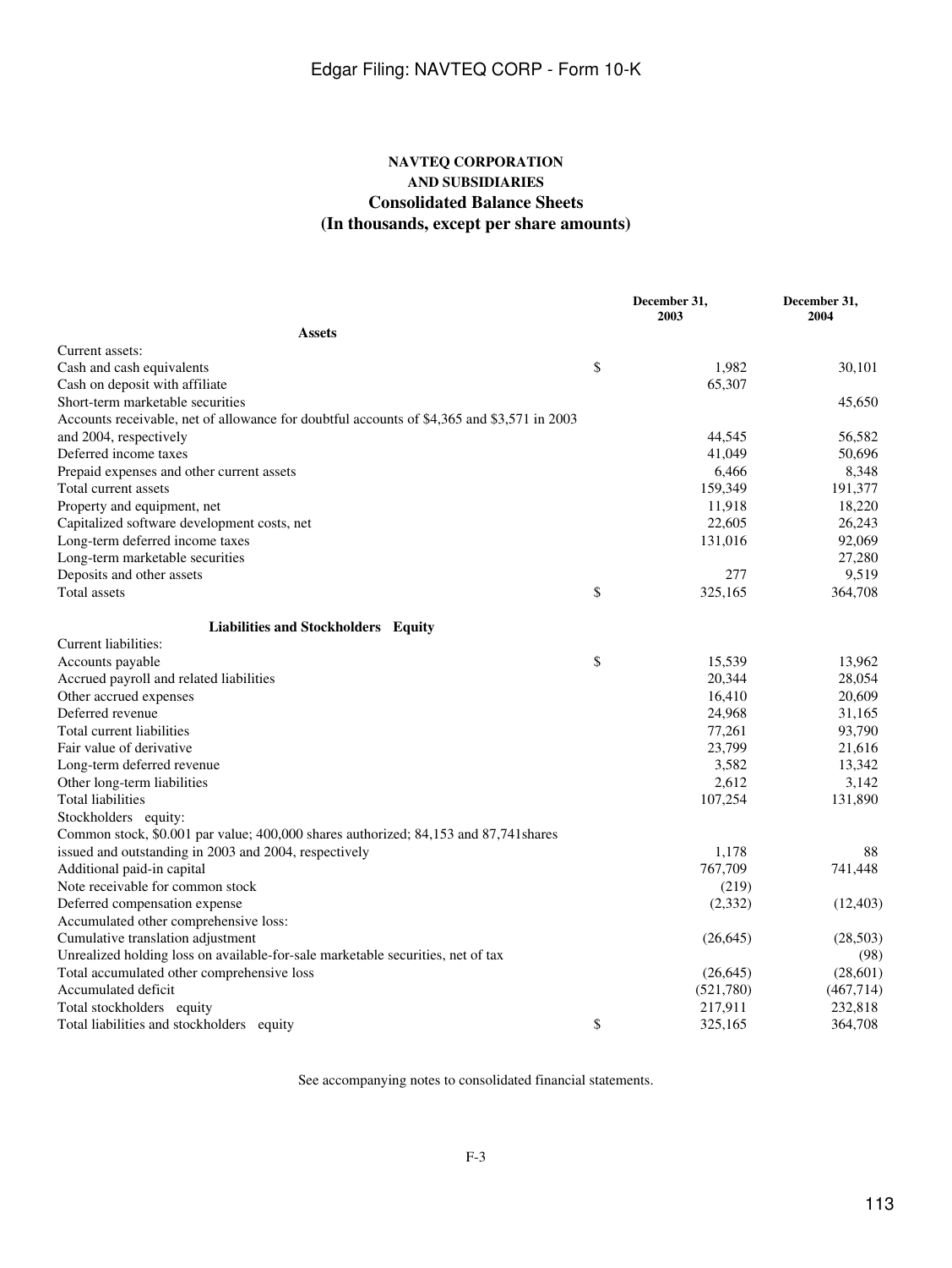**NAVTEQ CORPORATION**
**AND SUBSIDIARIES**

## Consolidated Balance Sheets

## (In thousands, except per share amounts)

| | December 31, 2003 | December 31, 2004 |
|---|---|---|
| **Assets** | | |
| Current assets: | | |
| Cash and cash equivalents | $ 1,982 | 30,101 |
| Cash on deposit with affiliate | 65,307 | |
| Short-term marketable securities | | 45,650 |
| Accounts receivable, net of allowance for doubtful accounts of $4,365 and $3,571 in 2003 and 2004, respectively | 44,545 | 56,582 |
| Deferred income taxes | 41,049 | 50,696 |
| Prepaid expenses and other current assets | 6,466 | 8,348 |
| Total current assets | 159,349 | 191,377 |
| Property and equipment, net | 11,918 | 18,220 |
| Capitalized software development costs, net | 22,605 | 26,243 |
| Long-term deferred income taxes | 131,016 | 92,069 |
| Long-term marketable securities | | 27,280 |
| Deposits and other assets | 277 | 9,519 |
| Total assets | $ 325,165 | 364,708 |
| **Liabilities and Stockholders Equity** | | |
| Current liabilities: | | |
| Accounts payable | $ 15,539 | 13,962 |
| Accrued payroll and related liabilities | 20,344 | 28,054 |
| Other accrued expenses | 16,410 | 20,609 |
| Deferred revenue | 24,968 | 31,165 |
| Total current liabilities | 77,261 | 93,790 |
| Fair value of derivative | 23,799 | 21,616 |
| Long-term deferred revenue | 3,582 | 13,342 |
| Other long-term liabilities | 2,612 | 3,142 |
| Total liabilities | 107,254 | 131,890 |
| Stockholders equity: | | |
| Common stock, $0.001 par value; 400,000 shares authorized; 84,153 and 87,741shares issued and outstanding in 2003 and 2004, respectively | 1,178 | 88 |
| Additional paid-in capital | 767,709 | 741,448 |
| Note receivable for common stock | (219) | |
| Deferred compensation expense | (2,332) | (12,403) |
| Accumulated other comprehensive loss: | | |
| Cumulative translation adjustment | (26,645) | (28,503) |
| Unrealized holding loss on available-for-sale marketable securities, net of tax | | (98) |
| Total accumulated other comprehensive loss | (26,645) | (28,601) |
| Accumulated deficit | (521,780) | (467,714) |
| Total stockholders equity | 217,911 | 232,818 |
| Total liabilities and stockholders equity | $ 325,165 | 364,708 |

See accompanying notes to consolidated financial statements.

F-3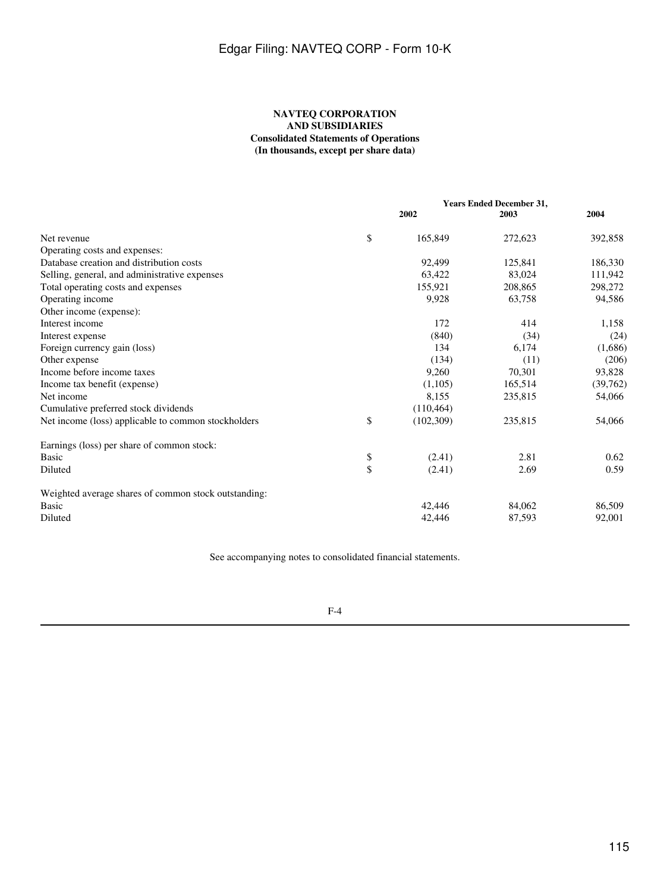**NAVTEQ CORPORATION**
**AND SUBSIDIARIES**
**Consolidated Statements of Operations**
**(In thousands, except per share data)**

| | Years Ended December 31, | | |
|---|---|---|---|
| | 2002 | 2003 | 2004 |
| Net revenue | $ 165,849 | 272,623 | 392,858 |
| Operating costs and expenses: | | | |
| Database creation and distribution costs | 92,499 | 125,841 | 186,330 |
| Selling, general, and administrative expenses | 63,422 | 83,024 | 111,942 |
| Total operating costs and expenses | 155,921 | 208,865 | 298,272 |
| Operating income | 9,928 | 63,758 | 94,586 |
| Other income (expense): | | | |
| Interest income | 172 | 414 | 1,158 |
| Interest expense | (840) | (34) | (24) |
| Foreign currency gain (loss) | 134 | 6,174 | (1,686) |
| Other expense | (134) | (11) | (206) |
| Income before income taxes | 9,260 | 70,301 | 93,828 |
| Income tax benefit (expense) | (1,105) | 165,514 | (39,762) |
| Net income | 8,155 | 235,815 | 54,066 |
| Cumulative preferred stock dividends | (110,464) | | |
| Net income (loss) applicable to common stockholders | $ (102,309) | 235,815 | 54,066 |
| Earnings (loss) per share of common stock: | | | |
| Basic | $ (2.41) | 2.81 | 0.62 |
| Diluted | $ (2.41) | 2.69 | 0.59 |
| Weighted average shares of common stock outstanding: | | | |
| Basic | 42,446 | 84,062 | 86,509 |
| Diluted | 42,446 | 87,593 | 92,001 |

See accompanying notes to consolidated financial statements.

F-4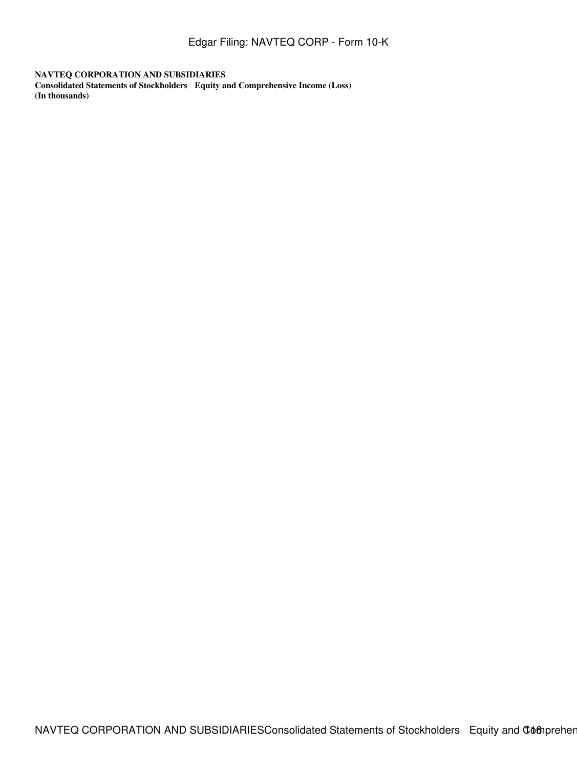**NAVTEQ CORPORATION AND SUBSIDIARIES**
**Consolidated Statements of Stockholders Equity and Comprehensive Income (Loss)**
**(In thousands)**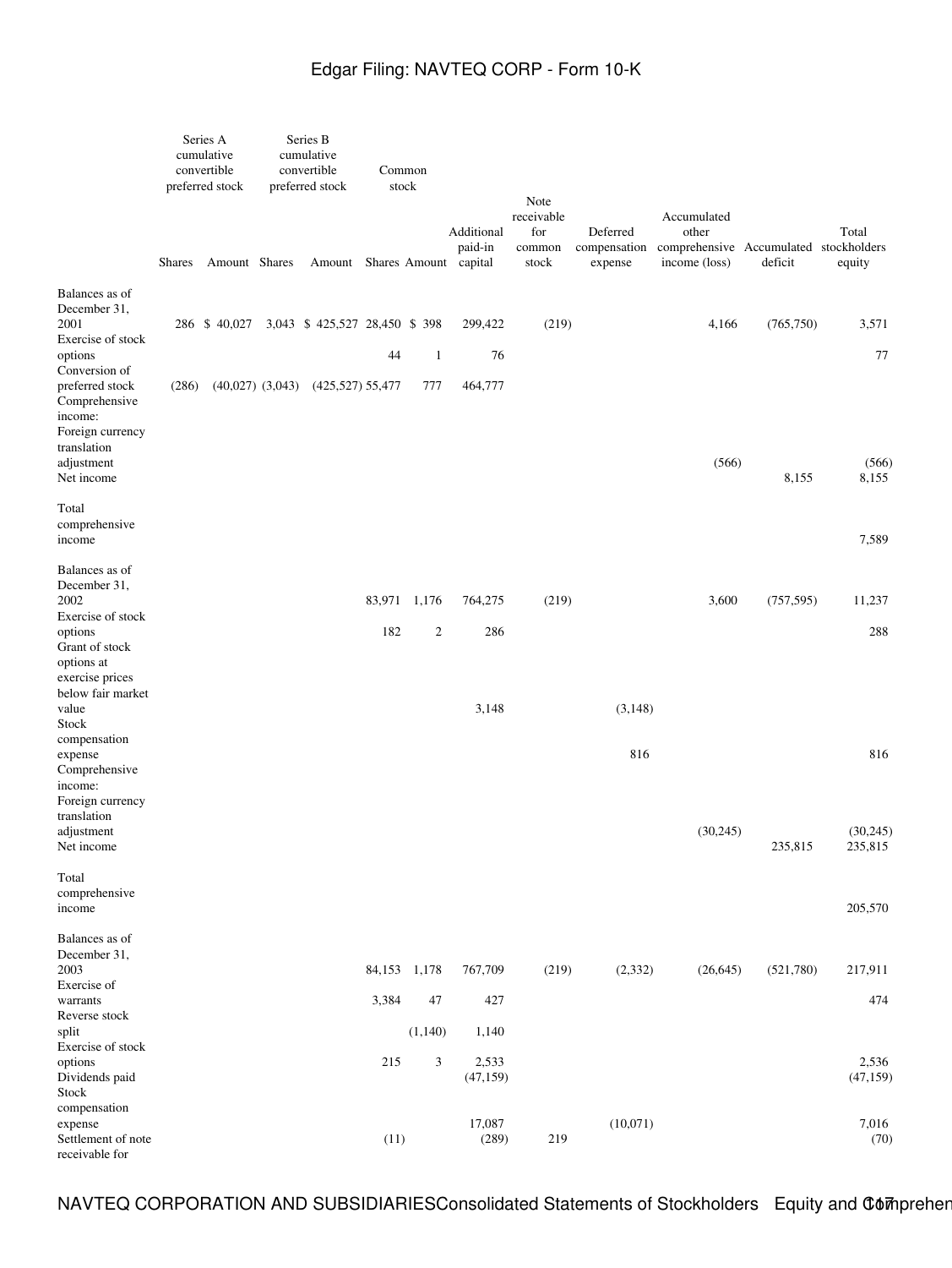NAVTEQ CORPORATION AND SUBSIDIARIES Consolidated Statements of Stockholders Equity and Comprehensive Income (Loss)

| | Series A cumulative convertible preferred stock | | Series B cumulative convertible preferred stock | | Common stock | | | | | | | |
|---|---|---|---|---|---|---|---|---|---|---|---|---|
| | Shares | Amount | Shares | Amount | Shares | Amount | Additional paid-in capital | Note receivable for common stock | Deferred compensation expense | Accumulated other comprehensive income (loss) | Accumulated deficit | Total stockholders equity |
| Balances as of December 31, 2001 | 286 | $ 40,027 | 3,043 | $ 425,527 | 28,450 | $ 398 | 299,422 | (219) | | 4,166 | (765,750) | 3,571 |
| Exercise of stock options | | | | | 44 | 1 | 76 | | | | | 77 |
| Conversion of preferred stock | (286) | (40,027) | (3,043) | (425,527) | 55,477 | 777 | 464,777 | | | | | |
| Comprehensive income: | | | | | | | | | | | | |
| Foreign currency translation adjustment | | | | | | | | | | (566) | | (566) |
| Net income | | | | | | | | | | | 8,155 | 8,155 |
| Total comprehensive income | | | | | | | | | | | | 7,589 |
| Balances as of December 31, 2002 | | | | | 83,971 | 1,176 | 764,275 | (219) | | 3,600 | (757,595) | 11,237 |
| Exercise of stock options | | | | | 182 | 2 | 286 | | | | | 288 |
| Grant of stock options at exercise prices below fair market value | | | | | | | 3,148 | | (3,148) | | | |
| Stock compensation expense | | | | | | | | | 816 | | | 816 |
| Comprehensive income: | | | | | | | | | | | | |
| Foreign currency translation adjustment | | | | | | | | | | (30,245) | | (30,245) |
| Net income | | | | | | | | | | | 235,815 | 235,815 |
| Total comprehensive income | | | | | | | | | | | | 205,570 |
| Balances as of December 31, 2003 | | | | | 84,153 | 1,178 | 767,709 | (219) | (2,332) | (26,645) | (521,780) | 217,911 |
| Exercise of warrants | | | | | 3,384 | 47 | 427 | | | | | 474 |
| Reverse stock split | | | | | | (1,140) | 1,140 | | | | | |
| Exercise of stock options | | | | | 215 | 3 | 2,533 | | | | | 2,536 |
| Dividends paid | | | | | | | (47,159) | | | | | (47,159) |
| Stock compensation expense | | | | | | | 17,087 | | (10,071) | | | 7,016 |
| Settlement of note receivable for | | | | | (11) | | (289) | 219 | | | | (70) |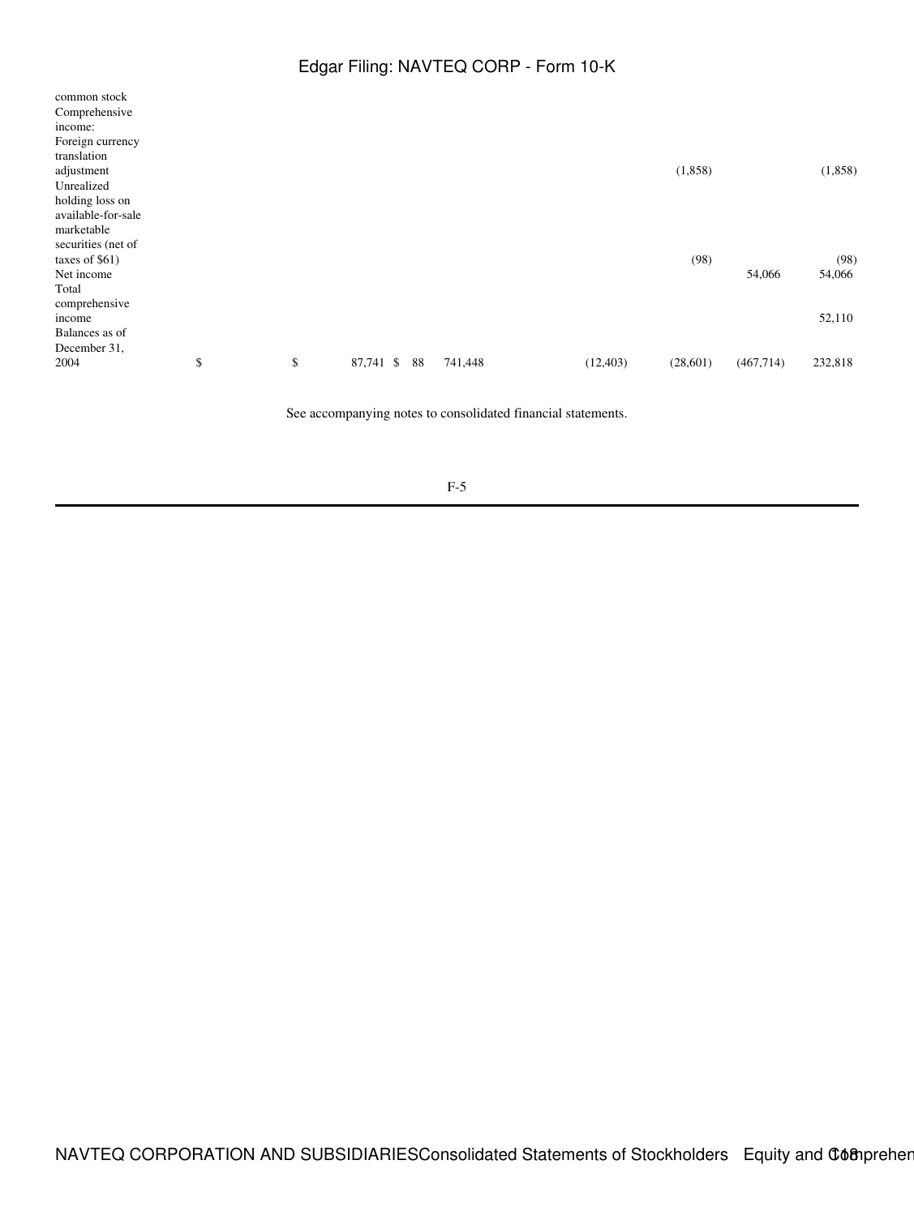| | | | | | | | | | |
|---|---|---|---|---|---|---|---|---|---|
| common stock | | | | | | | | | |
| Comprehensive income: | | | | | | | | | |
| Foreign currency translation adjustment | | | | | | | (1,858) | | (1,858) |
| Unrealized holding loss on available-for-sale marketable securities (net of taxes of $61) | | | | | | | (98) | | (98) |
| Net income | | | | | | | | 54,066 | 54,066 |
| Total comprehensive income | | | | | | | | | 52,110 |
| Balances as of December 31, 2004 | $ | $ | 87,741 | $ 88 | 741,448 | (12,403) | (28,601) | (467,714) | 232,818 |

See accompanying notes to consolidated financial statements.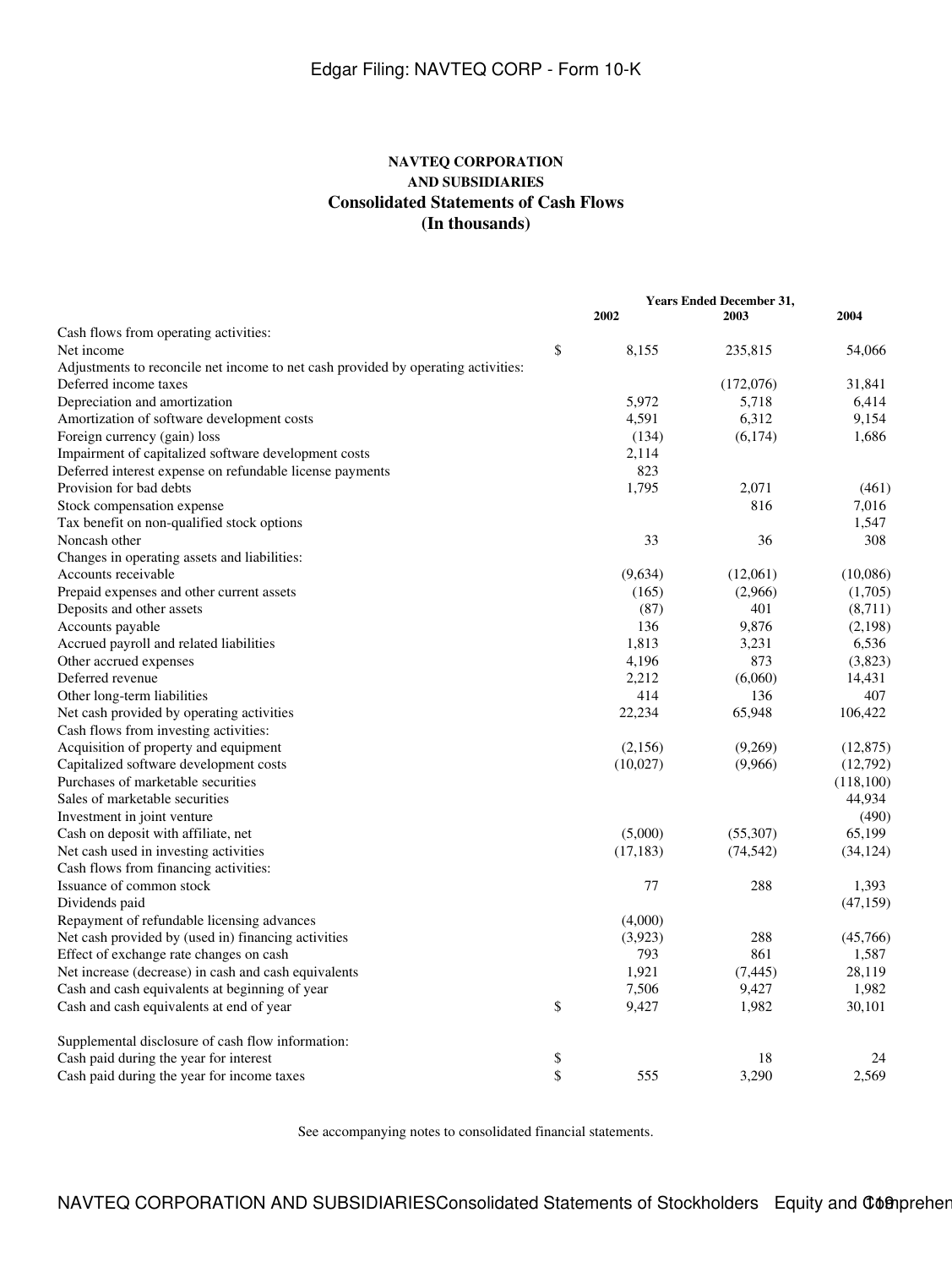**NAVTEQ CORPORATION**

**AND SUBSIDIARIES**

**Consolidated Statements of Cash Flows**

**(In thousands)**

| | Years Ended December 31, | | |
|---|---|---|---|
| | 2002 | 2003 | 2004 |
| Cash flows from operating activities: | | | |
| Net income | $ 8,155 | 235,815 | 54,066 |
| Adjustments to reconcile net income to net cash provided by operating activities: | | | |
| Deferred income taxes | | (172,076) | 31,841 |
| Depreciation and amortization | 5,972 | 5,718 | 6,414 |
| Amortization of software development costs | 4,591 | 6,312 | 9,154 |
| Foreign currency (gain) loss | (134) | (6,174) | 1,686 |
| Impairment of capitalized software development costs | 2,114 | | |
| Deferred interest expense on refundable license payments | 823 | | |
| Provision for bad debts | 1,795 | 2,071 | (461) |
| Stock compensation expense | | 816 | 7,016 |
| Tax benefit on non-qualified stock options | | | 1,547 |
| Noncash other | 33 | 36 | 308 |
| Changes in operating assets and liabilities: | | | |
| Accounts receivable | (9,634) | (12,061) | (10,086) |
| Prepaid expenses and other current assets | (165) | (2,966) | (1,705) |
| Deposits and other assets | (87) | 401 | (8,711) |
| Accounts payable | 136 | 9,876 | (2,198) |
| Accrued payroll and related liabilities | 1,813 | 3,231 | 6,536 |
| Other accrued expenses | 4,196 | 873 | (3,823) |
| Deferred revenue | 2,212 | (6,060) | 14,431 |
| Other long-term liabilities | 414 | 136 | 407 |
| Net cash provided by operating activities | 22,234 | 65,948 | 106,422 |
| Cash flows from investing activities: | | | |
| Acquisition of property and equipment | (2,156) | (9,269) | (12,875) |
| Capitalized software development costs | (10,027) | (9,966) | (12,792) |
| Purchases of marketable securities | | | (118,100) |
| Sales of marketable securities | | | 44,934 |
| Investment in joint venture | | | (490) |
| Cash on deposit with affiliate, net | (5,000) | (55,307) | 65,199 |
| Net cash used in investing activities | (17,183) | (74,542) | (34,124) |
| Cash flows from financing activities: | | | |
| Issuance of common stock | 77 | 288 | 1,393 |
| Dividends paid | | | (47,159) |
| Repayment of refundable licensing advances | (4,000) | | |
| Net cash provided by (used in) financing activities | (3,923) | 288 | (45,766) |
| Effect of exchange rate changes on cash | 793 | 861 | 1,587 |
| Net increase (decrease) in cash and cash equivalents | 1,921 | (7,445) | 28,119 |
| Cash and cash equivalents at beginning of year | 7,506 | 9,427 | 1,982 |
| Cash and cash equivalents at end of year | $ 9,427 | 1,982 | 30,101 |
| | | | |
| Supplemental disclosure of cash flow information: | | | |
| Cash paid during the year for interest | $ | 18 | 24 |
| Cash paid during the year for income taxes | $ 555 | 3,290 | 2,569 |

See accompanying notes to consolidated financial statements.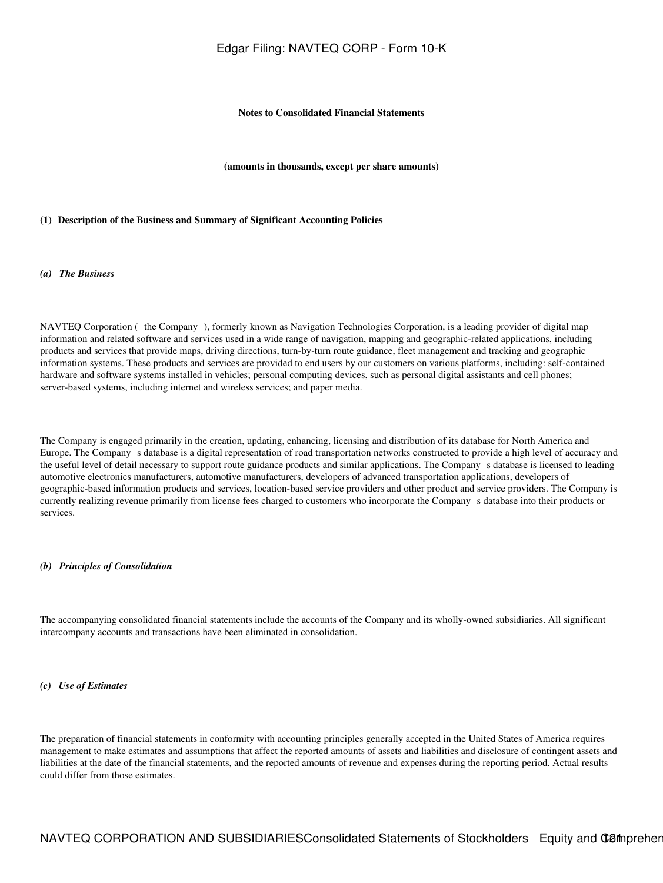**Notes to Consolidated Financial Statements**

**(amounts in thousands, except per share amounts)**

**(1) Description of the Business and Summary of Significant Accounting Policies**

***(a) The Business***

NAVTEQ Corporation ( the Company ), formerly known as Navigation Technologies Corporation, is a leading provider of digital map information and related software and services used in a wide range of navigation, mapping and geographic-related applications, including products and services that provide maps, driving directions, turn-by-turn route guidance, fleet management and tracking and geographic information systems. These products and services are provided to end users by our customers on various platforms, including: self-contained hardware and software systems installed in vehicles; personal computing devices, such as personal digital assistants and cell phones; server-based systems, including internet and wireless services; and paper media.

The Company is engaged primarily in the creation, updating, enhancing, licensing and distribution of its database for North America and Europe. The Company s database is a digital representation of road transportation networks constructed to provide a high level of accuracy and the useful level of detail necessary to support route guidance products and similar applications. The Company s database is licensed to leading automotive electronics manufacturers, automotive manufacturers, developers of advanced transportation applications, developers of geographic-based information products and services, location-based service providers and other product and service providers. The Company is currently realizing revenue primarily from license fees charged to customers who incorporate the Company s database into their products or services.

***(b) Principles of Consolidation***

The accompanying consolidated financial statements include the accounts of the Company and its wholly-owned subsidiaries. All significant intercompany accounts and transactions have been eliminated in consolidation.

***(c) Use of Estimates***

The preparation of financial statements in conformity with accounting principles generally accepted in the United States of America requires management to make estimates and assumptions that affect the reported amounts of assets and liabilities and disclosure of contingent assets and liabilities at the date of the financial statements, and the reported amounts of revenue and expenses during the reporting period. Actual results could differ from those estimates.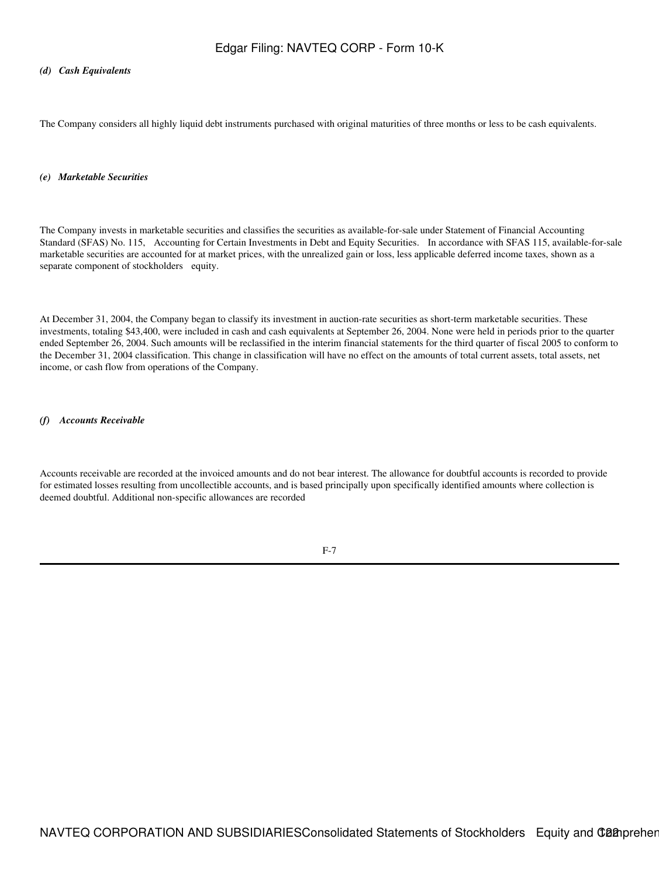### *(d) Cash Equivalents*

The Company considers all highly liquid debt instruments purchased with original maturities of three months or less to be cash equivalents.

### *(e) Marketable Securities*

The Company invests in marketable securities and classifies the securities as available-for-sale under Statement of Financial Accounting Standard (SFAS) No. 115, Accounting for Certain Investments in Debt and Equity Securities. In accordance with SFAS 115, available-for-sale marketable securities are accounted for at market prices, with the unrealized gain or loss, less applicable deferred income taxes, shown as a separate component of stockholders equity.

At December 31, 2004, the Company began to classify its investment in auction-rate securities as short-term marketable securities. These investments, totaling $43,400, were included in cash and cash equivalents at September 26, 2004. None were held in periods prior to the quarter ended September 26, 2004. Such amounts will be reclassified in the interim financial statements for the third quarter of fiscal 2005 to conform to the December 31, 2004 classification. This change in classification will have no effect on the amounts of total current assets, total assets, net income, or cash flow from operations of the Company.

### *(f) Accounts Receivable*

Accounts receivable are recorded at the invoiced amounts and do not bear interest. The allowance for doubtful accounts is recorded to provide for estimated losses resulting from uncollectible accounts, and is based principally upon specifically identified amounts where collection is deemed doubtful. Additional non-specific allowances are recorded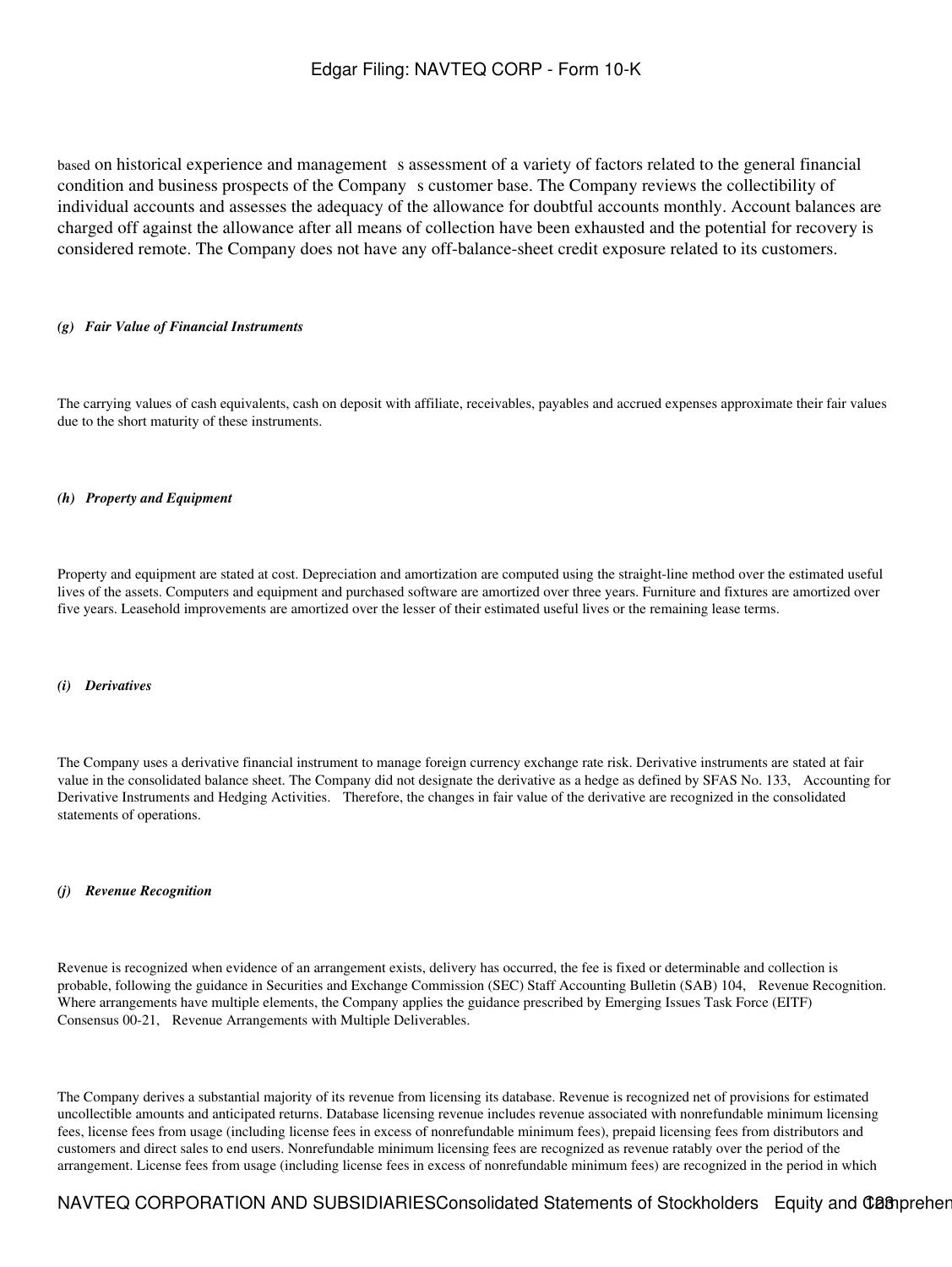based on historical experience and management s assessment of a variety of factors related to the general financial condition and business prospects of the Company s customer base. The Company reviews the collectibility of individual accounts and assesses the adequacy of the allowance for doubtful accounts monthly. Account balances are charged off against the allowance after all means of collection have been exhausted and the potential for recovery is considered remote. The Company does not have any off-balance-sheet credit exposure related to its customers.

***(g) Fair Value of Financial Instruments***

The carrying values of cash equivalents, cash on deposit with affiliate, receivables, payables and accrued expenses approximate their fair values due to the short maturity of these instruments.

***(h) Property and Equipment***

Property and equipment are stated at cost. Depreciation and amortization are computed using the straight-line method over the estimated useful lives of the assets. Computers and equipment and purchased software are amortized over three years. Furniture and fixtures are amortized over five years. Leasehold improvements are amortized over the lesser of their estimated useful lives or the remaining lease terms.

***(i) Derivatives***

The Company uses a derivative financial instrument to manage foreign currency exchange rate risk. Derivative instruments are stated at fair value in the consolidated balance sheet. The Company did not designate the derivative as a hedge as defined by SFAS No. 133, Accounting for Derivative Instruments and Hedging Activities. Therefore, the changes in fair value of the derivative are recognized in the consolidated statements of operations.

***(j) Revenue Recognition***

Revenue is recognized when evidence of an arrangement exists, delivery has occurred, the fee is fixed or determinable and collection is probable, following the guidance in Securities and Exchange Commission (SEC) Staff Accounting Bulletin (SAB) 104, Revenue Recognition. Where arrangements have multiple elements, the Company applies the guidance prescribed by Emerging Issues Task Force (EITF) Consensus 00-21, Revenue Arrangements with Multiple Deliverables.

The Company derives a substantial majority of its revenue from licensing its database. Revenue is recognized net of provisions for estimated uncollectible amounts and anticipated returns. Database licensing revenue includes revenue associated with nonrefundable minimum licensing fees, license fees from usage (including license fees in excess of nonrefundable minimum fees), prepaid licensing fees from distributors and customers and direct sales to end users. Nonrefundable minimum licensing fees are recognized as revenue ratably over the period of the arrangement. License fees from usage (including license fees in excess of nonrefundable minimum fees) are recognized in the period in which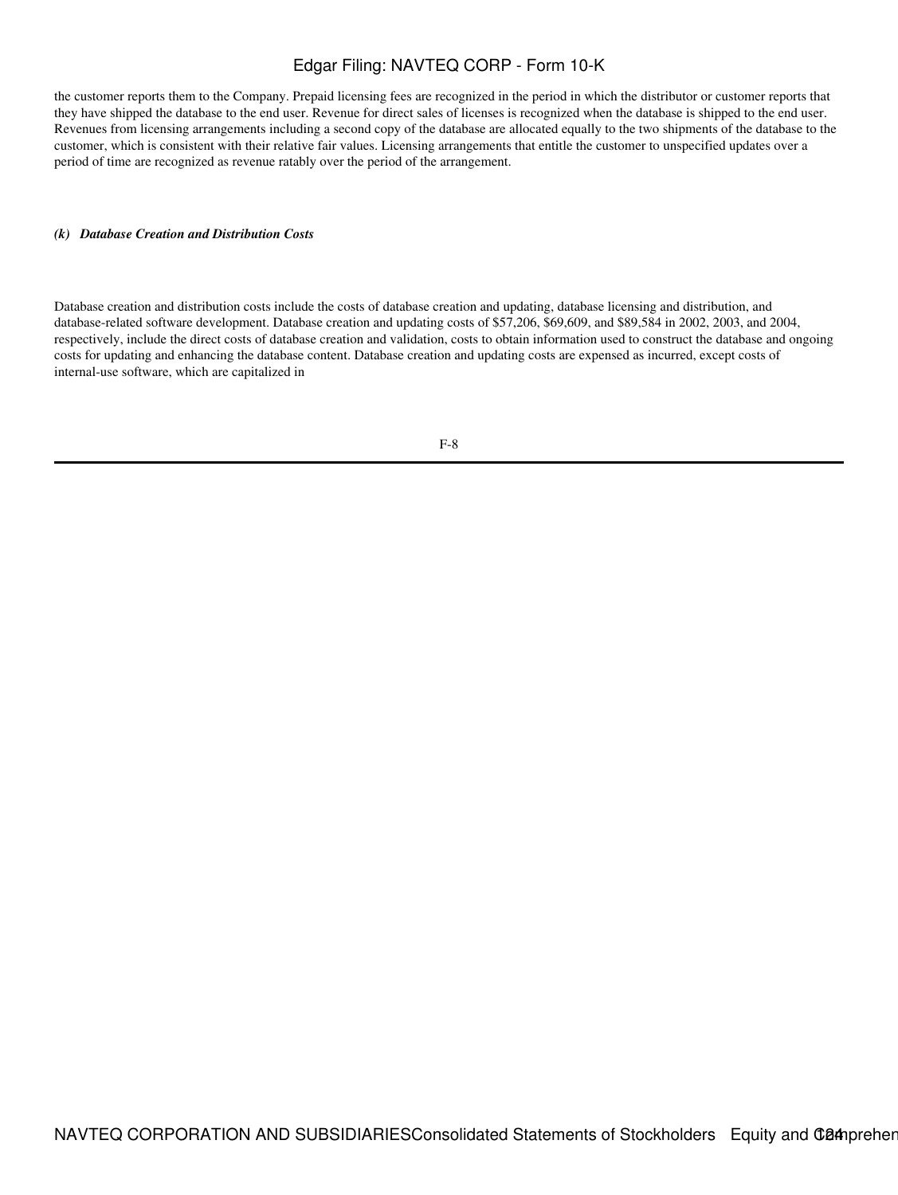the customer reports them to the Company. Prepaid licensing fees are recognized in the period in which the distributor or customer reports that they have shipped the database to the end user. Revenue for direct sales of licenses is recognized when the database is shipped to the end user. Revenues from licensing arrangements including a second copy of the database are allocated equally to the two shipments of the database to the customer, which is consistent with their relative fair values. Licensing arrangements that entitle the customer to unspecified updates over a period of time are recognized as revenue ratably over the period of the arrangement.

***(k) Database Creation and Distribution Costs***

Database creation and distribution costs include the costs of database creation and updating, database licensing and distribution, and database-related software development. Database creation and updating costs of $57,206, $69,609, and $89,584 in 2002, 2003, and 2004, respectively, include the direct costs of database creation and validation, costs to obtain information used to construct the database and ongoing costs for updating and enhancing the database content. Database creation and updating costs are expensed as incurred, except costs of internal-use software, which are capitalized in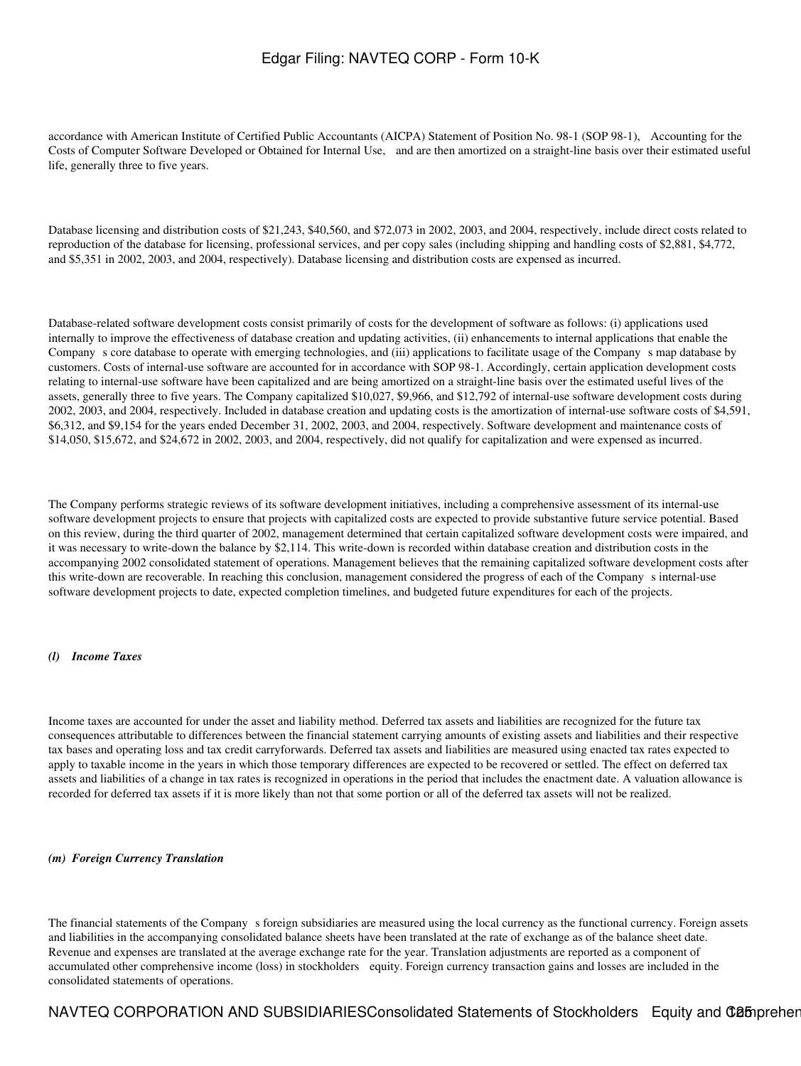accordance with American Institute of Certified Public Accountants (AICPA) Statement of Position No. 98-1 (SOP 98-1), Accounting for the Costs of Computer Software Developed or Obtained for Internal Use, and are then amortized on a straight-line basis over their estimated useful life, generally three to five years.

Database licensing and distribution costs of $21,243, $40,560, and $72,073 in 2002, 2003, and 2004, respectively, include direct costs related to reproduction of the database for licensing, professional services, and per copy sales (including shipping and handling costs of $2,881, $4,772, and $5,351 in 2002, 2003, and 2004, respectively). Database licensing and distribution costs are expensed as incurred.

Database-related software development costs consist primarily of costs for the development of software as follows: (i) applications used internally to improve the effectiveness of database creation and updating activities, (ii) enhancements to internal applications that enable the Company s core database to operate with emerging technologies, and (iii) applications to facilitate usage of the Company s map database by customers. Costs of internal-use software are accounted for in accordance with SOP 98-1. Accordingly, certain application development costs relating to internal-use software have been capitalized and are being amortized on a straight-line basis over the estimated useful lives of the assets, generally three to five years. The Company capitalized $10,027, $9,966, and $12,792 of internal-use software development costs during 2002, 2003, and 2004, respectively. Included in database creation and updating costs is the amortization of internal-use software costs of $4,591, $6,312, and $9,154 for the years ended December 31, 2002, 2003, and 2004, respectively. Software development and maintenance costs of $14,050, $15,672, and $24,672 in 2002, 2003, and 2004, respectively, did not qualify for capitalization and were expensed as incurred.

The Company performs strategic reviews of its software development initiatives, including a comprehensive assessment of its internal-use software development projects to ensure that projects with capitalized costs are expected to provide substantive future service potential. Based on this review, during the third quarter of 2002, management determined that certain capitalized software development costs were impaired, and it was necessary to write-down the balance by $2,114. This write-down is recorded within database creation and distribution costs in the accompanying 2002 consolidated statement of operations. Management believes that the remaining capitalized software development costs after this write-down are recoverable. In reaching this conclusion, management considered the progress of each of the Company s internal-use software development projects to date, expected completion timelines, and budgeted future expenditures for each of the projects.

***(l) Income Taxes***

Income taxes are accounted for under the asset and liability method. Deferred tax assets and liabilities are recognized for the future tax consequences attributable to differences between the financial statement carrying amounts of existing assets and liabilities and their respective tax bases and operating loss and tax credit carryforwards. Deferred tax assets and liabilities are measured using enacted tax rates expected to apply to taxable income in the years in which those temporary differences are expected to be recovered or settled. The effect on deferred tax assets and liabilities of a change in tax rates is recognized in operations in the period that includes the enactment date. A valuation allowance is recorded for deferred tax assets if it is more likely than not that some portion or all of the deferred tax assets will not be realized.

***(m) Foreign Currency Translation***

The financial statements of the Company s foreign subsidiaries are measured using the local currency as the functional currency. Foreign assets and liabilities in the accompanying consolidated balance sheets have been translated at the rate of exchange as of the balance sheet date. Revenue and expenses are translated at the average exchange rate for the year. Translation adjustments are reported as a component of accumulated other comprehensive income (loss) in stockholders equity. Foreign currency transaction gains and losses are included in the consolidated statements of operations.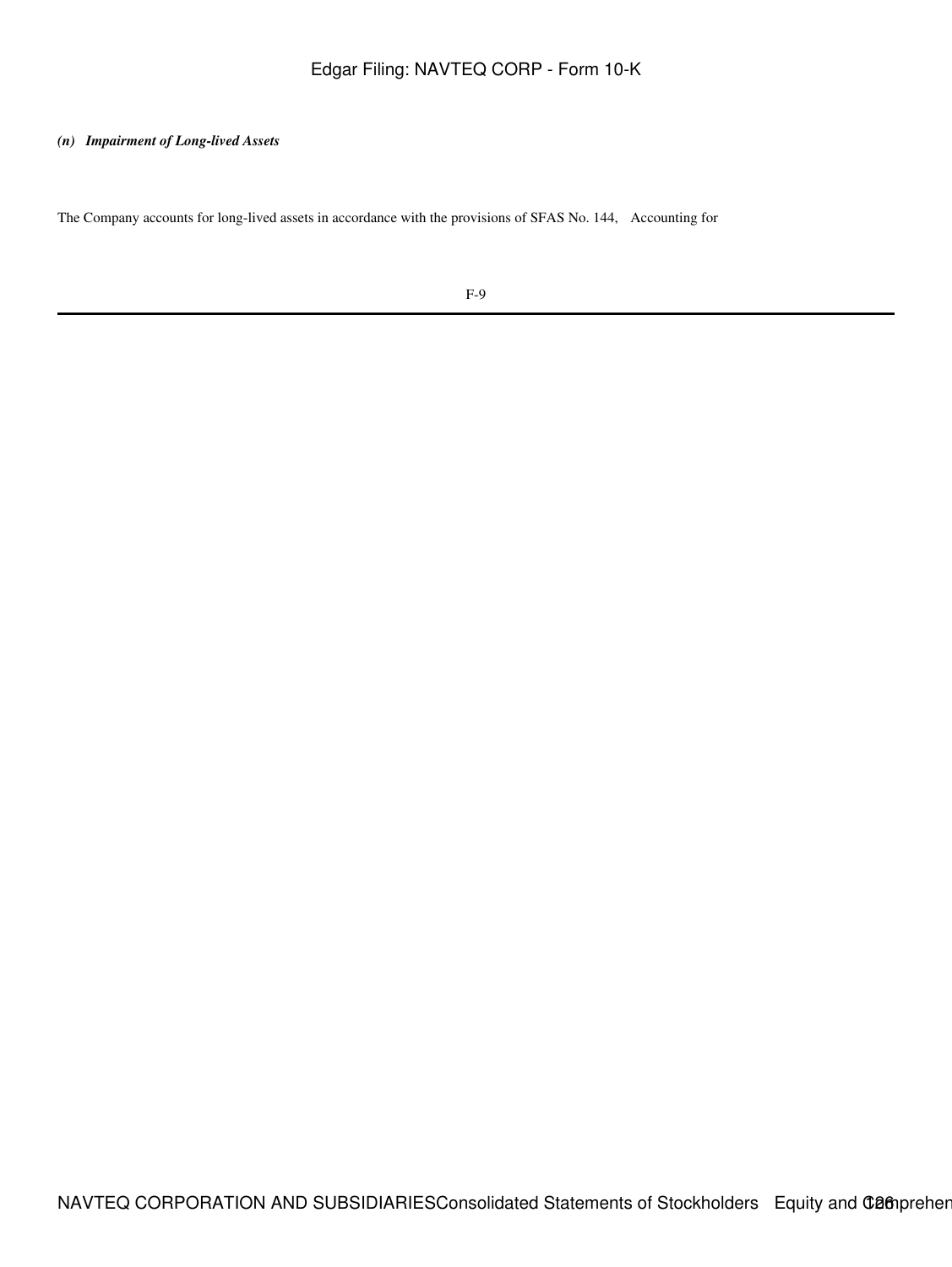*(n) Impairment of Long-lived Assets*

The Company accounts for long-lived assets in accordance with the provisions of SFAS No. 144, Accounting for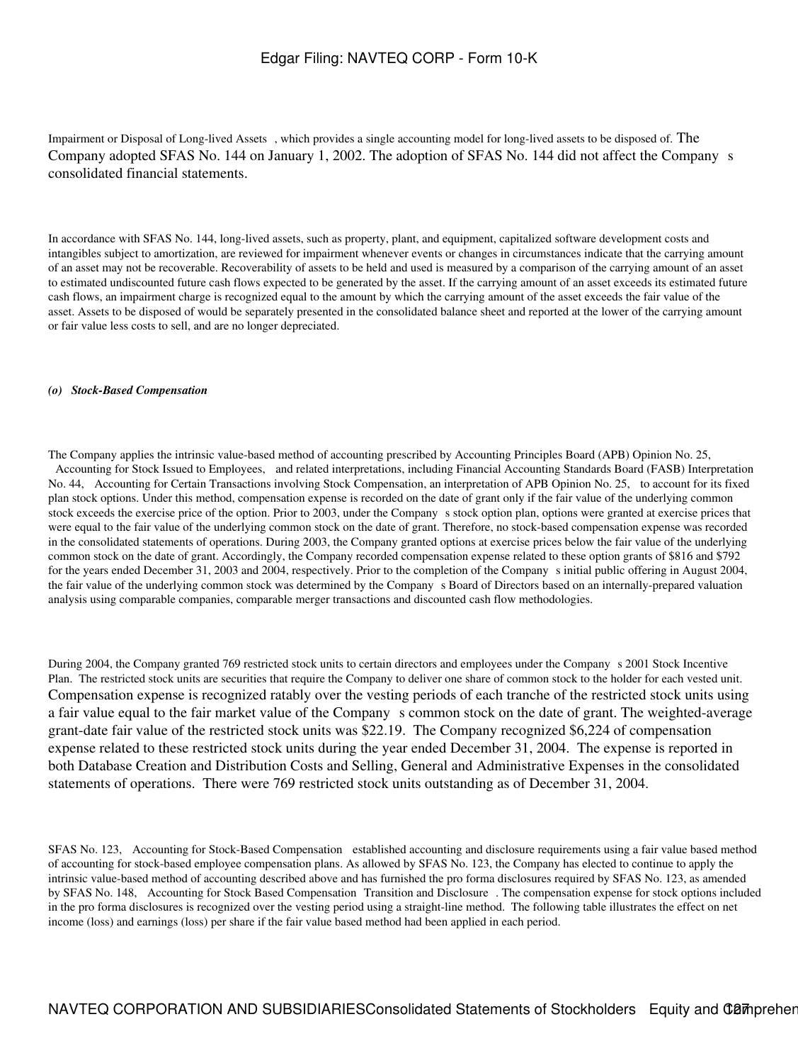Impairment or Disposal of Long-lived Assets , which provides a single accounting model for long-lived assets to be disposed of. The Company adopted SFAS No. 144 on January 1, 2002. The adoption of SFAS No. 144 did not affect the Company s consolidated financial statements.

In accordance with SFAS No. 144, long-lived assets, such as property, plant, and equipment, capitalized software development costs and intangibles subject to amortization, are reviewed for impairment whenever events or changes in circumstances indicate that the carrying amount of an asset may not be recoverable. Recoverability of assets to be held and used is measured by a comparison of the carrying amount of an asset to estimated undiscounted future cash flows expected to be generated by the asset. If the carrying amount of an asset exceeds its estimated future cash flows, an impairment charge is recognized equal to the amount by which the carrying amount of the asset exceeds the fair value of the asset. Assets to be disposed of would be separately presented in the consolidated balance sheet and reported at the lower of the carrying amount or fair value less costs to sell, and are no longer depreciated.

***(o) Stock-Based Compensation***

The Company applies the intrinsic value-based method of accounting prescribed by Accounting Principles Board (APB) Opinion No. 25, Accounting for Stock Issued to Employees, and related interpretations, including Financial Accounting Standards Board (FASB) Interpretation No. 44, Accounting for Certain Transactions involving Stock Compensation, an interpretation of APB Opinion No. 25, to account for its fixed plan stock options. Under this method, compensation expense is recorded on the date of grant only if the fair value of the underlying common stock exceeds the exercise price of the option. Prior to 2003, under the Company s stock option plan, options were granted at exercise prices that were equal to the fair value of the underlying common stock on the date of grant. Therefore, no stock-based compensation expense was recorded in the consolidated statements of operations. During 2003, the Company granted options at exercise prices below the fair value of the underlying common stock on the date of grant. Accordingly, the Company recorded compensation expense related to these option grants of $816 and $792 for the years ended December 31, 2003 and 2004, respectively. Prior to the completion of the Company s initial public offering in August 2004, the fair value of the underlying common stock was determined by the Company s Board of Directors based on an internally-prepared valuation analysis using comparable companies, comparable merger transactions and discounted cash flow methodologies.

During 2004, the Company granted 769 restricted stock units to certain directors and employees under the Company s 2001 Stock Incentive Plan. The restricted stock units are securities that require the Company to deliver one share of common stock to the holder for each vested unit. Compensation expense is recognized ratably over the vesting periods of each tranche of the restricted stock units using a fair value equal to the fair market value of the Company s common stock on the date of grant. The weighted-average grant-date fair value of the restricted stock units was $22.19. The Company recognized $6,224 of compensation expense related to these restricted stock units during the year ended December 31, 2004. The expense is reported in both Database Creation and Distribution Costs and Selling, General and Administrative Expenses in the consolidated statements of operations. There were 769 restricted stock units outstanding as of December 31, 2004.

SFAS No. 123, Accounting for Stock-Based Compensation established accounting and disclosure requirements using a fair value based method of accounting for stock-based employee compensation plans. As allowed by SFAS No. 123, the Company has elected to continue to apply the intrinsic value-based method of accounting described above and has furnished the pro forma disclosures required by SFAS No. 123, as amended by SFAS No. 148, Accounting for Stock Based Compensation Transition and Disclosure . The compensation expense for stock options included in the pro forma disclosures is recognized over the vesting period using a straight-line method. The following table illustrates the effect on net income (loss) and earnings (loss) per share if the fair value based method had been applied in each period.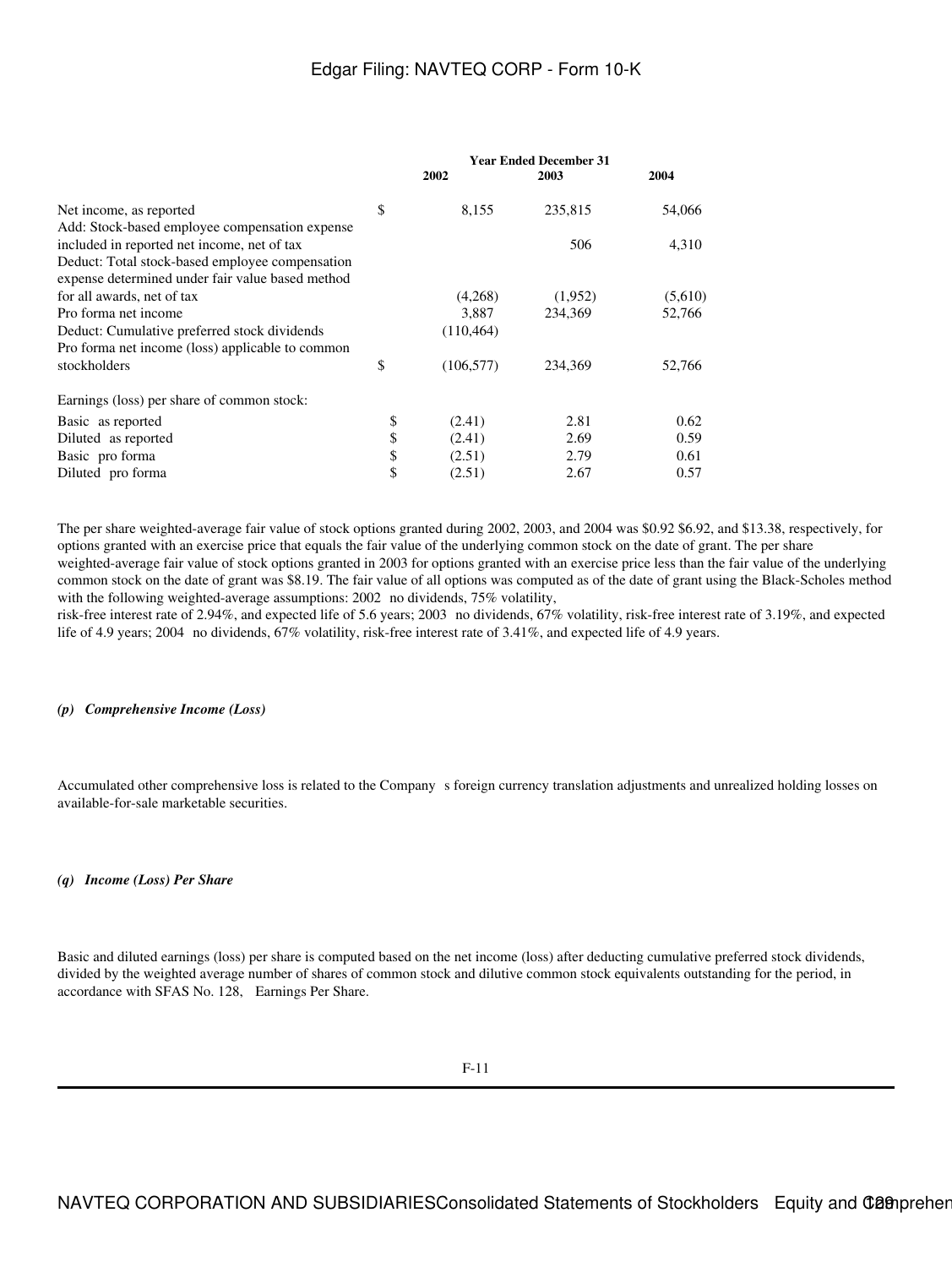| | | Year Ended December 31 | | |
|---|---|---|---|---|
| | | 2002 | 2003 | 2004 |
| Net income, as reported | $ | 8,155 | 235,815 | 54,066 |
| Add: Stock-based employee compensation expense included in reported net income, net of tax | | | 506 | 4,310 |
| Deduct: Total stock-based employee compensation expense determined under fair value based method for all awards, net of tax | | (4,268) | (1,952) | (5,610) |
| Pro forma net income | | 3,887 | 234,369 | 52,766 |
| Deduct: Cumulative preferred stock dividends | | (110,464) | | |
| Pro forma net income (loss) applicable to common stockholders | $ | (106,577) | 234,369 | 52,766 |
| Earnings (loss) per share of common stock: | | | | |
| Basic as reported | $ | (2.41) | 2.81 | 0.62 |
| Diluted as reported | $ | (2.41) | 2.69 | 0.59 |
| Basic pro forma | $ | (2.51) | 2.79 | 0.61 |
| Diluted pro forma | $ | (2.51) | 2.67 | 0.57 |

The per share weighted-average fair value of stock options granted during 2002, 2003, and 2004 was $0.92 $6.92, and $13.38, respectively, for options granted with an exercise price that equals the fair value of the underlying common stock on the date of grant. The per share weighted-average fair value of stock options granted in 2003 for options granted with an exercise price less than the fair value of the underlying common stock on the date of grant was $8.19. The fair value of all options was computed as of the date of grant using the Black-Scholes method with the following weighted-average assumptions: 2002 no dividends, 75% volatility, risk-free interest rate of 2.94%, and expected life of 5.6 years; 2003 no dividends, 67% volatility, risk-free interest rate of 3.19%, and expected life of 4.9 years; 2004 no dividends, 67% volatility, risk-free interest rate of 3.41%, and expected life of 4.9 years.

***(p) Comprehensive Income (Loss)***

Accumulated other comprehensive loss is related to the Company s foreign currency translation adjustments and unrealized holding losses on available-for-sale marketable securities.

***(q) Income (Loss) Per Share***

Basic and diluted earnings (loss) per share is computed based on the net income (loss) after deducting cumulative preferred stock dividends, divided by the weighted average number of shares of common stock and dilutive common stock equivalents outstanding for the period, in accordance with SFAS No. 128, Earnings Per Share.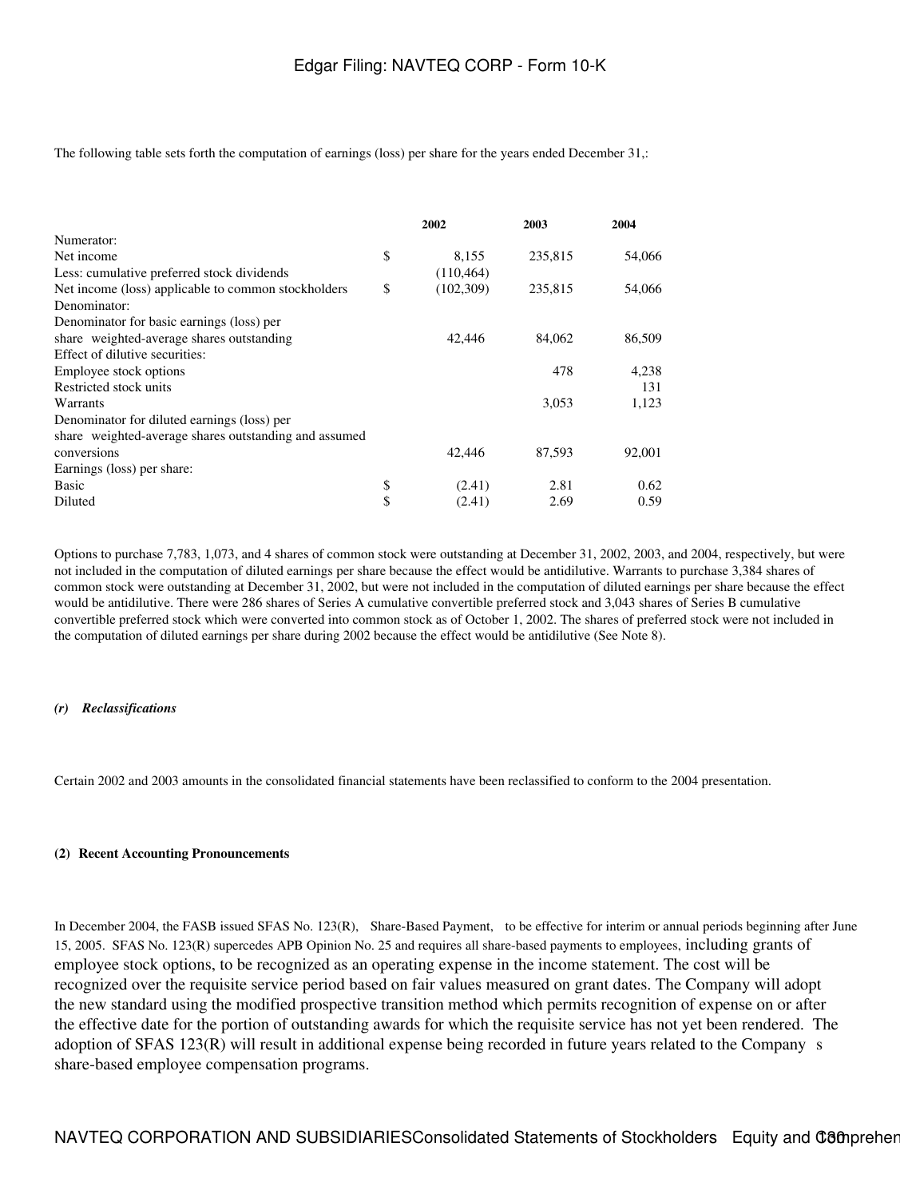The following table sets forth the computation of earnings (loss) per share for the years ended December 31,:

| | | 2002 | 2003 | 2004 |
|---|---|---|---|---|
| Numerator: | | | | |
| Net income | $ | 8,155 | 235,815 | 54,066 |
| Less: cumulative preferred stock dividends | | (110,464) | | |
| Net income (loss) applicable to common stockholders | $ | (102,309) | 235,815 | 54,066 |
| Denominator: | | | | |
| Denominator for basic earnings (loss) per share weighted-average shares outstanding | | 42,446 | 84,062 | 86,509 |
| Effect of dilutive securities: | | | | |
| Employee stock options | | | 478 | 4,238 |
| Restricted stock units | | | | 131 |
| Warrants | | | 3,053 | 1,123 |
| Denominator for diluted earnings (loss) per share weighted-average shares outstanding and assumed conversions | | 42,446 | 87,593 | 92,001 |
| Earnings (loss) per share: | | | | |
| Basic | $ | (2.41) | 2.81 | 0.62 |
| Diluted | $ | (2.41) | 2.69 | 0.59 |

Options to purchase 7,783, 1,073, and 4 shares of common stock were outstanding at December 31, 2002, 2003, and 2004, respectively, but were not included in the computation of diluted earnings per share because the effect would be antidilutive. Warrants to purchase 3,384 shares of common stock were outstanding at December 31, 2002, but were not included in the computation of diluted earnings per share because the effect would be antidilutive. There were 286 shares of Series A cumulative convertible preferred stock and 3,043 shares of Series B cumulative convertible preferred stock which were converted into common stock as of October 1, 2002. The shares of preferred stock were not included in the computation of diluted earnings per share during 2002 because the effect would be antidilutive (See Note 8).

***(r) Reclassifications***

Certain 2002 and 2003 amounts in the consolidated financial statements have been reclassified to conform to the 2004 presentation.

**(2) Recent Accounting Pronouncements**

In December 2004, the FASB issued SFAS No. 123(R), Share-Based Payment, to be effective for interim or annual periods beginning after June 15, 2005. SFAS No. 123(R) supercedes APB Opinion No. 25 and requires all share-based payments to employees, including grants of employee stock options, to be recognized as an operating expense in the income statement. The cost will be recognized over the requisite service period based on fair values measured on grant dates. The Company will adopt the new standard using the modified prospective transition method which permits recognition of expense on or after the effective date for the portion of outstanding awards for which the requisite service has not yet been rendered. The adoption of SFAS 123(R) will result in additional expense being recorded in future years related to the Company s share-based employee compensation programs.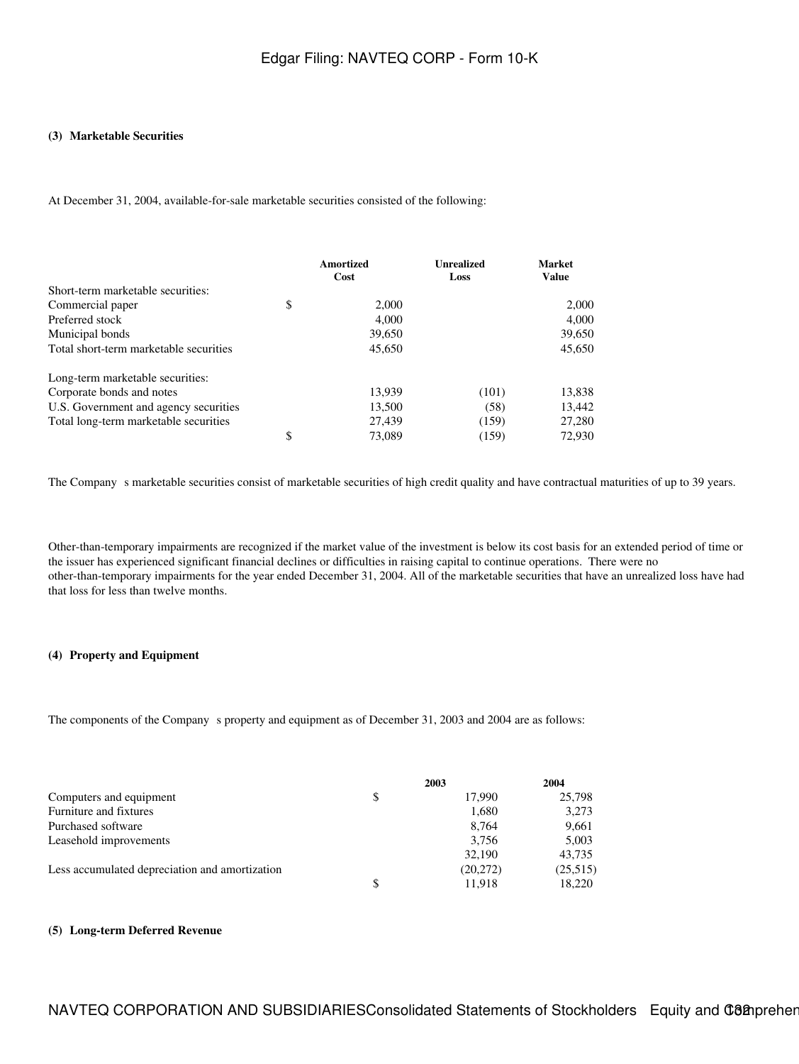#### (3) Marketable Securities

At December 31, 2004, available-for-sale marketable securities consisted of the following:

| | | Amortized Cost | Unrealized Loss | Market Value |
|---|---|---|---|---|
| Short-term marketable securities: | | | | |
| Commercial paper | $ | 2,000 | | 2,000 |
| Preferred stock | | 4,000 | | 4,000 |
| Municipal bonds | | 39,650 | | 39,650 |
| Total short-term marketable securities | | 45,650 | | 45,650 |
| | | | | |
| Long-term marketable securities: | | | | |
| Corporate bonds and notes | | 13,939 | (101) | 13,838 |
| U.S. Government and agency securities | | 13,500 | (58) | 13,442 |
| Total long-term marketable securities | | 27,439 | (159) | 27,280 |
| | $ | 73,089 | (159) | 72,930 |

The Company s marketable securities consist of marketable securities of high credit quality and have contractual maturities of up to 39 years.

Other-than-temporary impairments are recognized if the market value of the investment is below its cost basis for an extended period of time or the issuer has experienced significant financial declines or difficulties in raising capital to continue operations. There were no other-than-temporary impairments for the year ended December 31, 2004. All of the marketable securities that have an unrealized loss have had that loss for less than twelve months.

#### (4) Property and Equipment

The components of the Company s property and equipment as of December 31, 2003 and 2004 are as follows:

| | | 2003 | 2004 |
|---|---|---|---|
| Computers and equipment | $ | 17,990 | 25,798 |
| Furniture and fixtures | | 1,680 | 3,273 |
| Purchased software | | 8,764 | 9,661 |
| Leasehold improvements | | 3,756 | 5,003 |
| | | 32,190 | 43,735 |
| Less accumulated depreciation and amortization | | (20,272) | (25,515) |
| | $ | 11,918 | 18,220 |

#### (5) Long-term Deferred Revenue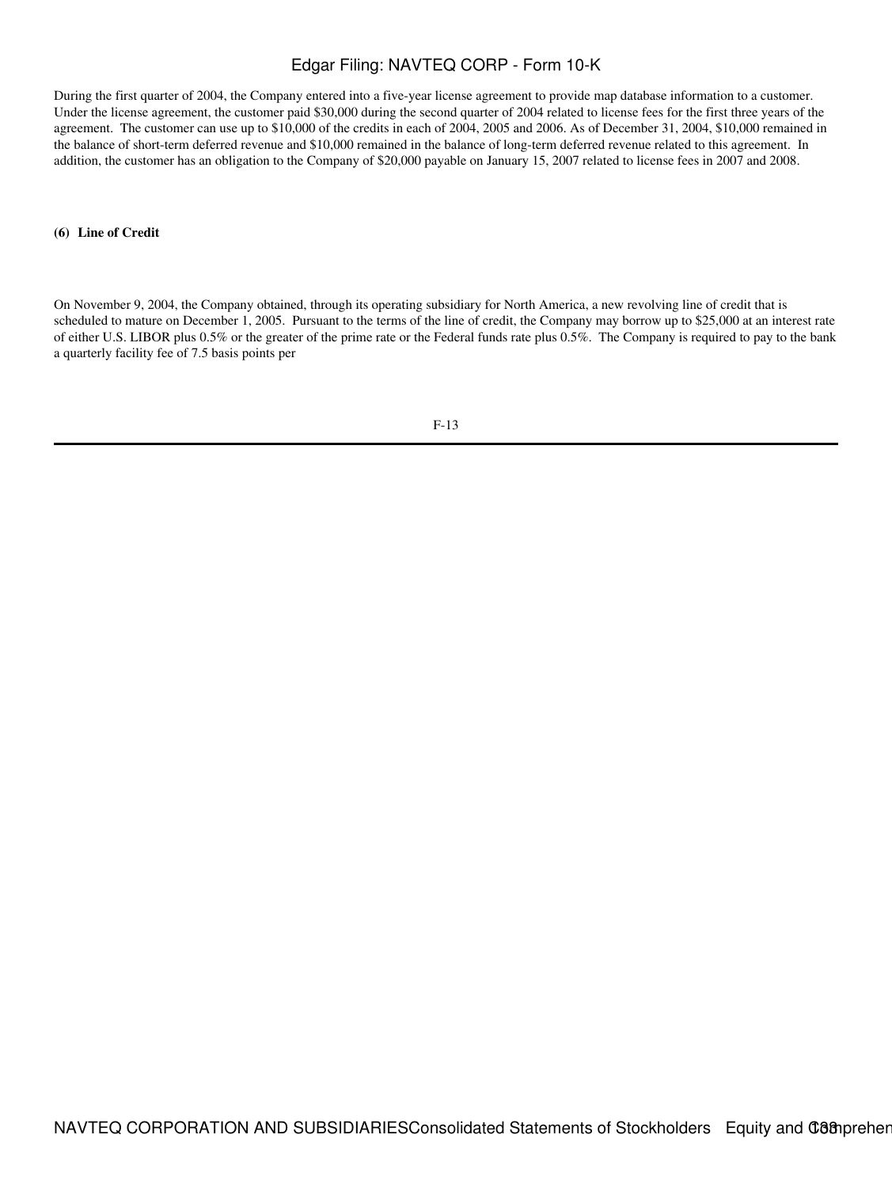During the first quarter of 2004, the Company entered into a five-year license agreement to provide map database information to a customer. Under the license agreement, the customer paid $30,000 during the second quarter of 2004 related to license fees for the first three years of the agreement. The customer can use up to $10,000 of the credits in each of 2004, 2005 and 2006. As of December 31, 2004, $10,000 remained in the balance of short-term deferred revenue and $10,000 remained in the balance of long-term deferred revenue related to this agreement. In addition, the customer has an obligation to the Company of $20,000 payable on January 15, 2007 related to license fees in 2007 and 2008.

**(6) Line of Credit**

On November 9, 2004, the Company obtained, through its operating subsidiary for North America, a new revolving line of credit that is scheduled to mature on December 1, 2005. Pursuant to the terms of the line of credit, the Company may borrow up to $25,000 at an interest rate of either U.S. LIBOR plus 0.5% or the greater of the prime rate or the Federal funds rate plus 0.5%. The Company is required to pay to the bank a quarterly facility fee of 7.5 basis points per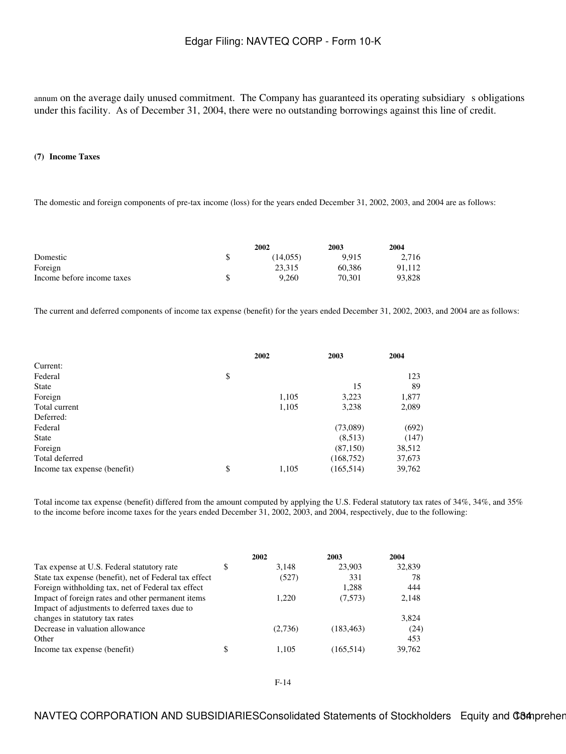annum on the average daily unused commitment. The Company has guaranteed its operating subsidiary s obligations under this facility. As of December 31, 2004, there were no outstanding borrowings against this line of credit.

**(7) Income Taxes**

The domestic and foreign components of pre-tax income (loss) for the years ended December 31, 2002, 2003, and 2004 are as follows:

| | | 2002 | 2003 | 2004 |
|---|---|---|---|---|
| Domestic | $ | (14,055) | 9,915 | 2,716 |
| Foreign | | 23,315 | 60,386 | 91,112 |
| Income before income taxes | $ | 9,260 | 70,301 | 93,828 |

The current and deferred components of income tax expense (benefit) for the years ended December 31, 2002, 2003, and 2004 are as follows:

| | | 2002 | 2003 | 2004 |
|---|---|---|---|---|
| Current: | | | | |
| Federal | $ | | | 123 |
| State | | | 15 | 89 |
| Foreign | | 1,105 | 3,223 | 1,877 |
| Total current | | 1,105 | 3,238 | 2,089 |
| Deferred: | | | | |
| Federal | | | (73,089) | (692) |
| State | | | (8,513) | (147) |
| Foreign | | | (87,150) | 38,512 |
| Total deferred | | | (168,752) | 37,673 |
| Income tax expense (benefit) | $ | 1,105 | (165,514) | 39,762 |

Total income tax expense (benefit) differed from the amount computed by applying the U.S. Federal statutory tax rates of 34%, 34%, and 35% to the income before income taxes for the years ended December 31, 2002, 2003, and 2004, respectively, due to the following:

| | | 2002 | 2003 | 2004 |
|---|---|---|---|---|
| Tax expense at U.S. Federal statutory rate | $ | 3,148 | 23,903 | 32,839 |
| State tax expense (benefit), net of Federal tax effect | | (527) | 331 | 78 |
| Foreign withholding tax, net of Federal tax effect | | | 1,288 | 444 |
| Impact of foreign rates and other permanent items | | 1,220 | (7,573) | 2,148 |
| Impact of adjustments to deferred taxes due to changes in statutory tax rates | | | | 3,824 |
| Decrease in valuation allowance | | (2,736) | (183,463) | (24) |
| Other | | | | 453 |
| Income tax expense (benefit) | $ | 1,105 | (165,514) | 39,762 |

F-14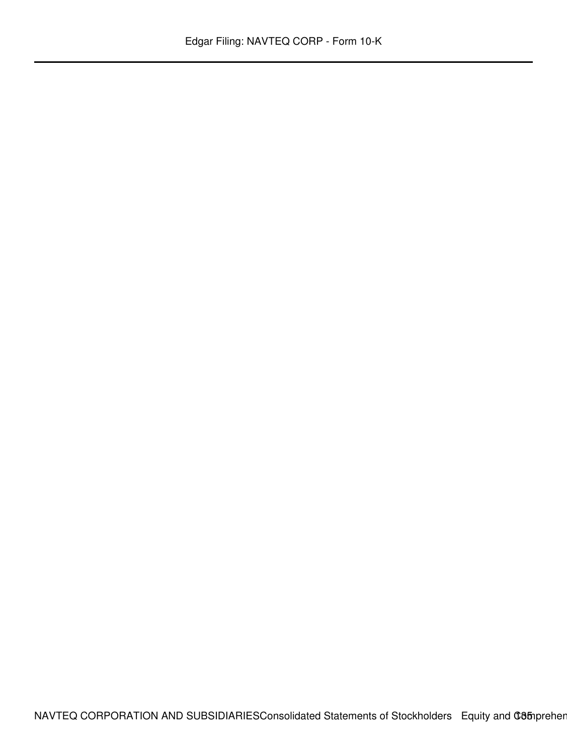NAVTEQ CORPORATION AND SUBSIDIARIES Consolidated Statements of Stockholders Equity and Comprehen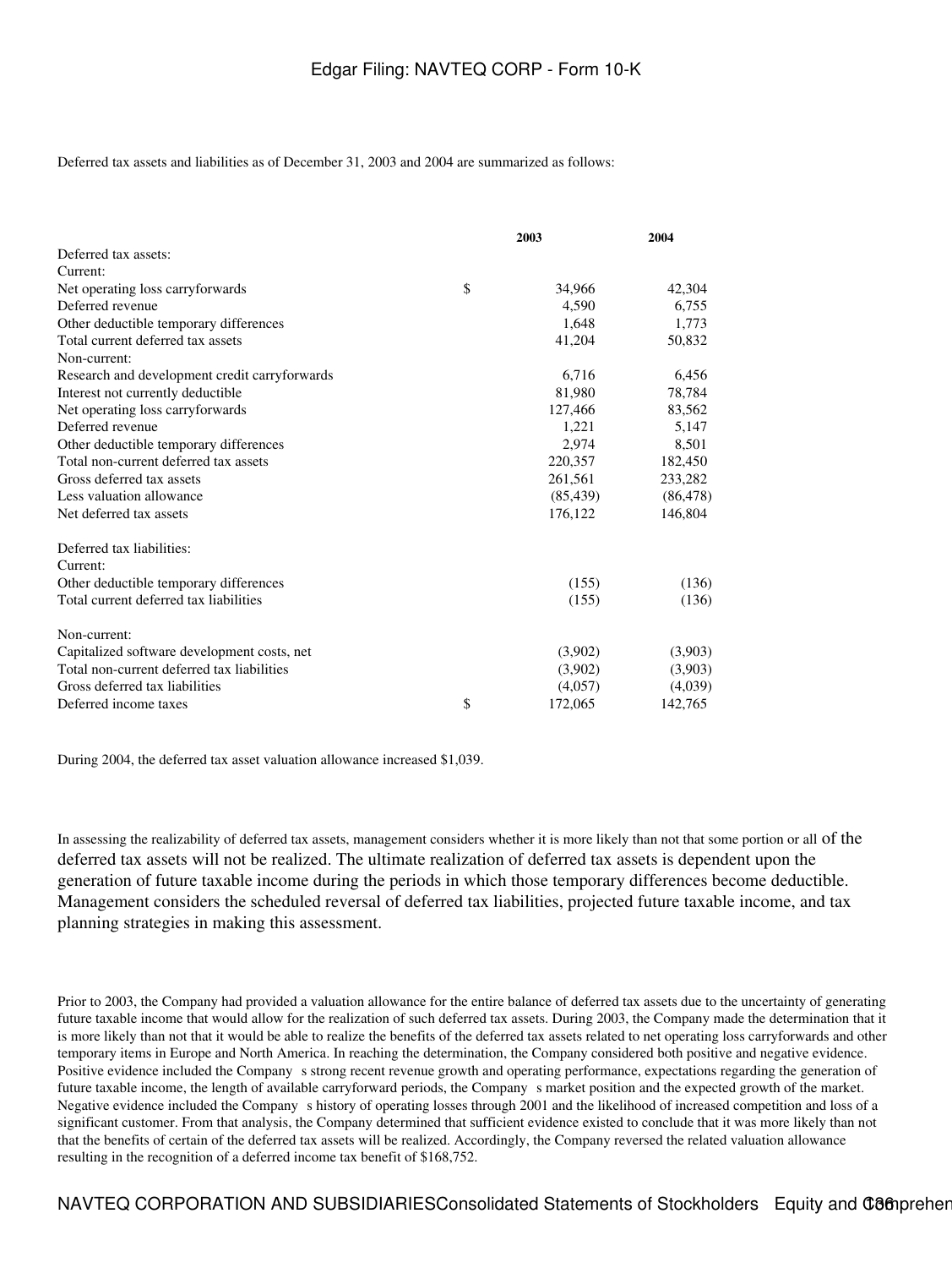Deferred tax assets and liabilities as of December 31, 2003 and 2004 are summarized as follows:

| | | 2003 | 2004 |
|---|---|---|---|
| Deferred tax assets: | | | |
| Current: | | | |
| Net operating loss carryforwards | $ | 34,966 | 42,304 |
| Deferred revenue | | 4,590 | 6,755 |
| Other deductible temporary differences | | 1,648 | 1,773 |
| Total current deferred tax assets | | 41,204 | 50,832 |
| Non-current: | | | |
| Research and development credit carryforwards | | 6,716 | 6,456 |
| Interest not currently deductible | | 81,980 | 78,784 |
| Net operating loss carryforwards | | 127,466 | 83,562 |
| Deferred revenue | | 1,221 | 5,147 |
| Other deductible temporary differences | | 2,974 | 8,501 |
| Total non-current deferred tax assets | | 220,357 | 182,450 |
| Gross deferred tax assets | | 261,561 | 233,282 |
| Less valuation allowance | | (85,439) | (86,478) |
| Net deferred tax assets | | 176,122 | 146,804 |
| | | | |
| Deferred tax liabilities: | | | |
| Current: | | | |
| Other deductible temporary differences | | (155) | (136) |
| Total current deferred tax liabilities | | (155) | (136) |
| | | | |
| Non-current: | | | |
| Capitalized software development costs, net | | (3,902) | (3,903) |
| Total non-current deferred tax liabilities | | (3,902) | (3,903) |
| Gross deferred tax liabilities | | (4,057) | (4,039) |
| Deferred income taxes | $ | 172,065 | 142,765 |

During 2004, the deferred tax asset valuation allowance increased $1,039.

In assessing the realizability of deferred tax assets, management considers whether it is more likely than not that some portion or all of the deferred tax assets will not be realized. The ultimate realization of deferred tax assets is dependent upon the generation of future taxable income during the periods in which those temporary differences become deductible. Management considers the scheduled reversal of deferred tax liabilities, projected future taxable income, and tax planning strategies in making this assessment.

Prior to 2003, the Company had provided a valuation allowance for the entire balance of deferred tax assets due to the uncertainty of generating future taxable income that would allow for the realization of such deferred tax assets. During 2003, the Company made the determination that it is more likely than not that it would be able to realize the benefits of the deferred tax assets related to net operating loss carryforwards and other temporary items in Europe and North America. In reaching the determination, the Company considered both positive and negative evidence. Positive evidence included the Company s strong recent revenue growth and operating performance, expectations regarding the generation of future taxable income, the length of available carryforward periods, the Company s market position and the expected growth of the market. Negative evidence included the Company s history of operating losses through 2001 and the likelihood of increased competition and loss of a significant customer. From that analysis, the Company determined that sufficient evidence existed to conclude that it was more likely than not that the benefits of certain of the deferred tax assets will be realized. Accordingly, the Company reversed the related valuation allowance resulting in the recognition of a deferred income tax benefit of $168,752.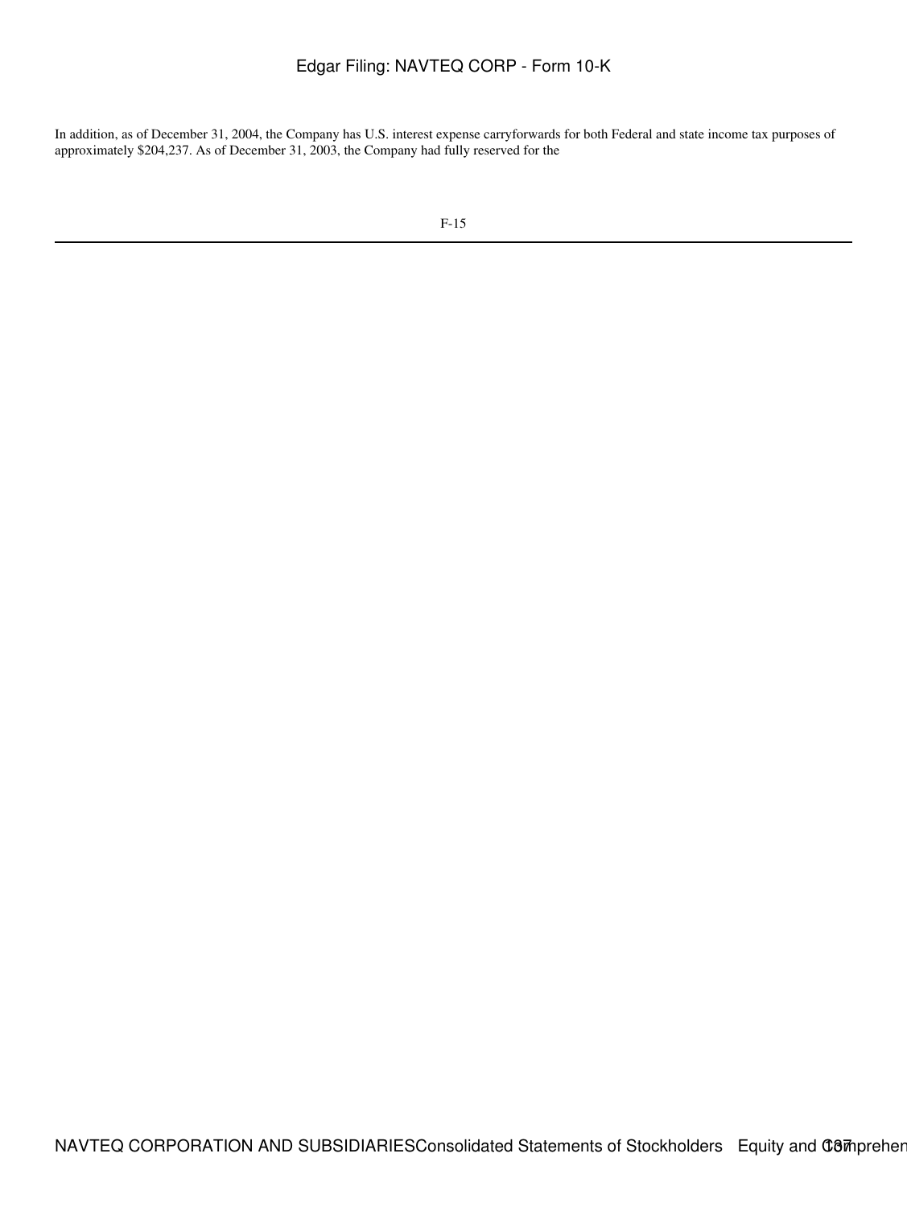In addition, as of December 31, 2004, the Company has U.S. interest expense carryforwards for both Federal and state income tax purposes of approximately $204,237. As of December 31, 2003, the Company had fully reserved for the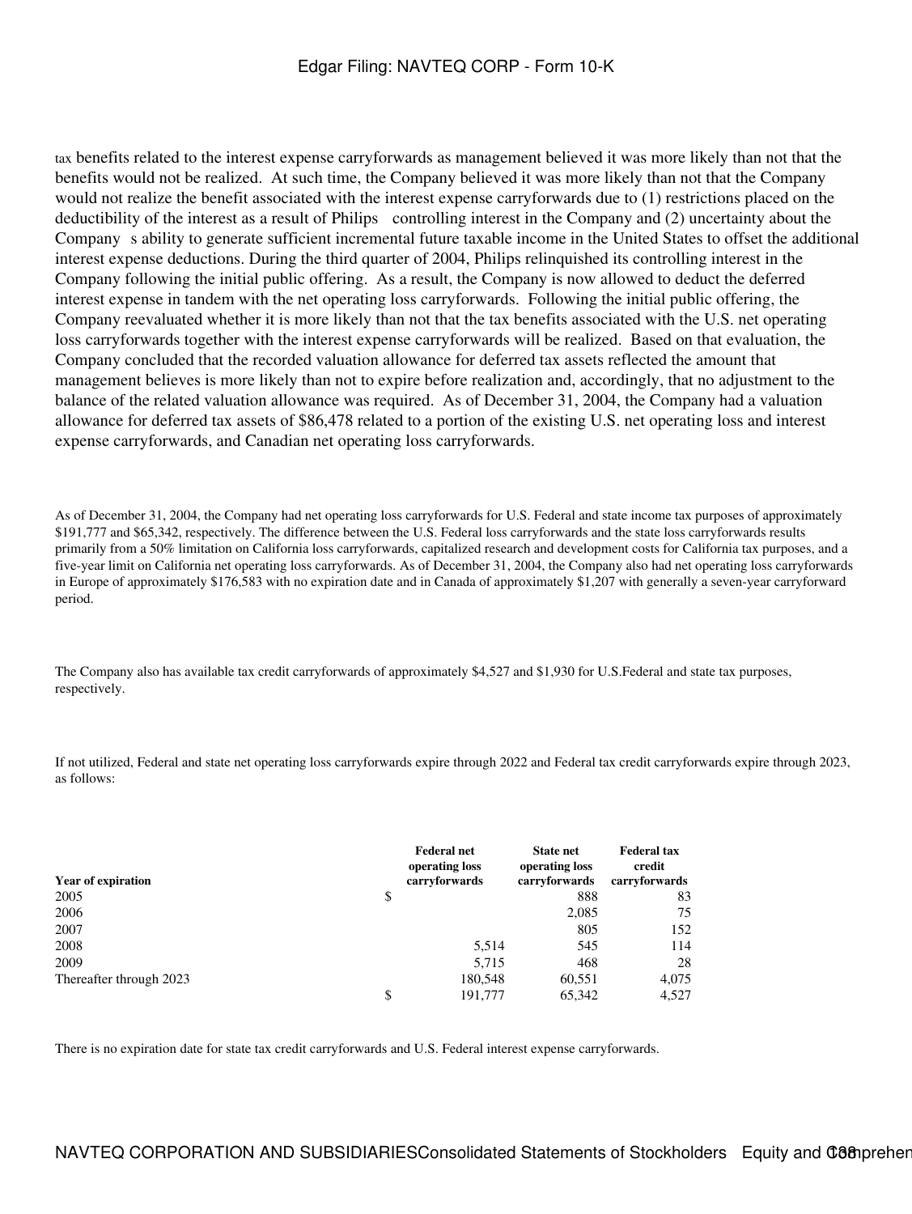tax benefits related to the interest expense carryforwards as management believed it was more likely than not that the benefits would not be realized. At such time, the Company believed it was more likely than not that the Company would not realize the benefit associated with the interest expense carryforwards due to (1) restrictions placed on the deductibility of the interest as a result of Philips controlling interest in the Company and (2) uncertainty about the Company s ability to generate sufficient incremental future taxable income in the United States to offset the additional interest expense deductions. During the third quarter of 2004, Philips relinquished its controlling interest in the Company following the initial public offering. As a result, the Company is now allowed to deduct the deferred interest expense in tandem with the net operating loss carryforwards. Following the initial public offering, the Company reevaluated whether it is more likely than not that the tax benefits associated with the U.S. net operating loss carryforwards together with the interest expense carryforwards will be realized. Based on that evaluation, the Company concluded that the recorded valuation allowance for deferred tax assets reflected the amount that management believes is more likely than not to expire before realization and, accordingly, that no adjustment to the balance of the related valuation allowance was required. As of December 31, 2004, the Company had a valuation allowance for deferred tax assets of $86,478 related to a portion of the existing U.S. net operating loss and interest expense carryforwards, and Canadian net operating loss carryforwards.

As of December 31, 2004, the Company had net operating loss carryforwards for U.S. Federal and state income tax purposes of approximately $191,777 and $65,342, respectively. The difference between the U.S. Federal loss carryforwards and the state loss carryforwards results primarily from a 50% limitation on California loss carryforwards, capitalized research and development costs for California tax purposes, and a five-year limit on California net operating loss carryforwards. As of December 31, 2004, the Company also had net operating loss carryforwards in Europe of approximately $176,583 with no expiration date and in Canada of approximately $1,207 with generally a seven-year carryforward period.

The Company also has available tax credit carryforwards of approximately $4,527 and $1,930 for U.S.Federal and state tax purposes, respectively.

If not utilized, Federal and state net operating loss carryforwards expire through 2022 and Federal tax credit carryforwards expire through 2023, as follows:

| Year of expiration | Federal net operating loss carryforwards | State net operating loss carryforwards | Federal tax credit carryforwards |
|---|---|---|---|
| 2005 | $ | 888 | 83 |
| 2006 | | 2,085 | 75 |
| 2007 | | 805 | 152 |
| 2008 | 5,514 | 545 | 114 |
| 2009 | 5,715 | 468 | 28 |
| Thereafter through 2023 | 180,548 | 60,551 | 4,075 |
| | $ 191,777 | 65,342 | 4,527 |

There is no expiration date for state tax credit carryforwards and U.S. Federal interest expense carryforwards.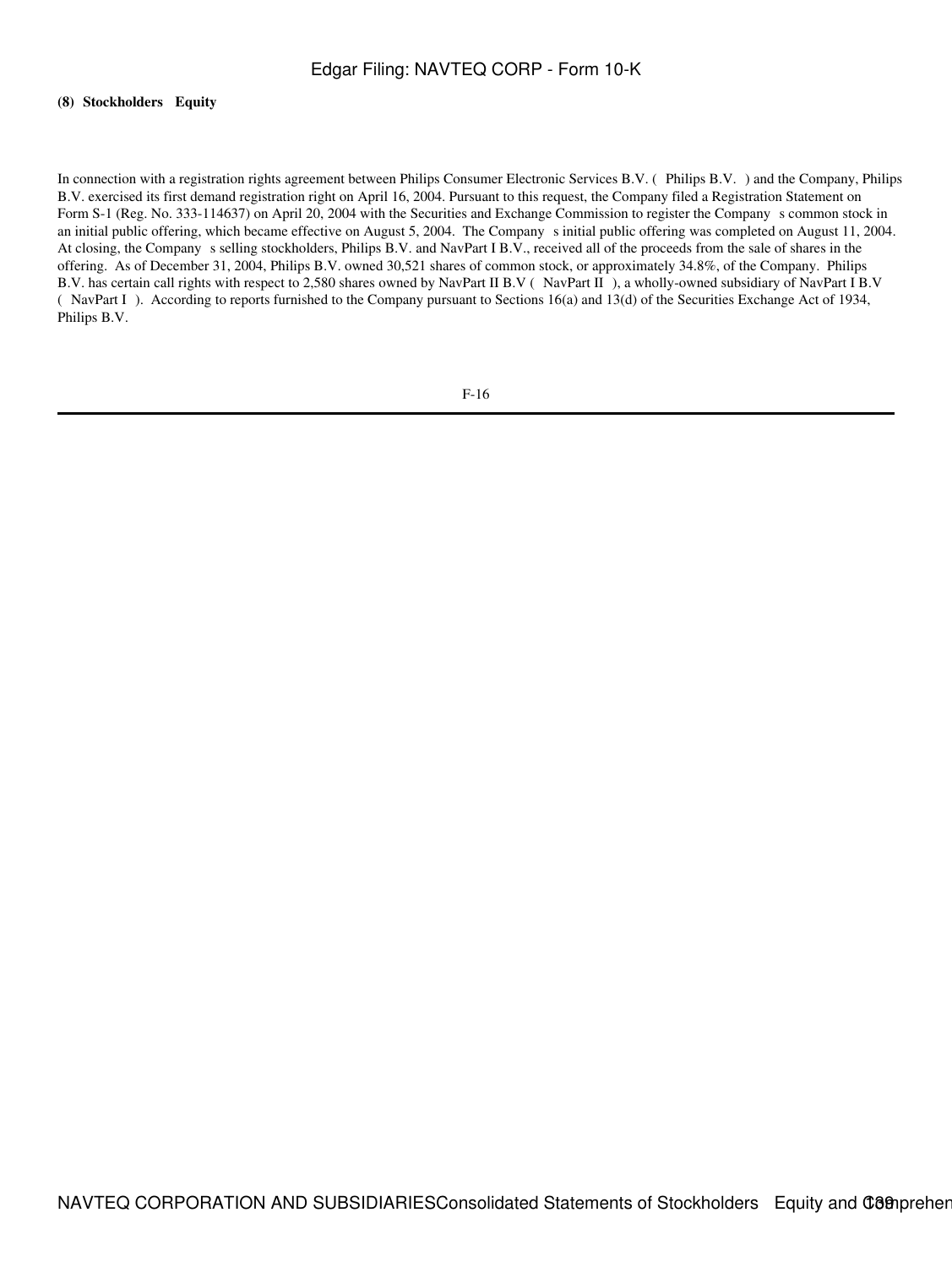**(8) Stockholders Equity**

In connection with a registration rights agreement between Philips Consumer Electronic Services B.V. ( Philips B.V. ) and the Company, Philips B.V. exercised its first demand registration right on April 16, 2004. Pursuant to this request, the Company filed a Registration Statement on Form S-1 (Reg. No. 333-114637) on April 20, 2004 with the Securities and Exchange Commission to register the Company s common stock in an initial public offering, which became effective on August 5, 2004. The Company s initial public offering was completed on August 11, 2004. At closing, the Company s selling stockholders, Philips B.V. and NavPart I B.V., received all of the proceeds from the sale of shares in the offering. As of December 31, 2004, Philips B.V. owned 30,521 shares of common stock, or approximately 34.8%, of the Company. Philips B.V. has certain call rights with respect to 2,580 shares owned by NavPart II B.V ( NavPart II ), a wholly-owned subsidiary of NavPart I B.V ( NavPart I ). According to reports furnished to the Company pursuant to Sections 16(a) and 13(d) of the Securities Exchange Act of 1934, Philips B.V.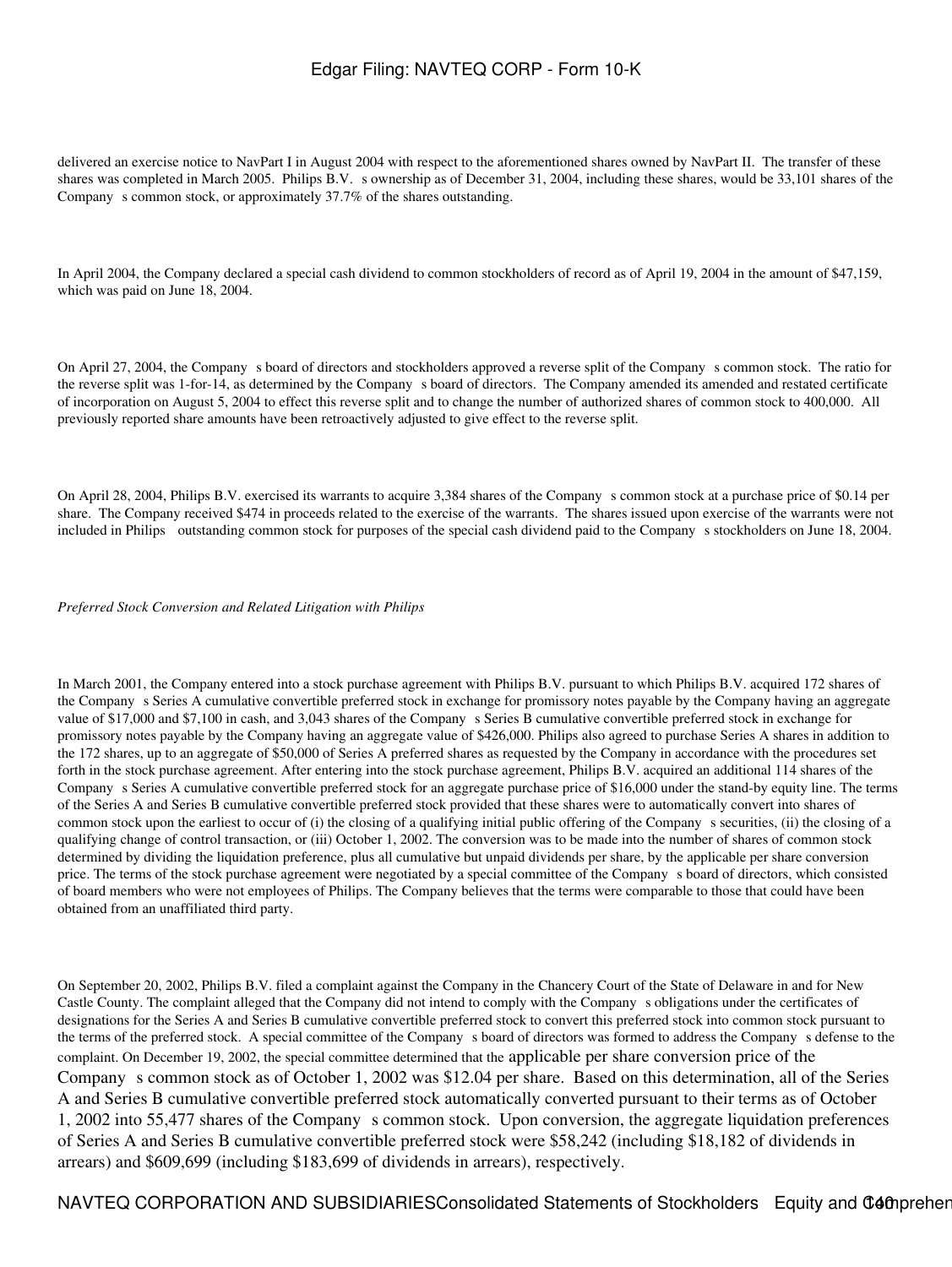delivered an exercise notice to NavPart I in August 2004 with respect to the aforementioned shares owned by NavPart II. The transfer of these shares was completed in March 2005. Philips B.V. s ownership as of December 31, 2004, including these shares, would be 33,101 shares of the Company s common stock, or approximately 37.7% of the shares outstanding.

In April 2004, the Company declared a special cash dividend to common stockholders of record as of April 19, 2004 in the amount of $47,159, which was paid on June 18, 2004.

On April 27, 2004, the Company s board of directors and stockholders approved a reverse split of the Company s common stock. The ratio for the reverse split was 1-for-14, as determined by the Company s board of directors. The Company amended its amended and restated certificate of incorporation on August 5, 2004 to effect this reverse split and to change the number of authorized shares of common stock to 400,000. All previously reported share amounts have been retroactively adjusted to give effect to the reverse split.

On April 28, 2004, Philips B.V. exercised its warrants to acquire 3,384 shares of the Company s common stock at a purchase price of $0.14 per share. The Company received $474 in proceeds related to the exercise of the warrants. The shares issued upon exercise of the warrants were not included in Philips outstanding common stock for purposes of the special cash dividend paid to the Company s stockholders on June 18, 2004.

*Preferred Stock Conversion and Related Litigation with Philips*

In March 2001, the Company entered into a stock purchase agreement with Philips B.V. pursuant to which Philips B.V. acquired 172 shares of the Company s Series A cumulative convertible preferred stock in exchange for promissory notes payable by the Company having an aggregate value of $17,000 and $7,100 in cash, and 3,043 shares of the Company s Series B cumulative convertible preferred stock in exchange for promissory notes payable by the Company having an aggregate value of $426,000. Philips also agreed to purchase Series A shares in addition to the 172 shares, up to an aggregate of $50,000 of Series A preferred shares as requested by the Company in accordance with the procedures set forth in the stock purchase agreement. After entering into the stock purchase agreement, Philips B.V. acquired an additional 114 shares of the Company s Series A cumulative convertible preferred stock for an aggregate purchase price of $16,000 under the stand-by equity line. The terms of the Series A and Series B cumulative convertible preferred stock provided that these shares were to automatically convert into shares of common stock upon the earliest to occur of (i) the closing of a qualifying initial public offering of the Company s securities, (ii) the closing of a qualifying change of control transaction, or (iii) October 1, 2002. The conversion was to be made into the number of shares of common stock determined by dividing the liquidation preference, plus all cumulative but unpaid dividends per share, by the applicable per share conversion price. The terms of the stock purchase agreement were negotiated by a special committee of the Company s board of directors, which consisted of board members who were not employees of Philips. The Company believes that the terms were comparable to those that could have been obtained from an unaffiliated third party.

On September 20, 2002, Philips B.V. filed a complaint against the Company in the Chancery Court of the State of Delaware in and for New Castle County. The complaint alleged that the Company did not intend to comply with the Company s obligations under the certificates of designations for the Series A and Series B cumulative convertible preferred stock to convert this preferred stock into common stock pursuant to the terms of the preferred stock. A special committee of the Company s board of directors was formed to address the Company s defense to the complaint. On December 19, 2002, the special committee determined that the applicable per share conversion price of the Company s common stock as of October 1, 2002 was $12.04 per share. Based on this determination, all of the Series A and Series B cumulative convertible preferred stock automatically converted pursuant to their terms as of October 1, 2002 into 55,477 shares of the Company s common stock. Upon conversion, the aggregate liquidation preferences of Series A and Series B cumulative convertible preferred stock were $58,242 (including $18,182 of dividends in arrears) and $609,699 (including $183,699 of dividends in arrears), respectively.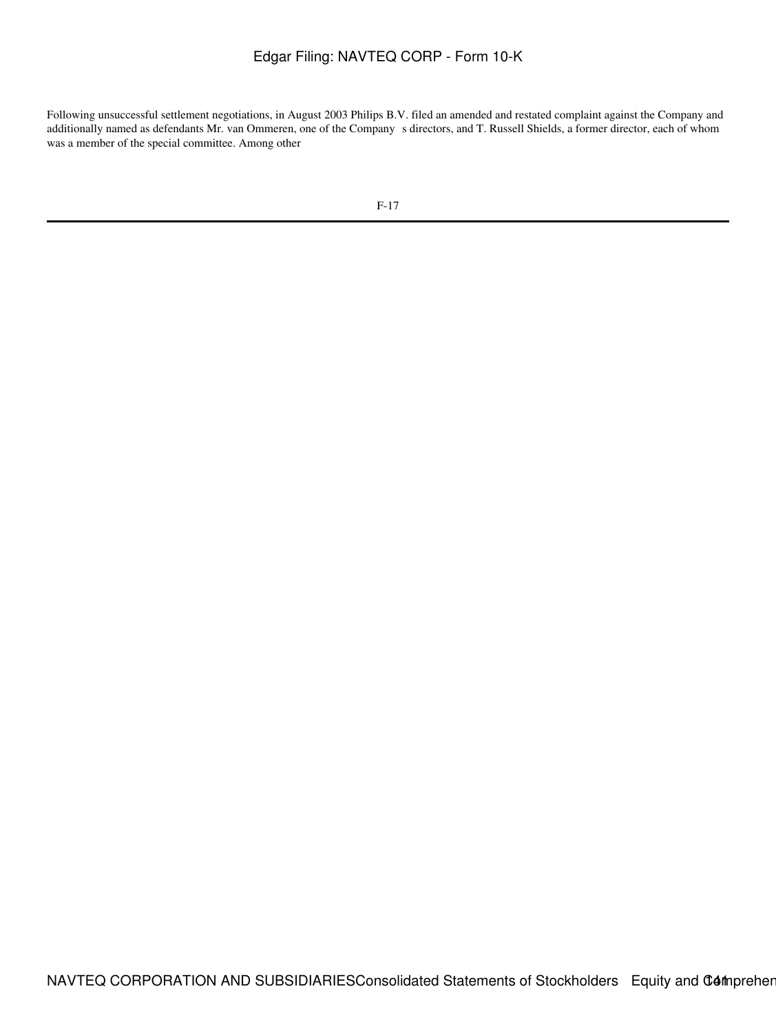Following unsuccessful settlement negotiations, in August 2003 Philips B.V. filed an amended and restated complaint against the Company and additionally named as defendants Mr. van Ommeren, one of the Company s directors, and T. Russell Shields, a former director, each of whom was a member of the special committee. Among other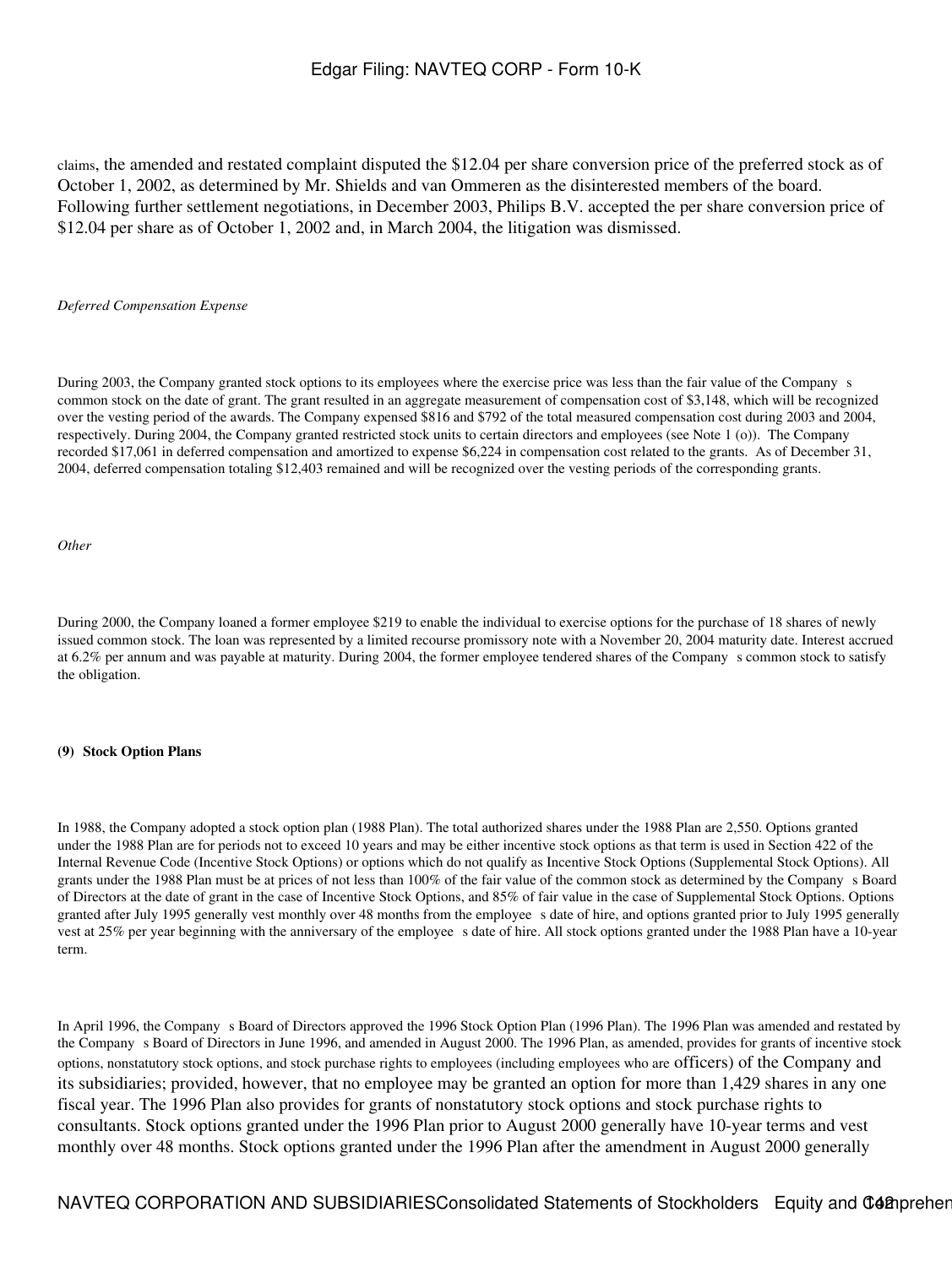claims, the amended and restated complaint disputed the $12.04 per share conversion price of the preferred stock as of October 1, 2002, as determined by Mr. Shields and van Ommeren as the disinterested members of the board. Following further settlement negotiations, in December 2003, Philips B.V. accepted the per share conversion price of $12.04 per share as of October 1, 2002 and, in March 2004, the litigation was dismissed.

*Deferred Compensation Expense*

During 2003, the Company granted stock options to its employees where the exercise price was less than the fair value of the Company s common stock on the date of grant. The grant resulted in an aggregate measurement of compensation cost of $3,148, which will be recognized over the vesting period of the awards. The Company expensed $816 and $792 of the total measured compensation cost during 2003 and 2004, respectively. During 2004, the Company granted restricted stock units to certain directors and employees (see Note 1 (o)). The Company recorded $17,061 in deferred compensation and amortized to expense $6,224 in compensation cost related to the grants. As of December 31, 2004, deferred compensation totaling $12,403 remained and will be recognized over the vesting periods of the corresponding grants.

*Other*

During 2000, the Company loaned a former employee $219 to enable the individual to exercise options for the purchase of 18 shares of newly issued common stock. The loan was represented by a limited recourse promissory note with a November 20, 2004 maturity date. Interest accrued at 6.2% per annum and was payable at maturity. During 2004, the former employee tendered shares of the Company s common stock to satisfy the obligation.

**(9) Stock Option Plans**

In 1988, the Company adopted a stock option plan (1988 Plan). The total authorized shares under the 1988 Plan are 2,550. Options granted under the 1988 Plan are for periods not to exceed 10 years and may be either incentive stock options as that term is used in Section 422 of the Internal Revenue Code (Incentive Stock Options) or options which do not qualify as Incentive Stock Options (Supplemental Stock Options). All grants under the 1988 Plan must be at prices of not less than 100% of the fair value of the common stock as determined by the Company s Board of Directors at the date of grant in the case of Incentive Stock Options, and 85% of fair value in the case of Supplemental Stock Options. Options granted after July 1995 generally vest monthly over 48 months from the employee s date of hire, and options granted prior to July 1995 generally vest at 25% per year beginning with the anniversary of the employee s date of hire. All stock options granted under the 1988 Plan have a 10-year term.

In April 1996, the Company s Board of Directors approved the 1996 Stock Option Plan (1996 Plan). The 1996 Plan was amended and restated by the Company s Board of Directors in June 1996, and amended in August 2000. The 1996 Plan, as amended, provides for grants of incentive stock options, nonstatutory stock options, and stock purchase rights to employees (including employees who are officers) of the Company and its subsidiaries; provided, however, that no employee may be granted an option for more than 1,429 shares in any one fiscal year. The 1996 Plan also provides for grants of nonstatutory stock options and stock purchase rights to consultants. Stock options granted under the 1996 Plan prior to August 2000 generally have 10-year terms and vest monthly over 48 months. Stock options granted under the 1996 Plan after the amendment in August 2000 generally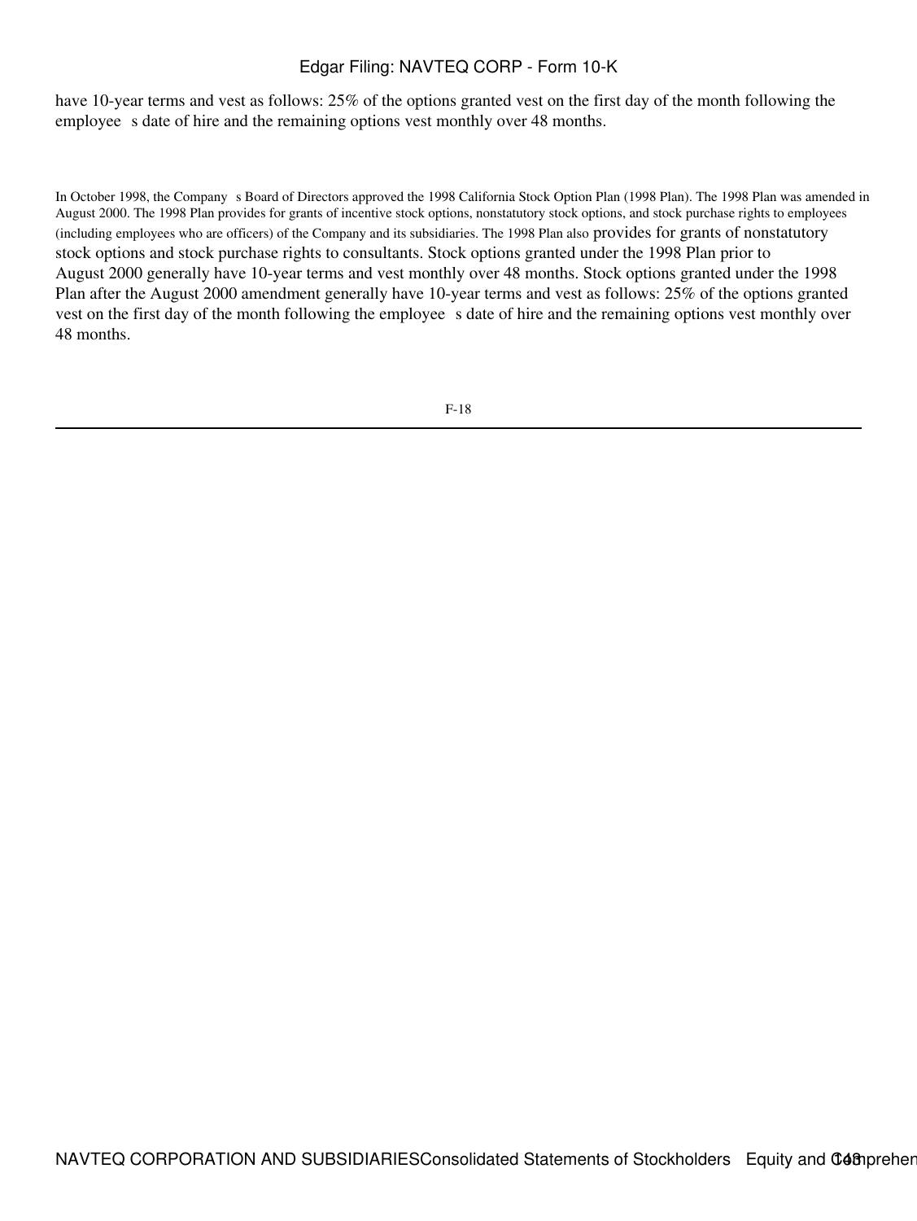have 10-year terms and vest as follows: 25% of the options granted vest on the first day of the month following the employee s date of hire and the remaining options vest monthly over 48 months.

In October 1998, the Company s Board of Directors approved the 1998 California Stock Option Plan (1998 Plan). The 1998 Plan was amended in August 2000. The 1998 Plan provides for grants of incentive stock options, nonstatutory stock options, and stock purchase rights to employees (including employees who are officers) of the Company and its subsidiaries. The 1998 Plan also provides for grants of nonstatutory stock options and stock purchase rights to consultants. Stock options granted under the 1998 Plan prior to August 2000 generally have 10-year terms and vest monthly over 48 months. Stock options granted under the 1998 Plan after the August 2000 amendment generally have 10-year terms and vest as follows: 25% of the options granted vest on the first day of the month following the employee s date of hire and the remaining options vest monthly over 48 months.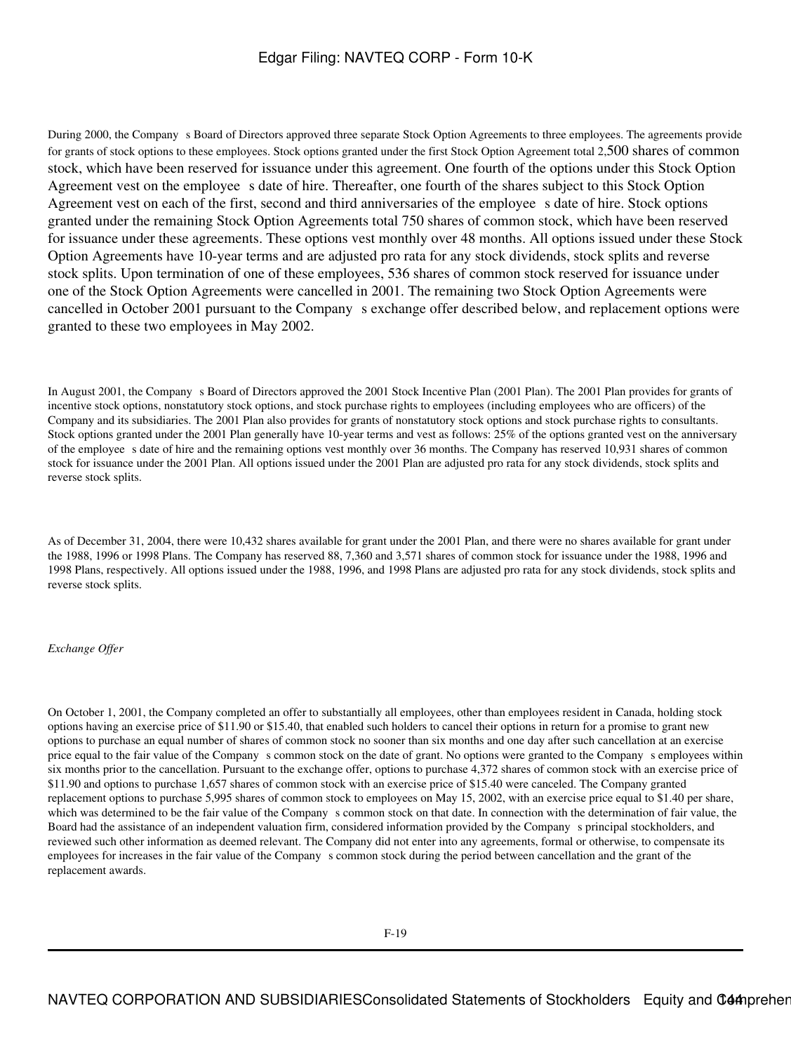During 2000, the Company s Board of Directors approved three separate Stock Option Agreements to three employees. The agreements provide for grants of stock options to these employees. Stock options granted under the first Stock Option Agreement total 2,500 shares of common stock, which have been reserved for issuance under this agreement. One fourth of the options under this Stock Option Agreement vest on the employee s date of hire. Thereafter, one fourth of the shares subject to this Stock Option Agreement vest on each of the first, second and third anniversaries of the employee s date of hire. Stock options granted under the remaining Stock Option Agreements total 750 shares of common stock, which have been reserved for issuance under these agreements. These options vest monthly over 48 months. All options issued under these Stock Option Agreements have 10-year terms and are adjusted pro rata for any stock dividends, stock splits and reverse stock splits. Upon termination of one of these employees, 536 shares of common stock reserved for issuance under one of the Stock Option Agreements were cancelled in 2001. The remaining two Stock Option Agreements were cancelled in October 2001 pursuant to the Company s exchange offer described below, and replacement options were granted to these two employees in May 2002.

In August 2001, the Company s Board of Directors approved the 2001 Stock Incentive Plan (2001 Plan). The 2001 Plan provides for grants of incentive stock options, nonstatutory stock options, and stock purchase rights to employees (including employees who are officers) of the Company and its subsidiaries. The 2001 Plan also provides for grants of nonstatutory stock options and stock purchase rights to consultants. Stock options granted under the 2001 Plan generally have 10-year terms and vest as follows: 25% of the options granted vest on the anniversary of the employee s date of hire and the remaining options vest monthly over 36 months. The Company has reserved 10,931 shares of common stock for issuance under the 2001 Plan. All options issued under the 2001 Plan are adjusted pro rata for any stock dividends, stock splits and reverse stock splits.

As of December 31, 2004, there were 10,432 shares available for grant under the 2001 Plan, and there were no shares available for grant under the 1988, 1996 or 1998 Plans. The Company has reserved 88, 7,360 and 3,571 shares of common stock for issuance under the 1988, 1996 and 1998 Plans, respectively. All options issued under the 1988, 1996, and 1998 Plans are adjusted pro rata for any stock dividends, stock splits and reverse stock splits.

*Exchange Offer*

On October 1, 2001, the Company completed an offer to substantially all employees, other than employees resident in Canada, holding stock options having an exercise price of $11.90 or $15.40, that enabled such holders to cancel their options in return for a promise to grant new options to purchase an equal number of shares of common stock no sooner than six months and one day after such cancellation at an exercise price equal to the fair value of the Company s common stock on the date of grant. No options were granted to the Company s employees within six months prior to the cancellation. Pursuant to the exchange offer, options to purchase 4,372 shares of common stock with an exercise price of $11.90 and options to purchase 1,657 shares of common stock with an exercise price of $15.40 were canceled. The Company granted replacement options to purchase 5,995 shares of common stock to employees on May 15, 2002, with an exercise price equal to $1.40 per share, which was determined to be the fair value of the Company s common stock on that date. In connection with the determination of fair value, the Board had the assistance of an independent valuation firm, considered information provided by the Company s principal stockholders, and reviewed such other information as deemed relevant. The Company did not enter into any agreements, formal or otherwise, to compensate its employees for increases in the fair value of the Company s common stock during the period between cancellation and the grant of the replacement awards.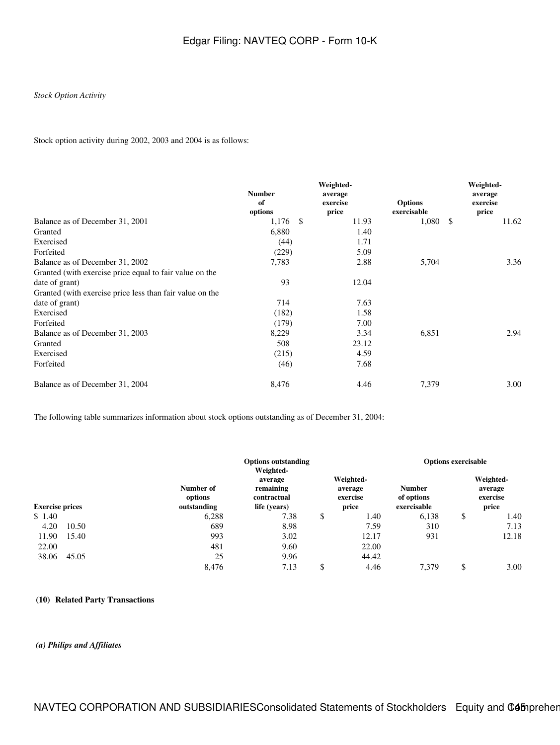*Stock Option Activity*

Stock option activity during 2002, 2003 and 2004 is as follows:

| | Number of options | Weighted-average exercise price | Options exercisable | Weighted-average exercise price |
|---|---|---|---|---|
| Balance as of December 31, 2001 | 1,176 | $ 11.93 | 1,080 | $ 11.62 |
| Granted | 6,880 | 1.40 | | |
| Exercised | (44) | 1.71 | | |
| Forfeited | (229) | 5.09 | | |
| Balance as of December 31, 2002 | 7,783 | 2.88 | 5,704 | 3.36 |
| Granted (with exercise price equal to fair value on the date of grant) | 93 | 12.04 | | |
| Granted (with exercise price less than fair value on the date of grant) | 714 | 7.63 | | |
| Exercised | (182) | 1.58 | | |
| Forfeited | (179) | 7.00 | | |
| Balance as of December 31, 2003 | 8,229 | 3.34 | 6,851 | 2.94 |
| Granted | 508 | 23.12 | | |
| Exercised | (215) | 4.59 | | |
| Forfeited | (46) | 7.68 | | |
| Balance as of December 31, 2004 | 8,476 | 4.46 | 7,379 | 3.00 |

The following table summarizes information about stock options outstanding as of December 31, 2004:

| | Options outstanding | | | Options exercisable | |
|---|---|---|---|---|---|
| Exercise prices | Number of options outstanding | Weighted-average remaining contractual life (years) | Weighted-average exercise price | Number of options exercisable | Weighted-average exercise price |
| $ 1.40 | 6,288 | 7.38 | $ 1.40 | 6,138 | $ 1.40 |
| 4.20 10.50 | 689 | 8.98 | 7.59 | 310 | 7.13 |
| 11.90 15.40 | 993 | 3.02 | 12.17 | 931 | 12.18 |
| 22.00 | 481 | 9.60 | 22.00 | | |
| 38.06 45.05 | 25 | 9.96 | 44.42 | | |
| | 8,476 | 7.13 | $ 4.46 | 7,379 | $ 3.00 |

**(10) Related Party Transactions**

***(a) Philips and Affiliates***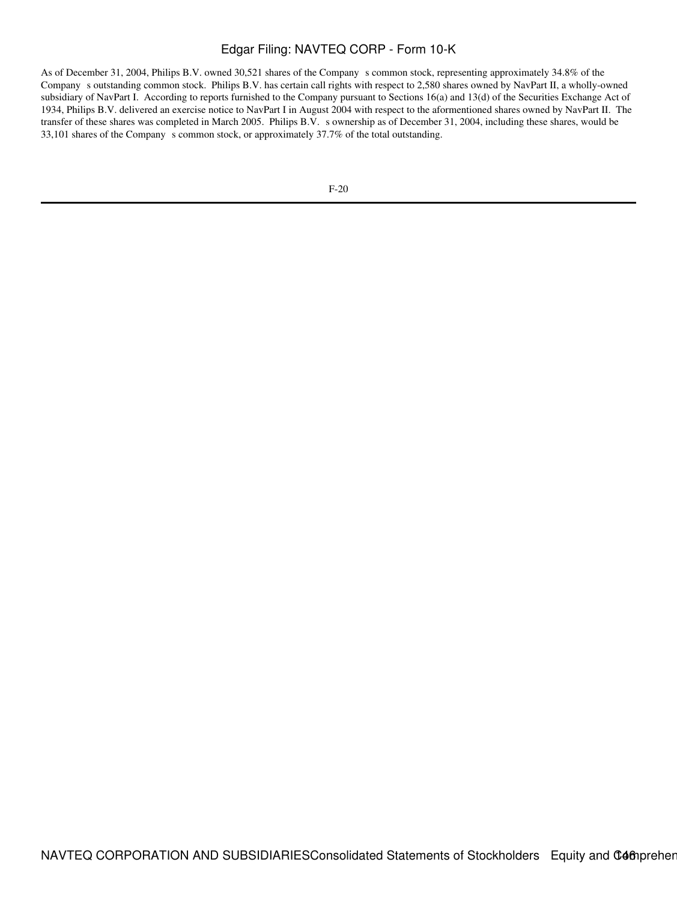As of December 31, 2004, Philips B.V. owned 30,521 shares of the Company s common stock, representing approximately 34.8% of the Company s outstanding common stock. Philips B.V. has certain call rights with respect to 2,580 shares owned by NavPart II, a wholly-owned subsidiary of NavPart I. According to reports furnished to the Company pursuant to Sections 16(a) and 13(d) of the Securities Exchange Act of 1934, Philips B.V. delivered an exercise notice to NavPart I in August 2004 with respect to the aforementioned shares owned by NavPart II. The transfer of these shares was completed in March 2005. Philips B.V. s ownership as of December 31, 2004, including these shares, would be 33,101 shares of the Company s common stock, or approximately 37.7% of the total outstanding.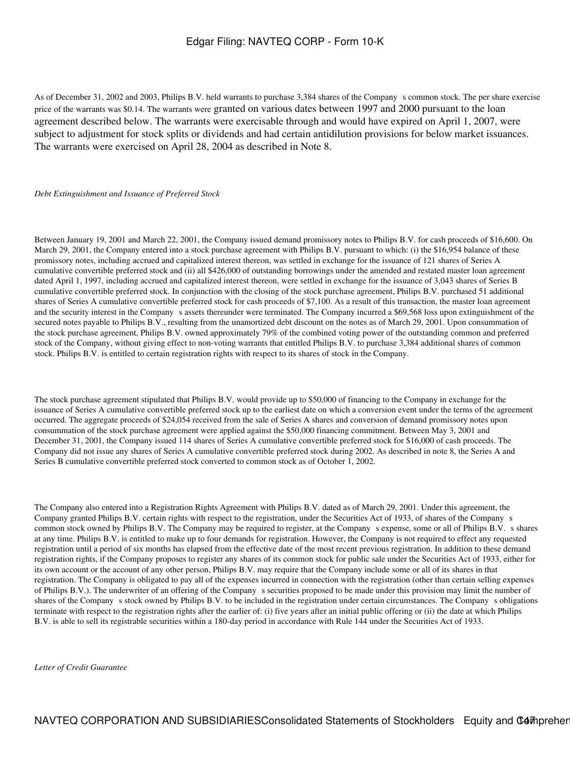As of December 31, 2002 and 2003, Philips B.V. held warrants to purchase 3,384 shares of the Company s common stock. The per share exercise price of the warrants was $0.14. The warrants were granted on various dates between 1997 and 2000 pursuant to the loan agreement described below. The warrants were exercisable through and would have expired on April 1, 2007, were subject to adjustment for stock splits or dividends and had certain antidilution provisions for below market issuances. The warrants were exercised on April 28, 2004 as described in Note 8.

*Debt Extinguishment and Issuance of Preferred Stock*

Between January 19, 2001 and March 22, 2001, the Company issued demand promissory notes to Philips B.V. for cash proceeds of $16,600. On March 29, 2001, the Company entered into a stock purchase agreement with Philips B.V. pursuant to which: (i) the $16,954 balance of these promissory notes, including accrued and capitalized interest thereon, was settled in exchange for the issuance of 121 shares of Series A cumulative convertible preferred stock and (ii) all $426,000 of outstanding borrowings under the amended and restated master loan agreement dated April 1, 1997, including accrued and capitalized interest thereon, were settled in exchange for the issuance of 3,043 shares of Series B cumulative convertible preferred stock. In conjunction with the closing of the stock purchase agreement, Philips B.V. purchased 51 additional shares of Series A cumulative convertible preferred stock for cash proceeds of $7,100. As a result of this transaction, the master loan agreement and the security interest in the Company s assets thereunder were terminated. The Company incurred a $69,568 loss upon extinguishment of the secured notes payable to Philips B.V., resulting from the unamortized debt discount on the notes as of March 29, 2001. Upon consummation of the stock purchase agreement, Philips B.V. owned approximately 79% of the combined voting power of the outstanding common and preferred stock of the Company, without giving effect to non-voting warrants that entitled Philips B.V. to purchase 3,384 additional shares of common stock. Philips B.V. is entitled to certain registration rights with respect to its shares of stock in the Company.

The stock purchase agreement stipulated that Philips B.V. would provide up to $50,000 of financing to the Company in exchange for the issuance of Series A cumulative convertible preferred stock up to the earliest date on which a conversion event under the terms of the agreement occurred. The aggregate proceeds of $24,054 received from the sale of Series A shares and conversion of demand promissory notes upon consummation of the stock purchase agreement were applied against the $50,000 financing commitment. Between May 3, 2001 and December 31, 2001, the Company issued 114 shares of Series A cumulative convertible preferred stock for $16,000 of cash proceeds. The Company did not issue any shares of Series A cumulative convertible preferred stock during 2002. As described in note 8, the Series A and Series B cumulative convertible preferred stock converted to common stock as of October 1, 2002.

The Company also entered into a Registration Rights Agreement with Philips B.V. dated as of March 29, 2001. Under this agreement, the Company granted Philips B.V. certain rights with respect to the registration, under the Securities Act of 1933, of shares of the Company s common stock owned by Philips B.V. The Company may be required to register, at the Company s expense, some or all of Philips B.V. s shares at any time. Philips B.V. is entitled to make up to four demands for registration. However, the Company is not required to effect any requested registration until a period of six months has elapsed from the effective date of the most recent previous registration. In addition to these demand registration rights, if the Company proposes to register any shares of its common stock for public sale under the Securities Act of 1933, either for its own account or the account of any other person, Philips B.V. may require that the Company include some or all of its shares in that registration. The Company is obligated to pay all of the expenses incurred in connection with the registration (other than certain selling expenses of Philips B.V.). The underwriter of an offering of the Company s securities proposed to be made under this provision may limit the number of shares of the Company s stock owned by Philips B.V. to be included in the registration under certain circumstances. The Company s obligations terminate with respect to the registration rights after the earlier of: (i) five years after an initial public offering or (ii) the date at which Philips B.V. is able to sell its registrable securities within a 180-day period in accordance with Rule 144 under the Securities Act of 1933.

*Letter of Credit Guarantee*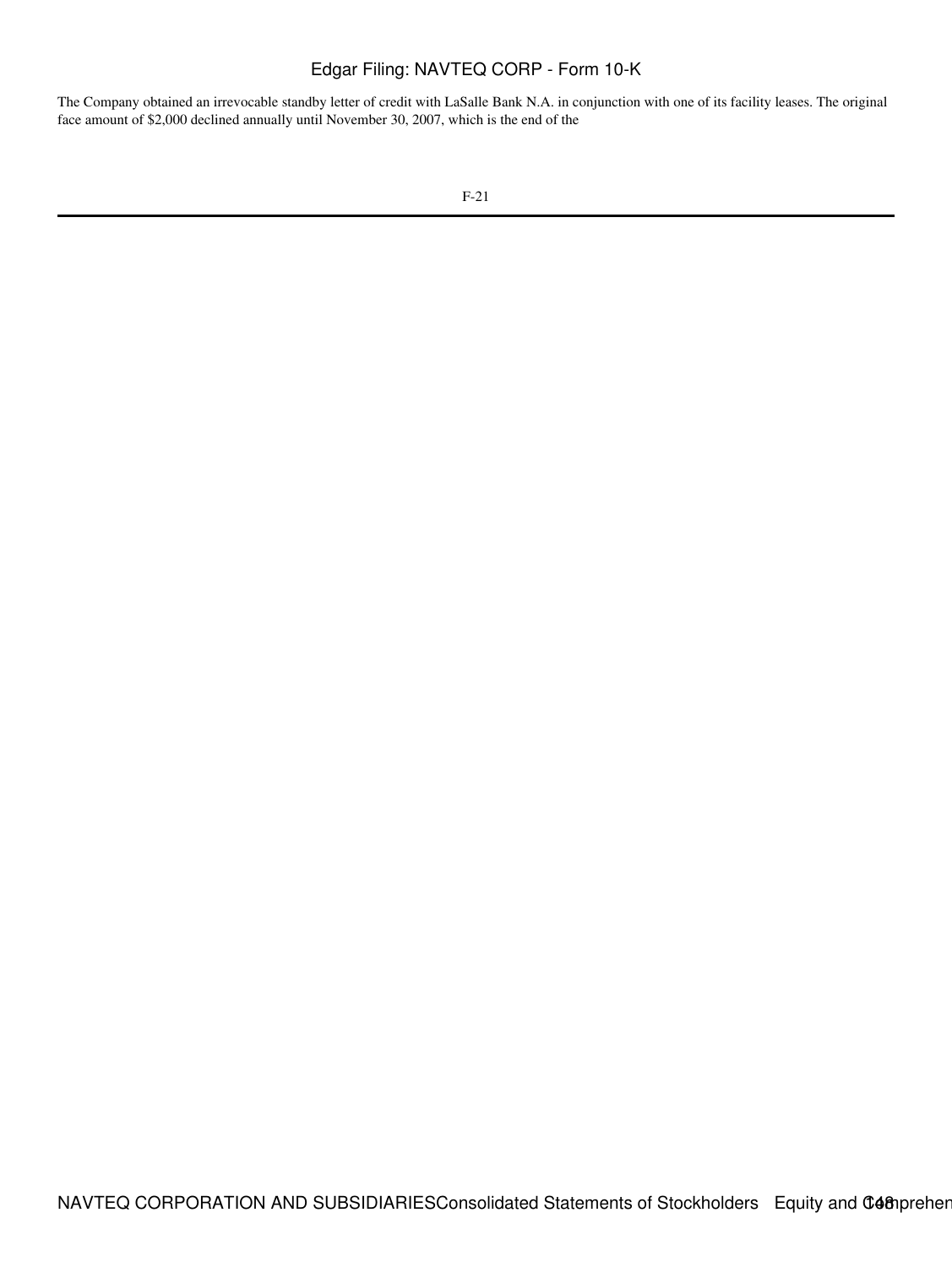The Company obtained an irrevocable standby letter of credit with LaSalle Bank N.A. in conjunction with one of its facility leases. The original face amount of $2,000 declined annually until November 30, 2007, which is the end of the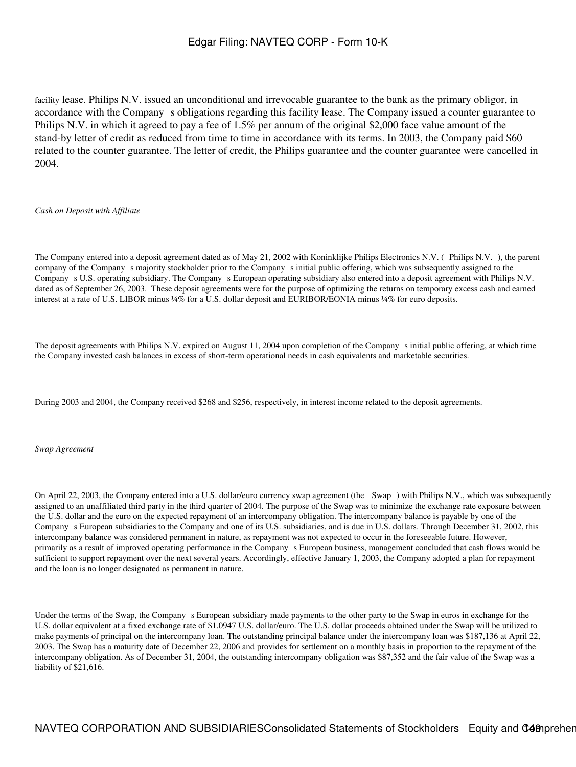facility lease. Philips N.V. issued an unconditional and irrevocable guarantee to the bank as the primary obligor, in accordance with the Company s obligations regarding this facility lease. The Company issued a counter guarantee to Philips N.V. in which it agreed to pay a fee of 1.5% per annum of the original $2,000 face value amount of the stand-by letter of credit as reduced from time to time in accordance with its terms. In 2003, the Company paid $60 related to the counter guarantee. The letter of credit, the Philips guarantee and the counter guarantee were cancelled in 2004.

*Cash on Deposit with Affiliate*

The Company entered into a deposit agreement dated as of May 21, 2002 with Koninklijke Philips Electronics N.V. ( Philips N.V. ), the parent company of the Company s majority stockholder prior to the Company s initial public offering, which was subsequently assigned to the Company s U.S. operating subsidiary. The Company s European operating subsidiary also entered into a deposit agreement with Philips N.V. dated as of September 26, 2003. These deposit agreements were for the purpose of optimizing the returns on temporary excess cash and earned interest at a rate of U.S. LIBOR minus ¼% for a U.S. dollar deposit and EURIBOR/EONIA minus ¼% for euro deposits.

The deposit agreements with Philips N.V. expired on August 11, 2004 upon completion of the Company s initial public offering, at which time the Company invested cash balances in excess of short-term operational needs in cash equivalents and marketable securities.

During 2003 and 2004, the Company received $268 and $256, respectively, in interest income related to the deposit agreements.

*Swap Agreement*

On April 22, 2003, the Company entered into a U.S. dollar/euro currency swap agreement (the Swap ) with Philips N.V., which was subsequently assigned to an unaffiliated third party in the third quarter of 2004. The purpose of the Swap was to minimize the exchange rate exposure between the U.S. dollar and the euro on the expected repayment of an intercompany obligation. The intercompany balance is payable by one of the Company s European subsidiaries to the Company and one of its U.S. subsidiaries, and is due in U.S. dollars. Through December 31, 2002, this intercompany balance was considered permanent in nature, as repayment was not expected to occur in the foreseeable future. However, primarily as a result of improved operating performance in the Company s European business, management concluded that cash flows would be sufficient to support repayment over the next several years. Accordingly, effective January 1, 2003, the Company adopted a plan for repayment and the loan is no longer designated as permanent in nature.

Under the terms of the Swap, the Company s European subsidiary made payments to the other party to the Swap in euros in exchange for the U.S. dollar equivalent at a fixed exchange rate of $1.0947 U.S. dollar/euro. The U.S. dollar proceeds obtained under the Swap will be utilized to make payments of principal on the intercompany loan. The outstanding principal balance under the intercompany loan was $187,136 at April 22, 2003. The Swap has a maturity date of December 22, 2006 and provides for settlement on a monthly basis in proportion to the repayment of the intercompany obligation. As of December 31, 2004, the outstanding intercompany obligation was $87,352 and the fair value of the Swap was a liability of $21,616.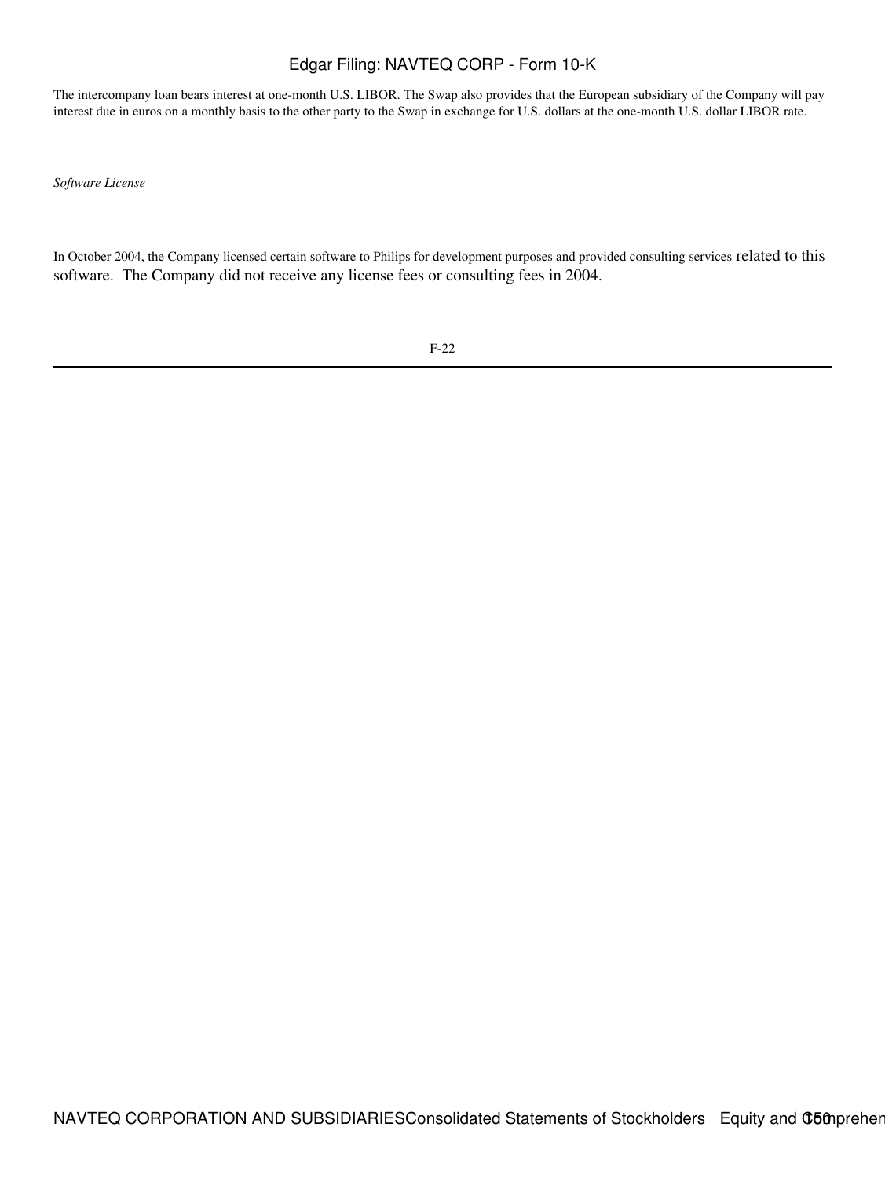The intercompany loan bears interest at one-month U.S. LIBOR. The Swap also provides that the European subsidiary of the Company will pay interest due in euros on a monthly basis to the other party to the Swap in exchange for U.S. dollars at the one-month U.S. dollar LIBOR rate.

*Software License*

In October 2004, the Company licensed certain software to Philips for development purposes and provided consulting services related to this software. The Company did not receive any license fees or consulting fees in 2004.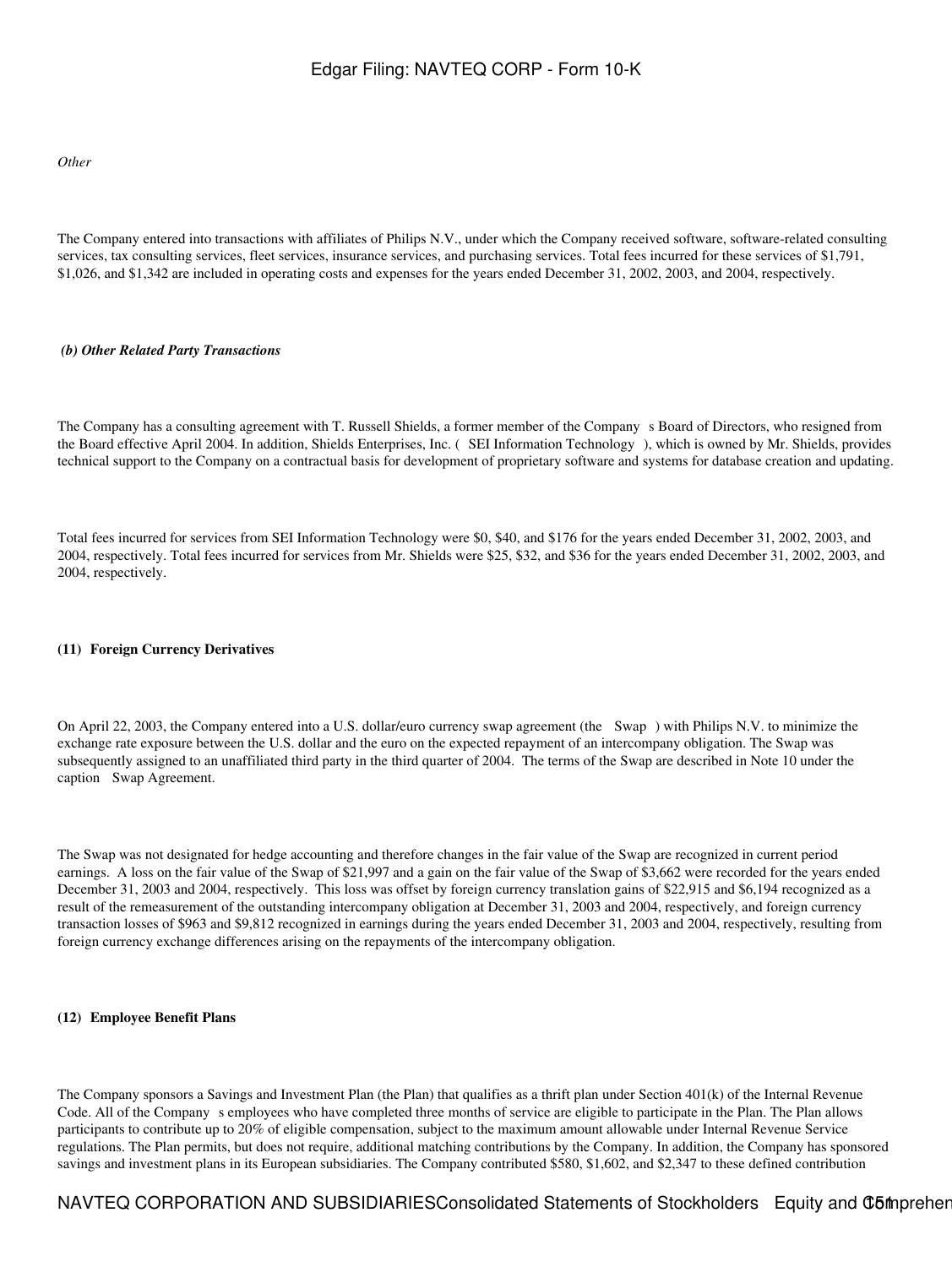*Other*

The Company entered into transactions with affiliates of Philips N.V., under which the Company received software, software-related consulting services, tax consulting services, fleet services, insurance services, and purchasing services. Total fees incurred for these services of $1,791, $1,026, and $1,342 are included in operating costs and expenses for the years ended December 31, 2002, 2003, and 2004, respectively.

***(b) Other Related Party Transactions***

The Company has a consulting agreement with T. Russell Shields, a former member of the Company s Board of Directors, who resigned from the Board effective April 2004. In addition, Shields Enterprises, Inc. ( SEI Information Technology ), which is owned by Mr. Shields, provides technical support to the Company on a contractual basis for development of proprietary software and systems for database creation and updating.

Total fees incurred for services from SEI Information Technology were $0, $40, and $176 for the years ended December 31, 2002, 2003, and 2004, respectively. Total fees incurred for services from Mr. Shields were $25, $32, and $36 for the years ended December 31, 2002, 2003, and 2004, respectively.

**(11) Foreign Currency Derivatives**

On April 22, 2003, the Company entered into a U.S. dollar/euro currency swap agreement (the Swap ) with Philips N.V. to minimize the exchange rate exposure between the U.S. dollar and the euro on the expected repayment of an intercompany obligation. The Swap was subsequently assigned to an unaffiliated third party in the third quarter of 2004. The terms of the Swap are described in Note 10 under the caption Swap Agreement.

The Swap was not designated for hedge accounting and therefore changes in the fair value of the Swap are recognized in current period earnings. A loss on the fair value of the Swap of $21,997 and a gain on the fair value of the Swap of $3,662 were recorded for the years ended December 31, 2003 and 2004, respectively. This loss was offset by foreign currency translation gains of $22,915 and $6,194 recognized as a result of the remeasurement of the outstanding intercompany obligation at December 31, 2003 and 2004, respectively, and foreign currency transaction losses of $963 and $9,812 recognized in earnings during the years ended December 31, 2003 and 2004, respectively, resulting from foreign currency exchange differences arising on the repayments of the intercompany obligation.

**(12) Employee Benefit Plans**

The Company sponsors a Savings and Investment Plan (the Plan) that qualifies as a thrift plan under Section 401(k) of the Internal Revenue Code. All of the Company s employees who have completed three months of service are eligible to participate in the Plan. The Plan allows participants to contribute up to 20% of eligible compensation, subject to the maximum amount allowable under Internal Revenue Service regulations. The Plan permits, but does not require, additional matching contributions by the Company. In addition, the Company has sponsored savings and investment plans in its European subsidiaries. The Company contributed $580, $1,602, and $2,347 to these defined contribution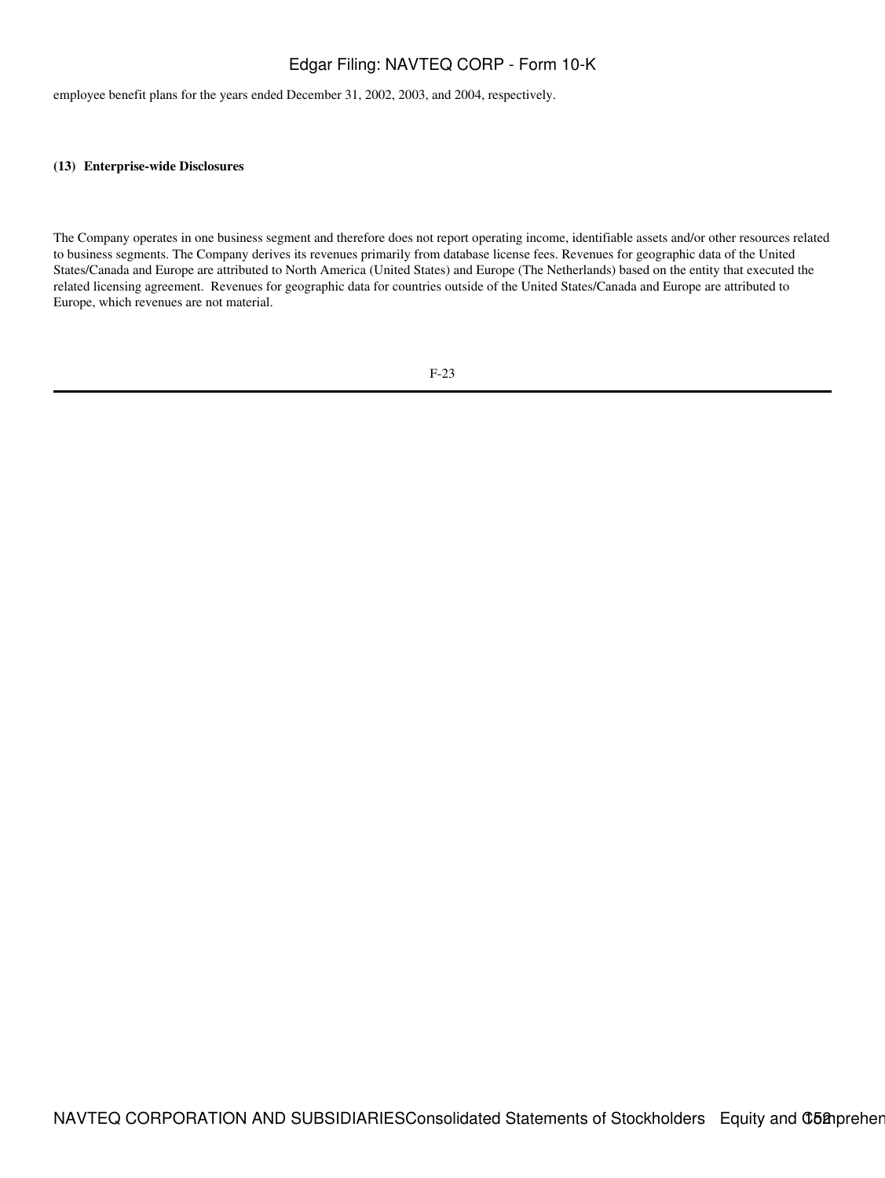employee benefit plans for the years ended December 31, 2002, 2003, and 2004, respectively.

**(13) Enterprise-wide Disclosures**

The Company operates in one business segment and therefore does not report operating income, identifiable assets and/or other resources related to business segments. The Company derives its revenues primarily from database license fees. Revenues for geographic data of the United States/Canada and Europe are attributed to North America (United States) and Europe (The Netherlands) based on the entity that executed the related licensing agreement. Revenues for geographic data for countries outside of the United States/Canada and Europe are attributed to Europe, which revenues are not material.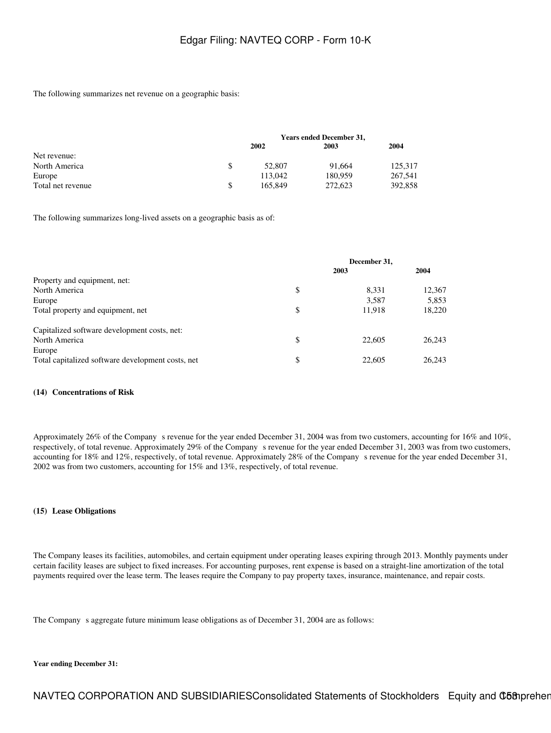The following summarizes net revenue on a geographic basis:

| | Years ended December 31, | | | |
|---|---|---|---|---|
| | | 2002 | 2003 | 2004 |
| Net revenue: | | | | |
| North America | $ | 52,807 | 91,664 | 125,317 |
| Europe | | 113,042 | 180,959 | 267,541 |
| Total net revenue | $ | 165,849 | 272,623 | 392,858 |

The following summarizes long-lived assets on a geographic basis as of:

| | December 31, | | |
|---|---|---|---|
| | | 2003 | 2004 |
| Property and equipment, net: | | | |
| North America | $ | 8,331 | 12,367 |
| Europe | | 3,587 | 5,853 |
| Total property and equipment, net | $ | 11,918 | 18,220 |
| | | | |
| Capitalized software development costs, net: | | | |
| North America | $ | 22,605 | 26,243 |
| Europe | | | |
| Total capitalized software development costs, net | $ | 22,605 | 26,243 |

**(14) Concentrations of Risk**

Approximately 26% of the Company s revenue for the year ended December 31, 2004 was from two customers, accounting for 16% and 10%, respectively, of total revenue. Approximately 29% of the Company s revenue for the year ended December 31, 2003 was from two customers, accounting for 18% and 12%, respectively, of total revenue. Approximately 28% of the Company s revenue for the year ended December 31, 2002 was from two customers, accounting for 15% and 13%, respectively, of total revenue.

**(15) Lease Obligations**

The Company leases its facilities, automobiles, and certain equipment under operating leases expiring through 2013. Monthly payments under certain facility leases are subject to fixed increases. For accounting purposes, rent expense is based on a straight-line amortization of the total payments required over the lease term. The leases require the Company to pay property taxes, insurance, maintenance, and repair costs.

The Company s aggregate future minimum lease obligations as of December 31, 2004 are as follows:

**Year ending December 31:**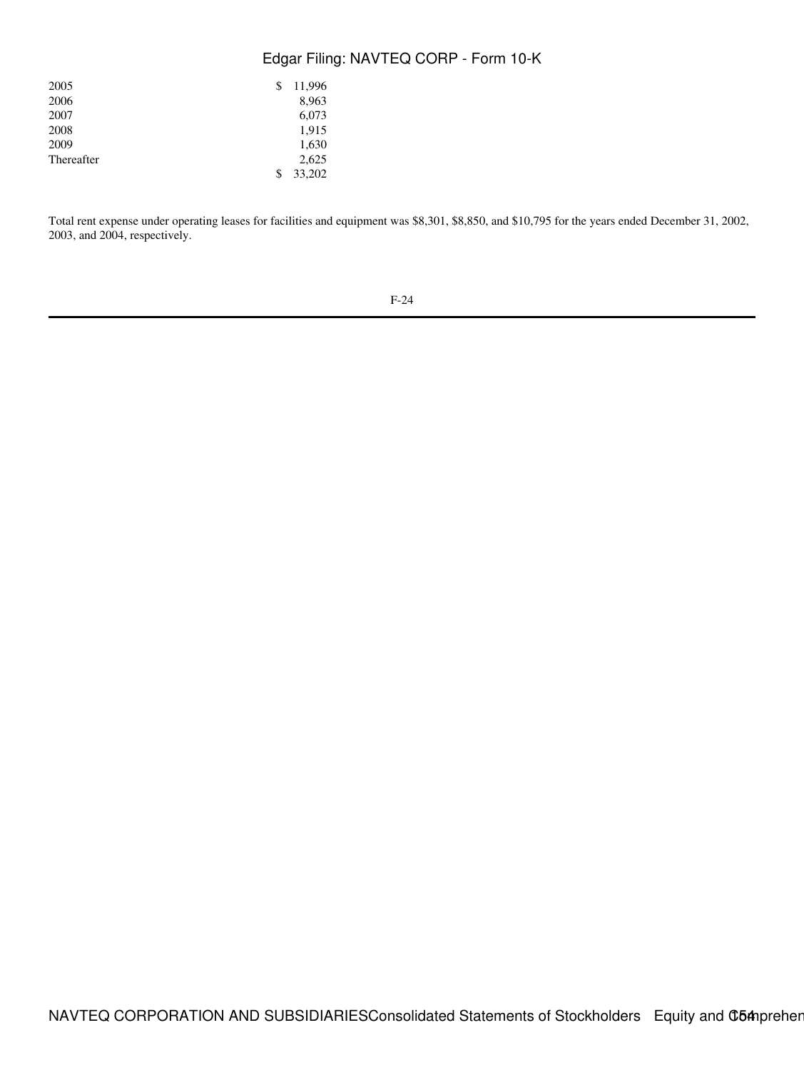| | |
|---|---|
| 2005 | $ 11,996 |
| 2006 | 8,963 |
| 2007 | 6,073 |
| 2008 | 1,915 |
| 2009 | 1,630 |
| Thereafter | 2,625 |
| | $ 33,202 |

Total rent expense under operating leases for facilities and equipment was $8,301, $8,850, and $10,795 for the years ended December 31, 2002, 2003, and 2004, respectively.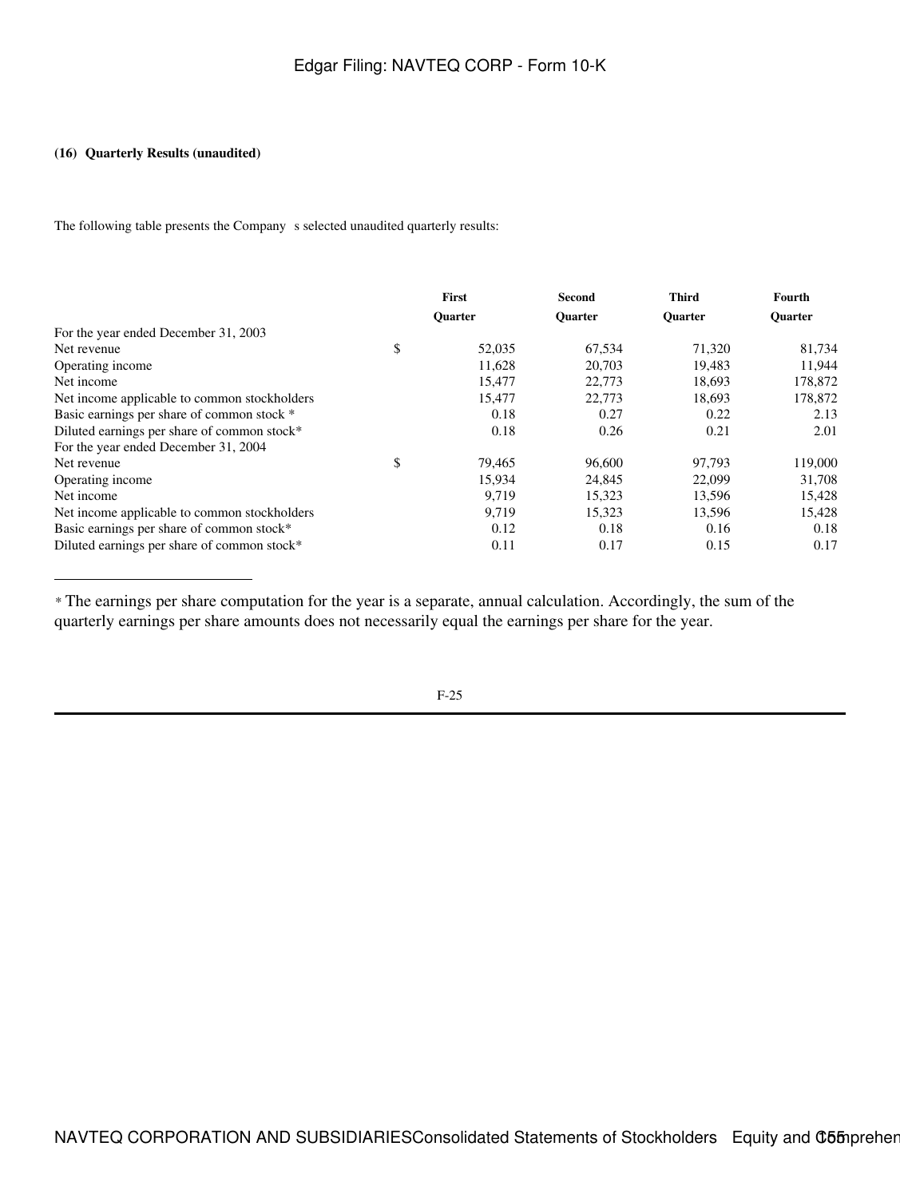**(16) Quarterly Results (unaudited)**

The following table presents the Company s selected unaudited quarterly results:

| | First Quarter | Second Quarter | Third Quarter | Fourth Quarter |
|---|---|---|---|---|
| For the year ended December 31, 2003 | | | | |
| Net revenue | $ 52,035 | 67,534 | 71,320 | 81,734 |
| Operating income | 11,628 | 20,703 | 19,483 | 11,944 |
| Net income | 15,477 | 22,773 | 18,693 | 178,872 |
| Net income applicable to common stockholders | 15,477 | 22,773 | 18,693 | 178,872 |
| Basic earnings per share of common stock * | 0.18 | 0.27 | 0.22 | 2.13 |
| Diluted earnings per share of common stock* | 0.18 | 0.26 | 0.21 | 2.01 |
| For the year ended December 31, 2004 | | | | |
| Net revenue | $ 79,465 | 96,600 | 97,793 | 119,000 |
| Operating income | 15,934 | 24,845 | 22,099 | 31,708 |
| Net income | 9,719 | 15,323 | 13,596 | 15,428 |
| Net income applicable to common stockholders | 9,719 | 15,323 | 13,596 | 15,428 |
| Basic earnings per share of common stock* | 0.12 | 0.18 | 0.16 | 0.18 |
| Diluted earnings per share of common stock* | 0.11 | 0.17 | 0.15 | 0.17 |

\* The earnings per share computation for the year is a separate, annual calculation. Accordingly, the sum of the quarterly earnings per share amounts does not necessarily equal the earnings per share for the year.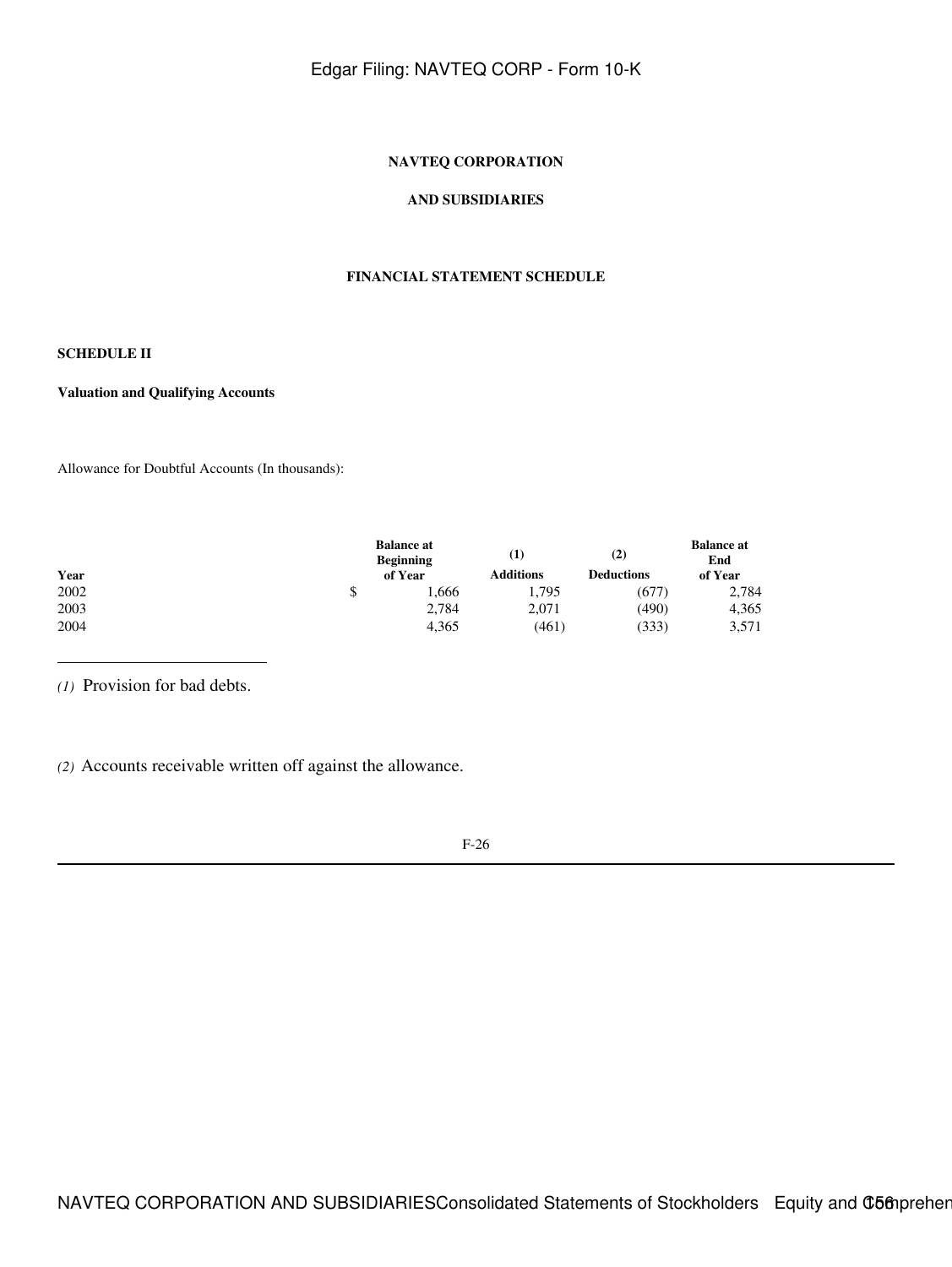**NAVTEQ CORPORATION**

**AND SUBSIDIARIES**

**FINANCIAL STATEMENT SCHEDULE**

**SCHEDULE II**

**Valuation and Qualifying Accounts**

Allowance for Doubtful Accounts (In thousands):

| Year | Balance at Beginning of Year | (1) Additions | (2) Deductions | Balance at End of Year |
|---|---|---|---|---|
| 2002 | $ 1,666 | 1,795 | (677) | 2,784 |
| 2003 | 2,784 | 2,071 | (490) | 4,365 |
| 2004 | 4,365 | (461) | (333) | 3,571 |

*(1)* Provision for bad debts.

*(2)* Accounts receivable written off against the allowance.